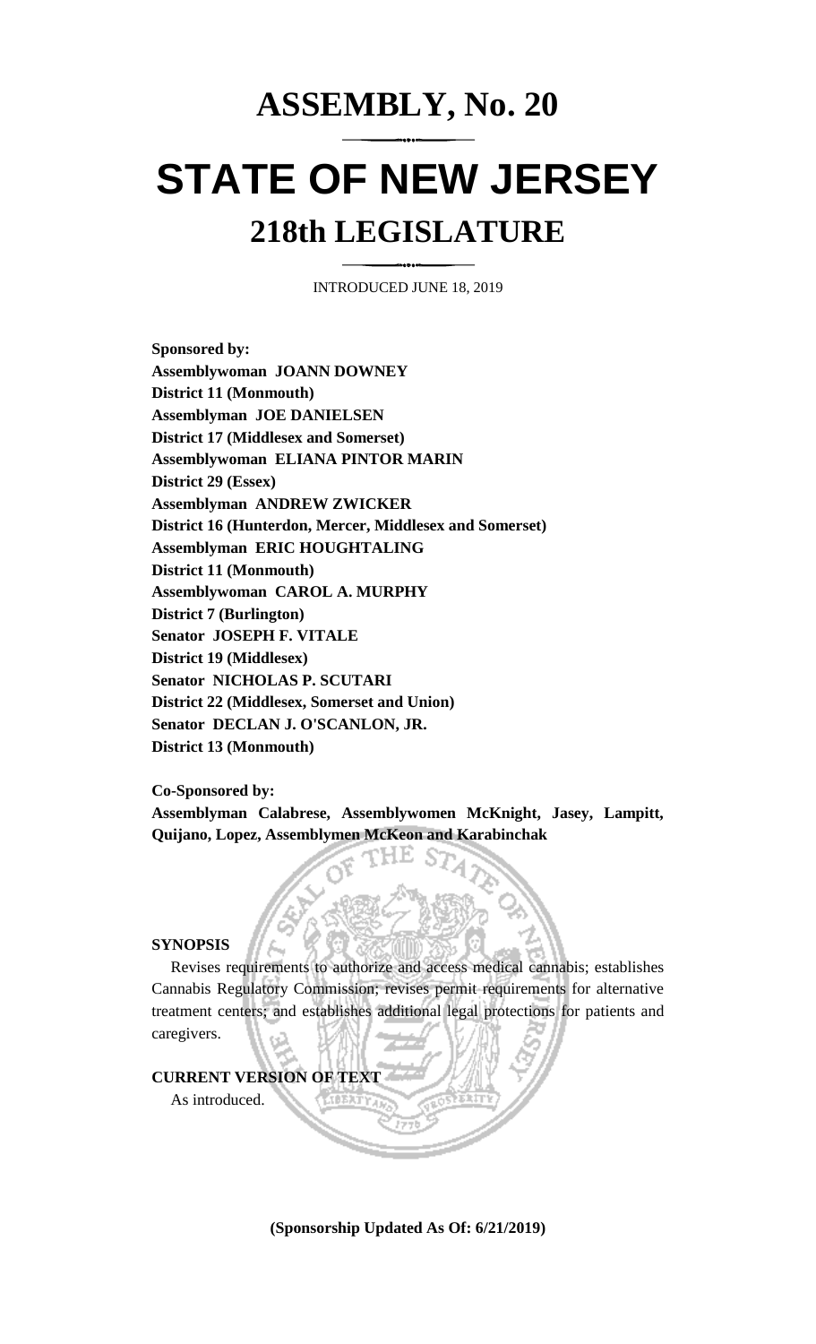# ASSEMBLY, No. 20

# STATE OF NEW JERSEY

## 218th LEGISLATURE

INTRODUCED JUNE 18, 2019

**Sponsored by:**
**Assemblywoman JOANN DOWNEY**
**District 11 (Monmouth)**
**Assemblyman JOE DANIELSEN**
**District 17 (Middlesex and Somerset)**
**Assemblywoman ELIANA PINTOR MARIN**
**District 29 (Essex)**
**Assemblyman ANDREW ZWICKER**
**District 16 (Hunterdon, Mercer, Middlesex and Somerset)**
**Assemblyman ERIC HOUGHTALING**
**District 11 (Monmouth)**
**Assemblywoman CAROL A. MURPHY**
**District 7 (Burlington)**
**Senator JOSEPH F. VITALE**
**District 19 (Middlesex)**
**Senator NICHOLAS P. SCUTARI**
**District 22 (Middlesex, Somerset and Union)**
**Senator DECLAN J. O'SCANLON, JR.**
**District 13 (Monmouth)**

**Co-Sponsored by:**
**Assemblyman Calabrese, Assemblywomen McKnight, Jasey, Lampitt, Quijano, Lopez, Assemblymen McKeon and Karabinchak**

**SYNOPSIS**

Revises requirements to authorize and access medical cannabis; establishes Cannabis Regulatory Commission; revises permit requirements for alternative treatment centers; and establishes additional legal protections for patients and caregivers.

**CURRENT VERSION OF TEXT**

As introduced.

**(Sponsorship Updated As Of: 6/21/2019)**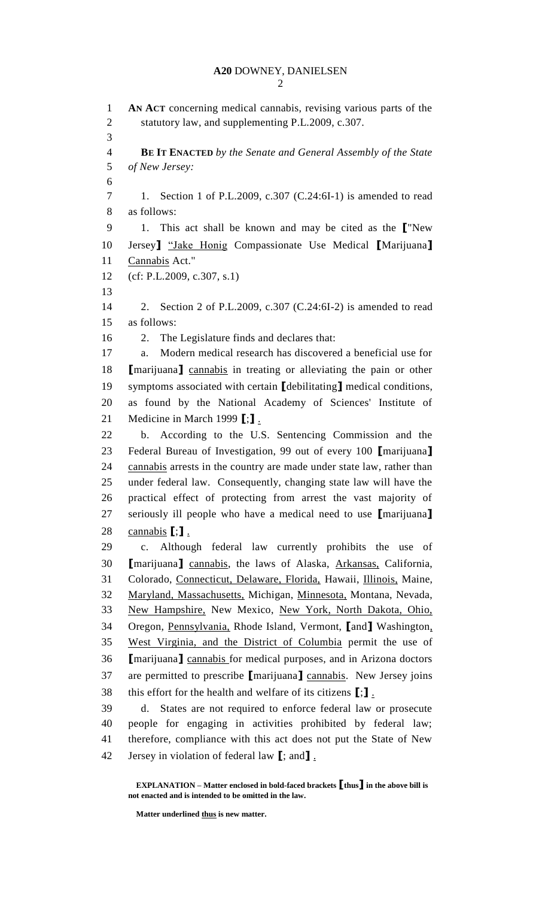**AN ACT** concerning medical cannabis, revising various parts of the statutory law, and supplementing P.L.2009, c.307.

**BE IT ENACTED** *by the Senate and General Assembly of the State of New Jersey:*

1. Section 1 of P.L.2009, c.307 (C.24:6I-1) is amended to read as follows:

1. This act shall be known and may be cited as the **[**"New Jersey**]** "Jake Honig Compassionate Use Medical **[**Marijuana**]** Cannabis Act."

(cf: P.L.2009, c.307, s.1)

2. Section 2 of P.L.2009, c.307 (C.24:6I-2) is amended to read as follows:

2. The Legislature finds and declares that:

a. Modern medical research has discovered a beneficial use for **[**marijuana**]** cannabis in treating or alleviating the pain or other symptoms associated with certain **[**debilitating**]** medical conditions, as found by the National Academy of Sciences' Institute of Medicine in March 1999 **[**;**]** .

b. According to the U.S. Sentencing Commission and the Federal Bureau of Investigation, 99 out of every 100 **[**marijuana**]** cannabis arrests in the country are made under state law, rather than under federal law. Consequently, changing state law will have the practical effect of protecting from arrest the vast majority of seriously ill people who have a medical need to use **[**marijuana**]** cannabis **[**;**]** .

c. Although federal law currently prohibits the use of **[**marijuana**]** cannabis, the laws of Alaska, Arkansas, California, Colorado, Connecticut, Delaware, Florida, Hawaii, Illinois, Maine, Maryland, Massachusetts, Michigan, Minnesota, Montana, Nevada, New Hampshire, New Mexico, New York, North Dakota, Ohio, Oregon, Pennsylvania, Rhode Island, Vermont, **[**and**]** Washington, West Virginia, and the District of Columbia permit the use of **[**marijuana**]** cannabis for medical purposes, and in Arizona doctors are permitted to prescribe **[**marijuana**]** cannabis. New Jersey joins this effort for the health and welfare of its citizens **[**;**]** .

d. States are not required to enforce federal law or prosecute people for engaging in activities prohibited by federal law; therefore, compliance with this act does not put the State of New Jersey in violation of federal law **[**; and**]** .

**EXPLANATION – Matter enclosed in bold-faced brackets [thus] in the above bill is not enacted and is intended to be omitted in the law.**

**Matter underlined thus is new matter.**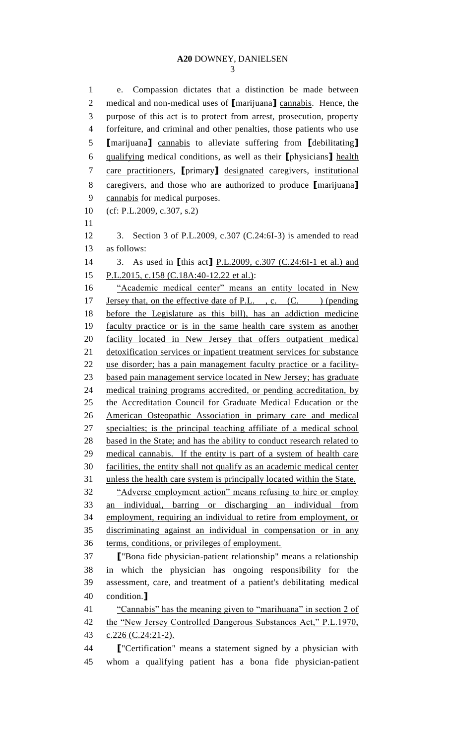e. Compassion dictates that a distinction be made between medical and non-medical uses of [marijuana] cannabis. Hence, the purpose of this act is to protect from arrest, prosecution, property forfeiture, and criminal and other penalties, those patients who use [marijuana] cannabis to alleviate suffering from [debilitating] qualifying medical conditions, as well as their [physicians] health care practitioners, [primary] designated caregivers, institutional caregivers, and those who are authorized to produce [marijuana] cannabis for medical purposes.

(cf: P.L.2009, c.307, s.2)

3. Section 3 of P.L.2009, c.307 (C.24:6I-3) is amended to read as follows:

3. As used in [this act] P.L.2009, c.307 (C.24:6I-1 et al.) and P.L.2015, c.158 (C.18A:40-12.22 et al.):

"Academic medical center" means an entity located in New Jersey that, on the effective date of P.L. , c. (C. ) (pending before the Legislature as this bill), has an addiction medicine faculty practice or is in the same health care system as another facility located in New Jersey that offers outpatient medical detoxification services or inpatient treatment services for substance use disorder; has a pain management faculty practice or a facility-based pain management service located in New Jersey; has graduate medical training programs accredited, or pending accreditation, by the Accreditation Council for Graduate Medical Education or the American Osteopathic Association in primary care and medical specialties; is the principal teaching affiliate of a medical school based in the State; and has the ability to conduct research related to medical cannabis. If the entity is part of a system of health care facilities, the entity shall not qualify as an academic medical center unless the health care system is principally located within the State.

"Adverse employment action" means refusing to hire or employ an individual, barring or discharging an individual from employment, requiring an individual to retire from employment, or discriminating against an individual in compensation or in any terms, conditions, or privileges of employment.

["Bona fide physician-patient relationship" means a relationship in which the physician has ongoing responsibility for the assessment, care, and treatment of a patient's debilitating medical condition.]

"Cannabis" has the meaning given to "marihuana" in section 2 of the "New Jersey Controlled Dangerous Substances Act," P.L.1970, c.226 (C.24:21-2).

["Certification" means a statement signed by a physician with whom a qualifying patient has a bona fide physician-patient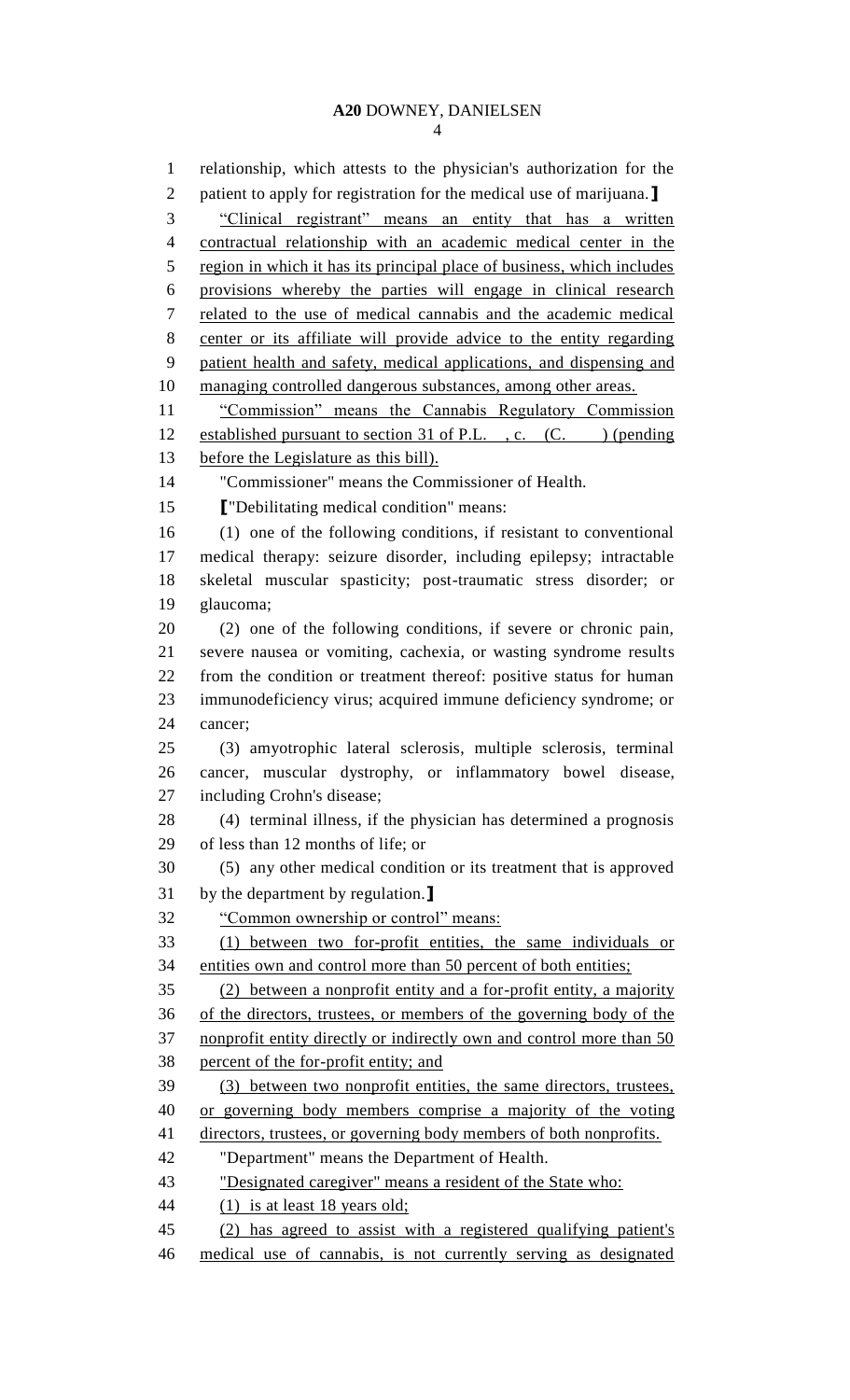relationship, which attests to the physician's authorization for the patient to apply for registration for the medical use of marijuana.】

"Clinical registrant" means an entity that has a written contractual relationship with an academic medical center in the region in which it has its principal place of business, which includes provisions whereby the parties will engage in clinical research related to the use of medical cannabis and the academic medical center or its affiliate will provide advice to the entity regarding patient health and safety, medical applications, and dispensing and managing controlled dangerous substances, among other areas.

"Commission" means the Cannabis Regulatory Commission established pursuant to section 31 of P.L. , c. (C. ) (pending before the Legislature as this bill).

"Commissioner" means the Commissioner of Health.

【"Debilitating medical condition" means:

(1) one of the following conditions, if resistant to conventional medical therapy: seizure disorder, including epilepsy; intractable skeletal muscular spasticity; post-traumatic stress disorder; or glaucoma;

(2) one of the following conditions, if severe or chronic pain, severe nausea or vomiting, cachexia, or wasting syndrome results from the condition or treatment thereof: positive status for human immunodeficiency virus; acquired immune deficiency syndrome; or cancer;

(3) amyotrophic lateral sclerosis, multiple sclerosis, terminal cancer, muscular dystrophy, or inflammatory bowel disease, including Crohn's disease;

(4) terminal illness, if the physician has determined a prognosis of less than 12 months of life; or

(5) any other medical condition or its treatment that is approved by the department by regulation.】

"Common ownership or control" means:

(1) between two for-profit entities, the same individuals or entities own and control more than 50 percent of both entities;

(2) between a nonprofit entity and a for-profit entity, a majority of the directors, trustees, or members of the governing body of the nonprofit entity directly or indirectly own and control more than 50 percent of the for-profit entity; and

(3) between two nonprofit entities, the same directors, trustees, or governing body members comprise a majority of the voting directors, trustees, or governing body members of both nonprofits.

"Department" means the Department of Health.

"Designated caregiver" means a resident of the State who:

(1) is at least 18 years old;

(2) has agreed to assist with a registered qualifying patient's medical use of cannabis, is not currently serving as designated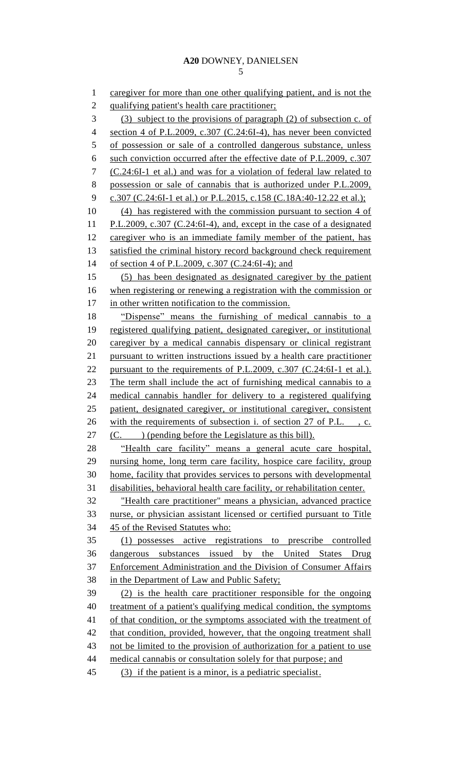caregiver for more than one other qualifying patient, and is not the qualifying patient's health care practitioner;

(3) subject to the provisions of paragraph (2) of subsection c. of section 4 of P.L.2009, c.307 (C.24:6I-4), has never been convicted of possession or sale of a controlled dangerous substance, unless such conviction occurred after the effective date of P.L.2009, c.307 (C.24:6I-1 et al.) and was for a violation of federal law related to possession or sale of cannabis that is authorized under P.L.2009, c.307 (C.24:6I-1 et al.) or P.L.2015, c.158 (C.18A:40-12.22 et al.);

(4) has registered with the commission pursuant to section 4 of P.L.2009, c.307 (C.24:6I-4), and, except in the case of a designated caregiver who is an immediate family member of the patient, has satisfied the criminal history record background check requirement of section 4 of P.L.2009, c.307 (C.24:6I-4); and

(5) has been designated as designated caregiver by the patient when registering or renewing a registration with the commission or in other written notification to the commission.

"Dispense" means the furnishing of medical cannabis to a registered qualifying patient, designated caregiver, or institutional caregiver by a medical cannabis dispensary or clinical registrant pursuant to written instructions issued by a health care practitioner pursuant to the requirements of P.L.2009, c.307 (C.24:6I-1 et al.). The term shall include the act of furnishing medical cannabis to a medical cannabis handler for delivery to a registered qualifying patient, designated caregiver, or institutional caregiver, consistent with the requirements of subsection i. of section 27 of P.L. , c. (C. ) (pending before the Legislature as this bill).

"Health care facility" means a general acute care hospital, nursing home, long term care facility, hospice care facility, group home, facility that provides services to persons with developmental disabilities, behavioral health care facility, or rehabilitation center.

"Health care practitioner" means a physician, advanced practice nurse, or physician assistant licensed or certified pursuant to Title 45 of the Revised Statutes who:

(1) possesses active registrations to prescribe controlled dangerous substances issued by the United States Drug Enforcement Administration and the Division of Consumer Affairs in the Department of Law and Public Safety;

(2) is the health care practitioner responsible for the ongoing treatment of a patient's qualifying medical condition, the symptoms of that condition, or the symptoms associated with the treatment of that condition, provided, however, that the ongoing treatment shall not be limited to the provision of authorization for a patient to use medical cannabis or consultation solely for that purpose; and

(3) if the patient is a minor, is a pediatric specialist.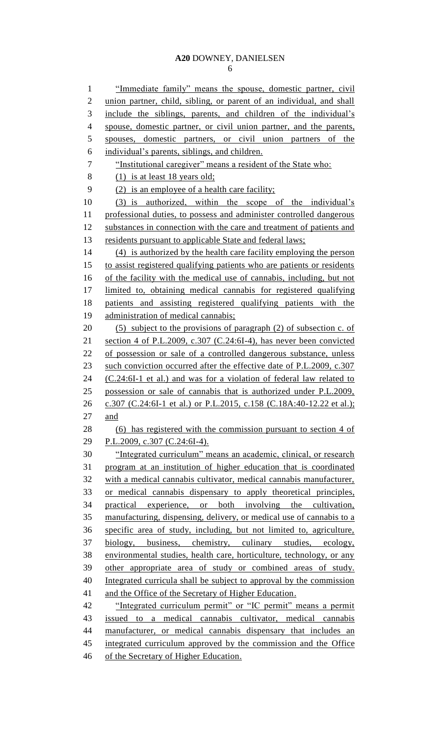"Immediate family" means the spouse, domestic partner, civil union partner, child, sibling, or parent of an individual, and shall include the siblings, parents, and children of the individual's spouse, domestic partner, or civil union partner, and the parents, spouses, domestic partners, or civil union partners of the individual's parents, siblings, and children.

"Institutional caregiver" means a resident of the State who:

(1) is at least 18 years old;

(2) is an employee of a health care facility;

(3) is authorized, within the scope of the individual's professional duties, to possess and administer controlled dangerous substances in connection with the care and treatment of patients and residents pursuant to applicable State and federal laws;

(4) is authorized by the health care facility employing the person to assist registered qualifying patients who are patients or residents of the facility with the medical use of cannabis, including, but not limited to, obtaining medical cannabis for registered qualifying patients and assisting registered qualifying patients with the administration of medical cannabis;

(5) subject to the provisions of paragraph (2) of subsection c. of section 4 of P.L.2009, c.307 (C.24:6I-4), has never been convicted of possession or sale of a controlled dangerous substance, unless such conviction occurred after the effective date of P.L.2009, c.307 (C.24:6I-1 et al.) and was for a violation of federal law related to possession or sale of cannabis that is authorized under P.L.2009, c.307 (C.24:6I-1 et al.) or P.L.2015, c.158 (C.18A:40-12.22 et al.); and

(6) has registered with the commission pursuant to section 4 of P.L.2009, c.307 (C.24:6I-4).

"Integrated curriculum" means an academic, clinical, or research program at an institution of higher education that is coordinated with a medical cannabis cultivator, medical cannabis manufacturer, or medical cannabis dispensary to apply theoretical principles, practical experience, or both involving the cultivation, manufacturing, dispensing, delivery, or medical use of cannabis to a specific area of study, including, but not limited to, agriculture, biology, business, chemistry, culinary studies, ecology, environmental studies, health care, horticulture, technology, or any other appropriate area of study or combined areas of study. Integrated curricula shall be subject to approval by the commission and the Office of the Secretary of Higher Education.

"Integrated curriculum permit" or "IC permit" means a permit issued to a medical cannabis cultivator, medical cannabis manufacturer, or medical cannabis dispensary that includes an integrated curriculum approved by the commission and the Office of the Secretary of Higher Education.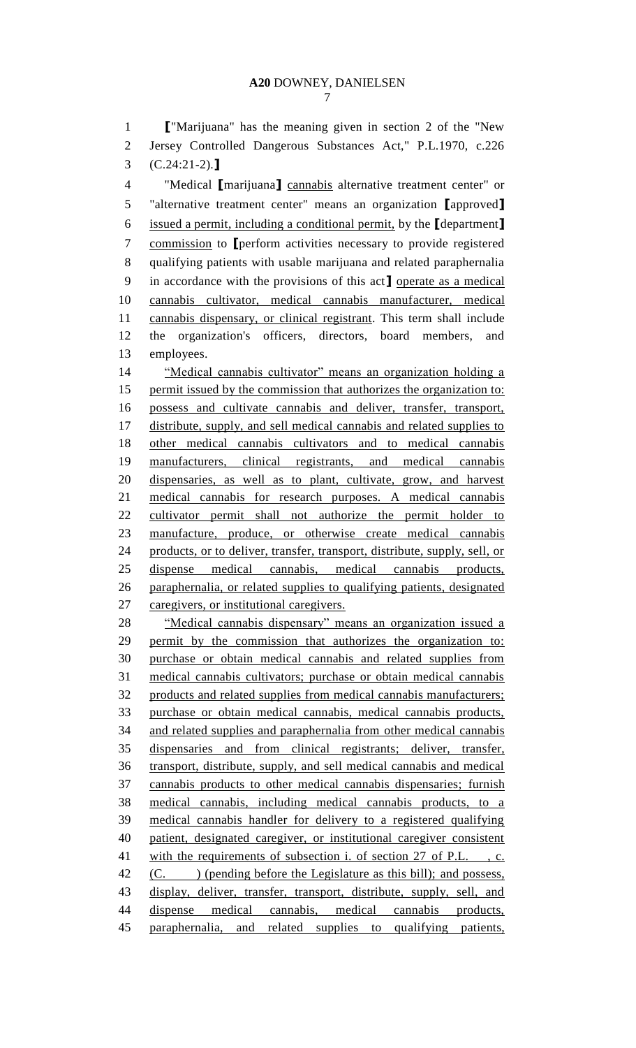⟦"Marijuana" has the meaning given in section 2 of the "New Jersey Controlled Dangerous Substances Act," P.L.1970, c.226 (C.24:21-2).⟧

"Medical ⟦marijuana⟧ <u>cannabis</u> alternative treatment center" or "alternative treatment center" means an organization ⟦approved⟧ <u>issued a permit, including a conditional permit,</u> by the ⟦department⟧ <u>commission</u> to ⟦perform activities necessary to provide registered qualifying patients with usable marijuana and related paraphernalia in accordance with the provisions of this act⟧ <u>operate as a medical cannabis cultivator, medical cannabis manufacturer, medical cannabis dispensary, or clinical registrant</u>. This term shall include the organization's officers, directors, board members, and employees.

<u>"Medical cannabis cultivator" means an organization holding a permit issued by the commission that authorizes the organization to: possess and cultivate cannabis and deliver, transfer, transport, distribute, supply, and sell medical cannabis and related supplies to other medical cannabis cultivators and to medical cannabis manufacturers, clinical registrants, and medical cannabis dispensaries, as well as to plant, cultivate, grow, and harvest medical cannabis for research purposes. A medical cannabis cultivator permit shall not authorize the permit holder to manufacture, produce, or otherwise create medical cannabis products, or to deliver, transfer, transport, distribute, supply, sell, or dispense medical cannabis, medical cannabis products, paraphernalia, or related supplies to qualifying patients, designated caregivers, or institutional caregivers.</u>

<u>"Medical cannabis dispensary" means an organization issued a permit by the commission that authorizes the organization to: purchase or obtain medical cannabis and related supplies from medical cannabis cultivators; purchase or obtain medical cannabis products and related supplies from medical cannabis manufacturers; purchase or obtain medical cannabis, medical cannabis products, and related supplies and paraphernalia from other medical cannabis dispensaries and from clinical registrants; deliver, transfer, transport, distribute, supply, and sell medical cannabis and medical cannabis products to other medical cannabis dispensaries; furnish medical cannabis, including medical cannabis products, to a medical cannabis handler for delivery to a registered qualifying patient, designated caregiver, or institutional caregiver consistent with the requirements of subsection i. of section 27 of P.L. , c. (C. ) (pending before the Legislature as this bill); and possess, display, deliver, transfer, transport, distribute, supply, sell, and dispense medical cannabis, medical cannabis products, paraphernalia, and related supplies to qualifying patients,</u>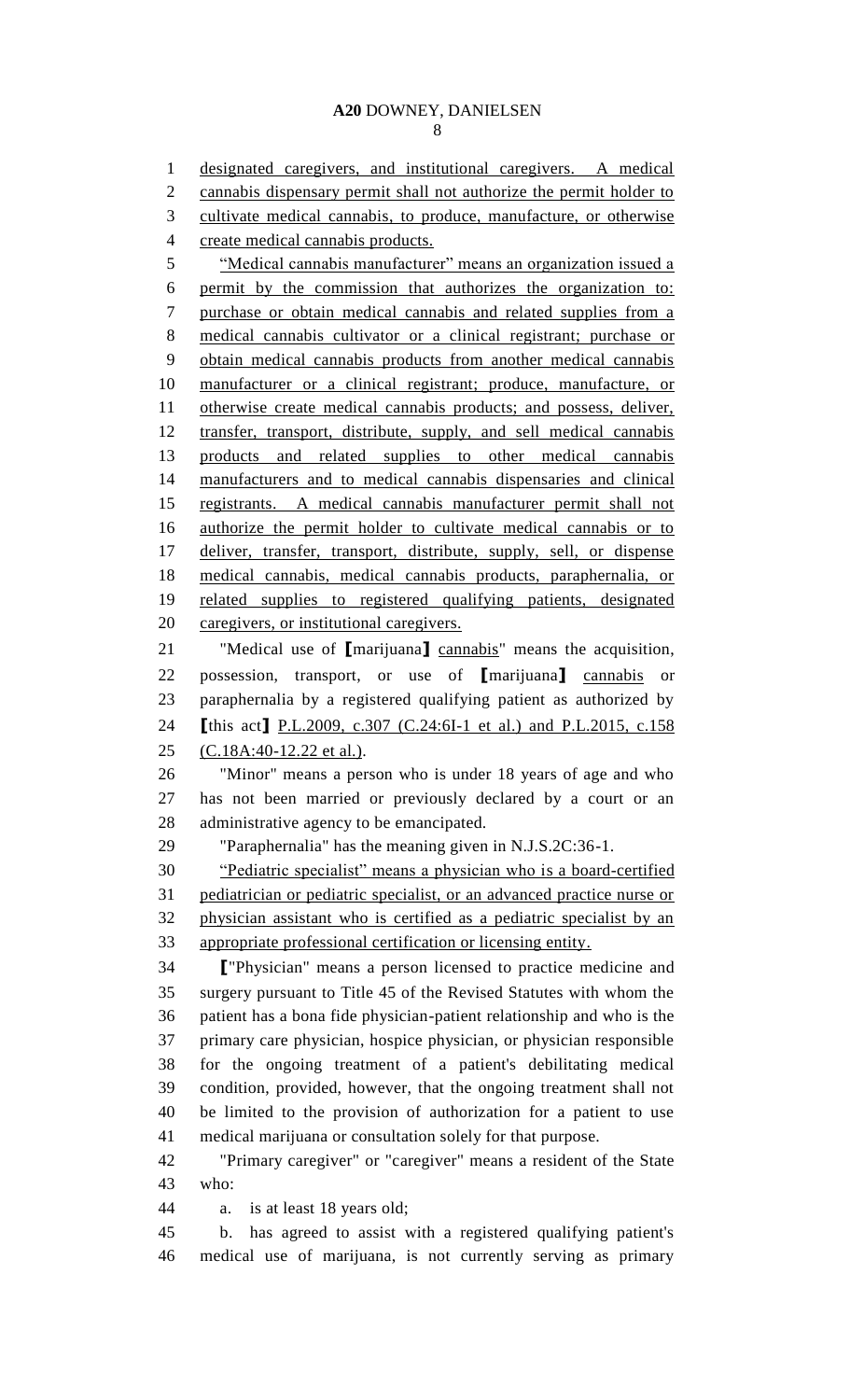designated caregivers, and institutional caregivers. A medical cannabis dispensary permit shall not authorize the permit holder to cultivate medical cannabis, to produce, manufacture, or otherwise create medical cannabis products.

"Medical cannabis manufacturer" means an organization issued a permit by the commission that authorizes the organization to: purchase or obtain medical cannabis and related supplies from a medical cannabis cultivator or a clinical registrant; purchase or obtain medical cannabis products from another medical cannabis manufacturer or a clinical registrant; produce, manufacture, or otherwise create medical cannabis products; and possess, deliver, transfer, transport, distribute, supply, and sell medical cannabis products and related supplies to other medical cannabis manufacturers and to medical cannabis dispensaries and clinical registrants. A medical cannabis manufacturer permit shall not authorize the permit holder to cultivate medical cannabis or to deliver, transfer, transport, distribute, supply, sell, or dispense medical cannabis, medical cannabis products, paraphernalia, or related supplies to registered qualifying patients, designated caregivers, or institutional caregivers.

"Medical use of [marijuana] cannabis" means the acquisition, possession, transport, or use of [marijuana] cannabis or paraphernalia by a registered qualifying patient as authorized by [this act] P.L.2009, c.307 (C.24:6I-1 et al.) and P.L.2015, c.158 (C.18A:40-12.22 et al.).

"Minor" means a person who is under 18 years of age and who has not been married or previously declared by a court or an administrative agency to be emancipated.

"Paraphernalia" has the meaning given in N.J.S.2C:36-1.

"Pediatric specialist" means a physician who is a board-certified pediatrician or pediatric specialist, or an advanced practice nurse or physician assistant who is certified as a pediatric specialist by an appropriate professional certification or licensing entity.

["Physician" means a person licensed to practice medicine and surgery pursuant to Title 45 of the Revised Statutes with whom the patient has a bona fide physician-patient relationship and who is the primary care physician, hospice physician, or physician responsible for the ongoing treatment of a patient's debilitating medical condition, provided, however, that the ongoing treatment shall not be limited to the provision of authorization for a patient to use medical marijuana or consultation solely for that purpose.

"Primary caregiver" or "caregiver" means a resident of the State who:

a. is at least 18 years old;

b. has agreed to assist with a registered qualifying patient's medical use of marijuana, is not currently serving as primary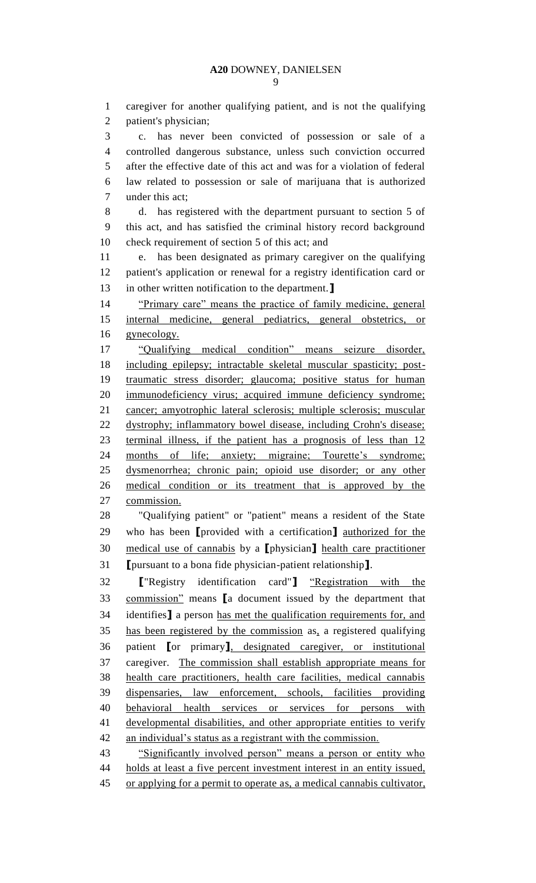caregiver for another qualifying patient, and is not the qualifying patient's physician;

c. has never been convicted of possession or sale of a controlled dangerous substance, unless such conviction occurred after the effective date of this act and was for a violation of federal law related to possession or sale of marijuana that is authorized under this act;

d. has registered with the department pursuant to section 5 of this act, and has satisfied the criminal history record background check requirement of section 5 of this act; and

e. has been designated as primary caregiver on the qualifying patient's application or renewal for a registry identification card or in other written notification to the department.]

"Primary care" means the practice of family medicine, general internal medicine, general pediatrics, general obstetrics, or gynecology.

"Qualifying medical condition" means seizure disorder, including epilepsy; intractable skeletal muscular spasticity; post-traumatic stress disorder; glaucoma; positive status for human immunodeficiency virus; acquired immune deficiency syndrome; cancer; amyotrophic lateral sclerosis; multiple sclerosis; muscular dystrophy; inflammatory bowel disease, including Crohn's disease; terminal illness, if the patient has a prognosis of less than 12 months of life; anxiety; migraine; Tourette's syndrome; dysmenorrhea; chronic pain; opioid use disorder; or any other medical condition or its treatment that is approved by the commission.

"Qualifying patient" or "patient" means a resident of the State who has been [provided with a certification] authorized for the medical use of cannabis by a [physician] health care practitioner [pursuant to a bona fide physician-patient relationship].

["Registry identification card"] "Registration with the commission" means [a document issued by the department that identifies] a person has met the qualification requirements for, and has been registered by the commission as, a registered qualifying patient [or primary], designated caregiver, or institutional caregiver. The commission shall establish appropriate means for health care practitioners, health care facilities, medical cannabis dispensaries, law enforcement, schools, facilities providing behavioral health services or services for persons with developmental disabilities, and other appropriate entities to verify an individual's status as a registrant with the commission.

"Significantly involved person" means a person or entity who holds at least a five percent investment interest in an entity issued, or applying for a permit to operate as, a medical cannabis cultivator,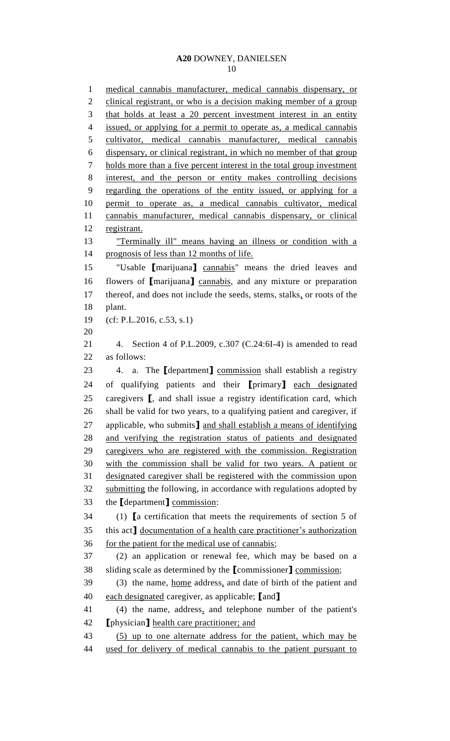medical cannabis manufacturer, medical cannabis dispensary, or clinical registrant, or who is a decision making member of a group that holds at least a 20 percent investment interest in an entity issued, or applying for a permit to operate as, a medical cannabis cultivator, medical cannabis manufacturer, medical cannabis dispensary, or clinical registrant, in which no member of that group holds more than a five percent interest in the total group investment interest, and the person or entity makes controlling decisions regarding the operations of the entity issued, or applying for a permit to operate as, a medical cannabis cultivator, medical cannabis manufacturer, medical cannabis dispensary, or clinical registrant.

"Terminally ill" means having an illness or condition with a prognosis of less than 12 months of life.

"Usable ⟦marijuana⟧ cannabis" means the dried leaves and flowers of ⟦marijuana⟧ cannabis, and any mixture or preparation thereof, and does not include the seeds, stems, stalks, or roots of the plant.

(cf: P.L.2016, c.53, s.1)

4. Section 4 of P.L.2009, c.307 (C.24:6I-4) is amended to read as follows:

4. a. The ⟦department⟧ commission shall establish a registry of qualifying patients and their ⟦primary⟧ each designated caregivers ⟦, and shall issue a registry identification card, which shall be valid for two years, to a qualifying patient and caregiver, if applicable, who submits⟧ and shall establish a means of identifying and verifying the registration status of patients and designated caregivers who are registered with the commission. Registration with the commission shall be valid for two years. A patient or designated caregiver shall be registered with the commission upon submitting the following, in accordance with regulations adopted by the ⟦department⟧ commission:

(1) ⟦a certification that meets the requirements of section 5 of this act⟧ documentation of a health care practitioner's authorization for the patient for the medical use of cannabis;

(2) an application or renewal fee, which may be based on a sliding scale as determined by the ⟦commissioner⟧ commission;

(3) the name, home address, and date of birth of the patient and each designated caregiver, as applicable; ⟦and⟧

(4) the name, address, and telephone number of the patient's ⟦physician⟧ health care practitioner; and

(5) up to one alternate address for the patient, which may be used for delivery of medical cannabis to the patient pursuant to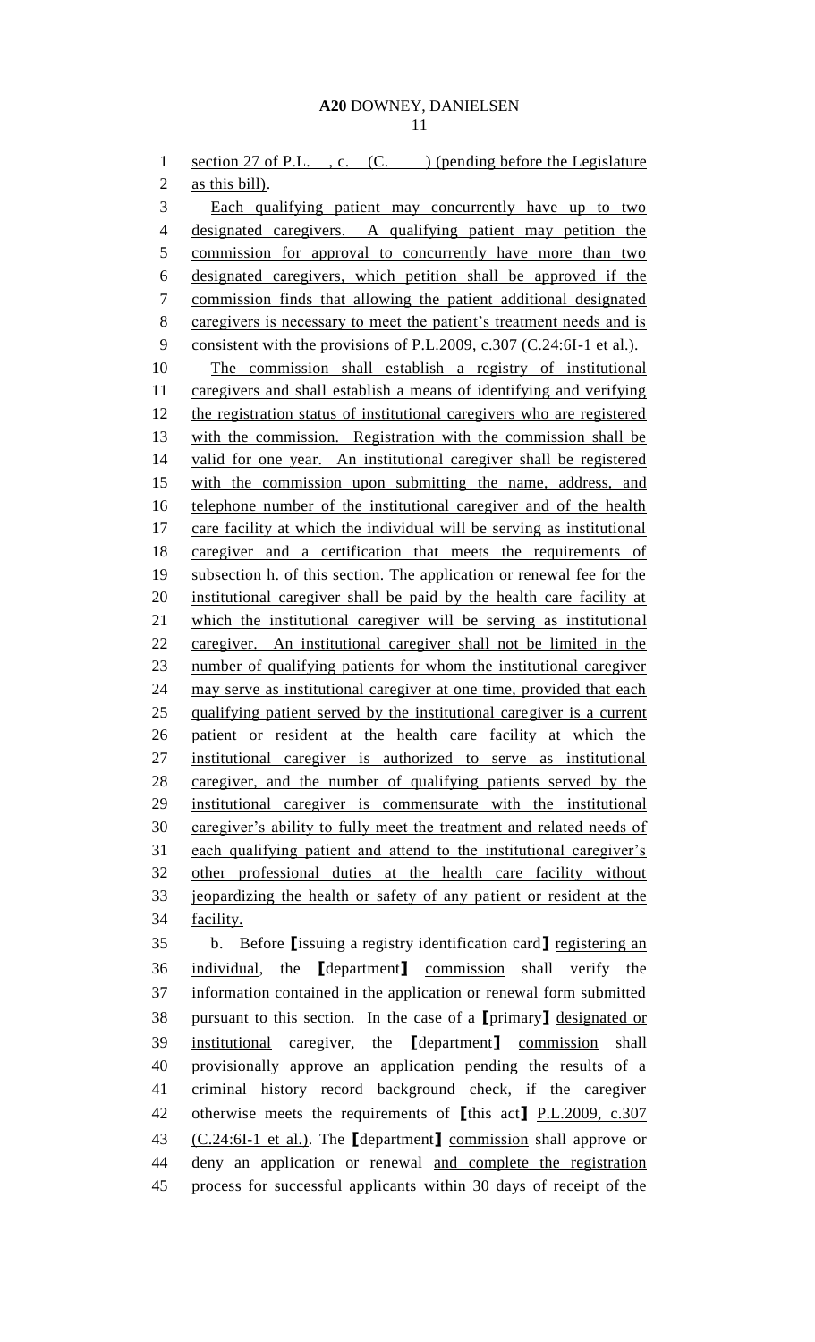section 27 of P.L. , c. (C. ) (pending before the Legislature as this bill).

Each qualifying patient may concurrently have up to two designated caregivers. A qualifying patient may petition the commission for approval to concurrently have more than two designated caregivers, which petition shall be approved if the commission finds that allowing the patient additional designated caregivers is necessary to meet the patient's treatment needs and is consistent with the provisions of P.L.2009, c.307 (C.24:6I-1 et al.).

The commission shall establish a registry of institutional caregivers and shall establish a means of identifying and verifying the registration status of institutional caregivers who are registered with the commission. Registration with the commission shall be valid for one year. An institutional caregiver shall be registered with the commission upon submitting the name, address, and telephone number of the institutional caregiver and of the health care facility at which the individual will be serving as institutional caregiver and a certification that meets the requirements of subsection h. of this section. The application or renewal fee for the institutional caregiver shall be paid by the health care facility at which the institutional caregiver will be serving as institutional caregiver. An institutional caregiver shall not be limited in the number of qualifying patients for whom the institutional caregiver may serve as institutional caregiver at one time, provided that each qualifying patient served by the institutional caregiver is a current patient or resident at the health care facility at which the institutional caregiver is authorized to serve as institutional caregiver, and the number of qualifying patients served by the institutional caregiver is commensurate with the institutional caregiver's ability to fully meet the treatment and related needs of each qualifying patient and attend to the institutional caregiver's other professional duties at the health care facility without jeopardizing the health or safety of any patient or resident at the facility.

b. Before [issuing a registry identification card] registering an individual, the [department] commission shall verify the information contained in the application or renewal form submitted pursuant to this section. In the case of a [primary] designated or institutional caregiver, the [department] commission shall provisionally approve an application pending the results of a criminal history record background check, if the caregiver otherwise meets the requirements of [this act] P.L.2009, c.307 (C.24:6I-1 et al.). The [department] commission shall approve or deny an application or renewal and complete the registration process for successful applicants within 30 days of receipt of the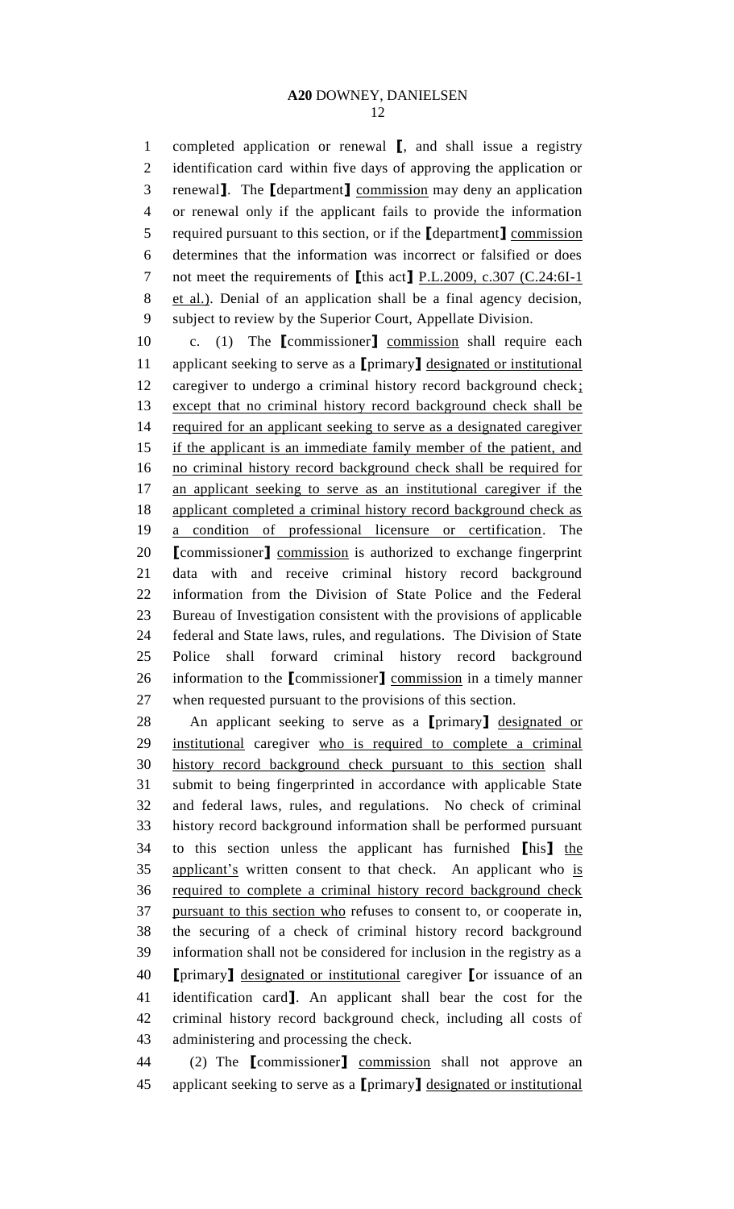completed application or renewal 【, and shall issue a registry identification card within five days of approving the application or renewal】. The 【department】 <u>commission</u> may deny an application or renewal only if the applicant fails to provide the information required pursuant to this section, or if the 【department】 <u>commission</u> determines that the information was incorrect or falsified or does not meet the requirements of 【this act】 <u>P.L.2009, c.307 (C.24:6I-1 et al.)</u>. Denial of an application shall be a final agency decision, subject to review by the Superior Court, Appellate Division.

c. (1) The 【commissioner】 <u>commission</u> shall require each applicant seeking to serve as a 【primary】 <u>designated or institutional</u> caregiver to undergo a criminal history record background check<u>; except that no criminal history record background check shall be required for an applicant seeking to serve as a designated caregiver if the applicant is an immediate family member of the patient, and no criminal history record background check shall be required for an applicant seeking to serve as an institutional caregiver if the applicant completed a criminal history record background check as a condition of professional licensure or certification</u>. The 【commissioner】 <u>commission</u> is authorized to exchange fingerprint data with and receive criminal history record background information from the Division of State Police and the Federal Bureau of Investigation consistent with the provisions of applicable federal and State laws, rules, and regulations. The Division of State Police shall forward criminal history record background information to the 【commissioner】 <u>commission</u> in a timely manner when requested pursuant to the provisions of this section.

An applicant seeking to serve as a 【primary】 <u>designated or institutional</u> caregiver <u>who is required to complete a criminal history record background check pursuant to this section</u> shall submit to being fingerprinted in accordance with applicable State and federal laws, rules, and regulations. No check of criminal history record background information shall be performed pursuant to this section unless the applicant has furnished 【his】 <u>the applicant's</u> written consent to that check. An applicant who <u>is required to complete a criminal history record background check pursuant to this section who</u> refuses to consent to, or cooperate in, the securing of a check of criminal history record background information shall not be considered for inclusion in the registry as a 【primary】 <u>designated or institutional</u> caregiver 【or issuance of an identification card】. An applicant shall bear the cost for the criminal history record background check, including all costs of administering and processing the check.

(2) The 【commissioner】 <u>commission</u> shall not approve an applicant seeking to serve as a 【primary】 <u>designated or institutional</u>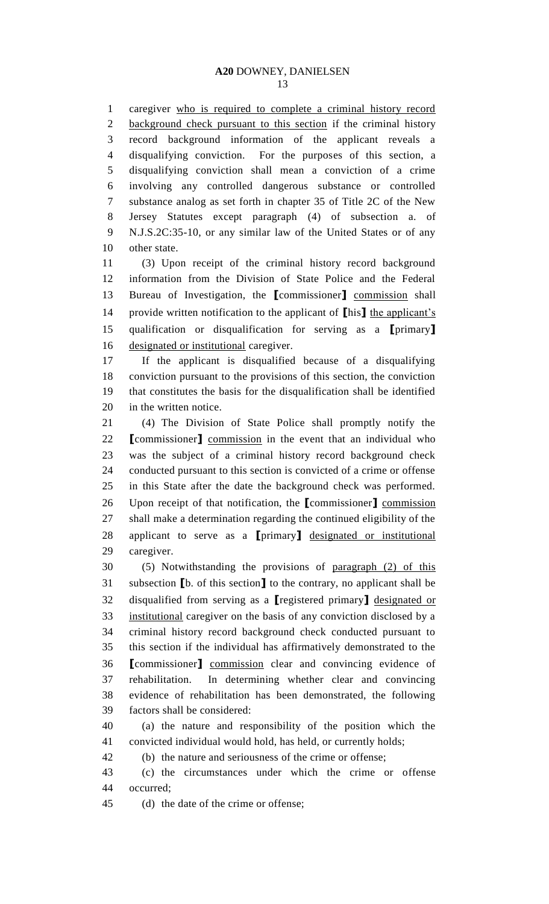caregiver who is required to complete a criminal history record background check pursuant to this section if the criminal history record background information of the applicant reveals a disqualifying conviction. For the purposes of this section, a disqualifying conviction shall mean a conviction of a crime involving any controlled dangerous substance or controlled substance analog as set forth in chapter 35 of Title 2C of the New Jersey Statutes except paragraph (4) of subsection a. of N.J.S.2C:35-10, or any similar law of the United States or of any other state.

(3) Upon receipt of the criminal history record background information from the Division of State Police and the Federal Bureau of Investigation, the [commissioner] commission shall provide written notification to the applicant of [his] the applicant's qualification or disqualification for serving as a [primary] designated or institutional caregiver.

If the applicant is disqualified because of a disqualifying conviction pursuant to the provisions of this section, the conviction that constitutes the basis for the disqualification shall be identified in the written notice.

(4) The Division of State Police shall promptly notify the [commissioner] commission in the event that an individual who was the subject of a criminal history record background check conducted pursuant to this section is convicted of a crime or offense in this State after the date the background check was performed. Upon receipt of that notification, the [commissioner] commission shall make a determination regarding the continued eligibility of the applicant to serve as a [primary] designated or institutional caregiver.

(5) Notwithstanding the provisions of paragraph (2) of this subsection [b. of this section] to the contrary, no applicant shall be disqualified from serving as a [registered primary] designated or institutional caregiver on the basis of any conviction disclosed by a criminal history record background check conducted pursuant to this section if the individual has affirmatively demonstrated to the [commissioner] commission clear and convincing evidence of rehabilitation. In determining whether clear and convincing evidence of rehabilitation has been demonstrated, the following factors shall be considered:

(a) the nature and responsibility of the position which the convicted individual would hold, has held, or currently holds;

(b) the nature and seriousness of the crime or offense;

(c) the circumstances under which the crime or offense occurred;

(d) the date of the crime or offense;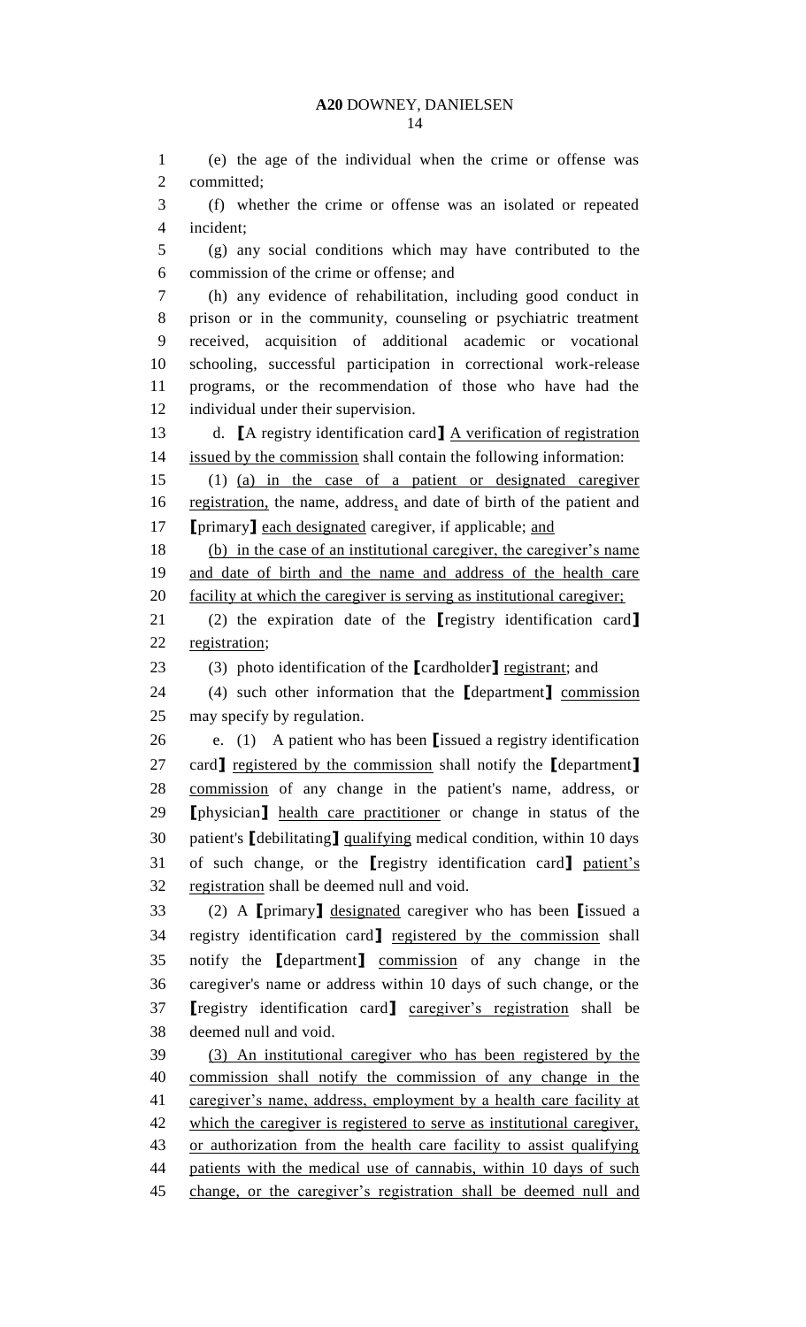(e) the age of the individual when the crime or offense was committed;

(f) whether the crime or offense was an isolated or repeated incident;

(g) any social conditions which may have contributed to the commission of the crime or offense; and

(h) any evidence of rehabilitation, including good conduct in prison or in the community, counseling or psychiatric treatment received, acquisition of additional academic or vocational schooling, successful participation in correctional work-release programs, or the recommendation of those who have had the individual under their supervision.

d. 【A registry identification card】 A verification of registration issued by the commission shall contain the following information:

(1) (a) in the case of a patient or designated caregiver registration, the name, address, and date of birth of the patient and 【primary】 each designated caregiver, if applicable; and

(b) in the case of an institutional caregiver, the caregiver's name and date of birth and the name and address of the health care facility at which the caregiver is serving as institutional caregiver;

(2) the expiration date of the 【registry identification card】 registration;

(3) photo identification of the 【cardholder】 registrant; and

(4) such other information that the 【department】 commission may specify by regulation.

e. (1) A patient who has been 【issued a registry identification card】 registered by the commission shall notify the 【department】 commission of any change in the patient's name, address, or 【physician】 health care practitioner or change in status of the patient's 【debilitating】 qualifying medical condition, within 10 days of such change, or the 【registry identification card】 patient's registration shall be deemed null and void.

(2) A 【primary】 designated caregiver who has been 【issued a registry identification card】 registered by the commission shall notify the 【department】 commission of any change in the caregiver's name or address within 10 days of such change, or the 【registry identification card】 caregiver's registration shall be deemed null and void.

(3) An institutional caregiver who has been registered by the commission shall notify the commission of any change in the caregiver's name, address, employment by a health care facility at which the caregiver is registered to serve as institutional caregiver, or authorization from the health care facility to assist qualifying patients with the medical use of cannabis, within 10 days of such change, or the caregiver's registration shall be deemed null and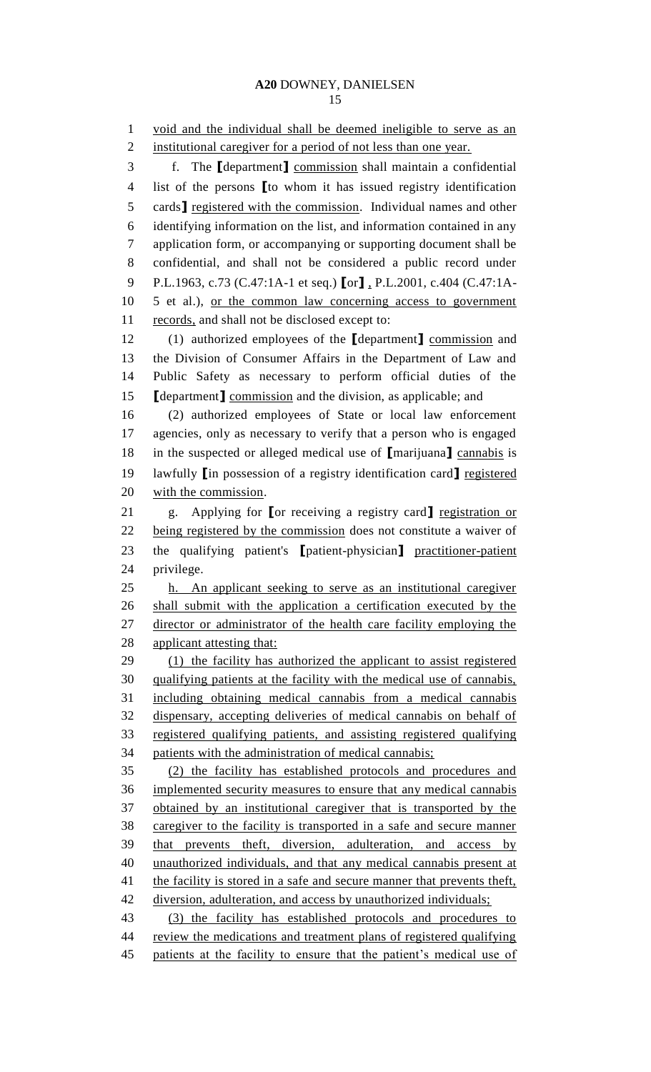void and the individual shall be deemed ineligible to serve as an institutional caregiver for a period of not less than one year.

f. The [department] commission shall maintain a confidential list of the persons [to whom it has issued registry identification cards] registered with the commission. Individual names and other identifying information on the list, and information contained in any application form, or accompanying or supporting document shall be confidential, and shall not be considered a public record under P.L.1963, c.73 (C.47:1A-1 et seq.) [or] , P.L.2001, c.404 (C.47:1A-5 et al.), or the common law concerning access to government records, and shall not be disclosed except to:

(1) authorized employees of the [department] commission and the Division of Consumer Affairs in the Department of Law and Public Safety as necessary to perform official duties of the [department] commission and the division, as applicable; and

(2) authorized employees of State or local law enforcement agencies, only as necessary to verify that a person who is engaged in the suspected or alleged medical use of [marijuana] cannabis is lawfully [in possession of a registry identification card] registered with the commission.

g. Applying for [or receiving a registry card] registration or being registered by the commission does not constitute a waiver of the qualifying patient's [patient-physician] practitioner-patient privilege.

h. An applicant seeking to serve as an institutional caregiver shall submit with the application a certification executed by the director or administrator of the health care facility employing the applicant attesting that:

(1) the facility has authorized the applicant to assist registered qualifying patients at the facility with the medical use of cannabis, including obtaining medical cannabis from a medical cannabis dispensary, accepting deliveries of medical cannabis on behalf of registered qualifying patients, and assisting registered qualifying patients with the administration of medical cannabis;

(2) the facility has established protocols and procedures and implemented security measures to ensure that any medical cannabis obtained by an institutional caregiver that is transported by the caregiver to the facility is transported in a safe and secure manner that prevents theft, diversion, adulteration, and access by unauthorized individuals, and that any medical cannabis present at the facility is stored in a safe and secure manner that prevents theft, diversion, adulteration, and access by unauthorized individuals;

(3) the facility has established protocols and procedures to review the medications and treatment plans of registered qualifying patients at the facility to ensure that the patient's medical use of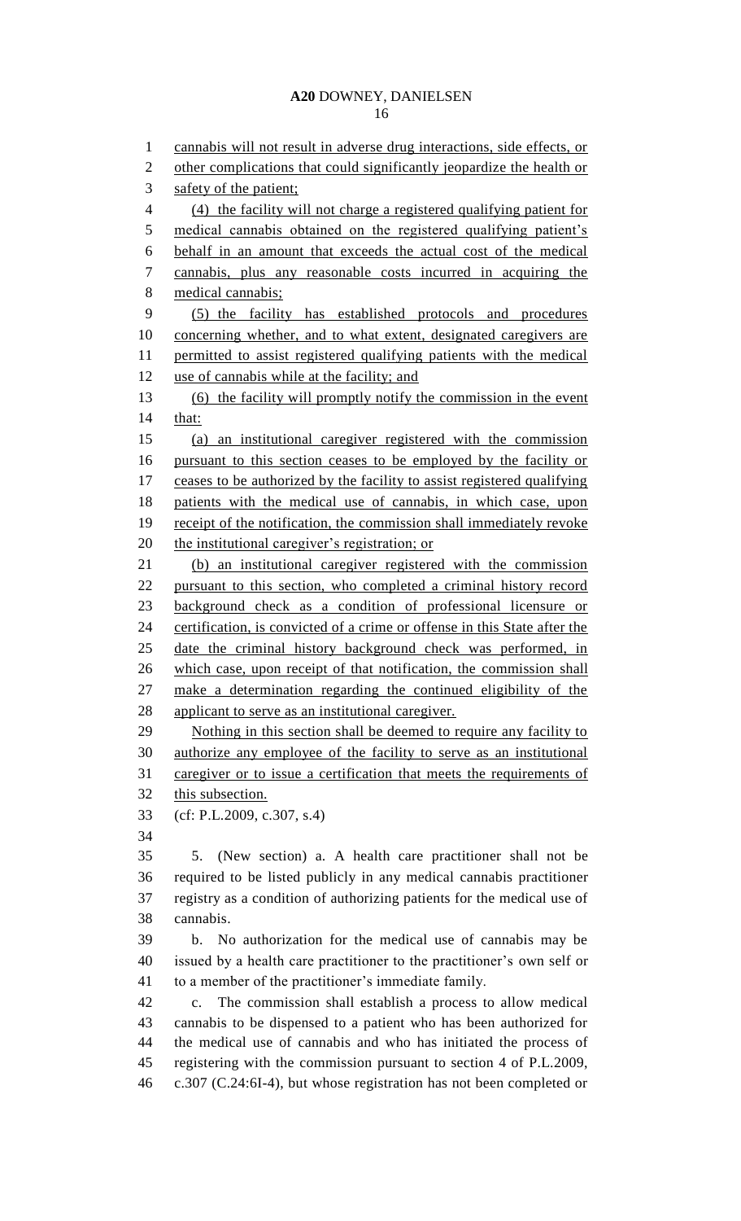cannabis will not result in adverse drug interactions, side effects, or other complications that could significantly jeopardize the health or safety of the patient;

(4) the facility will not charge a registered qualifying patient for medical cannabis obtained on the registered qualifying patient's behalf in an amount that exceeds the actual cost of the medical cannabis, plus any reasonable costs incurred in acquiring the medical cannabis;

(5) the facility has established protocols and procedures concerning whether, and to what extent, designated caregivers are permitted to assist registered qualifying patients with the medical use of cannabis while at the facility; and

(6) the facility will promptly notify the commission in the event that:

(a) an institutional caregiver registered with the commission pursuant to this section ceases to be employed by the facility or ceases to be authorized by the facility to assist registered qualifying patients with the medical use of cannabis, in which case, upon receipt of the notification, the commission shall immediately revoke the institutional caregiver's registration; or

(b) an institutional caregiver registered with the commission pursuant to this section, who completed a criminal history record background check as a condition of professional licensure or certification, is convicted of a crime or offense in this State after the date the criminal history background check was performed, in which case, upon receipt of that notification, the commission shall make a determination regarding the continued eligibility of the applicant to serve as an institutional caregiver.

Nothing in this section shall be deemed to require any facility to authorize any employee of the facility to serve as an institutional caregiver or to issue a certification that meets the requirements of this subsection.

(cf: P.L.2009, c.307, s.4)

5. (New section) a. A health care practitioner shall not be required to be listed publicly in any medical cannabis practitioner registry as a condition of authorizing patients for the medical use of cannabis.

b. No authorization for the medical use of cannabis may be issued by a health care practitioner to the practitioner's own self or to a member of the practitioner's immediate family.

c. The commission shall establish a process to allow medical cannabis to be dispensed to a patient who has been authorized for the medical use of cannabis and who has initiated the process of registering with the commission pursuant to section 4 of P.L.2009, c.307 (C.24:6I-4), but whose registration has not been completed or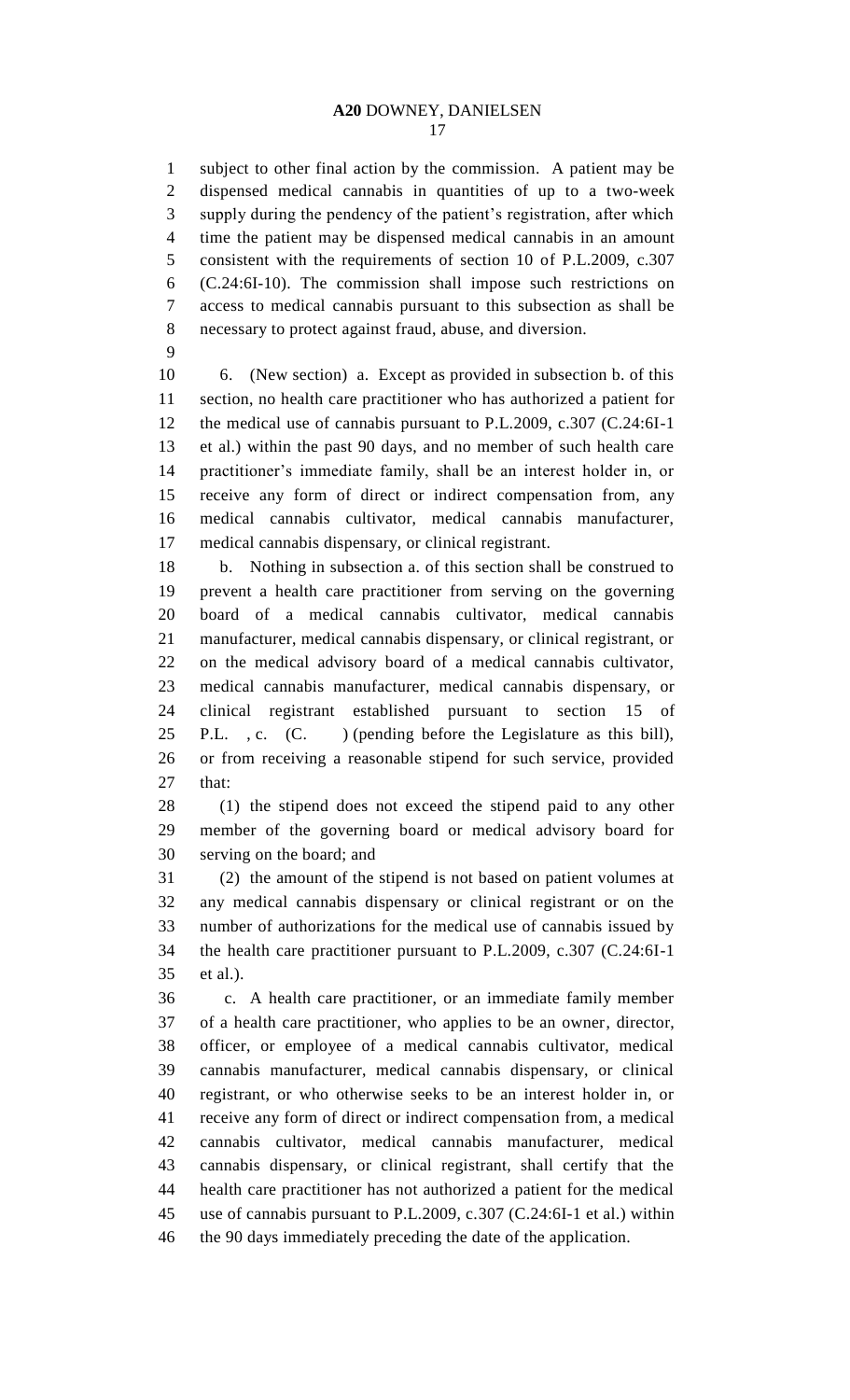subject to other final action by the commission. A patient may be dispensed medical cannabis in quantities of up to a two-week supply during the pendency of the patient's registration, after which time the patient may be dispensed medical cannabis in an amount consistent with the requirements of section 10 of P.L.2009, c.307 (C.24:6I-10). The commission shall impose such restrictions on access to medical cannabis pursuant to this subsection as shall be necessary to protect against fraud, abuse, and diversion.

6. (New section) a. Except as provided in subsection b. of this section, no health care practitioner who has authorized a patient for the medical use of cannabis pursuant to P.L.2009, c.307 (C.24:6I-1 et al.) within the past 90 days, and no member of such health care practitioner's immediate family, shall be an interest holder in, or receive any form of direct or indirect compensation from, any medical cannabis cultivator, medical cannabis manufacturer, medical cannabis dispensary, or clinical registrant.

b. Nothing in subsection a. of this section shall be construed to prevent a health care practitioner from serving on the governing board of a medical cannabis cultivator, medical cannabis manufacturer, medical cannabis dispensary, or clinical registrant, or on the medical advisory board of a medical cannabis cultivator, medical cannabis manufacturer, medical cannabis dispensary, or clinical registrant established pursuant to section 15 of P.L. , c. (C. ) (pending before the Legislature as this bill), or from receiving a reasonable stipend for such service, provided that:

(1) the stipend does not exceed the stipend paid to any other member of the governing board or medical advisory board for serving on the board; and

(2) the amount of the stipend is not based on patient volumes at any medical cannabis dispensary or clinical registrant or on the number of authorizations for the medical use of cannabis issued by the health care practitioner pursuant to P.L.2009, c.307 (C.24:6I-1 et al.).

c. A health care practitioner, or an immediate family member of a health care practitioner, who applies to be an owner, director, officer, or employee of a medical cannabis cultivator, medical cannabis manufacturer, medical cannabis dispensary, or clinical registrant, or who otherwise seeks to be an interest holder in, or receive any form of direct or indirect compensation from, a medical cannabis cultivator, medical cannabis manufacturer, medical cannabis dispensary, or clinical registrant, shall certify that the health care practitioner has not authorized a patient for the medical use of cannabis pursuant to P.L.2009, c.307 (C.24:6I-1 et al.) within the 90 days immediately preceding the date of the application.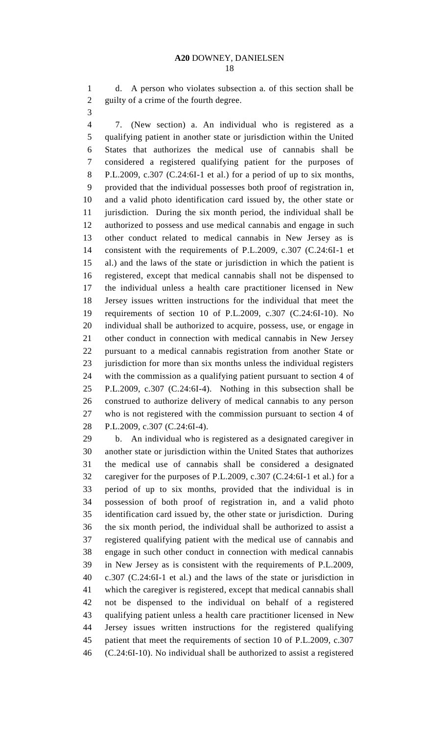d. A person who violates subsection a. of this section shall be guilty of a crime of the fourth degree.

7. (New section) a. An individual who is registered as a qualifying patient in another state or jurisdiction within the United States that authorizes the medical use of cannabis shall be considered a registered qualifying patient for the purposes of P.L.2009, c.307 (C.24:6I-1 et al.) for a period of up to six months, provided that the individual possesses both proof of registration in, and a valid photo identification card issued by, the other state or jurisdiction. During the six month period, the individual shall be authorized to possess and use medical cannabis and engage in such other conduct related to medical cannabis in New Jersey as is consistent with the requirements of P.L.2009, c.307 (C.24:6I-1 et al.) and the laws of the state or jurisdiction in which the patient is registered, except that medical cannabis shall not be dispensed to the individual unless a health care practitioner licensed in New Jersey issues written instructions for the individual that meet the requirements of section 10 of P.L.2009, c.307 (C.24:6I-10). No individual shall be authorized to acquire, possess, use, or engage in other conduct in connection with medical cannabis in New Jersey pursuant to a medical cannabis registration from another State or jurisdiction for more than six months unless the individual registers with the commission as a qualifying patient pursuant to section 4 of P.L.2009, c.307 (C.24:6I-4). Nothing in this subsection shall be construed to authorize delivery of medical cannabis to any person who is not registered with the commission pursuant to section 4 of P.L.2009, c.307 (C.24:6I-4).

b. An individual who is registered as a designated caregiver in another state or jurisdiction within the United States that authorizes the medical use of cannabis shall be considered a designated caregiver for the purposes of P.L.2009, c.307 (C.24:6I-1 et al.) for a period of up to six months, provided that the individual is in possession of both proof of registration in, and a valid photo identification card issued by, the other state or jurisdiction. During the six month period, the individual shall be authorized to assist a registered qualifying patient with the medical use of cannabis and engage in such other conduct in connection with medical cannabis in New Jersey as is consistent with the requirements of P.L.2009, c.307 (C.24:6I-1 et al.) and the laws of the state or jurisdiction in which the caregiver is registered, except that medical cannabis shall not be dispensed to the individual on behalf of a registered qualifying patient unless a health care practitioner licensed in New Jersey issues written instructions for the registered qualifying patient that meet the requirements of section 10 of P.L.2009, c.307 (C.24:6I-10). No individual shall be authorized to assist a registered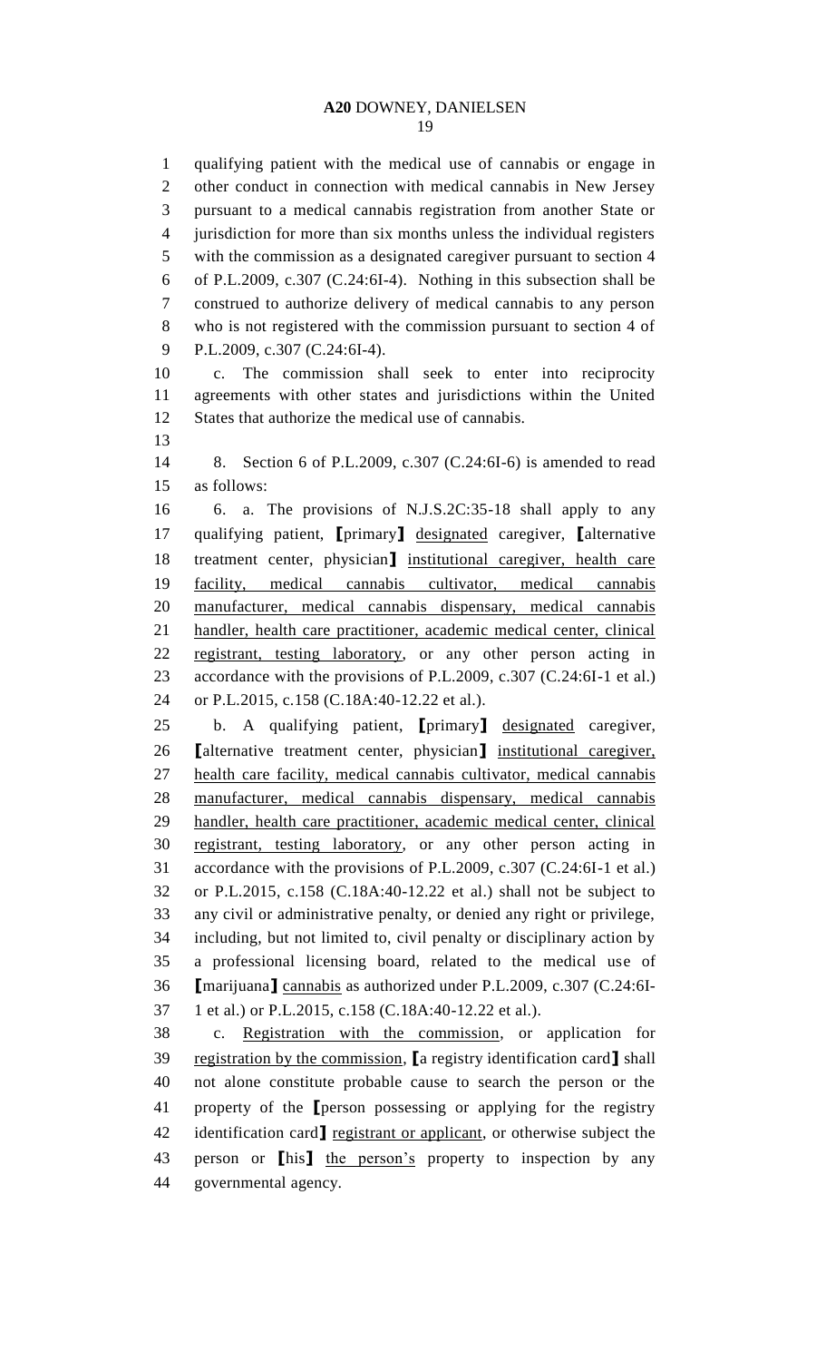qualifying patient with the medical use of cannabis or engage in other conduct in connection with medical cannabis in New Jersey pursuant to a medical cannabis registration from another State or jurisdiction for more than six months unless the individual registers with the commission as a designated caregiver pursuant to section 4 of P.L.2009, c.307 (C.24:6I-4). Nothing in this subsection shall be construed to authorize delivery of medical cannabis to any person who is not registered with the commission pursuant to section 4 of P.L.2009, c.307 (C.24:6I-4).

c. The commission shall seek to enter into reciprocity agreements with other states and jurisdictions within the United States that authorize the medical use of cannabis.

8. Section 6 of P.L.2009, c.307 (C.24:6I-6) is amended to read as follows:

6. a. The provisions of N.J.S.2C:35-18 shall apply to any qualifying patient, ⟦primary⟧ designated caregiver, ⟦alternative treatment center, physician⟧ institutional caregiver, health care facility, medical cannabis cultivator, medical cannabis manufacturer, medical cannabis dispensary, medical cannabis handler, health care practitioner, academic medical center, clinical registrant, testing laboratory, or any other person acting in accordance with the provisions of P.L.2009, c.307 (C.24:6I-1 et al.) or P.L.2015, c.158 (C.18A:40-12.22 et al.).

b. A qualifying patient, ⟦primary⟧ designated caregiver, ⟦alternative treatment center, physician⟧ institutional caregiver, health care facility, medical cannabis cultivator, medical cannabis manufacturer, medical cannabis dispensary, medical cannabis handler, health care practitioner, academic medical center, clinical registrant, testing laboratory, or any other person acting in accordance with the provisions of P.L.2009, c.307 (C.24:6I-1 et al.) or P.L.2015, c.158 (C.18A:40-12.22 et al.) shall not be subject to any civil or administrative penalty, or denied any right or privilege, including, but not limited to, civil penalty or disciplinary action by a professional licensing board, related to the medical use of ⟦marijuana⟧ cannabis as authorized under P.L.2009, c.307 (C.24:6I-1 et al.) or P.L.2015, c.158 (C.18A:40-12.22 et al.).

c. Registration with the commission, or application for registration by the commission, ⟦a registry identification card⟧ shall not alone constitute probable cause to search the person or the property of the ⟦person possessing or applying for the registry identification card⟧ registrant or applicant, or otherwise subject the person or ⟦his⟧ the person's property to inspection by any governmental agency.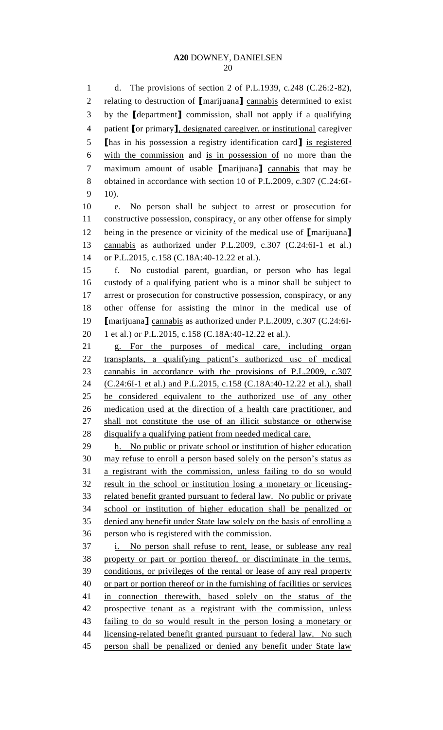d. The provisions of section 2 of P.L.1939, c.248 (C.26:2-82), relating to destruction of [marijuana] cannabis determined to exist by the [department] commission, shall not apply if a qualifying patient [or primary], designated caregiver, or institutional caregiver [has in his possession a registry identification card] is registered with the commission and is in possession of no more than the maximum amount of usable [marijuana] cannabis that may be obtained in accordance with section 10 of P.L.2009, c.307 (C.24:6I-10).

e. No person shall be subject to arrest or prosecution for constructive possession, conspiracy, or any other offense for simply being in the presence or vicinity of the medical use of [marijuana] cannabis as authorized under P.L.2009, c.307 (C.24:6I-1 et al.) or P.L.2015, c.158 (C.18A:40-12.22 et al.).

f. No custodial parent, guardian, or person who has legal custody of a qualifying patient who is a minor shall be subject to arrest or prosecution for constructive possession, conspiracy, or any other offense for assisting the minor in the medical use of [marijuana] cannabis as authorized under P.L.2009, c.307 (C.24:6I-1 et al.) or P.L.2015, c.158 (C.18A:40-12.22 et al.).

g. For the purposes of medical care, including organ transplants, a qualifying patient's authorized use of medical cannabis in accordance with the provisions of P.L.2009, c.307 (C.24:6I-1 et al.) and P.L.2015, c.158 (C.18A:40-12.22 et al.), shall be considered equivalent to the authorized use of any other medication used at the direction of a health care practitioner, and shall not constitute the use of an illicit substance or otherwise disqualify a qualifying patient from needed medical care.

h. No public or private school or institution of higher education may refuse to enroll a person based solely on the person's status as a registrant with the commission, unless failing to do so would result in the school or institution losing a monetary or licensing-related benefit granted pursuant to federal law. No public or private school or institution of higher education shall be penalized or denied any benefit under State law solely on the basis of enrolling a person who is registered with the commission.

i. No person shall refuse to rent, lease, or sublease any real property or part or portion thereof, or discriminate in the terms, conditions, or privileges of the rental or lease of any real property or part or portion thereof or in the furnishing of facilities or services in connection therewith, based solely on the status of the prospective tenant as a registrant with the commission, unless failing to do so would result in the person losing a monetary or licensing-related benefit granted pursuant to federal law. No such person shall be penalized or denied any benefit under State law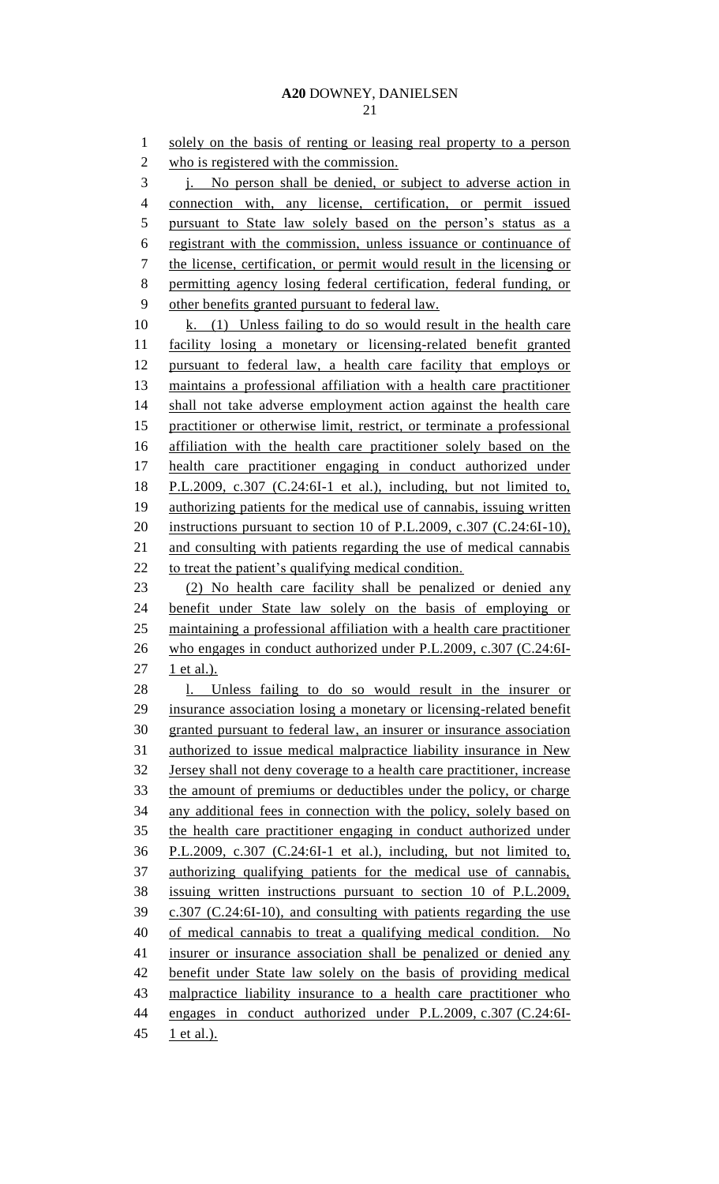solely on the basis of renting or leasing real property to a person who is registered with the commission.

j. No person shall be denied, or subject to adverse action in connection with, any license, certification, or permit issued pursuant to State law solely based on the person's status as a registrant with the commission, unless issuance or continuance of the license, certification, or permit would result in the licensing or permitting agency losing federal certification, federal funding, or other benefits granted pursuant to federal law.

k. (1) Unless failing to do so would result in the health care facility losing a monetary or licensing-related benefit granted pursuant to federal law, a health care facility that employs or maintains a professional affiliation with a health care practitioner shall not take adverse employment action against the health care practitioner or otherwise limit, restrict, or terminate a professional affiliation with the health care practitioner solely based on the health care practitioner engaging in conduct authorized under P.L.2009, c.307 (C.24:6I-1 et al.), including, but not limited to, authorizing patients for the medical use of cannabis, issuing written instructions pursuant to section 10 of P.L.2009, c.307 (C.24:6I-10), and consulting with patients regarding the use of medical cannabis to treat the patient's qualifying medical condition.

(2) No health care facility shall be penalized or denied any benefit under State law solely on the basis of employing or maintaining a professional affiliation with a health care practitioner who engages in conduct authorized under P.L.2009, c.307 (C.24:6I-1 et al.).

l. Unless failing to do so would result in the insurer or insurance association losing a monetary or licensing-related benefit granted pursuant to federal law, an insurer or insurance association authorized to issue medical malpractice liability insurance in New Jersey shall not deny coverage to a health care practitioner, increase the amount of premiums or deductibles under the policy, or charge any additional fees in connection with the policy, solely based on the health care practitioner engaging in conduct authorized under P.L.2009, c.307 (C.24:6I-1 et al.), including, but not limited to, authorizing qualifying patients for the medical use of cannabis, issuing written instructions pursuant to section 10 of P.L.2009, c.307 (C.24:6I-10), and consulting with patients regarding the use of medical cannabis to treat a qualifying medical condition. No insurer or insurance association shall be penalized or denied any benefit under State law solely on the basis of providing medical malpractice liability insurance to a health care practitioner who engages in conduct authorized under P.L.2009, c.307 (C.24:6I-1 et al.).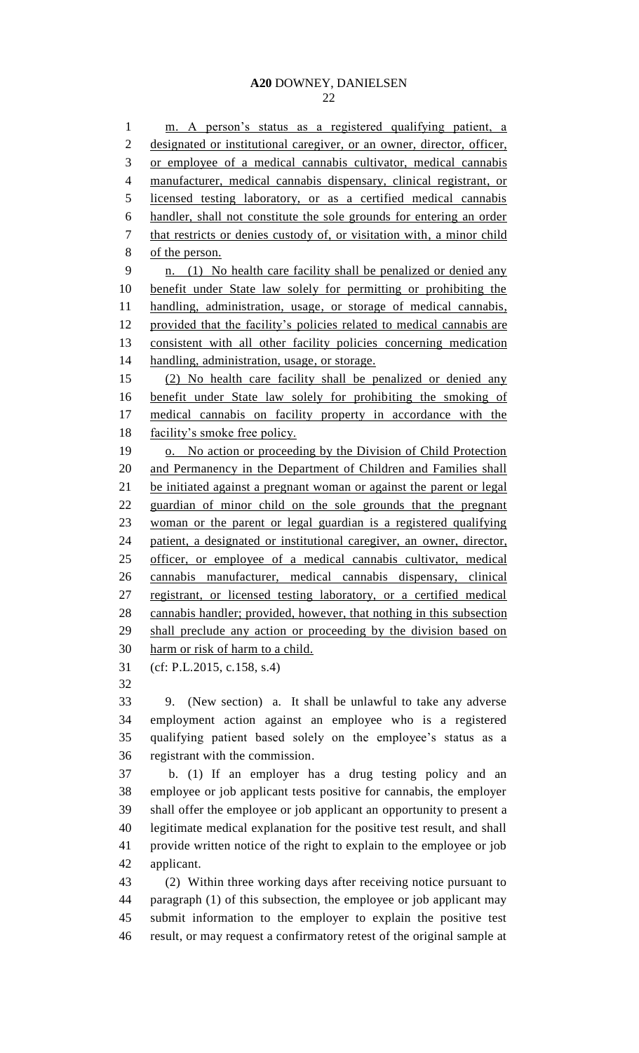m. A person's status as a registered qualifying patient, a designated or institutional caregiver, or an owner, director, officer, or employee of a medical cannabis cultivator, medical cannabis manufacturer, medical cannabis dispensary, clinical registrant, or licensed testing laboratory, or as a certified medical cannabis handler, shall not constitute the sole grounds for entering an order that restricts or denies custody of, or visitation with, a minor child of the person.

n. (1) No health care facility shall be penalized or denied any benefit under State law solely for permitting or prohibiting the handling, administration, usage, or storage of medical cannabis, provided that the facility's policies related to medical cannabis are consistent with all other facility policies concerning medication handling, administration, usage, or storage.

(2) No health care facility shall be penalized or denied any benefit under State law solely for prohibiting the smoking of medical cannabis on facility property in accordance with the facility's smoke free policy.

o. No action or proceeding by the Division of Child Protection and Permanency in the Department of Children and Families shall be initiated against a pregnant woman or against the parent or legal guardian of minor child on the sole grounds that the pregnant woman or the parent or legal guardian is a registered qualifying patient, a designated or institutional caregiver, an owner, director, officer, or employee of a medical cannabis cultivator, medical cannabis manufacturer, medical cannabis dispensary, clinical registrant, or licensed testing laboratory, or a certified medical cannabis handler; provided, however, that nothing in this subsection shall preclude any action or proceeding by the division based on harm or risk of harm to a child.

(cf: P.L.2015, c.158, s.4)

9. (New section) a. It shall be unlawful to take any adverse employment action against an employee who is a registered qualifying patient based solely on the employee's status as a registrant with the commission.

b. (1) If an employer has a drug testing policy and an employee or job applicant tests positive for cannabis, the employer shall offer the employee or job applicant an opportunity to present a legitimate medical explanation for the positive test result, and shall provide written notice of the right to explain to the employee or job applicant.

(2) Within three working days after receiving notice pursuant to paragraph (1) of this subsection, the employee or job applicant may submit information to the employer to explain the positive test result, or may request a confirmatory retest of the original sample at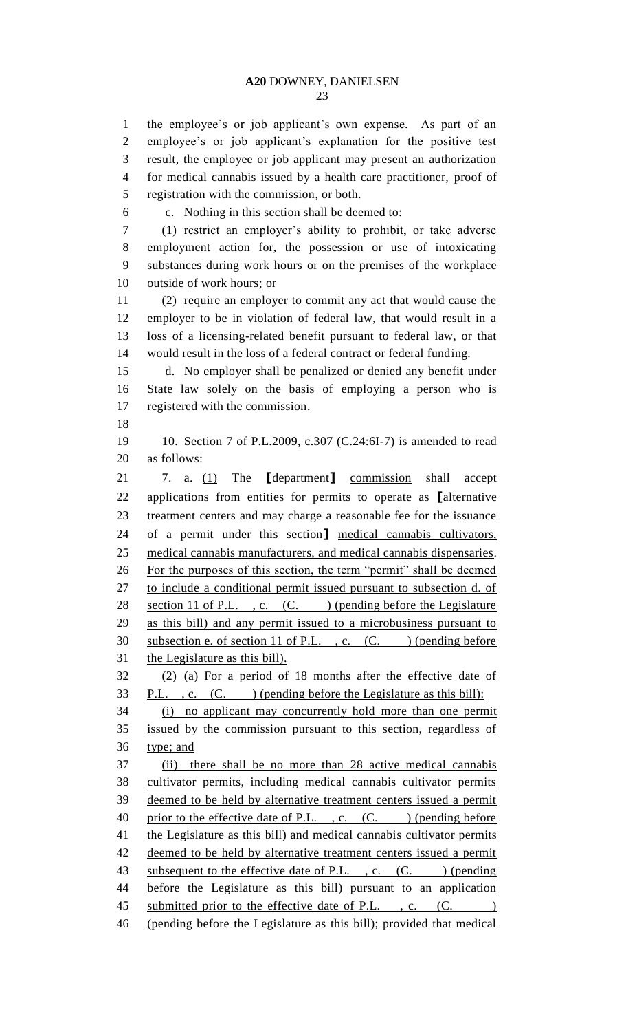the employee's or job applicant's own expense. As part of an employee's or job applicant's explanation for the positive test result, the employee or job applicant may present an authorization for medical cannabis issued by a health care practitioner, proof of registration with the commission, or both.

c. Nothing in this section shall be deemed to:

(1) restrict an employer's ability to prohibit, or take adverse employment action for, the possession or use of intoxicating substances during work hours or on the premises of the workplace outside of work hours; or

(2) require an employer to commit any act that would cause the employer to be in violation of federal law, that would result in a loss of a licensing-related benefit pursuant to federal law, or that would result in the loss of a federal contract or federal funding.

d. No employer shall be penalized or denied any benefit under State law solely on the basis of employing a person who is registered with the commission.

10. Section 7 of P.L.2009, c.307 (C.24:6I-7) is amended to read as follows:

7. a. <u>(1)</u> The [department] <u>commission</u> shall accept applications from entities for permits to operate as [alternative treatment centers and may charge a reasonable fee for the issuance of a permit under this section] <u>medical cannabis cultivators, medical cannabis manufacturers, and medical cannabis dispensaries. For the purposes of this section, the term "permit" shall be deemed to include a conditional permit issued pursuant to subsection d. of section 11 of P.L. , c. (C. ) (pending before the Legislature as this bill) and any permit issued to a microbusiness pursuant to subsection e. of section 11 of P.L. , c. (C. ) (pending before the Legislature as this bill).</u>

<u>(2) (a) For a period of 18 months after the effective date of P.L. , c. (C. ) (pending before the Legislature as this bill):</u>

<u>(i) no applicant may concurrently hold more than one permit issued by the commission pursuant to this section, regardless of type; and</u>

<u>(ii) there shall be no more than 28 active medical cannabis cultivator permits, including medical cannabis cultivator permits deemed to be held by alternative treatment centers issued a permit prior to the effective date of P.L. , c. (C. ) (pending before the Legislature as this bill) and medical cannabis cultivator permits deemed to be held by alternative treatment centers issued a permit subsequent to the effective date of P.L. , c. (C. ) (pending before the Legislature as this bill) pursuant to an application submitted prior to the effective date of P.L. , c. (C. ) (pending before the Legislature as this bill); provided that medical</u>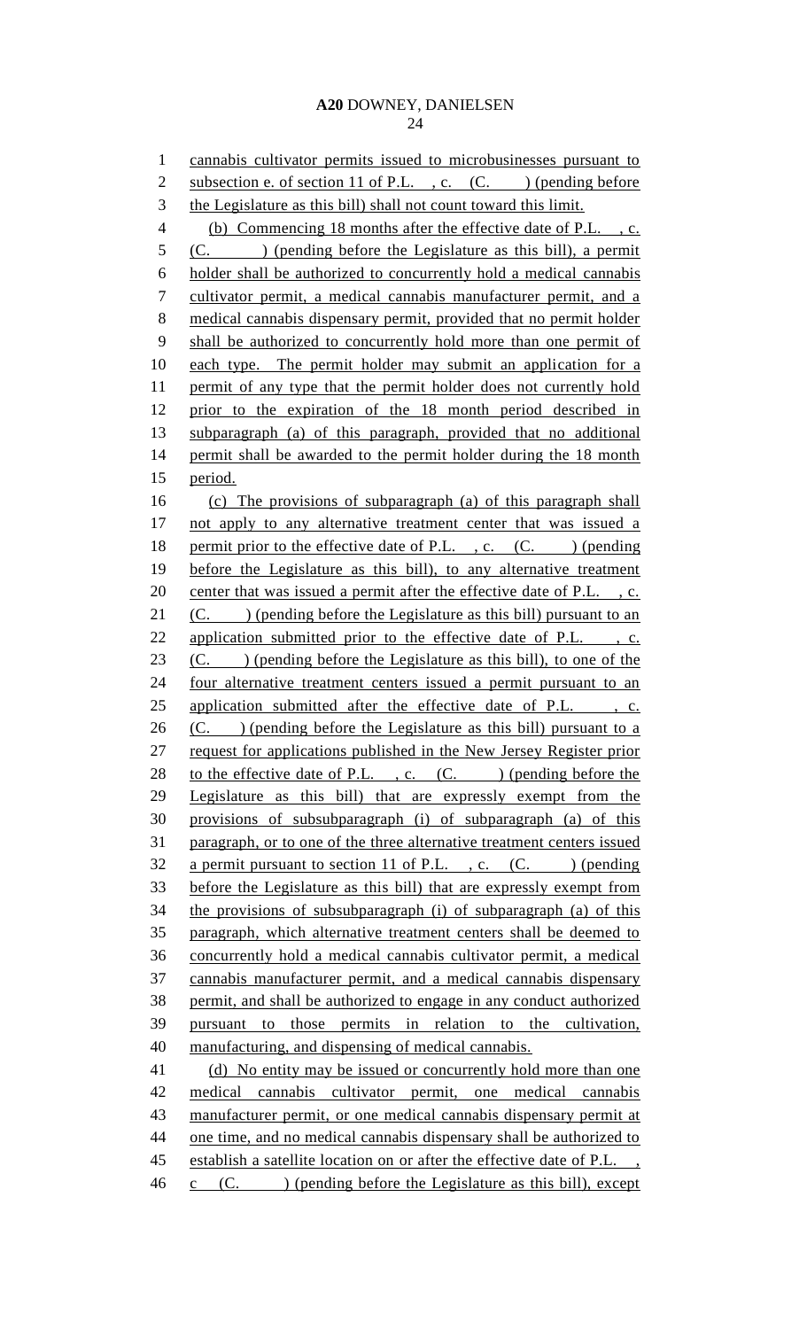cannabis cultivator permits issued to microbusinesses pursuant to subsection e. of section 11 of P.L. , c. (C. ) (pending before the Legislature as this bill) shall not count toward this limit.

(b) Commencing 18 months after the effective date of P.L. , c. (C. ) (pending before the Legislature as this bill), a permit holder shall be authorized to concurrently hold a medical cannabis cultivator permit, a medical cannabis manufacturer permit, and a medical cannabis dispensary permit, provided that no permit holder shall be authorized to concurrently hold more than one permit of each type. The permit holder may submit an application for a permit of any type that the permit holder does not currently hold prior to the expiration of the 18 month period described in subparagraph (a) of this paragraph, provided that no additional permit shall be awarded to the permit holder during the 18 month period.

(c) The provisions of subparagraph (a) of this paragraph shall not apply to any alternative treatment center that was issued a permit prior to the effective date of P.L. , c. (C. ) (pending before the Legislature as this bill), to any alternative treatment center that was issued a permit after the effective date of P.L. , c. (C. ) (pending before the Legislature as this bill) pursuant to an application submitted prior to the effective date of P.L. , c. (C. ) (pending before the Legislature as this bill), to one of the four alternative treatment centers issued a permit pursuant to an application submitted after the effective date of P.L. , c. (C. ) (pending before the Legislature as this bill) pursuant to a request for applications published in the New Jersey Register prior to the effective date of P.L. , c. (C. ) (pending before the Legislature as this bill) that are expressly exempt from the provisions of subsubparagraph (i) of subparagraph (a) of this paragraph, or to one of the three alternative treatment centers issued a permit pursuant to section 11 of P.L. , c. (C. ) (pending before the Legislature as this bill) that are expressly exempt from the provisions of subsubparagraph (i) of subparagraph (a) of this paragraph, which alternative treatment centers shall be deemed to concurrently hold a medical cannabis cultivator permit, a medical cannabis manufacturer permit, and a medical cannabis dispensary permit, and shall be authorized to engage in any conduct authorized pursuant to those permits in relation to the cultivation, manufacturing, and dispensing of medical cannabis.

(d) No entity may be issued or concurrently hold more than one medical cannabis cultivator permit, one medical cannabis manufacturer permit, or one medical cannabis dispensary permit at one time, and no medical cannabis dispensary shall be authorized to establish a satellite location on or after the effective date of P.L. , c (C. ) (pending before the Legislature as this bill), except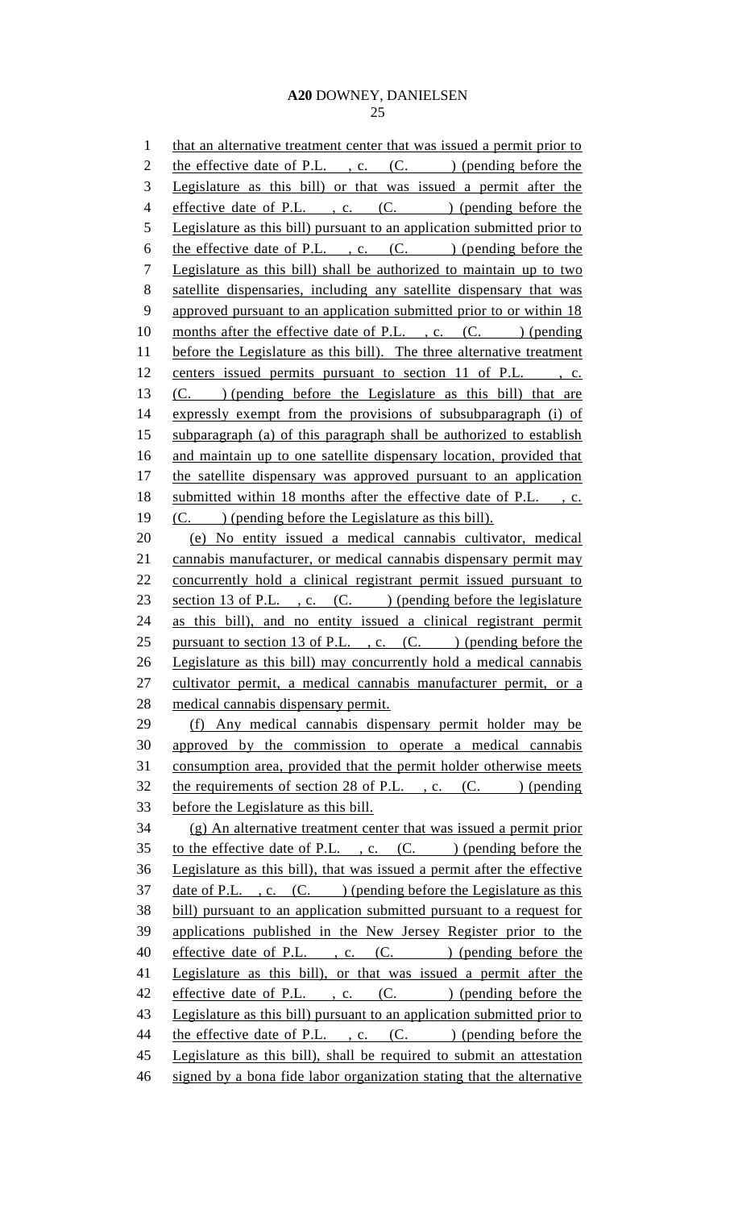that an alternative treatment center that was issued a permit prior to the effective date of P.L. , c. (C. ) (pending before the Legislature as this bill) or that was issued a permit after the effective date of P.L. , c. (C. ) (pending before the Legislature as this bill) pursuant to an application submitted prior to the effective date of P.L. , c. (C. ) (pending before the Legislature as this bill) shall be authorized to maintain up to two satellite dispensaries, including any satellite dispensary that was approved pursuant to an application submitted prior to or within 18 months after the effective date of P.L. , c. (C. ) (pending before the Legislature as this bill). The three alternative treatment centers issued permits pursuant to section 11 of P.L. , c. (C. ) (pending before the Legislature as this bill) that are expressly exempt from the provisions of subsubparagraph (i) of subparagraph (a) of this paragraph shall be authorized to establish and maintain up to one satellite dispensary location, provided that the satellite dispensary was approved pursuant to an application submitted within 18 months after the effective date of P.L. , c. (C. ) (pending before the Legislature as this bill).

(e) No entity issued a medical cannabis cultivator, medical cannabis manufacturer, or medical cannabis dispensary permit may concurrently hold a clinical registrant permit issued pursuant to section 13 of P.L. , c. (C. ) (pending before the legislature as this bill), and no entity issued a clinical registrant permit pursuant to section 13 of P.L. , c. (C. ) (pending before the Legislature as this bill) may concurrently hold a medical cannabis cultivator permit, a medical cannabis manufacturer permit, or a medical cannabis dispensary permit.

(f) Any medical cannabis dispensary permit holder may be approved by the commission to operate a medical cannabis consumption area, provided that the permit holder otherwise meets the requirements of section 28 of P.L. , c. (C. ) (pending before the Legislature as this bill.

(g) An alternative treatment center that was issued a permit prior to the effective date of P.L. , c. (C. ) (pending before the Legislature as this bill), that was issued a permit after the effective date of P.L. , c. (C. ) (pending before the Legislature as this bill) pursuant to an application submitted pursuant to a request for applications published in the New Jersey Register prior to the effective date of P.L. , c. (C. ) (pending before the Legislature as this bill), or that was issued a permit after the effective date of P.L. , c. (C. ) (pending before the Legislature as this bill) pursuant to an application submitted prior to the effective date of P.L. , c. (C. ) (pending before the Legislature as this bill), shall be required to submit an attestation signed by a bona fide labor organization stating that the alternative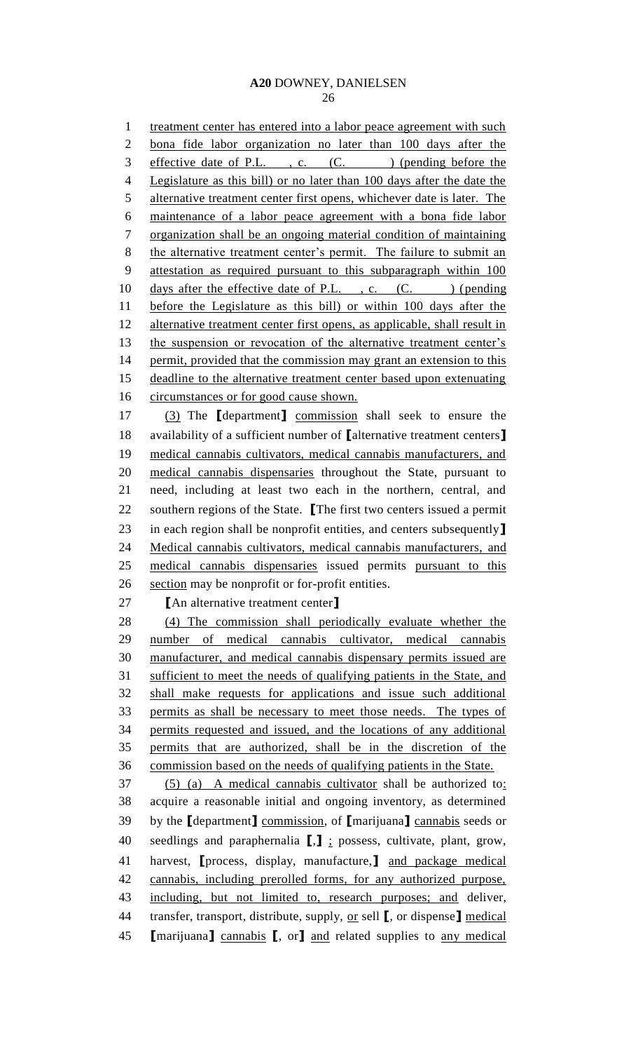treatment center has entered into a labor peace agreement with such bona fide labor organization no later than 100 days after the effective date of P.L. , c. (C. ) (pending before the Legislature as this bill) or no later than 100 days after the date the alternative treatment center first opens, whichever date is later. The maintenance of a labor peace agreement with a bona fide labor organization shall be an ongoing material condition of maintaining the alternative treatment center's permit. The failure to submit an attestation as required pursuant to this subparagraph within 100 days after the effective date of P.L. , c. (C. ) (pending before the Legislature as this bill) or within 100 days after the alternative treatment center first opens, as applicable, shall result in the suspension or revocation of the alternative treatment center's permit, provided that the commission may grant an extension to this deadline to the alternative treatment center based upon extenuating circumstances or for good cause shown.

(3) The 【department】 commission shall seek to ensure the availability of a sufficient number of 【alternative treatment centers】 medical cannabis cultivators, medical cannabis manufacturers, and medical cannabis dispensaries throughout the State, pursuant to need, including at least two each in the northern, central, and southern regions of the State. 【The first two centers issued a permit in each region shall be nonprofit entities, and centers subsequently】 Medical cannabis cultivators, medical cannabis manufacturers, and medical cannabis dispensaries issued permits pursuant to this section may be nonprofit or for-profit entities.

【An alternative treatment center】

(4) The commission shall periodically evaluate whether the number of medical cannabis cultivator, medical cannabis manufacturer, and medical cannabis dispensary permits issued are sufficient to meet the needs of qualifying patients in the State, and shall make requests for applications and issue such additional permits as shall be necessary to meet those needs. The types of permits requested and issued, and the locations of any additional permits that are authorized, shall be in the discretion of the commission based on the needs of qualifying patients in the State.

(5) (a) A medical cannabis cultivator shall be authorized to: acquire a reasonable initial and ongoing inventory, as determined by the 【department】 commission, of 【marijuana】 cannabis seeds or seedlings and paraphernalia 【,】 ; possess, cultivate, plant, grow, harvest, 【process, display, manufacture,】 and package medical cannabis, including prerolled forms, for any authorized purpose, including, but not limited to, research purposes; and deliver, transfer, transport, distribute, supply, or sell 【, or dispense】 medical 【marijuana】 cannabis 【, or】 and related supplies to any medical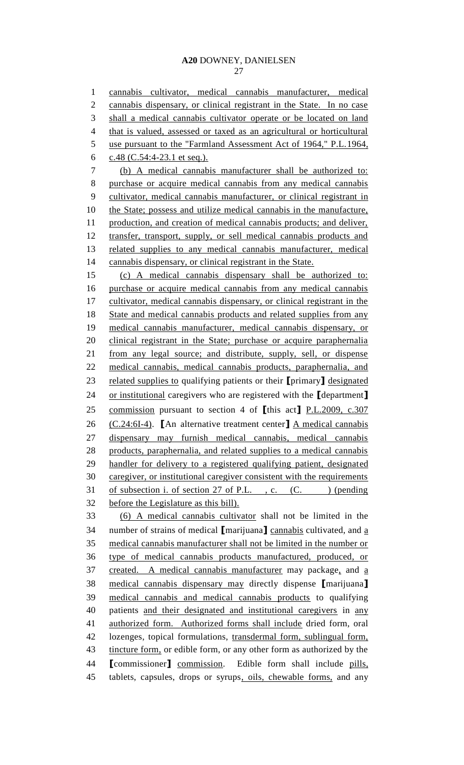cannabis cultivator, medical cannabis manufacturer, medical cannabis dispensary, or clinical registrant in the State. In no case shall a medical cannabis cultivator operate or be located on land that is valued, assessed or taxed as an agricultural or horticultural use pursuant to the "Farmland Assessment Act of 1964," P.L.1964, c.48 (C.54:4-23.1 et seq.).

(b) A medical cannabis manufacturer shall be authorized to: purchase or acquire medical cannabis from any medical cannabis cultivator, medical cannabis manufacturer, or clinical registrant in the State; possess and utilize medical cannabis in the manufacture, production, and creation of medical cannabis products; and deliver, transfer, transport, supply, or sell medical cannabis products and related supplies to any medical cannabis manufacturer, medical cannabis dispensary, or clinical registrant in the State.

(c) A medical cannabis dispensary shall be authorized to: purchase or acquire medical cannabis from any medical cannabis cultivator, medical cannabis dispensary, or clinical registrant in the State and medical cannabis products and related supplies from any medical cannabis manufacturer, medical cannabis dispensary, or clinical registrant in the State; purchase or acquire paraphernalia from any legal source; and distribute, supply, sell, or dispense medical cannabis, medical cannabis products, paraphernalia, and related supplies to qualifying patients or their [primary] designated or institutional caregivers who are registered with the [department] commission pursuant to section 4 of [this act] P.L.2009, c.307 (C.24:6I-4). [An alternative treatment center] A medical cannabis dispensary may furnish medical cannabis, medical cannabis products, paraphernalia, and related supplies to a medical cannabis handler for delivery to a registered qualifying patient, designated caregiver, or institutional caregiver consistent with the requirements of subsection i. of section 27 of P.L. , c. (C. ) (pending before the Legislature as this bill).

(6) A medical cannabis cultivator shall not be limited in the number of strains of medical [marijuana] cannabis cultivated, and a medical cannabis manufacturer shall not be limited in the number or type of medical cannabis products manufactured, produced, or created. A medical cannabis manufacturer may package, and a medical cannabis dispensary may directly dispense [marijuana] medical cannabis and medical cannabis products to qualifying patients and their designated and institutional caregivers in any authorized form. Authorized forms shall include dried form, oral lozenges, topical formulations, transdermal form, sublingual form, tincture form, or edible form, or any other form as authorized by the [commissioner] commission. Edible form shall include pills, tablets, capsules, drops or syrups, oils, chewable forms, and any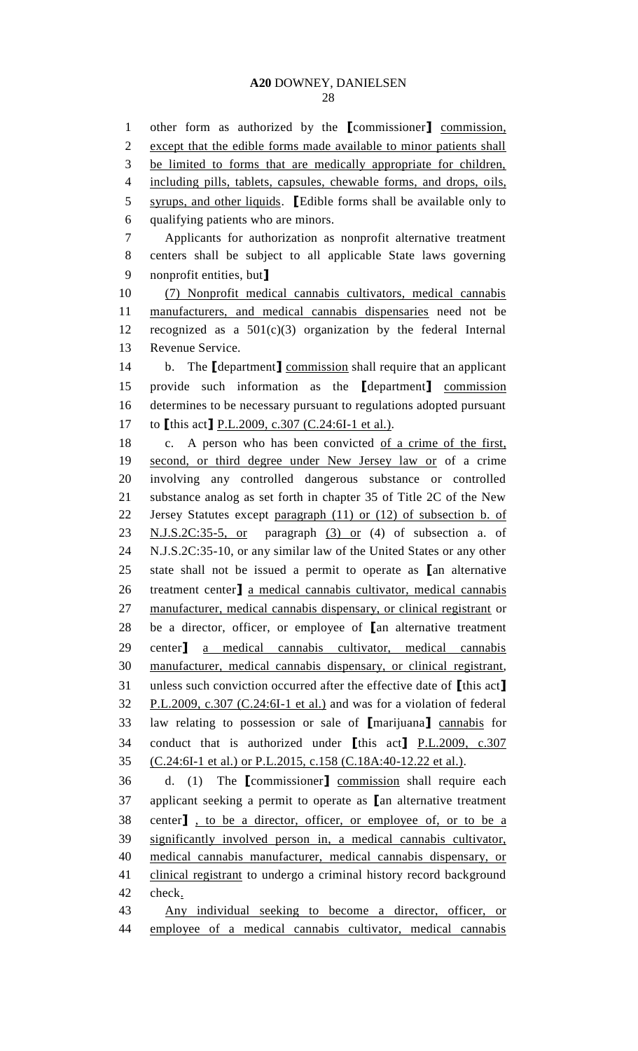other form as authorized by the [commissioner] commission, except that the edible forms made available to minor patients shall be limited to forms that are medically appropriate for children, including pills, tablets, capsules, chewable forms, and drops, oils, syrups, and other liquids. [Edible forms shall be available only to qualifying patients who are minors.

Applicants for authorization as nonprofit alternative treatment centers shall be subject to all applicable State laws governing nonprofit entities, but]

(7) Nonprofit medical cannabis cultivators, medical cannabis manufacturers, and medical cannabis dispensaries need not be recognized as a 501(c)(3) organization by the federal Internal Revenue Service.

b. The [department] commission shall require that an applicant provide such information as the [department] commission determines to be necessary pursuant to regulations adopted pursuant to [this act] P.L.2009, c.307 (C.24:6I-1 et al.).

c. A person who has been convicted of a crime of the first, second, or third degree under New Jersey law or of a crime involving any controlled dangerous substance or controlled substance analog as set forth in chapter 35 of Title 2C of the New Jersey Statutes except paragraph (11) or (12) of subsection b. of N.J.S.2C:35-5, or paragraph (3) or (4) of subsection a. of N.J.S.2C:35-10, or any similar law of the United States or any other state shall not be issued a permit to operate as [an alternative treatment center] a medical cannabis cultivator, medical cannabis manufacturer, medical cannabis dispensary, or clinical registrant or be a director, officer, or employee of [an alternative treatment center] a medical cannabis cultivator, medical cannabis manufacturer, medical cannabis dispensary, or clinical registrant, unless such conviction occurred after the effective date of [this act] P.L.2009, c.307 (C.24:6I-1 et al.) and was for a violation of federal law relating to possession or sale of [marijuana] cannabis for conduct that is authorized under [this act] P.L.2009, c.307 (C.24:6I-1 et al.) or P.L.2015, c.158 (C.18A:40-12.22 et al.).

d. (1) The [commissioner] commission shall require each applicant seeking a permit to operate as [an alternative treatment center] , to be a director, officer, or employee of, or to be a significantly involved person in, a medical cannabis cultivator, medical cannabis manufacturer, medical cannabis dispensary, or clinical registrant to undergo a criminal history record background check.

Any individual seeking to become a director, officer, or employee of a medical cannabis cultivator, medical cannabis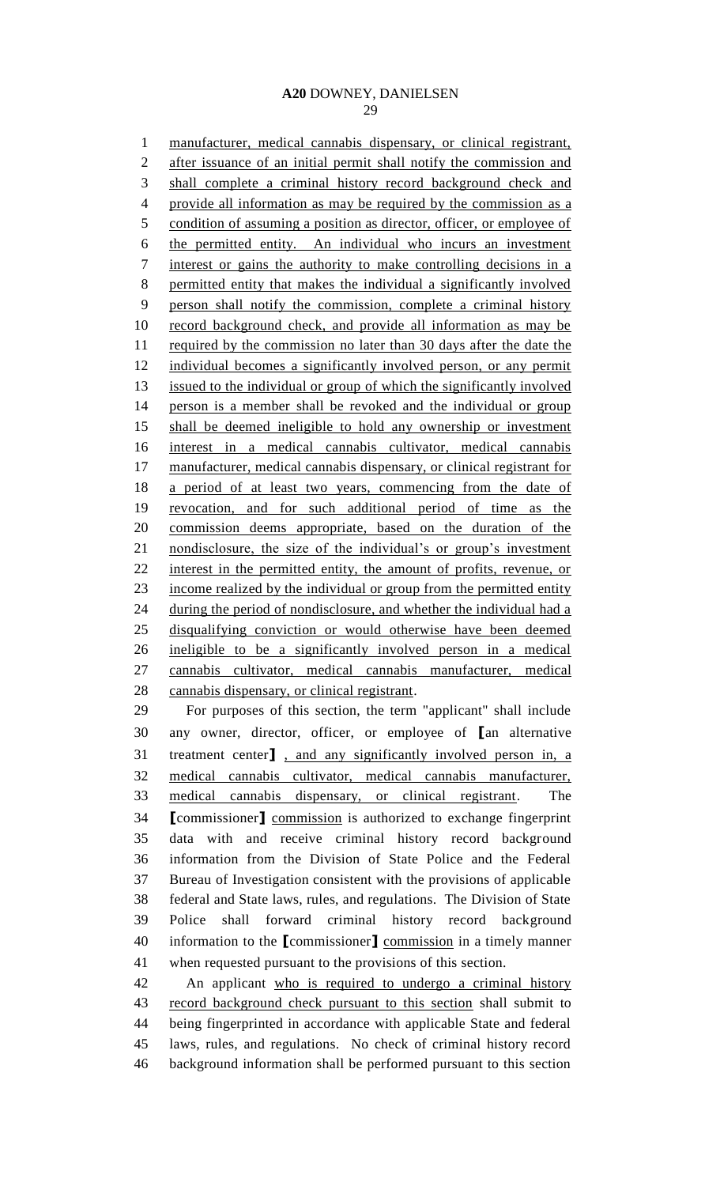manufacturer, medical cannabis dispensary, or clinical registrant, after issuance of an initial permit shall notify the commission and shall complete a criminal history record background check and provide all information as may be required by the commission as a condition of assuming a position as director, officer, or employee of the permitted entity. An individual who incurs an investment interest or gains the authority to make controlling decisions in a permitted entity that makes the individual a significantly involved person shall notify the commission, complete a criminal history record background check, and provide all information as may be required by the commission no later than 30 days after the date the individual becomes a significantly involved person, or any permit issued to the individual or group of which the significantly involved person is a member shall be revoked and the individual or group shall be deemed ineligible to hold any ownership or investment interest in a medical cannabis cultivator, medical cannabis manufacturer, medical cannabis dispensary, or clinical registrant for a period of at least two years, commencing from the date of revocation, and for such additional period of time as the commission deems appropriate, based on the duration of the nondisclosure, the size of the individual's or group's investment interest in the permitted entity, the amount of profits, revenue, or income realized by the individual or group from the permitted entity during the period of nondisclosure, and whether the individual had a disqualifying conviction or would otherwise have been deemed ineligible to be a significantly involved person in a medical cannabis cultivator, medical cannabis manufacturer, medical cannabis dispensary, or clinical registrant.

For purposes of this section, the term "applicant" shall include any owner, director, officer, or employee of [an alternative treatment center] , and any significantly involved person in, a medical cannabis cultivator, medical cannabis manufacturer, medical cannabis dispensary, or clinical registrant. The [commissioner] commission is authorized to exchange fingerprint data with and receive criminal history record background information from the Division of State Police and the Federal Bureau of Investigation consistent with the provisions of applicable federal and State laws, rules, and regulations. The Division of State Police shall forward criminal history record background information to the [commissioner] commission in a timely manner when requested pursuant to the provisions of this section.

An applicant who is required to undergo a criminal history record background check pursuant to this section shall submit to being fingerprinted in accordance with applicable State and federal laws, rules, and regulations. No check of criminal history record background information shall be performed pursuant to this section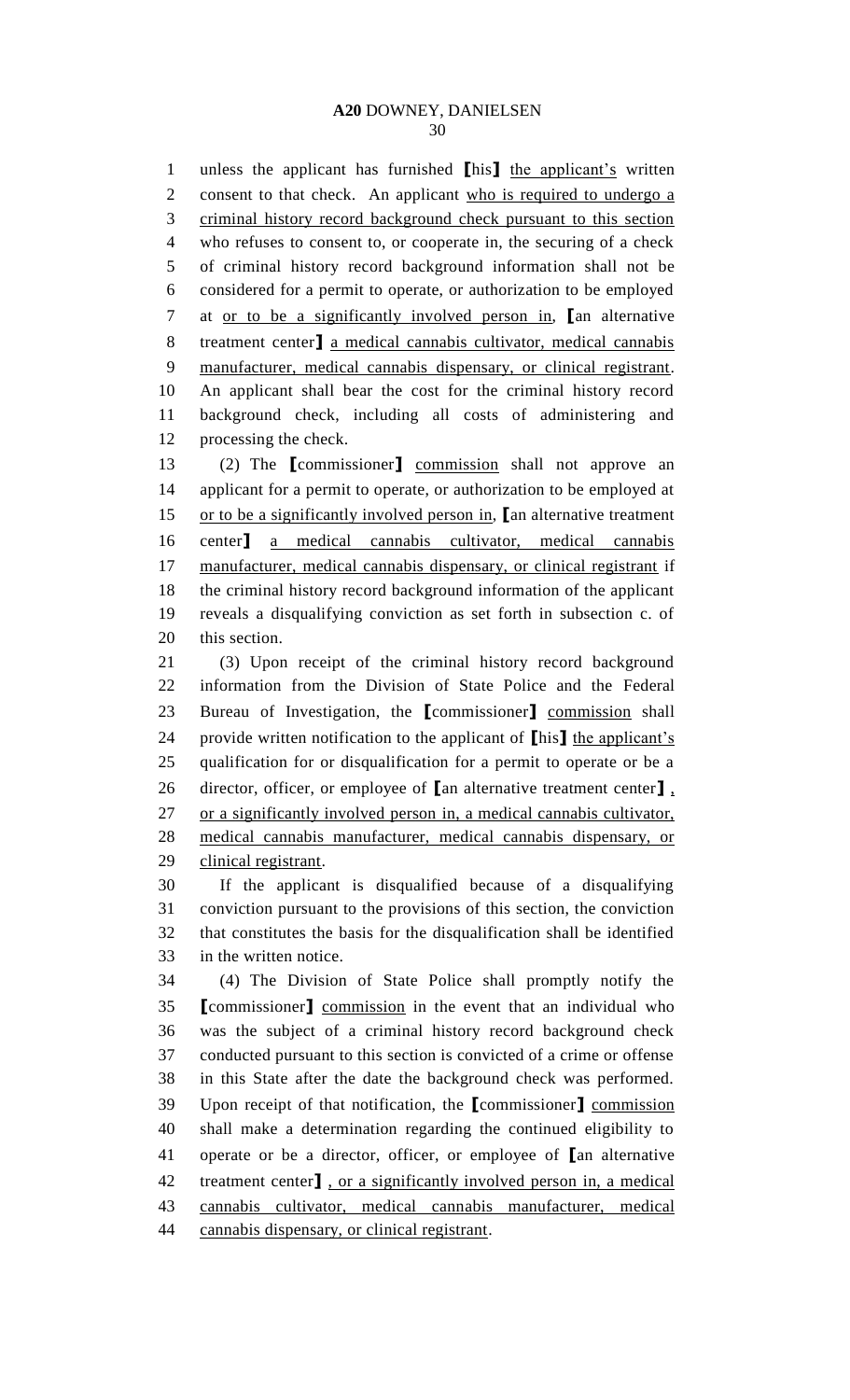unless the applicant has furnished 【his】 the applicant's written consent to that check. An applicant who is required to undergo a criminal history record background check pursuant to this section who refuses to consent to, or cooperate in, the securing of a check of criminal history record background information shall not be considered for a permit to operate, or authorization to be employed at or to be a significantly involved person in, 【an alternative treatment center】 a medical cannabis cultivator, medical cannabis manufacturer, medical cannabis dispensary, or clinical registrant. An applicant shall bear the cost for the criminal history record background check, including all costs of administering and processing the check.

(2) The 【commissioner】 commission shall not approve an applicant for a permit to operate, or authorization to be employed at or to be a significantly involved person in, 【an alternative treatment center】 a medical cannabis cultivator, medical cannabis manufacturer, medical cannabis dispensary, or clinical registrant if the criminal history record background information of the applicant reveals a disqualifying conviction as set forth in subsection c. of this section.

(3) Upon receipt of the criminal history record background information from the Division of State Police and the Federal Bureau of Investigation, the 【commissioner】 commission shall provide written notification to the applicant of 【his】 the applicant's qualification for or disqualification for a permit to operate or be a director, officer, or employee of 【an alternative treatment center】 , or a significantly involved person in, a medical cannabis cultivator, medical cannabis manufacturer, medical cannabis dispensary, or clinical registrant.

If the applicant is disqualified because of a disqualifying conviction pursuant to the provisions of this section, the conviction that constitutes the basis for the disqualification shall be identified in the written notice.

(4) The Division of State Police shall promptly notify the 【commissioner】 commission in the event that an individual who was the subject of a criminal history record background check conducted pursuant to this section is convicted of a crime or offense in this State after the date the background check was performed. Upon receipt of that notification, the 【commissioner】 commission shall make a determination regarding the continued eligibility to operate or be a director, officer, or employee of 【an alternative treatment center】 , or a significantly involved person in, a medical cannabis cultivator, medical cannabis manufacturer, medical cannabis dispensary, or clinical registrant.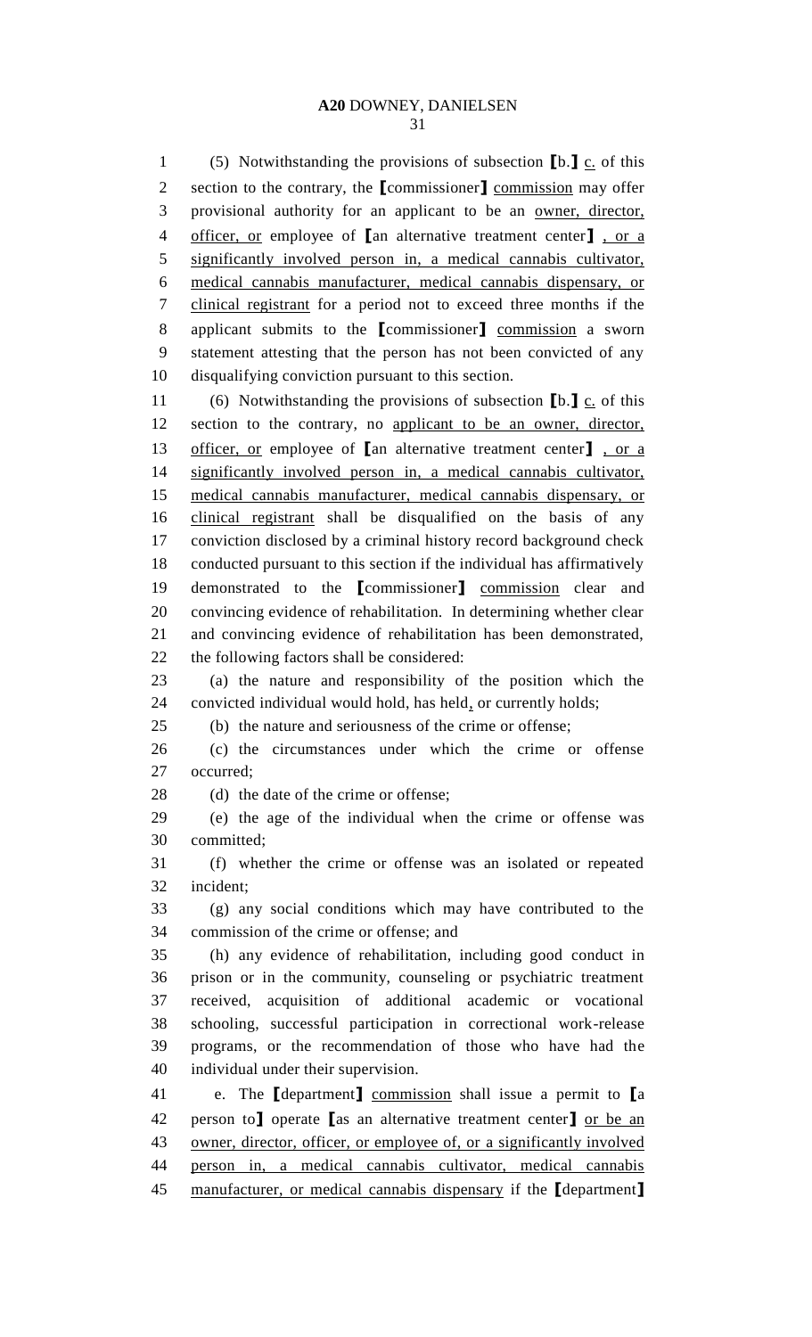(5) Notwithstanding the provisions of subsection [b.] c. of this section to the contrary, the [commissioner] commission may offer provisional authority for an applicant to be an owner, director, officer, or employee of [an alternative treatment center] , or a significantly involved person in, a medical cannabis cultivator, medical cannabis manufacturer, medical cannabis dispensary, or clinical registrant for a period not to exceed three months if the applicant submits to the [commissioner] commission a sworn statement attesting that the person has not been convicted of any disqualifying conviction pursuant to this section.

(6) Notwithstanding the provisions of subsection [b.] c. of this section to the contrary, no applicant to be an owner, director, officer, or employee of [an alternative treatment center] , or a significantly involved person in, a medical cannabis cultivator, medical cannabis manufacturer, medical cannabis dispensary, or clinical registrant shall be disqualified on the basis of any conviction disclosed by a criminal history record background check conducted pursuant to this section if the individual has affirmatively demonstrated to the [commissioner] commission clear and convincing evidence of rehabilitation. In determining whether clear and convincing evidence of rehabilitation has been demonstrated, the following factors shall be considered:

(a) the nature and responsibility of the position which the convicted individual would hold, has held, or currently holds;

(b) the nature and seriousness of the crime or offense;

(c) the circumstances under which the crime or offense occurred;

(d) the date of the crime or offense;

(e) the age of the individual when the crime or offense was committed;

(f) whether the crime or offense was an isolated or repeated incident;

(g) any social conditions which may have contributed to the commission of the crime or offense; and

(h) any evidence of rehabilitation, including good conduct in prison or in the community, counseling or psychiatric treatment received, acquisition of additional academic or vocational schooling, successful participation in correctional work-release programs, or the recommendation of those who have had the individual under their supervision.

e. The [department] commission shall issue a permit to [a person to] operate [as an alternative treatment center] or be an owner, director, officer, or employee of, or a significantly involved person in, a medical cannabis cultivator, medical cannabis manufacturer, or medical cannabis dispensary if the [department]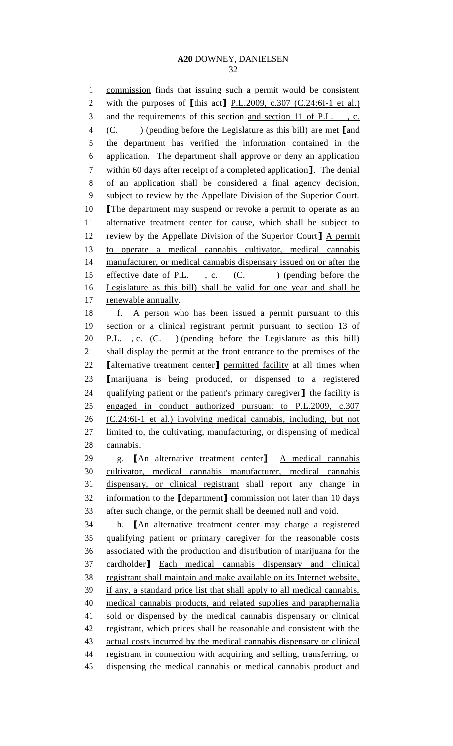commission finds that issuing such a permit would be consistent with the purposes of [this act] P.L.2009, c.307 (C.24:6I-1 et al.) and the requirements of this section and section 11 of P.L. , c. (C. ) (pending before the Legislature as this bill) are met [and the department has verified the information contained in the application. The department shall approve or deny an application within 60 days after receipt of a completed application]. The denial of an application shall be considered a final agency decision, subject to review by the Appellate Division of the Superior Court. [The department may suspend or revoke a permit to operate as an alternative treatment center for cause, which shall be subject to review by the Appellate Division of the Superior Court] A permit to operate a medical cannabis cultivator, medical cannabis manufacturer, or medical cannabis dispensary issued on or after the effective date of P.L. , c. (C. ) (pending before the Legislature as this bill) shall be valid for one year and shall be renewable annually.

f. A person who has been issued a permit pursuant to this section or a clinical registrant permit pursuant to section 13 of P.L. , c. (C. ) (pending before the Legislature as this bill) shall display the permit at the front entrance to the premises of the [alternative treatment center] permitted facility at all times when [marijuana is being produced, or dispensed to a registered qualifying patient or the patient's primary caregiver] the facility is engaged in conduct authorized pursuant to P.L.2009, c.307 (C.24:6I-1 et al.) involving medical cannabis, including, but not limited to, the cultivating, manufacturing, or dispensing of medical cannabis.

g. [An alternative treatment center] A medical cannabis cultivator, medical cannabis manufacturer, medical cannabis dispensary, or clinical registrant shall report any change in information to the [department] commission not later than 10 days after such change, or the permit shall be deemed null and void.

h. [An alternative treatment center may charge a registered qualifying patient or primary caregiver for the reasonable costs associated with the production and distribution of marijuana for the cardholder] Each medical cannabis dispensary and clinical registrant shall maintain and make available on its Internet website, if any, a standard price list that shall apply to all medical cannabis, medical cannabis products, and related supplies and paraphernalia sold or dispensed by the medical cannabis dispensary or clinical registrant, which prices shall be reasonable and consistent with the actual costs incurred by the medical cannabis dispensary or clinical registrant in connection with acquiring and selling, transferring, or dispensing the medical cannabis or medical cannabis product and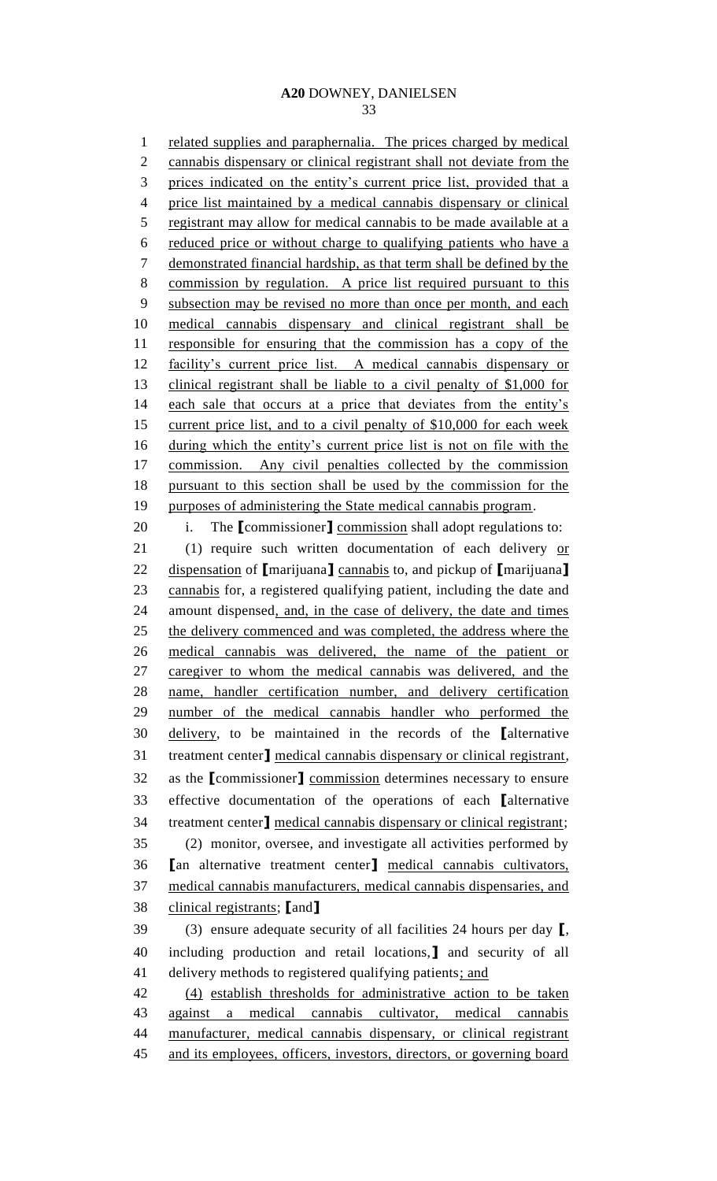related supplies and paraphernalia. The prices charged by medical cannabis dispensary or clinical registrant shall not deviate from the prices indicated on the entity's current price list, provided that a price list maintained by a medical cannabis dispensary or clinical registrant may allow for medical cannabis to be made available at a reduced price or without charge to qualifying patients who have a demonstrated financial hardship, as that term shall be defined by the commission by regulation. A price list required pursuant to this subsection may be revised no more than once per month, and each medical cannabis dispensary and clinical registrant shall be responsible for ensuring that the commission has a copy of the facility's current price list. A medical cannabis dispensary or clinical registrant shall be liable to a civil penalty of $1,000 for each sale that occurs at a price that deviates from the entity's current price list, and to a civil penalty of $10,000 for each week during which the entity's current price list is not on file with the commission. Any civil penalties collected by the commission pursuant to this section shall be used by the commission for the purposes of administering the State medical cannabis program.

i. The ⟦commissioner⟧ commission shall adopt regulations to:

(1) require such written documentation of each delivery or dispensation of ⟦marijuana⟧ cannabis to, and pickup of ⟦marijuana⟧ cannabis for, a registered qualifying patient, including the date and amount dispensed, and, in the case of delivery, the date and times the delivery commenced and was completed, the address where the medical cannabis was delivered, the name of the patient or caregiver to whom the medical cannabis was delivered, and the name, handler certification number, and delivery certification number of the medical cannabis handler who performed the delivery, to be maintained in the records of the ⟦alternative treatment center⟧ medical cannabis dispensary or clinical registrant, as the ⟦commissioner⟧ commission determines necessary to ensure effective documentation of the operations of each ⟦alternative treatment center⟧ medical cannabis dispensary or clinical registrant;

(2) monitor, oversee, and investigate all activities performed by ⟦an alternative treatment center⟧ medical cannabis cultivators, medical cannabis manufacturers, medical cannabis dispensaries, and clinical registrants; ⟦and⟧

(3) ensure adequate security of all facilities 24 hours per day ⟦, including production and retail locations,⟧ and security of all delivery methods to registered qualifying patients; and

(4) establish thresholds for administrative action to be taken against a medical cannabis cultivator, medical cannabis manufacturer, medical cannabis dispensary, or clinical registrant and its employees, officers, investors, directors, or governing board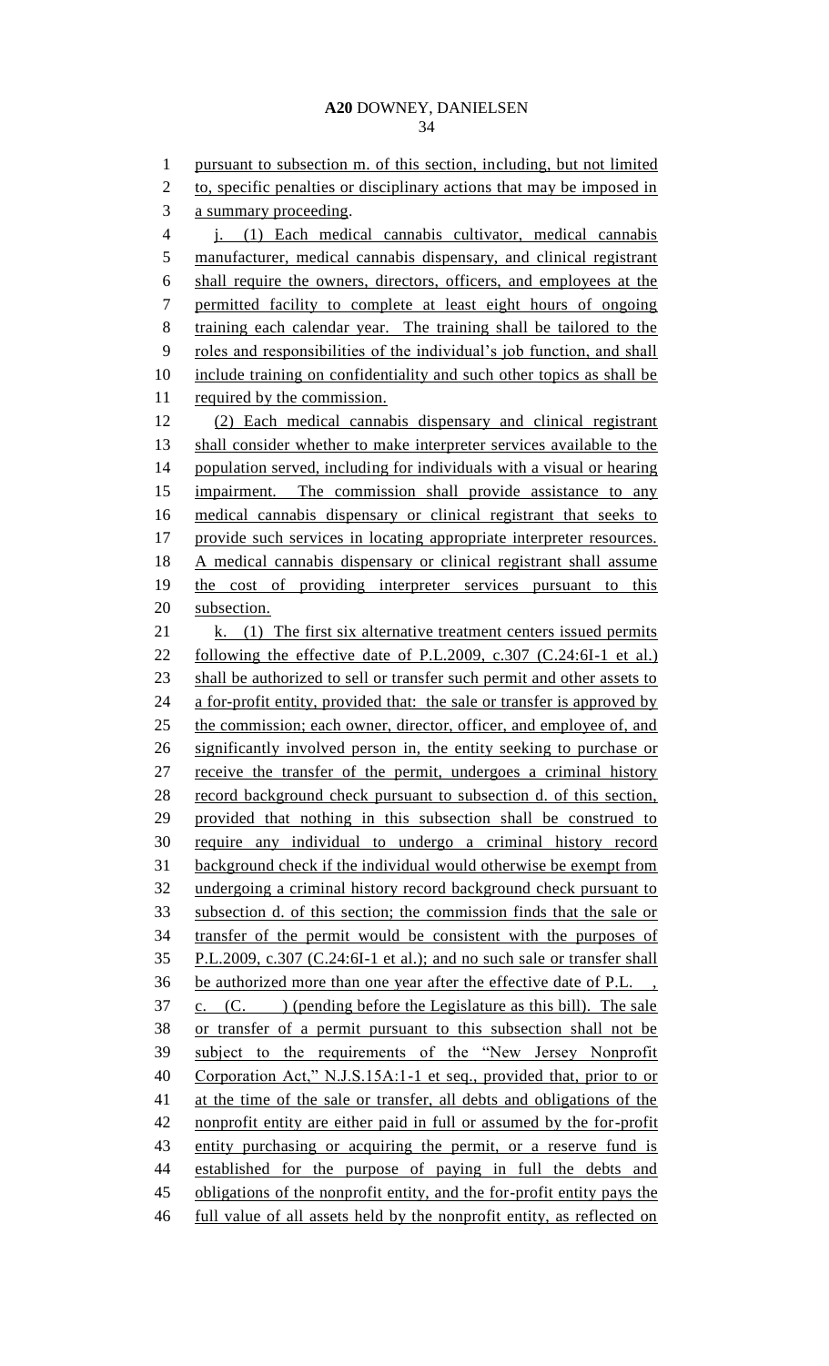pursuant to subsection m. of this section, including, but not limited to, specific penalties or disciplinary actions that may be imposed in a summary proceeding.

j. (1) Each medical cannabis cultivator, medical cannabis manufacturer, medical cannabis dispensary, and clinical registrant shall require the owners, directors, officers, and employees at the permitted facility to complete at least eight hours of ongoing training each calendar year. The training shall be tailored to the roles and responsibilities of the individual's job function, and shall include training on confidentiality and such other topics as shall be required by the commission.

(2) Each medical cannabis dispensary and clinical registrant shall consider whether to make interpreter services available to the population served, including for individuals with a visual or hearing impairment. The commission shall provide assistance to any medical cannabis dispensary or clinical registrant that seeks to provide such services in locating appropriate interpreter resources. A medical cannabis dispensary or clinical registrant shall assume the cost of providing interpreter services pursuant to this subsection.

k. (1) The first six alternative treatment centers issued permits following the effective date of P.L.2009, c.307 (C.24:6I-1 et al.) shall be authorized to sell or transfer such permit and other assets to a for-profit entity, provided that: the sale or transfer is approved by the commission; each owner, director, officer, and employee of, and significantly involved person in, the entity seeking to purchase or receive the transfer of the permit, undergoes a criminal history record background check pursuant to subsection d. of this section, provided that nothing in this subsection shall be construed to require any individual to undergo a criminal history record background check if the individual would otherwise be exempt from undergoing a criminal history record background check pursuant to subsection d. of this section; the commission finds that the sale or transfer of the permit would be consistent with the purposes of P.L.2009, c.307 (C.24:6I-1 et al.); and no such sale or transfer shall be authorized more than one year after the effective date of P.L. , c. (C. ) (pending before the Legislature as this bill). The sale or transfer of a permit pursuant to this subsection shall not be subject to the requirements of the "New Jersey Nonprofit Corporation Act," N.J.S.15A:1-1 et seq., provided that, prior to or at the time of the sale or transfer, all debts and obligations of the nonprofit entity are either paid in full or assumed by the for-profit entity purchasing or acquiring the permit, or a reserve fund is established for the purpose of paying in full the debts and obligations of the nonprofit entity, and the for-profit entity pays the full value of all assets held by the nonprofit entity, as reflected on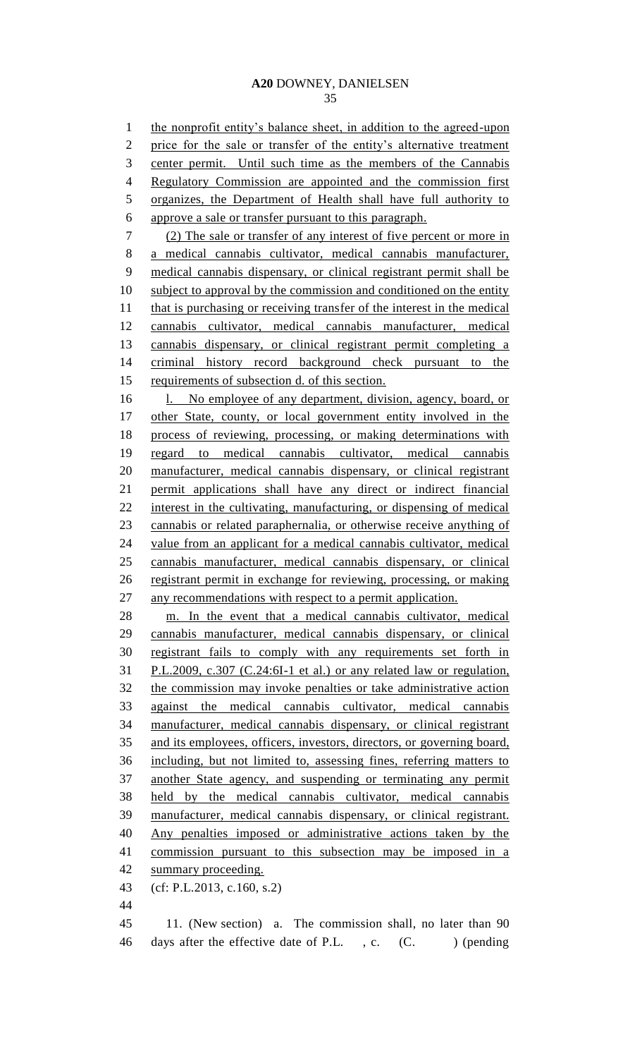the nonprofit entity's balance sheet, in addition to the agreed-upon price for the sale or transfer of the entity's alternative treatment center permit. Until such time as the members of the Cannabis Regulatory Commission are appointed and the commission first organizes, the Department of Health shall have full authority to approve a sale or transfer pursuant to this paragraph.

(2) The sale or transfer of any interest of five percent or more in a medical cannabis cultivator, medical cannabis manufacturer, medical cannabis dispensary, or clinical registrant permit shall be subject to approval by the commission and conditioned on the entity that is purchasing or receiving transfer of the interest in the medical cannabis cultivator, medical cannabis manufacturer, medical cannabis dispensary, or clinical registrant permit completing a criminal history record background check pursuant to the requirements of subsection d. of this section.

l. No employee of any department, division, agency, board, or other State, county, or local government entity involved in the process of reviewing, processing, or making determinations with regard to medical cannabis cultivator, medical cannabis manufacturer, medical cannabis dispensary, or clinical registrant permit applications shall have any direct or indirect financial interest in the cultivating, manufacturing, or dispensing of medical cannabis or related paraphernalia, or otherwise receive anything of value from an applicant for a medical cannabis cultivator, medical cannabis manufacturer, medical cannabis dispensary, or clinical registrant permit in exchange for reviewing, processing, or making any recommendations with respect to a permit application.

m. In the event that a medical cannabis cultivator, medical cannabis manufacturer, medical cannabis dispensary, or clinical registrant fails to comply with any requirements set forth in P.L.2009, c.307 (C.24:6I-1 et al.) or any related law or regulation, the commission may invoke penalties or take administrative action against the medical cannabis cultivator, medical cannabis manufacturer, medical cannabis dispensary, or clinical registrant and its employees, officers, investors, directors, or governing board, including, but not limited to, assessing fines, referring matters to another State agency, and suspending or terminating any permit held by the medical cannabis cultivator, medical cannabis manufacturer, medical cannabis dispensary, or clinical registrant. Any penalties imposed or administrative actions taken by the commission pursuant to this subsection may be imposed in a summary proceeding.

(cf: P.L.2013, c.160, s.2)

11. (New section) a. The commission shall, no later than 90 days after the effective date of P.L. , c. (C. ) (pending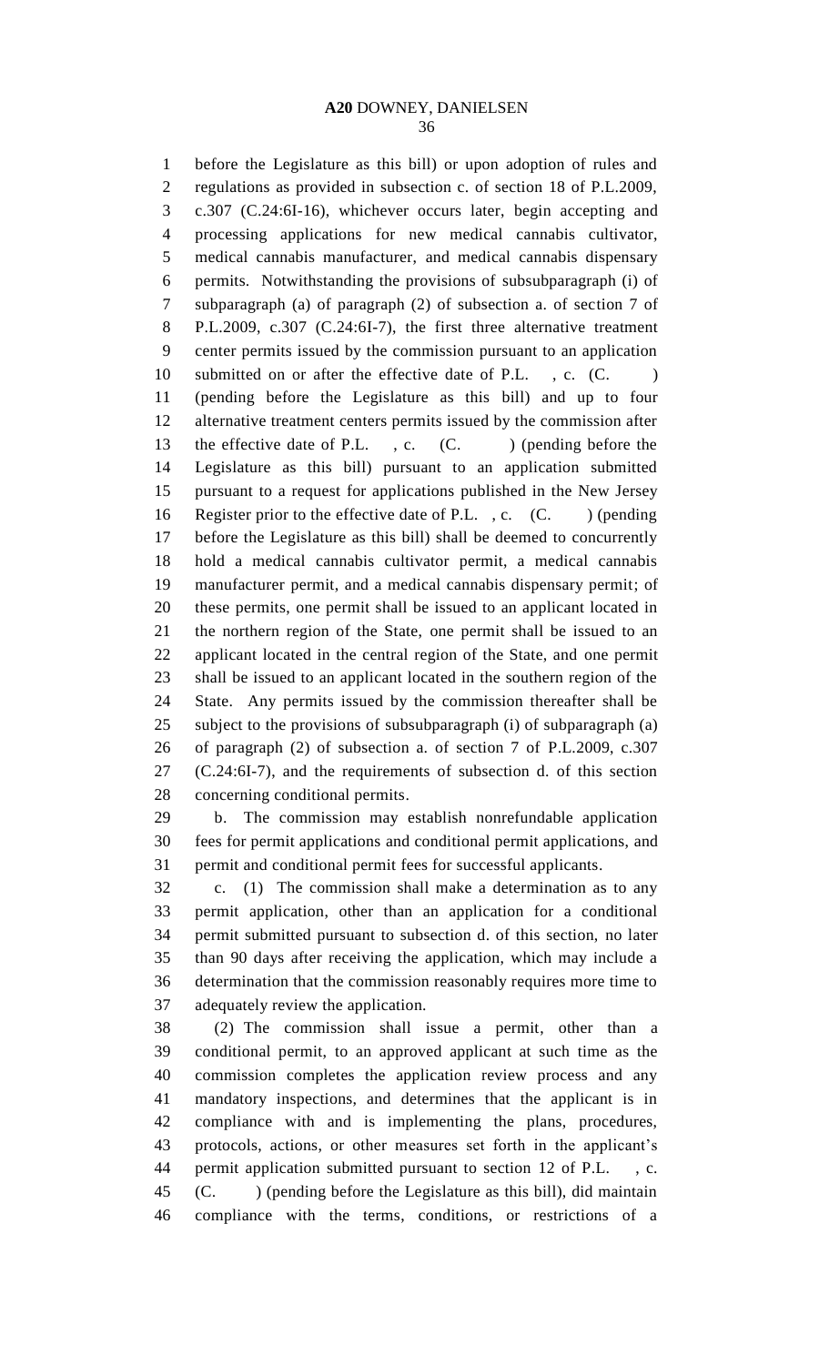before the Legislature as this bill) or upon adoption of rules and regulations as provided in subsection c. of section 18 of P.L.2009, c.307 (C.24:6I-16), whichever occurs later, begin accepting and processing applications for new medical cannabis cultivator, medical cannabis manufacturer, and medical cannabis dispensary permits. Notwithstanding the provisions of subsubparagraph (i) of subparagraph (a) of paragraph (2) of subsection a. of section 7 of P.L.2009, c.307 (C.24:6I-7), the first three alternative treatment center permits issued by the commission pursuant to an application submitted on or after the effective date of P.L. , c. (C. ) (pending before the Legislature as this bill) and up to four alternative treatment centers permits issued by the commission after the effective date of P.L. , c. (C. ) (pending before the Legislature as this bill) pursuant to an application submitted pursuant to a request for applications published in the New Jersey Register prior to the effective date of P.L. , c. (C. ) (pending before the Legislature as this bill) shall be deemed to concurrently hold a medical cannabis cultivator permit, a medical cannabis manufacturer permit, and a medical cannabis dispensary permit; of these permits, one permit shall be issued to an applicant located in the northern region of the State, one permit shall be issued to an applicant located in the central region of the State, and one permit shall be issued to an applicant located in the southern region of the State. Any permits issued by the commission thereafter shall be subject to the provisions of subsubparagraph (i) of subparagraph (a) of paragraph (2) of subsection a. of section 7 of P.L.2009, c.307 (C.24:6I-7), and the requirements of subsection d. of this section concerning conditional permits.

b. The commission may establish nonrefundable application fees for permit applications and conditional permit applications, and permit and conditional permit fees for successful applicants.

c. (1) The commission shall make a determination as to any permit application, other than an application for a conditional permit submitted pursuant to subsection d. of this section, no later than 90 days after receiving the application, which may include a determination that the commission reasonably requires more time to adequately review the application.

(2) The commission shall issue a permit, other than a conditional permit, to an approved applicant at such time as the commission completes the application review process and any mandatory inspections, and determines that the applicant is in compliance with and is implementing the plans, procedures, protocols, actions, or other measures set forth in the applicant's permit application submitted pursuant to section 12 of P.L. , c. (C. ) (pending before the Legislature as this bill), did maintain compliance with the terms, conditions, or restrictions of a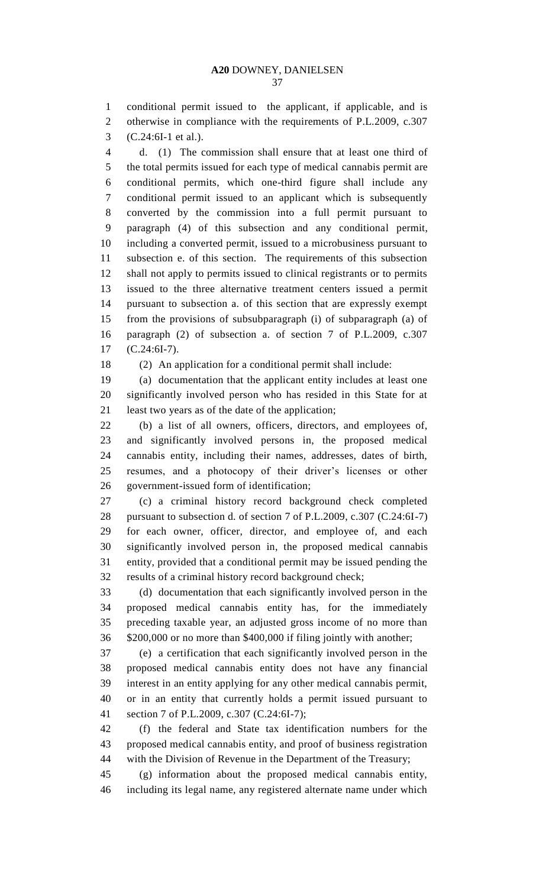conditional permit issued to the applicant, if applicable, and is otherwise in compliance with the requirements of P.L.2009, c.307 (C.24:6I-1 et al.).

d. (1) The commission shall ensure that at least one third of the total permits issued for each type of medical cannabis permit are conditional permits, which one-third figure shall include any conditional permit issued to an applicant which is subsequently converted by the commission into a full permit pursuant to paragraph (4) of this subsection and any conditional permit, including a converted permit, issued to a microbusiness pursuant to subsection e. of this section. The requirements of this subsection shall not apply to permits issued to clinical registrants or to permits issued to the three alternative treatment centers issued a permit pursuant to subsection a. of this section that are expressly exempt from the provisions of subsubparagraph (i) of subparagraph (a) of paragraph (2) of subsection a. of section 7 of P.L.2009, c.307 (C.24:6I-7).

(2) An application for a conditional permit shall include:

(a) documentation that the applicant entity includes at least one significantly involved person who has resided in this State for at least two years as of the date of the application;

(b) a list of all owners, officers, directors, and employees of, and significantly involved persons in, the proposed medical cannabis entity, including their names, addresses, dates of birth, resumes, and a photocopy of their driver's licenses or other government-issued form of identification;

(c) a criminal history record background check completed pursuant to subsection d. of section 7 of P.L.2009, c.307 (C.24:6I-7) for each owner, officer, director, and employee of, and each significantly involved person in, the proposed medical cannabis entity, provided that a conditional permit may be issued pending the results of a criminal history record background check;

(d) documentation that each significantly involved person in the proposed medical cannabis entity has, for the immediately preceding taxable year, an adjusted gross income of no more than $200,000 or no more than $400,000 if filing jointly with another;

(e) a certification that each significantly involved person in the proposed medical cannabis entity does not have any financial interest in an entity applying for any other medical cannabis permit, or in an entity that currently holds a permit issued pursuant to section 7 of P.L.2009, c.307 (C.24:6I-7);

(f) the federal and State tax identification numbers for the proposed medical cannabis entity, and proof of business registration with the Division of Revenue in the Department of the Treasury;

(g) information about the proposed medical cannabis entity, including its legal name, any registered alternate name under which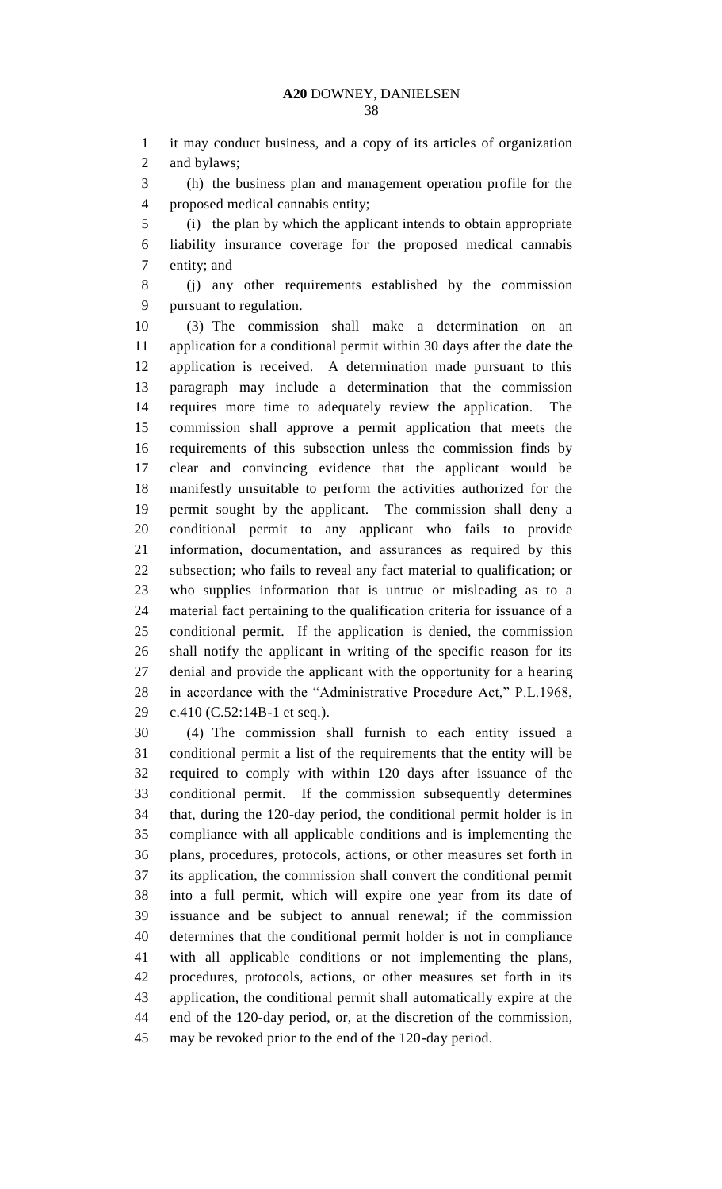it may conduct business, and a copy of its articles of organization and bylaws;

(h) the business plan and management operation profile for the proposed medical cannabis entity;

(i) the plan by which the applicant intends to obtain appropriate liability insurance coverage for the proposed medical cannabis entity; and

(j) any other requirements established by the commission pursuant to regulation.

(3) The commission shall make a determination on an application for a conditional permit within 30 days after the date the application is received. A determination made pursuant to this paragraph may include a determination that the commission requires more time to adequately review the application. The commission shall approve a permit application that meets the requirements of this subsection unless the commission finds by clear and convincing evidence that the applicant would be manifestly unsuitable to perform the activities authorized for the permit sought by the applicant. The commission shall deny a conditional permit to any applicant who fails to provide information, documentation, and assurances as required by this subsection; who fails to reveal any fact material to qualification; or who supplies information that is untrue or misleading as to a material fact pertaining to the qualification criteria for issuance of a conditional permit. If the application is denied, the commission shall notify the applicant in writing of the specific reason for its denial and provide the applicant with the opportunity for a hearing in accordance with the "Administrative Procedure Act," P.L.1968, c.410 (C.52:14B-1 et seq.).

(4) The commission shall furnish to each entity issued a conditional permit a list of the requirements that the entity will be required to comply with within 120 days after issuance of the conditional permit. If the commission subsequently determines that, during the 120-day period, the conditional permit holder is in compliance with all applicable conditions and is implementing the plans, procedures, protocols, actions, or other measures set forth in its application, the commission shall convert the conditional permit into a full permit, which will expire one year from its date of issuance and be subject to annual renewal; if the commission determines that the conditional permit holder is not in compliance with all applicable conditions or not implementing the plans, procedures, protocols, actions, or other measures set forth in its application, the conditional permit shall automatically expire at the end of the 120-day period, or, at the discretion of the commission, may be revoked prior to the end of the 120-day period.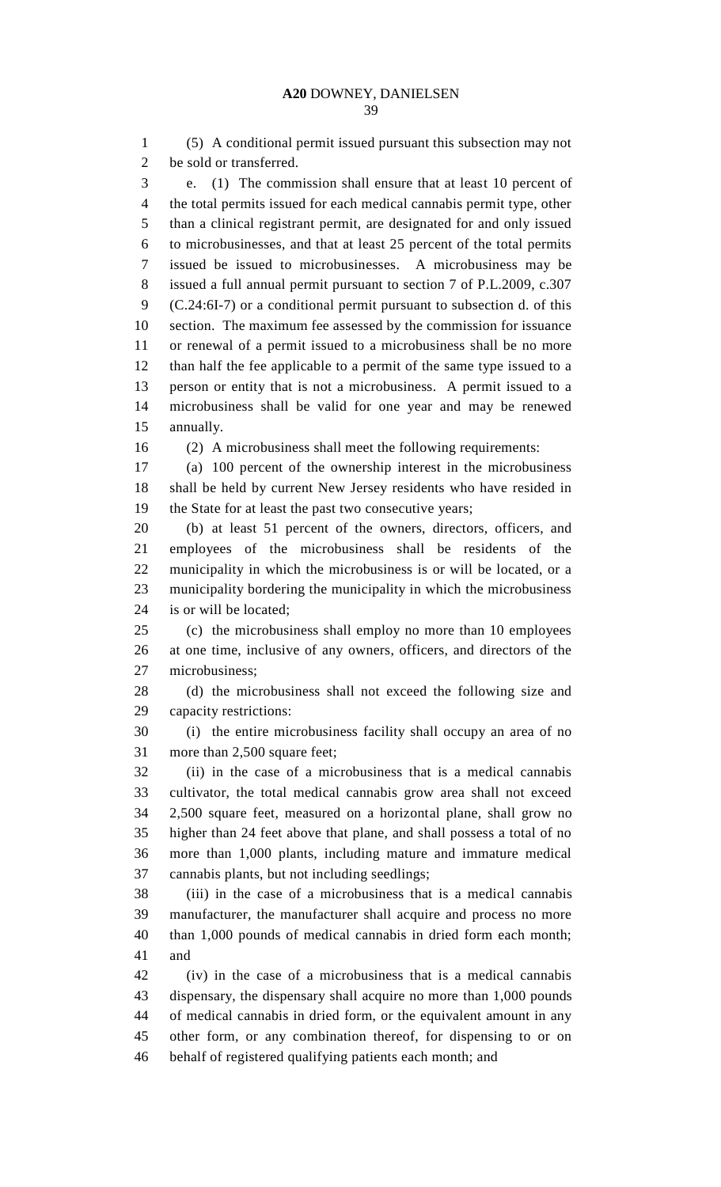(5) A conditional permit issued pursuant this subsection may not be sold or transferred.

e. (1) The commission shall ensure that at least 10 percent of the total permits issued for each medical cannabis permit type, other than a clinical registrant permit, are designated for and only issued to microbusinesses, and that at least 25 percent of the total permits issued be issued to microbusinesses. A microbusiness may be issued a full annual permit pursuant to section 7 of P.L.2009, c.307 (C.24:6I-7) or a conditional permit pursuant to subsection d. of this section. The maximum fee assessed by the commission for issuance or renewal of a permit issued to a microbusiness shall be no more than half the fee applicable to a permit of the same type issued to a person or entity that is not a microbusiness. A permit issued to a microbusiness shall be valid for one year and may be renewed annually.

(2) A microbusiness shall meet the following requirements:

(a) 100 percent of the ownership interest in the microbusiness shall be held by current New Jersey residents who have resided in the State for at least the past two consecutive years;

(b) at least 51 percent of the owners, directors, officers, and employees of the microbusiness shall be residents of the municipality in which the microbusiness is or will be located, or a municipality bordering the municipality in which the microbusiness is or will be located;

(c) the microbusiness shall employ no more than 10 employees at one time, inclusive of any owners, officers, and directors of the microbusiness;

(d) the microbusiness shall not exceed the following size and capacity restrictions:

(i) the entire microbusiness facility shall occupy an area of no more than 2,500 square feet;

(ii) in the case of a microbusiness that is a medical cannabis cultivator, the total medical cannabis grow area shall not exceed 2,500 square feet, measured on a horizontal plane, shall grow no higher than 24 feet above that plane, and shall possess a total of no more than 1,000 plants, including mature and immature medical cannabis plants, but not including seedlings;

(iii) in the case of a microbusiness that is a medical cannabis manufacturer, the manufacturer shall acquire and process no more than 1,000 pounds of medical cannabis in dried form each month; and

(iv) in the case of a microbusiness that is a medical cannabis dispensary, the dispensary shall acquire no more than 1,000 pounds of medical cannabis in dried form, or the equivalent amount in any other form, or any combination thereof, for dispensing to or on behalf of registered qualifying patients each month; and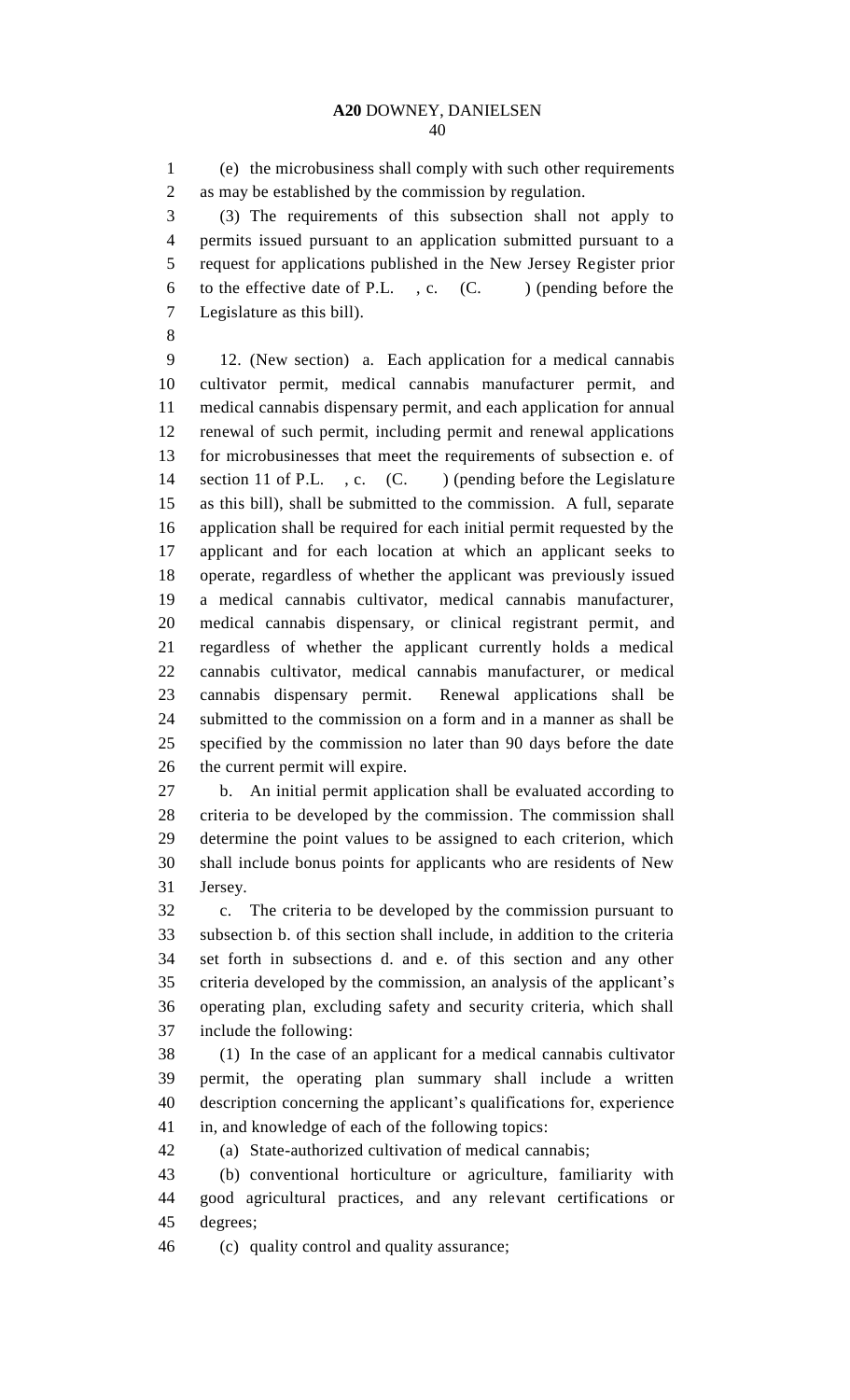(e) the microbusiness shall comply with such other requirements as may be established by the commission by regulation.

(3) The requirements of this subsection shall not apply to permits issued pursuant to an application submitted pursuant to a request for applications published in the New Jersey Register prior to the effective date of P.L. , c. (C. ) (pending before the Legislature as this bill).

12. (New section) a. Each application for a medical cannabis cultivator permit, medical cannabis manufacturer permit, and medical cannabis dispensary permit, and each application for annual renewal of such permit, including permit and renewal applications for microbusinesses that meet the requirements of subsection e. of section 11 of P.L. , c. (C. ) (pending before the Legislature as this bill), shall be submitted to the commission. A full, separate application shall be required for each initial permit requested by the applicant and for each location at which an applicant seeks to operate, regardless of whether the applicant was previously issued a medical cannabis cultivator, medical cannabis manufacturer, medical cannabis dispensary, or clinical registrant permit, and regardless of whether the applicant currently holds a medical cannabis cultivator, medical cannabis manufacturer, or medical cannabis dispensary permit. Renewal applications shall be submitted to the commission on a form and in a manner as shall be specified by the commission no later than 90 days before the date the current permit will expire.

b. An initial permit application shall be evaluated according to criteria to be developed by the commission. The commission shall determine the point values to be assigned to each criterion, which shall include bonus points for applicants who are residents of New Jersey.

c. The criteria to be developed by the commission pursuant to subsection b. of this section shall include, in addition to the criteria set forth in subsections d. and e. of this section and any other criteria developed by the commission, an analysis of the applicant's operating plan, excluding safety and security criteria, which shall include the following:

(1) In the case of an applicant for a medical cannabis cultivator permit, the operating plan summary shall include a written description concerning the applicant's qualifications for, experience in, and knowledge of each of the following topics:

(a) State-authorized cultivation of medical cannabis;

(b) conventional horticulture or agriculture, familiarity with good agricultural practices, and any relevant certifications or degrees;

(c) quality control and quality assurance;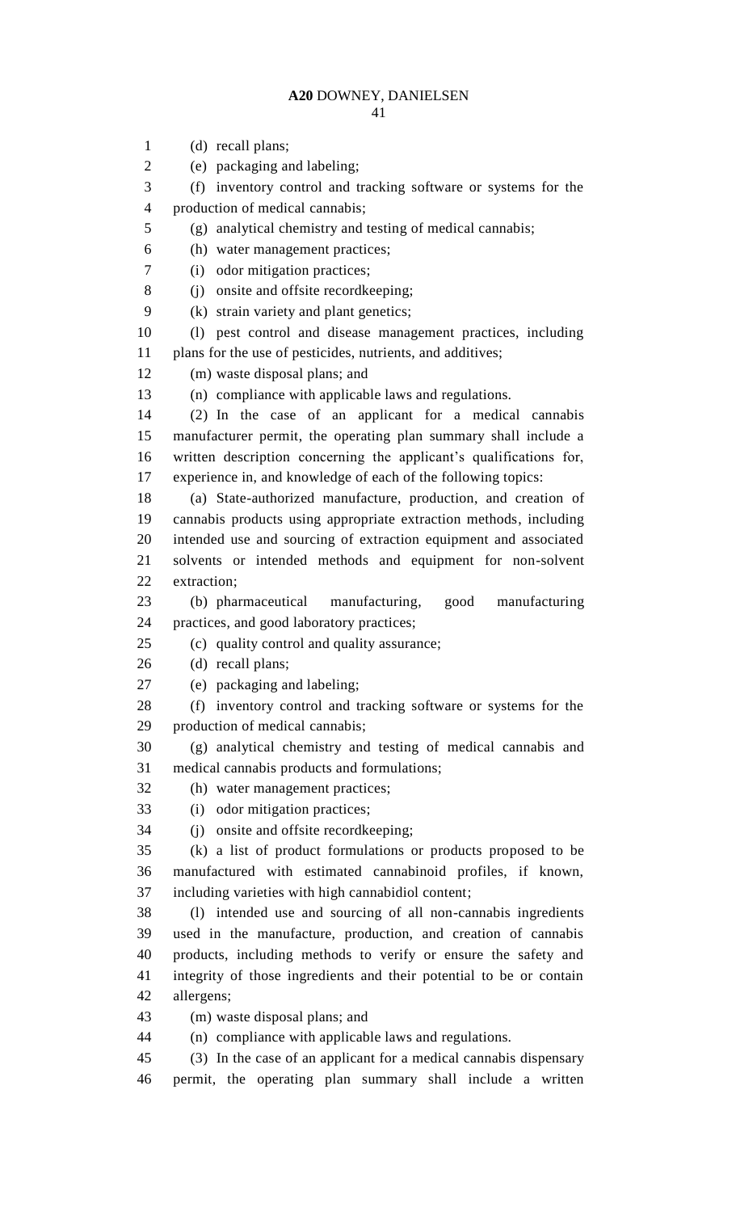(d) recall plans;

(e) packaging and labeling;

(f) inventory control and tracking software or systems for the production of medical cannabis;

(g) analytical chemistry and testing of medical cannabis;

(h) water management practices;

(i) odor mitigation practices;

(j) onsite and offsite recordkeeping;

(k) strain variety and plant genetics;

(l) pest control and disease management practices, including plans for the use of pesticides, nutrients, and additives;

(m) waste disposal plans; and

(n) compliance with applicable laws and regulations.

(2) In the case of an applicant for a medical cannabis manufacturer permit, the operating plan summary shall include a written description concerning the applicant's qualifications for, experience in, and knowledge of each of the following topics:

(a) State-authorized manufacture, production, and creation of cannabis products using appropriate extraction methods, including intended use and sourcing of extraction equipment and associated solvents or intended methods and equipment for non-solvent extraction;

(b) pharmaceutical manufacturing, good manufacturing practices, and good laboratory practices;

(c) quality control and quality assurance;

(d) recall plans;

(e) packaging and labeling;

(f) inventory control and tracking software or systems for the production of medical cannabis;

(g) analytical chemistry and testing of medical cannabis and medical cannabis products and formulations;

(h) water management practices;

(i) odor mitigation practices;

(j) onsite and offsite recordkeeping;

(k) a list of product formulations or products proposed to be manufactured with estimated cannabinoid profiles, if known, including varieties with high cannabidiol content;

(l) intended use and sourcing of all non-cannabis ingredients used in the manufacture, production, and creation of cannabis products, including methods to verify or ensure the safety and integrity of those ingredients and their potential to be or contain allergens;

(m) waste disposal plans; and

(n) compliance with applicable laws and regulations.

(3) In the case of an applicant for a medical cannabis dispensary permit, the operating plan summary shall include a written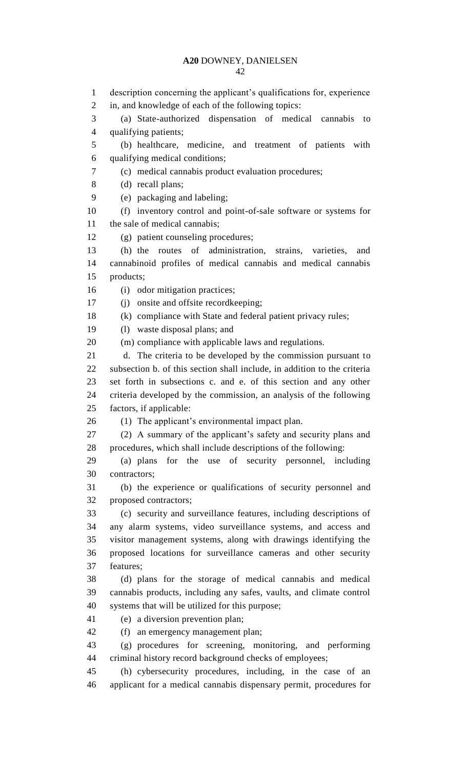description concerning the applicant's qualifications for, experience in, and knowledge of each of the following topics:

(a) State-authorized dispensation of medical cannabis to qualifying patients;

(b) healthcare, medicine, and treatment of patients with qualifying medical conditions;

(c) medical cannabis product evaluation procedures;

(d) recall plans;

(e) packaging and labeling;

(f) inventory control and point-of-sale software or systems for the sale of medical cannabis;

(g) patient counseling procedures;

(h) the routes of administration, strains, varieties, and cannabinoid profiles of medical cannabis and medical cannabis products;

(i) odor mitigation practices;

(j) onsite and offsite recordkeeping;

(k) compliance with State and federal patient privacy rules;

(l) waste disposal plans; and

(m) compliance with applicable laws and regulations.

d. The criteria to be developed by the commission pursuant to subsection b. of this section shall include, in addition to the criteria set forth in subsections c. and e. of this section and any other criteria developed by the commission, an analysis of the following factors, if applicable:

(1) The applicant's environmental impact plan.

(2) A summary of the applicant's safety and security plans and procedures, which shall include descriptions of the following:

(a) plans for the use of security personnel, including contractors;

(b) the experience or qualifications of security personnel and proposed contractors;

(c) security and surveillance features, including descriptions of any alarm systems, video surveillance systems, and access and visitor management systems, along with drawings identifying the proposed locations for surveillance cameras and other security features;

(d) plans for the storage of medical cannabis and medical cannabis products, including any safes, vaults, and climate control systems that will be utilized for this purpose;

(e) a diversion prevention plan;

(f) an emergency management plan;

(g) procedures for screening, monitoring, and performing criminal history record background checks of employees;

(h) cybersecurity procedures, including, in the case of an applicant for a medical cannabis dispensary permit, procedures for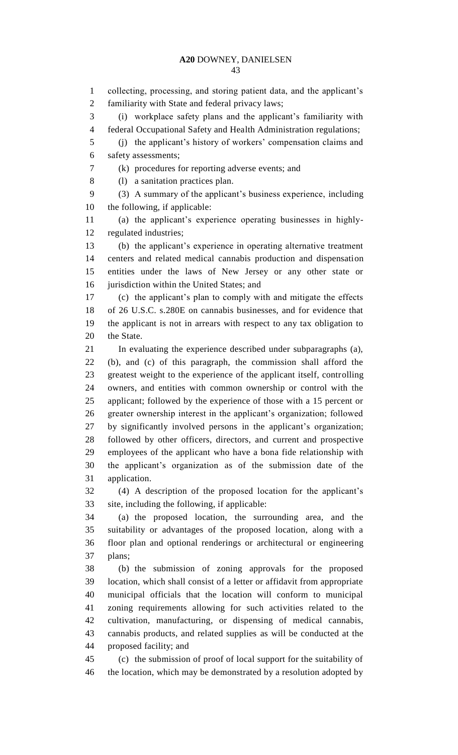collecting, processing, and storing patient data, and the applicant's familiarity with State and federal privacy laws;

(i) workplace safety plans and the applicant's familiarity with federal Occupational Safety and Health Administration regulations;

(j) the applicant's history of workers' compensation claims and safety assessments;

(k) procedures for reporting adverse events; and

(l) a sanitation practices plan.

(3) A summary of the applicant's business experience, including the following, if applicable:

(a) the applicant's experience operating businesses in highly-regulated industries;

(b) the applicant's experience in operating alternative treatment centers and related medical cannabis production and dispensation entities under the laws of New Jersey or any other state or jurisdiction within the United States; and

(c) the applicant's plan to comply with and mitigate the effects of 26 U.S.C. s.280E on cannabis businesses, and for evidence that the applicant is not in arrears with respect to any tax obligation to the State.

In evaluating the experience described under subparagraphs (a), (b), and (c) of this paragraph, the commission shall afford the greatest weight to the experience of the applicant itself, controlling owners, and entities with common ownership or control with the applicant; followed by the experience of those with a 15 percent or greater ownership interest in the applicant's organization; followed by significantly involved persons in the applicant's organization; followed by other officers, directors, and current and prospective employees of the applicant who have a bona fide relationship with the applicant's organization as of the submission date of the application.

(4) A description of the proposed location for the applicant's site, including the following, if applicable:

(a) the proposed location, the surrounding area, and the suitability or advantages of the proposed location, along with a floor plan and optional renderings or architectural or engineering plans;

(b) the submission of zoning approvals for the proposed location, which shall consist of a letter or affidavit from appropriate municipal officials that the location will conform to municipal zoning requirements allowing for such activities related to the cultivation, manufacturing, or dispensing of medical cannabis, cannabis products, and related supplies as will be conducted at the proposed facility; and

(c) the submission of proof of local support for the suitability of the location, which may be demonstrated by a resolution adopted by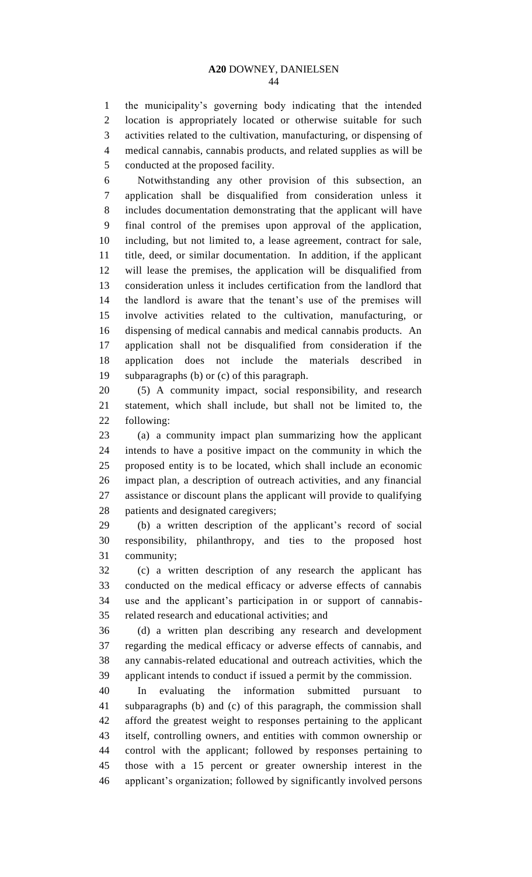the municipality's governing body indicating that the intended location is appropriately located or otherwise suitable for such activities related to the cultivation, manufacturing, or dispensing of medical cannabis, cannabis products, and related supplies as will be conducted at the proposed facility.

Notwithstanding any other provision of this subsection, an application shall be disqualified from consideration unless it includes documentation demonstrating that the applicant will have final control of the premises upon approval of the application, including, but not limited to, a lease agreement, contract for sale, title, deed, or similar documentation. In addition, if the applicant will lease the premises, the application will be disqualified from consideration unless it includes certification from the landlord that the landlord is aware that the tenant's use of the premises will involve activities related to the cultivation, manufacturing, or dispensing of medical cannabis and medical cannabis products. An application shall not be disqualified from consideration if the application does not include the materials described in subparagraphs (b) or (c) of this paragraph.

(5) A community impact, social responsibility, and research statement, which shall include, but shall not be limited to, the following:

(a) a community impact plan summarizing how the applicant intends to have a positive impact on the community in which the proposed entity is to be located, which shall include an economic impact plan, a description of outreach activities, and any financial assistance or discount plans the applicant will provide to qualifying patients and designated caregivers;

(b) a written description of the applicant's record of social responsibility, philanthropy, and ties to the proposed host community;

(c) a written description of any research the applicant has conducted on the medical efficacy or adverse effects of cannabis use and the applicant's participation in or support of cannabis-related research and educational activities; and

(d) a written plan describing any research and development regarding the medical efficacy or adverse effects of cannabis, and any cannabis-related educational and outreach activities, which the applicant intends to conduct if issued a permit by the commission.

In evaluating the information submitted pursuant to subparagraphs (b) and (c) of this paragraph, the commission shall afford the greatest weight to responses pertaining to the applicant itself, controlling owners, and entities with common ownership or control with the applicant; followed by responses pertaining to those with a 15 percent or greater ownership interest in the applicant's organization; followed by significantly involved persons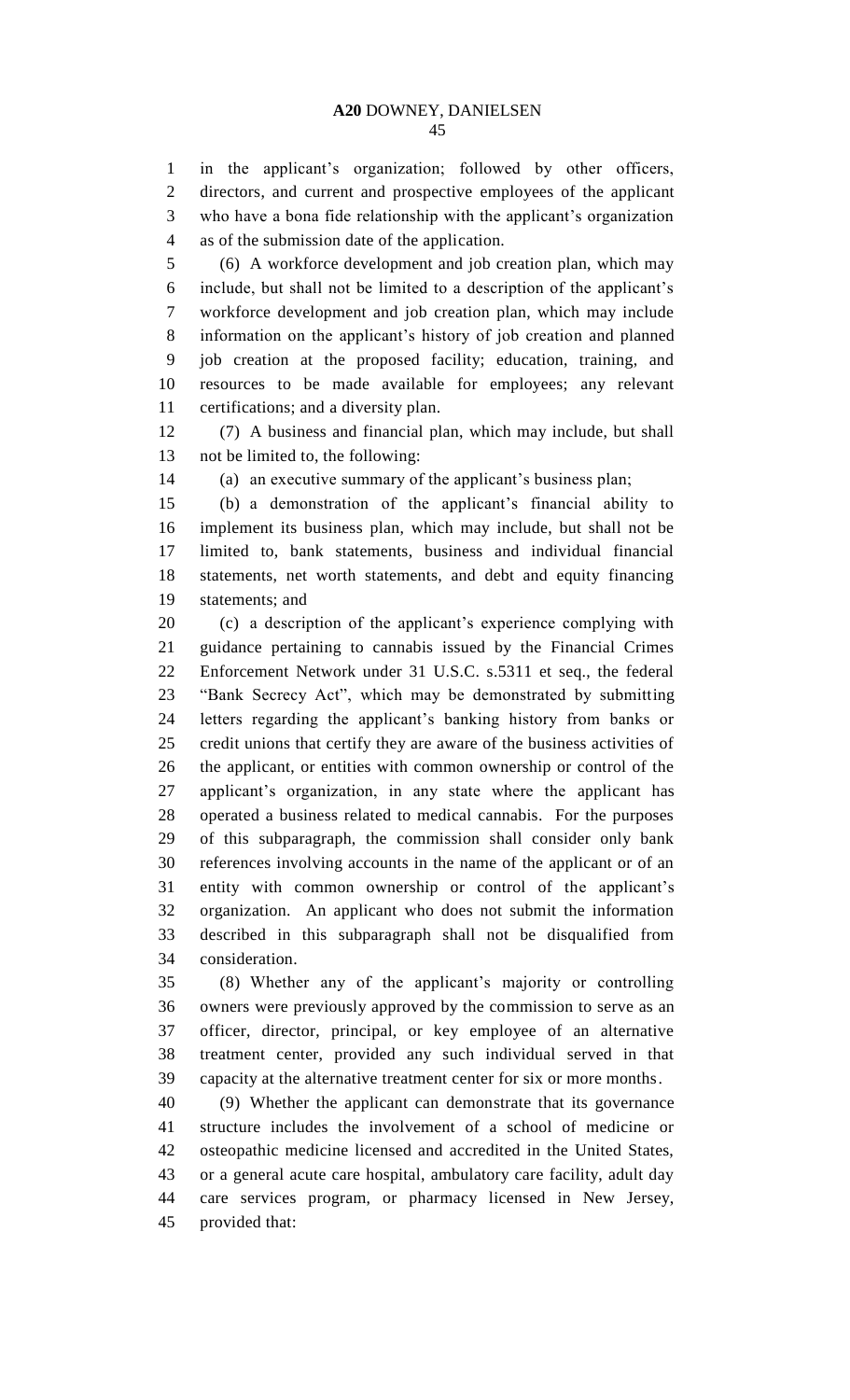in the applicant's organization; followed by other officers, directors, and current and prospective employees of the applicant who have a bona fide relationship with the applicant's organization as of the submission date of the application.

(6) A workforce development and job creation plan, which may include, but shall not be limited to a description of the applicant's workforce development and job creation plan, which may include information on the applicant's history of job creation and planned job creation at the proposed facility; education, training, and resources to be made available for employees; any relevant certifications; and a diversity plan.

(7) A business and financial plan, which may include, but shall not be limited to, the following:

(a) an executive summary of the applicant's business plan;

(b) a demonstration of the applicant's financial ability to implement its business plan, which may include, but shall not be limited to, bank statements, business and individual financial statements, net worth statements, and debt and equity financing statements; and

(c) a description of the applicant's experience complying with guidance pertaining to cannabis issued by the Financial Crimes Enforcement Network under 31 U.S.C. s.5311 et seq., the federal "Bank Secrecy Act", which may be demonstrated by submitting letters regarding the applicant's banking history from banks or credit unions that certify they are aware of the business activities of the applicant, or entities with common ownership or control of the applicant's organization, in any state where the applicant has operated a business related to medical cannabis. For the purposes of this subparagraph, the commission shall consider only bank references involving accounts in the name of the applicant or of an entity with common ownership or control of the applicant's organization. An applicant who does not submit the information described in this subparagraph shall not be disqualified from consideration.

(8) Whether any of the applicant's majority or controlling owners were previously approved by the commission to serve as an officer, director, principal, or key employee of an alternative treatment center, provided any such individual served in that capacity at the alternative treatment center for six or more months.

(9) Whether the applicant can demonstrate that its governance structure includes the involvement of a school of medicine or osteopathic medicine licensed and accredited in the United States, or a general acute care hospital, ambulatory care facility, adult day care services program, or pharmacy licensed in New Jersey, provided that: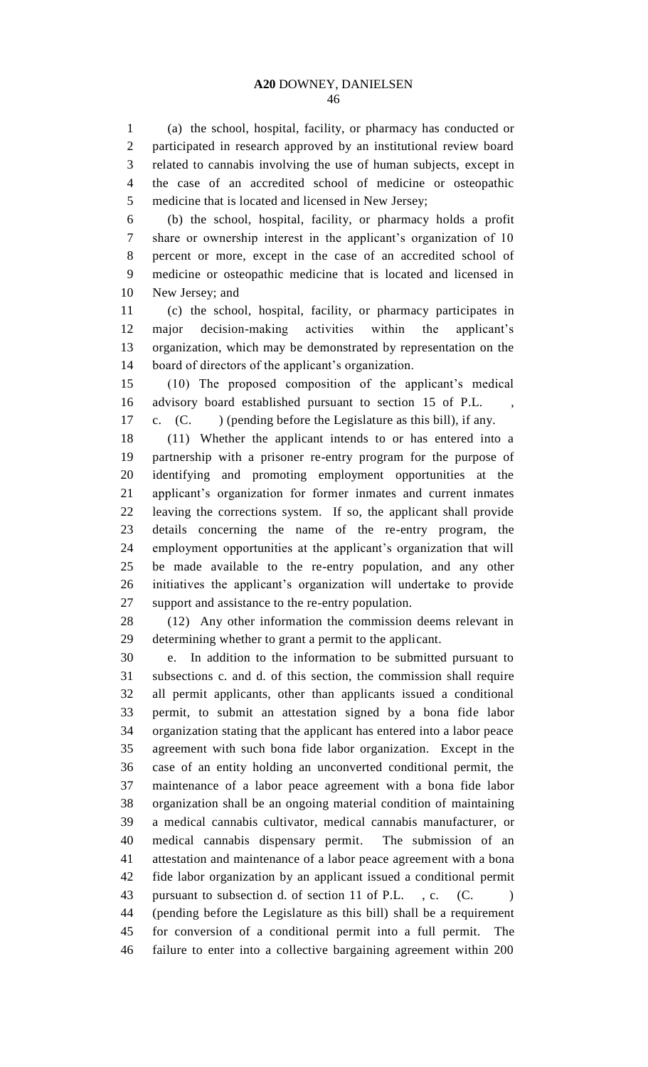(a) the school, hospital, facility, or pharmacy has conducted or participated in research approved by an institutional review board related to cannabis involving the use of human subjects, except in the case of an accredited school of medicine or osteopathic medicine that is located and licensed in New Jersey;

(b) the school, hospital, facility, or pharmacy holds a profit share or ownership interest in the applicant's organization of 10 percent or more, except in the case of an accredited school of medicine or osteopathic medicine that is located and licensed in New Jersey; and

(c) the school, hospital, facility, or pharmacy participates in major decision-making activities within the applicant's organization, which may be demonstrated by representation on the board of directors of the applicant's organization.

(10) The proposed composition of the applicant's medical advisory board established pursuant to section 15 of P.L. , c. (C. ) (pending before the Legislature as this bill), if any.

(11) Whether the applicant intends to or has entered into a partnership with a prisoner re-entry program for the purpose of identifying and promoting employment opportunities at the applicant's organization for former inmates and current inmates leaving the corrections system. If so, the applicant shall provide details concerning the name of the re-entry program, the employment opportunities at the applicant's organization that will be made available to the re-entry population, and any other initiatives the applicant's organization will undertake to provide support and assistance to the re-entry population.

(12) Any other information the commission deems relevant in determining whether to grant a permit to the applicant.

e. In addition to the information to be submitted pursuant to subsections c. and d. of this section, the commission shall require all permit applicants, other than applicants issued a conditional permit, to submit an attestation signed by a bona fide labor organization stating that the applicant has entered into a labor peace agreement with such bona fide labor organization. Except in the case of an entity holding an unconverted conditional permit, the maintenance of a labor peace agreement with a bona fide labor organization shall be an ongoing material condition of maintaining a medical cannabis cultivator, medical cannabis manufacturer, or medical cannabis dispensary permit. The submission of an attestation and maintenance of a labor peace agreement with a bona fide labor organization by an applicant issued a conditional permit pursuant to subsection d. of section 11 of P.L. , c. (C. ) (pending before the Legislature as this bill) shall be a requirement for conversion of a conditional permit into a full permit. The failure to enter into a collective bargaining agreement within 200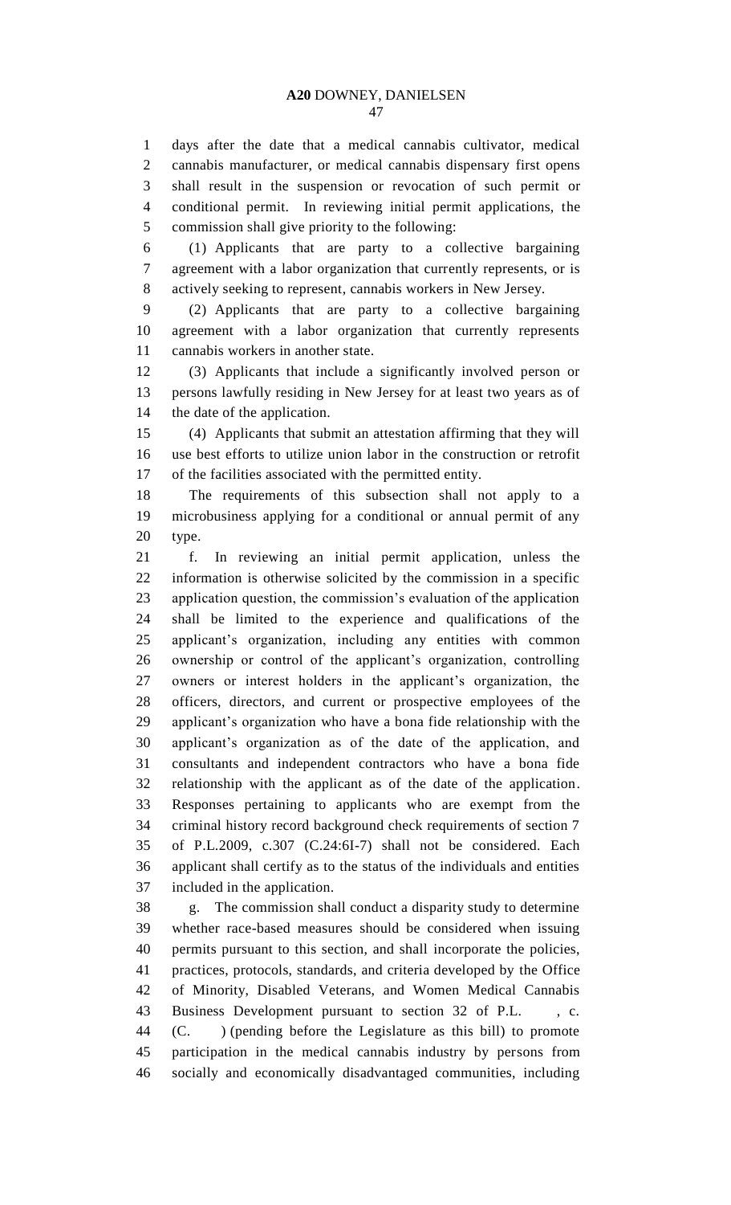days after the date that a medical cannabis cultivator, medical cannabis manufacturer, or medical cannabis dispensary first opens shall result in the suspension or revocation of such permit or conditional permit. In reviewing initial permit applications, the commission shall give priority to the following:

(1) Applicants that are party to a collective bargaining agreement with a labor organization that currently represents, or is actively seeking to represent, cannabis workers in New Jersey.

(2) Applicants that are party to a collective bargaining agreement with a labor organization that currently represents cannabis workers in another state.

(3) Applicants that include a significantly involved person or persons lawfully residing in New Jersey for at least two years as of the date of the application.

(4) Applicants that submit an attestation affirming that they will use best efforts to utilize union labor in the construction or retrofit of the facilities associated with the permitted entity.

The requirements of this subsection shall not apply to a microbusiness applying for a conditional or annual permit of any type.

f. In reviewing an initial permit application, unless the information is otherwise solicited by the commission in a specific application question, the commission's evaluation of the application shall be limited to the experience and qualifications of the applicant's organization, including any entities with common ownership or control of the applicant's organization, controlling owners or interest holders in the applicant's organization, the officers, directors, and current or prospective employees of the applicant's organization who have a bona fide relationship with the applicant's organization as of the date of the application, and consultants and independent contractors who have a bona fide relationship with the applicant as of the date of the application. Responses pertaining to applicants who are exempt from the criminal history record background check requirements of section 7 of P.L.2009, c.307 (C.24:6I-7) shall not be considered. Each applicant shall certify as to the status of the individuals and entities included in the application.

g. The commission shall conduct a disparity study to determine whether race-based measures should be considered when issuing permits pursuant to this section, and shall incorporate the policies, practices, protocols, standards, and criteria developed by the Office of Minority, Disabled Veterans, and Women Medical Cannabis Business Development pursuant to section 32 of P.L. , c. (C. ) (pending before the Legislature as this bill) to promote participation in the medical cannabis industry by persons from socially and economically disadvantaged communities, including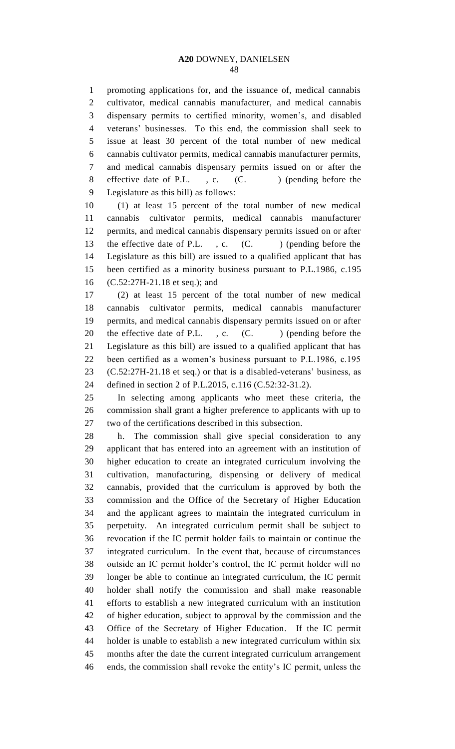promoting applications for, and the issuance of, medical cannabis cultivator, medical cannabis manufacturer, and medical cannabis dispensary permits to certified minority, women's, and disabled veterans' businesses. To this end, the commission shall seek to issue at least 30 percent of the total number of new medical cannabis cultivator permits, medical cannabis manufacturer permits, and medical cannabis dispensary permits issued on or after the effective date of P.L. , c. (C. ) (pending before the Legislature as this bill) as follows:

(1) at least 15 percent of the total number of new medical cannabis cultivator permits, medical cannabis manufacturer permits, and medical cannabis dispensary permits issued on or after the effective date of P.L. , c. (C. ) (pending before the Legislature as this bill) are issued to a qualified applicant that has been certified as a minority business pursuant to P.L.1986, c.195 (C.52:27H-21.18 et seq.); and

(2) at least 15 percent of the total number of new medical cannabis cultivator permits, medical cannabis manufacturer permits, and medical cannabis dispensary permits issued on or after the effective date of P.L. , c. (C. ) (pending before the Legislature as this bill) are issued to a qualified applicant that has been certified as a women's business pursuant to P.L.1986, c.195 (C.52:27H-21.18 et seq.) or that is a disabled-veterans' business, as defined in section 2 of P.L.2015, c.116 (C.52:32-31.2).

In selecting among applicants who meet these criteria, the commission shall grant a higher preference to applicants with up to two of the certifications described in this subsection.

h. The commission shall give special consideration to any applicant that has entered into an agreement with an institution of higher education to create an integrated curriculum involving the cultivation, manufacturing, dispensing or delivery of medical cannabis, provided that the curriculum is approved by both the commission and the Office of the Secretary of Higher Education and the applicant agrees to maintain the integrated curriculum in perpetuity. An integrated curriculum permit shall be subject to revocation if the IC permit holder fails to maintain or continue the integrated curriculum. In the event that, because of circumstances outside an IC permit holder's control, the IC permit holder will no longer be able to continue an integrated curriculum, the IC permit holder shall notify the commission and shall make reasonable efforts to establish a new integrated curriculum with an institution of higher education, subject to approval by the commission and the Office of the Secretary of Higher Education. If the IC permit holder is unable to establish a new integrated curriculum within six months after the date the current integrated curriculum arrangement ends, the commission shall revoke the entity's IC permit, unless the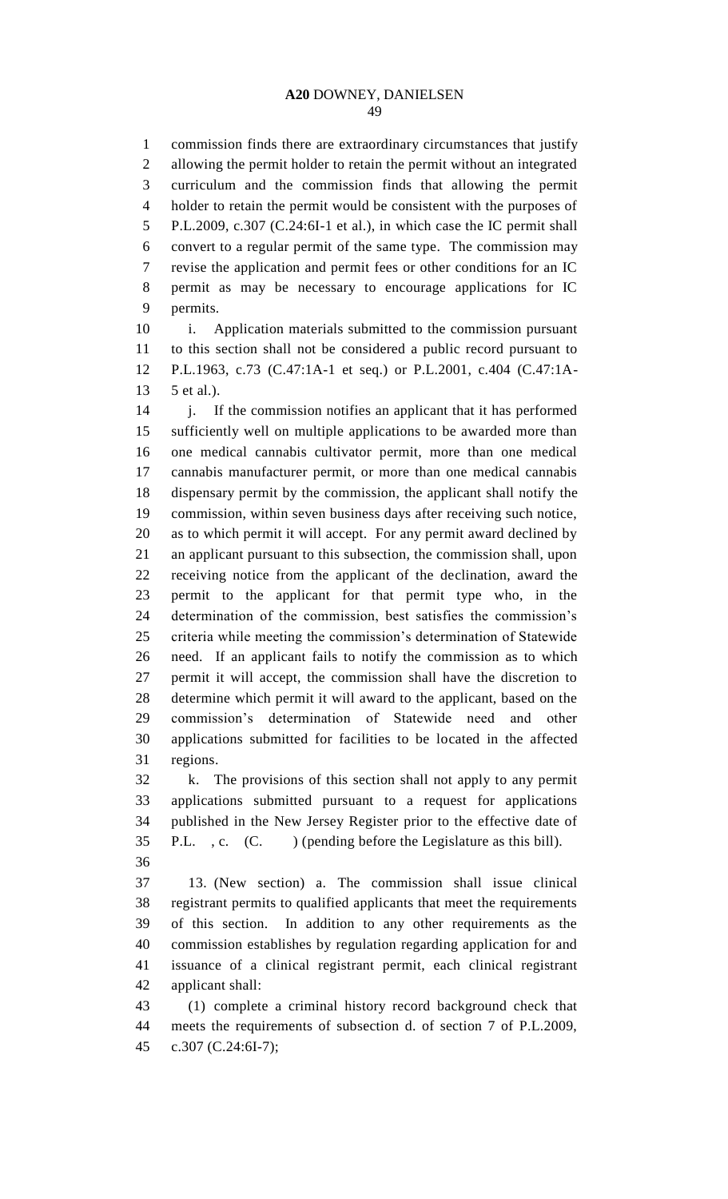commission finds there are extraordinary circumstances that justify allowing the permit holder to retain the permit without an integrated curriculum and the commission finds that allowing the permit holder to retain the permit would be consistent with the purposes of P.L.2009, c.307 (C.24:6I-1 et al.), in which case the IC permit shall convert to a regular permit of the same type. The commission may revise the application and permit fees or other conditions for an IC permit as may be necessary to encourage applications for IC permits.

i. Application materials submitted to the commission pursuant to this section shall not be considered a public record pursuant to P.L.1963, c.73 (C.47:1A-1 et seq.) or P.L.2001, c.404 (C.47:1A-5 et al.).

j. If the commission notifies an applicant that it has performed sufficiently well on multiple applications to be awarded more than one medical cannabis cultivator permit, more than one medical cannabis manufacturer permit, or more than one medical cannabis dispensary permit by the commission, the applicant shall notify the commission, within seven business days after receiving such notice, as to which permit it will accept. For any permit award declined by an applicant pursuant to this subsection, the commission shall, upon receiving notice from the applicant of the declination, award the permit to the applicant for that permit type who, in the determination of the commission, best satisfies the commission's criteria while meeting the commission's determination of Statewide need. If an applicant fails to notify the commission as to which permit it will accept, the commission shall have the discretion to determine which permit it will award to the applicant, based on the commission's determination of Statewide need and other applications submitted for facilities to be located in the affected regions.

k. The provisions of this section shall not apply to any permit applications submitted pursuant to a request for applications published in the New Jersey Register prior to the effective date of P.L. , c. (C. ) (pending before the Legislature as this bill).

13. (New section) a. The commission shall issue clinical registrant permits to qualified applicants that meet the requirements of this section. In addition to any other requirements as the commission establishes by regulation regarding application for and issuance of a clinical registrant permit, each clinical registrant applicant shall:

(1) complete a criminal history record background check that meets the requirements of subsection d. of section 7 of P.L.2009, c.307 (C.24:6I-7);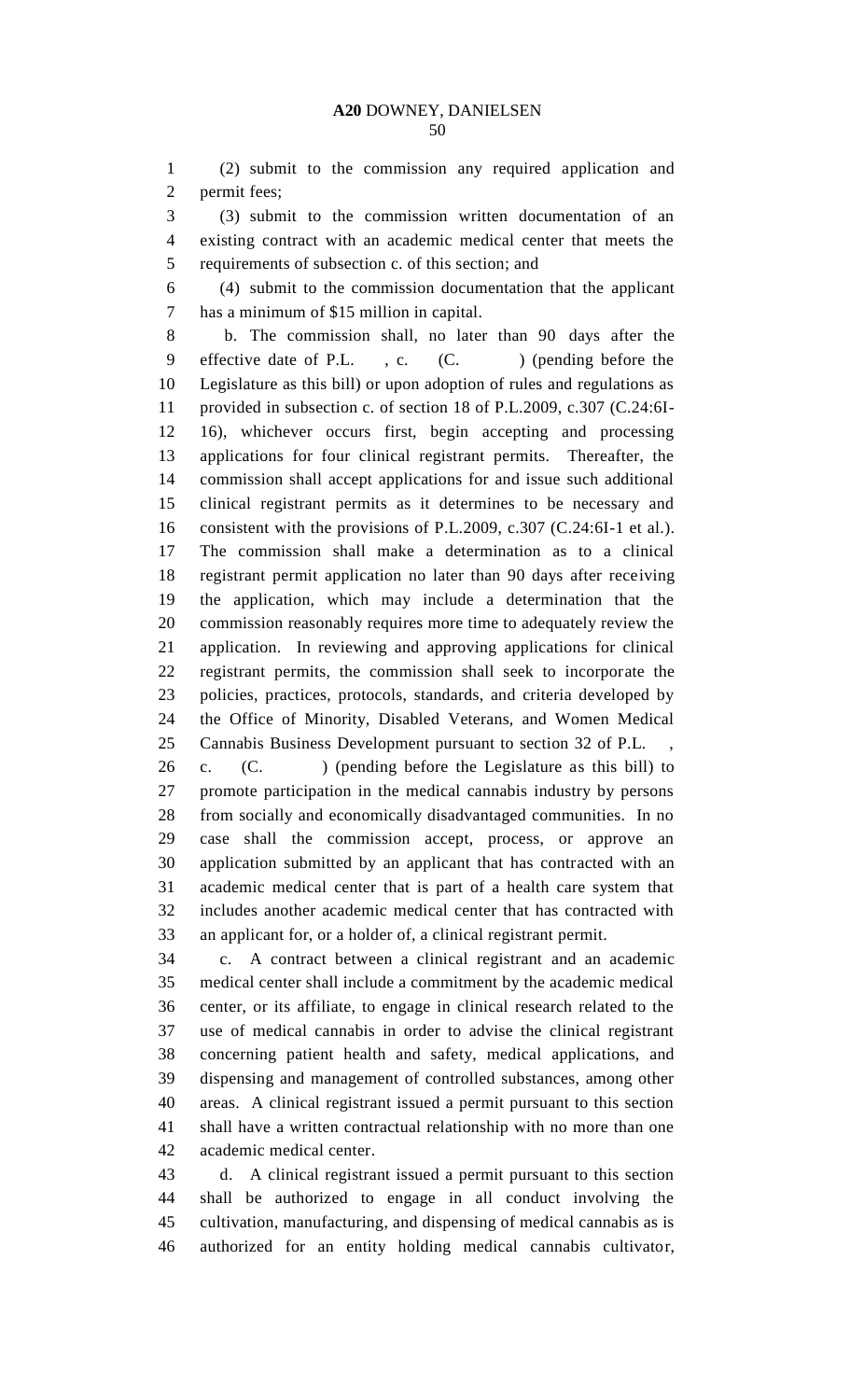(2) submit to the commission any required application and permit fees;

(3) submit to the commission written documentation of an existing contract with an academic medical center that meets the requirements of subsection c. of this section; and

(4) submit to the commission documentation that the applicant has a minimum of $15 million in capital.

b. The commission shall, no later than 90 days after the effective date of P.L. , c. (C. ) (pending before the Legislature as this bill) or upon adoption of rules and regulations as provided in subsection c. of section 18 of P.L.2009, c.307 (C.24:6I-16), whichever occurs first, begin accepting and processing applications for four clinical registrant permits. Thereafter, the commission shall accept applications for and issue such additional clinical registrant permits as it determines to be necessary and consistent with the provisions of P.L.2009, c.307 (C.24:6I-1 et al.). The commission shall make a determination as to a clinical registrant permit application no later than 90 days after receiving the application, which may include a determination that the commission reasonably requires more time to adequately review the application. In reviewing and approving applications for clinical registrant permits, the commission shall seek to incorporate the policies, practices, protocols, standards, and criteria developed by the Office of Minority, Disabled Veterans, and Women Medical Cannabis Business Development pursuant to section 32 of P.L. , c. (C. ) (pending before the Legislature as this bill) to promote participation in the medical cannabis industry by persons from socially and economically disadvantaged communities. In no case shall the commission accept, process, or approve an application submitted by an applicant that has contracted with an academic medical center that is part of a health care system that includes another academic medical center that has contracted with an applicant for, or a holder of, a clinical registrant permit.

c. A contract between a clinical registrant and an academic medical center shall include a commitment by the academic medical center, or its affiliate, to engage in clinical research related to the use of medical cannabis in order to advise the clinical registrant concerning patient health and safety, medical applications, and dispensing and management of controlled substances, among other areas. A clinical registrant issued a permit pursuant to this section shall have a written contractual relationship with no more than one academic medical center.

d. A clinical registrant issued a permit pursuant to this section shall be authorized to engage in all conduct involving the cultivation, manufacturing, and dispensing of medical cannabis as is authorized for an entity holding medical cannabis cultivator,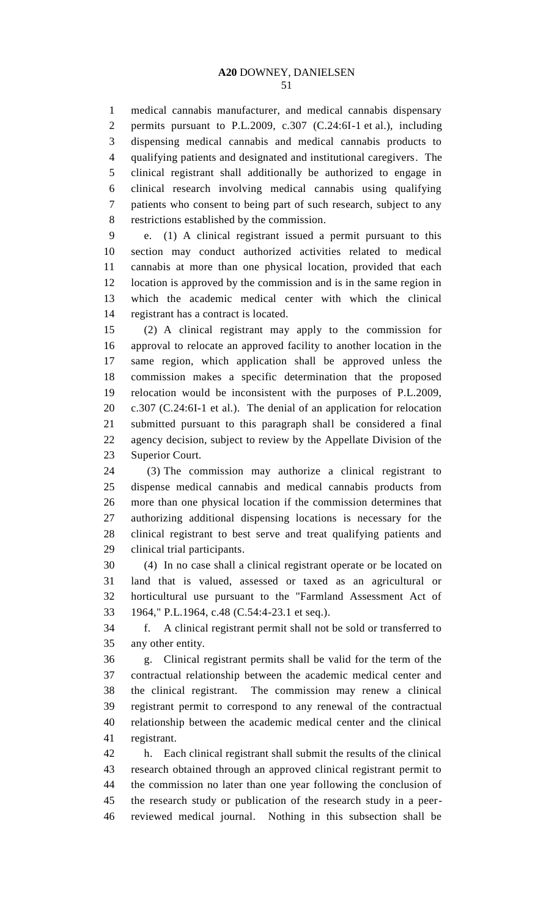medical cannabis manufacturer, and medical cannabis dispensary permits pursuant to P.L.2009, c.307 (C.24:6I-1 et al.), including dispensing medical cannabis and medical cannabis products to qualifying patients and designated and institutional caregivers. The clinical registrant shall additionally be authorized to engage in clinical research involving medical cannabis using qualifying patients who consent to being part of such research, subject to any restrictions established by the commission.

e. (1) A clinical registrant issued a permit pursuant to this section may conduct authorized activities related to medical cannabis at more than one physical location, provided that each location is approved by the commission and is in the same region in which the academic medical center with which the clinical registrant has a contract is located.

(2) A clinical registrant may apply to the commission for approval to relocate an approved facility to another location in the same region, which application shall be approved unless the commission makes a specific determination that the proposed relocation would be inconsistent with the purposes of P.L.2009, c.307 (C.24:6I-1 et al.). The denial of an application for relocation submitted pursuant to this paragraph shall be considered a final agency decision, subject to review by the Appellate Division of the Superior Court.

(3) The commission may authorize a clinical registrant to dispense medical cannabis and medical cannabis products from more than one physical location if the commission determines that authorizing additional dispensing locations is necessary for the clinical registrant to best serve and treat qualifying patients and clinical trial participants.

(4) In no case shall a clinical registrant operate or be located on land that is valued, assessed or taxed as an agricultural or horticultural use pursuant to the "Farmland Assessment Act of 1964," P.L.1964, c.48 (C.54:4-23.1 et seq.).

f. A clinical registrant permit shall not be sold or transferred to any other entity.

g. Clinical registrant permits shall be valid for the term of the contractual relationship between the academic medical center and the clinical registrant. The commission may renew a clinical registrant permit to correspond to any renewal of the contractual relationship between the academic medical center and the clinical registrant.

h. Each clinical registrant shall submit the results of the clinical research obtained through an approved clinical registrant permit to the commission no later than one year following the conclusion of the research study or publication of the research study in a peer-reviewed medical journal. Nothing in this subsection shall be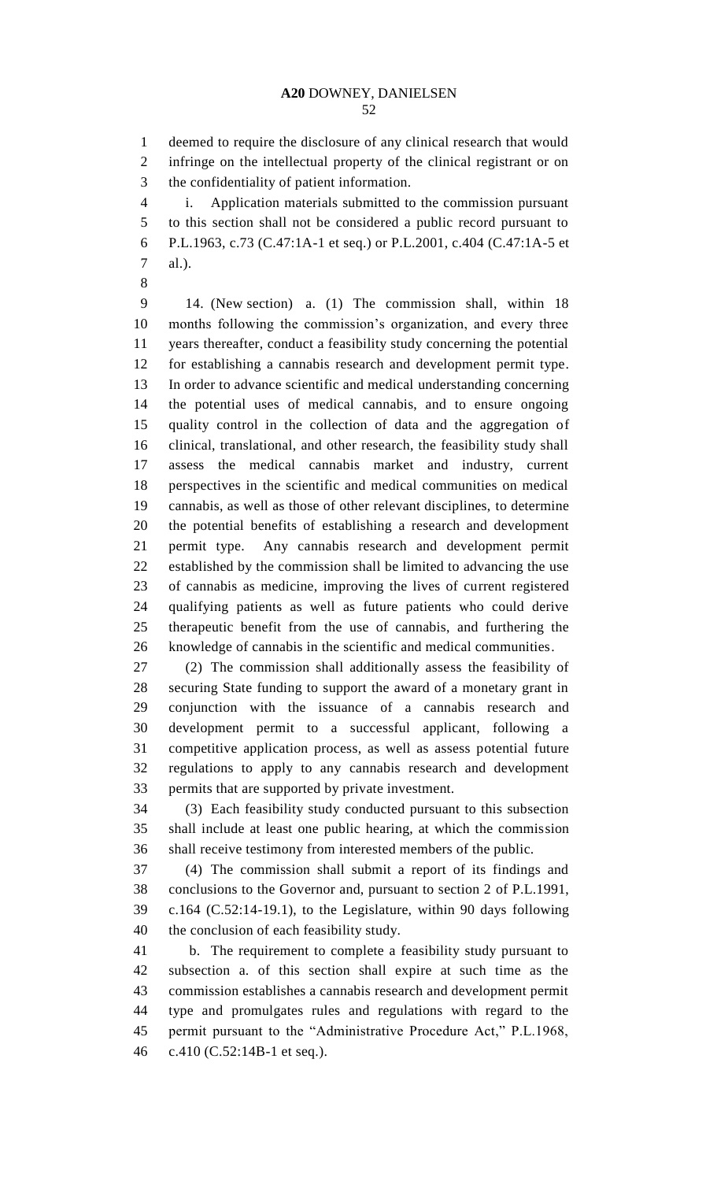deemed to require the disclosure of any clinical research that would infringe on the intellectual property of the clinical registrant or on the confidentiality of patient information.

i. Application materials submitted to the commission pursuant to this section shall not be considered a public record pursuant to P.L.1963, c.73 (C.47:1A-1 et seq.) or P.L.2001, c.404 (C.47:1A-5 et al.).

14. (New section) a. (1) The commission shall, within 18 months following the commission's organization, and every three years thereafter, conduct a feasibility study concerning the potential for establishing a cannabis research and development permit type. In order to advance scientific and medical understanding concerning the potential uses of medical cannabis, and to ensure ongoing quality control in the collection of data and the aggregation of clinical, translational, and other research, the feasibility study shall assess the medical cannabis market and industry, current perspectives in the scientific and medical communities on medical cannabis, as well as those of other relevant disciplines, to determine the potential benefits of establishing a research and development permit type. Any cannabis research and development permit established by the commission shall be limited to advancing the use of cannabis as medicine, improving the lives of current registered qualifying patients as well as future patients who could derive therapeutic benefit from the use of cannabis, and furthering the knowledge of cannabis in the scientific and medical communities.

(2) The commission shall additionally assess the feasibility of securing State funding to support the award of a monetary grant in conjunction with the issuance of a cannabis research and development permit to a successful applicant, following a competitive application process, as well as assess potential future regulations to apply to any cannabis research and development permits that are supported by private investment.

(3) Each feasibility study conducted pursuant to this subsection shall include at least one public hearing, at which the commission shall receive testimony from interested members of the public.

(4) The commission shall submit a report of its findings and conclusions to the Governor and, pursuant to section 2 of P.L.1991, c.164 (C.52:14-19.1), to the Legislature, within 90 days following the conclusion of each feasibility study.

b. The requirement to complete a feasibility study pursuant to subsection a. of this section shall expire at such time as the commission establishes a cannabis research and development permit type and promulgates rules and regulations with regard to the permit pursuant to the "Administrative Procedure Act," P.L.1968, c.410 (C.52:14B-1 et seq.).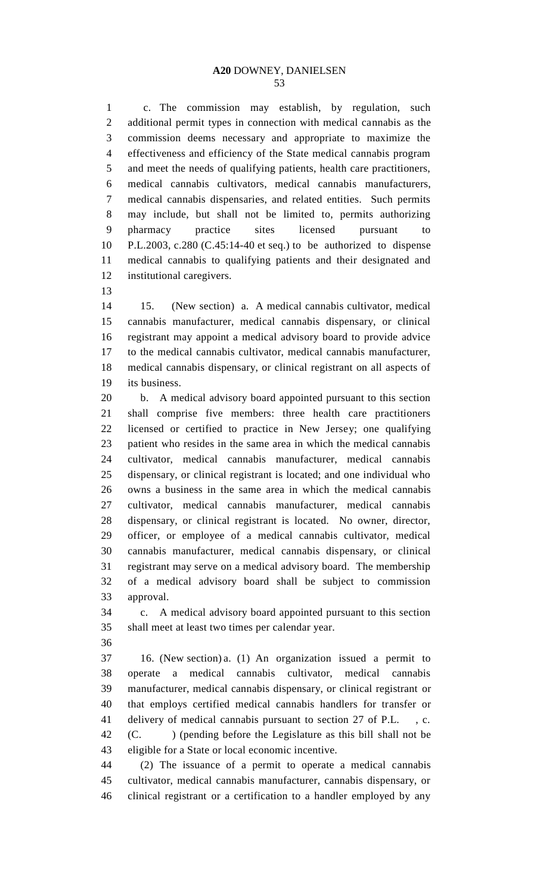c. The commission may establish, by regulation, such additional permit types in connection with medical cannabis as the commission deems necessary and appropriate to maximize the effectiveness and efficiency of the State medical cannabis program and meet the needs of qualifying patients, health care practitioners, medical cannabis cultivators, medical cannabis manufacturers, medical cannabis dispensaries, and related entities. Such permits may include, but shall not be limited to, permits authorizing pharmacy practice sites licensed pursuant to P.L.2003, c.280 (C.45:14-40 et seq.) to be authorized to dispense medical cannabis to qualifying patients and their designated and institutional caregivers.

15. (New section) a. A medical cannabis cultivator, medical cannabis manufacturer, medical cannabis dispensary, or clinical registrant may appoint a medical advisory board to provide advice to the medical cannabis cultivator, medical cannabis manufacturer, medical cannabis dispensary, or clinical registrant on all aspects of its business.

b. A medical advisory board appointed pursuant to this section shall comprise five members: three health care practitioners licensed or certified to practice in New Jersey; one qualifying patient who resides in the same area in which the medical cannabis cultivator, medical cannabis manufacturer, medical cannabis dispensary, or clinical registrant is located; and one individual who owns a business in the same area in which the medical cannabis cultivator, medical cannabis manufacturer, medical cannabis dispensary, or clinical registrant is located. No owner, director, officer, or employee of a medical cannabis cultivator, medical cannabis manufacturer, medical cannabis dispensary, or clinical registrant may serve on a medical advisory board. The membership of a medical advisory board shall be subject to commission approval.

c. A medical advisory board appointed pursuant to this section shall meet at least two times per calendar year.

16. (New section) a. (1) An organization issued a permit to operate a medical cannabis cultivator, medical cannabis manufacturer, medical cannabis dispensary, or clinical registrant or that employs certified medical cannabis handlers for transfer or delivery of medical cannabis pursuant to section 27 of P.L. , c. (C. ) (pending before the Legislature as this bill shall not be eligible for a State or local economic incentive.

(2) The issuance of a permit to operate a medical cannabis cultivator, medical cannabis manufacturer, cannabis dispensary, or clinical registrant or a certification to a handler employed by any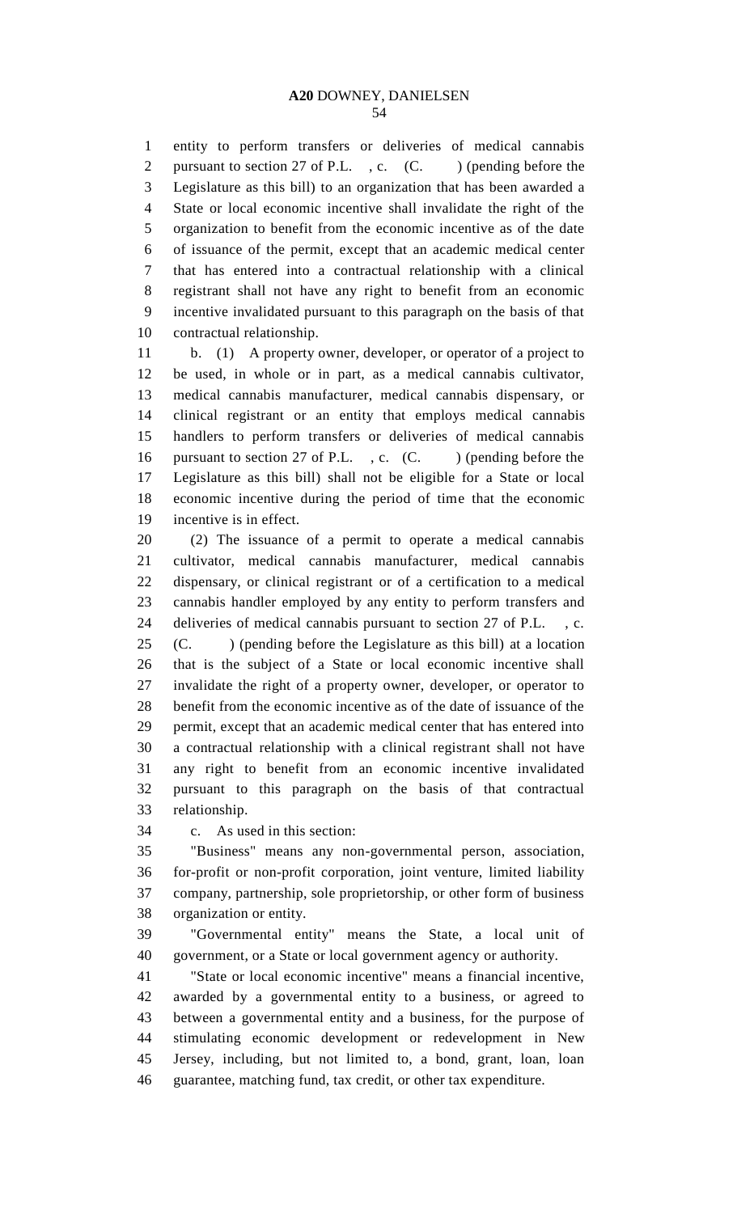entity to perform transfers or deliveries of medical cannabis pursuant to section 27 of P.L. , c. (C. ) (pending before the Legislature as this bill) to an organization that has been awarded a State or local economic incentive shall invalidate the right of the organization to benefit from the economic incentive as of the date of issuance of the permit, except that an academic medical center that has entered into a contractual relationship with a clinical registrant shall not have any right to benefit from an economic incentive invalidated pursuant to this paragraph on the basis of that contractual relationship.

b. (1) A property owner, developer, or operator of a project to be used, in whole or in part, as a medical cannabis cultivator, medical cannabis manufacturer, medical cannabis dispensary, or clinical registrant or an entity that employs medical cannabis handlers to perform transfers or deliveries of medical cannabis pursuant to section 27 of P.L. , c. (C. ) (pending before the Legislature as this bill) shall not be eligible for a State or local economic incentive during the period of time that the economic incentive is in effect.

(2) The issuance of a permit to operate a medical cannabis cultivator, medical cannabis manufacturer, medical cannabis dispensary, or clinical registrant or of a certification to a medical cannabis handler employed by any entity to perform transfers and deliveries of medical cannabis pursuant to section 27 of P.L. , c. (C. ) (pending before the Legislature as this bill) at a location that is the subject of a State or local economic incentive shall invalidate the right of a property owner, developer, or operator to benefit from the economic incentive as of the date of issuance of the permit, except that an academic medical center that has entered into a contractual relationship with a clinical registrant shall not have any right to benefit from an economic incentive invalidated pursuant to this paragraph on the basis of that contractual relationship.

c. As used in this section:

"Business" means any non-governmental person, association, for-profit or non-profit corporation, joint venture, limited liability company, partnership, sole proprietorship, or other form of business organization or entity.

"Governmental entity" means the State, a local unit of government, or a State or local government agency or authority.

"State or local economic incentive" means a financial incentive, awarded by a governmental entity to a business, or agreed to between a governmental entity and a business, for the purpose of stimulating economic development or redevelopment in New Jersey, including, but not limited to, a bond, grant, loan, loan guarantee, matching fund, tax credit, or other tax expenditure.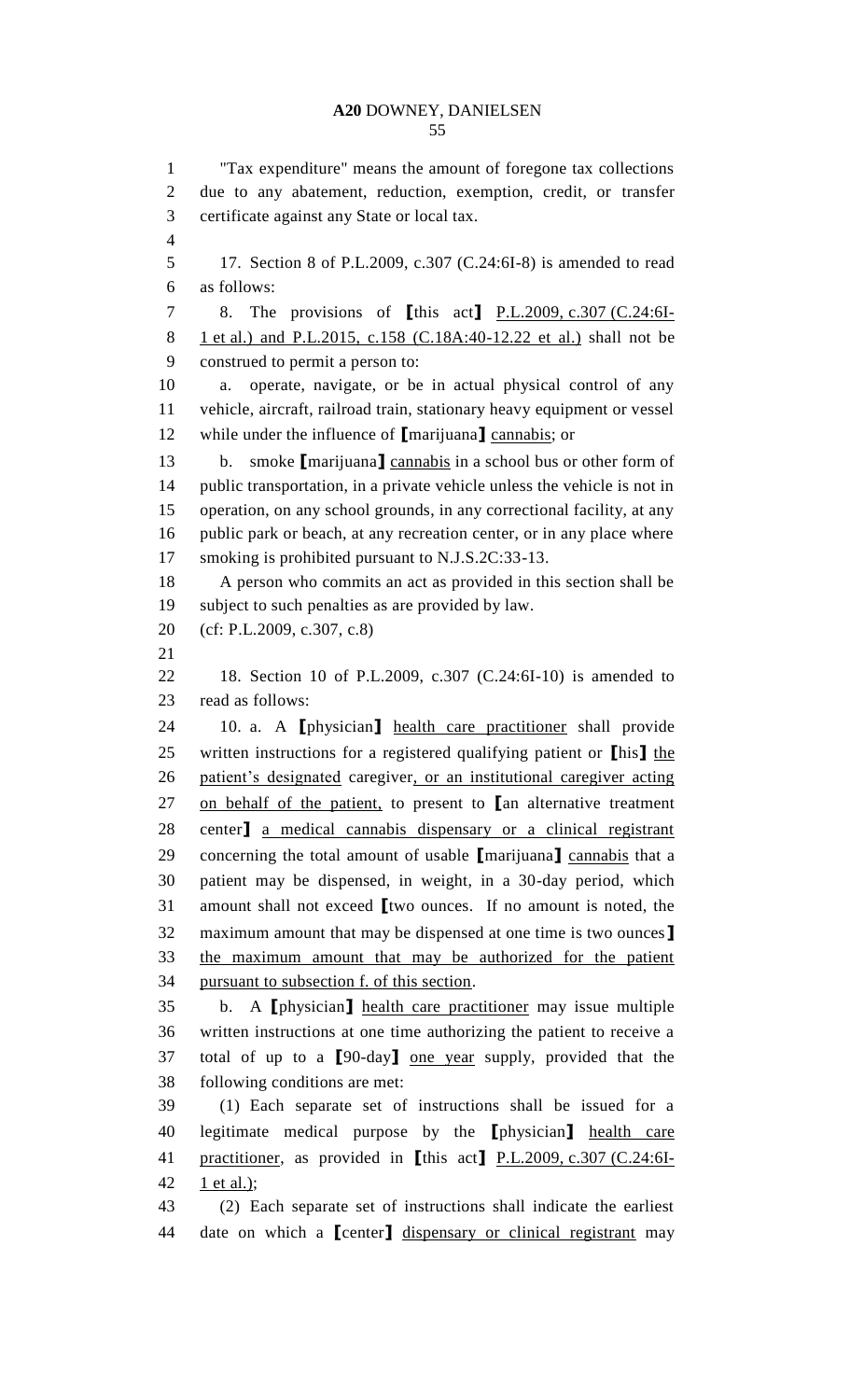"Tax expenditure" means the amount of foregone tax collections due to any abatement, reduction, exemption, credit, or transfer certificate against any State or local tax.

17. Section 8 of P.L.2009, c.307 (C.24:6I-8) is amended to read as follows:

8. The provisions of [this act] <u>P.L.2009, c.307 (C.24:6I-1 et al.) and P.L.2015, c.158 (C.18A:40-12.22 et al.)</u> shall not be construed to permit a person to:

a. operate, navigate, or be in actual physical control of any vehicle, aircraft, railroad train, stationary heavy equipment or vessel while under the influence of [marijuana] <u>cannabis</u>; or

b. smoke [marijuana] <u>cannabis</u> in a school bus or other form of public transportation, in a private vehicle unless the vehicle is not in operation, on any school grounds, in any correctional facility, at any public park or beach, at any recreation center, or in any place where smoking is prohibited pursuant to N.J.S.2C:33-13.

A person who commits an act as provided in this section shall be subject to such penalties as are provided by law.

(cf: P.L.2009, c.307, c.8)

18. Section 10 of P.L.2009, c.307 (C.24:6I-10) is amended to read as follows:

10. a. A [physician] <u>health care practitioner</u> shall provide written instructions for a registered qualifying patient or [his] <u>the patient's designated</u> caregiver<u>, or an institutional caregiver acting on behalf of the patient,</u> to present to [an alternative treatment center] <u>a medical cannabis dispensary or a clinical registrant</u> concerning the total amount of usable [marijuana] <u>cannabis</u> that a patient may be dispensed, in weight, in a 30-day period, which amount shall not exceed [two ounces. If no amount is noted, the maximum amount that may be dispensed at one time is two ounces] <u>the maximum amount that may be authorized for the patient pursuant to subsection f. of this section</u>.

b. A [physician] <u>health care practitioner</u> may issue multiple written instructions at one time authorizing the patient to receive a total of up to a [90-day] <u>one year</u> supply, provided that the following conditions are met:

(1) Each separate set of instructions shall be issued for a legitimate medical purpose by the [physician] <u>health care practitioner</u>, as provided in [this act] <u>P.L.2009, c.307 (C.24:6I-1 et al.)</u>;

(2) Each separate set of instructions shall indicate the earliest date on which a [center] <u>dispensary or clinical registrant</u> may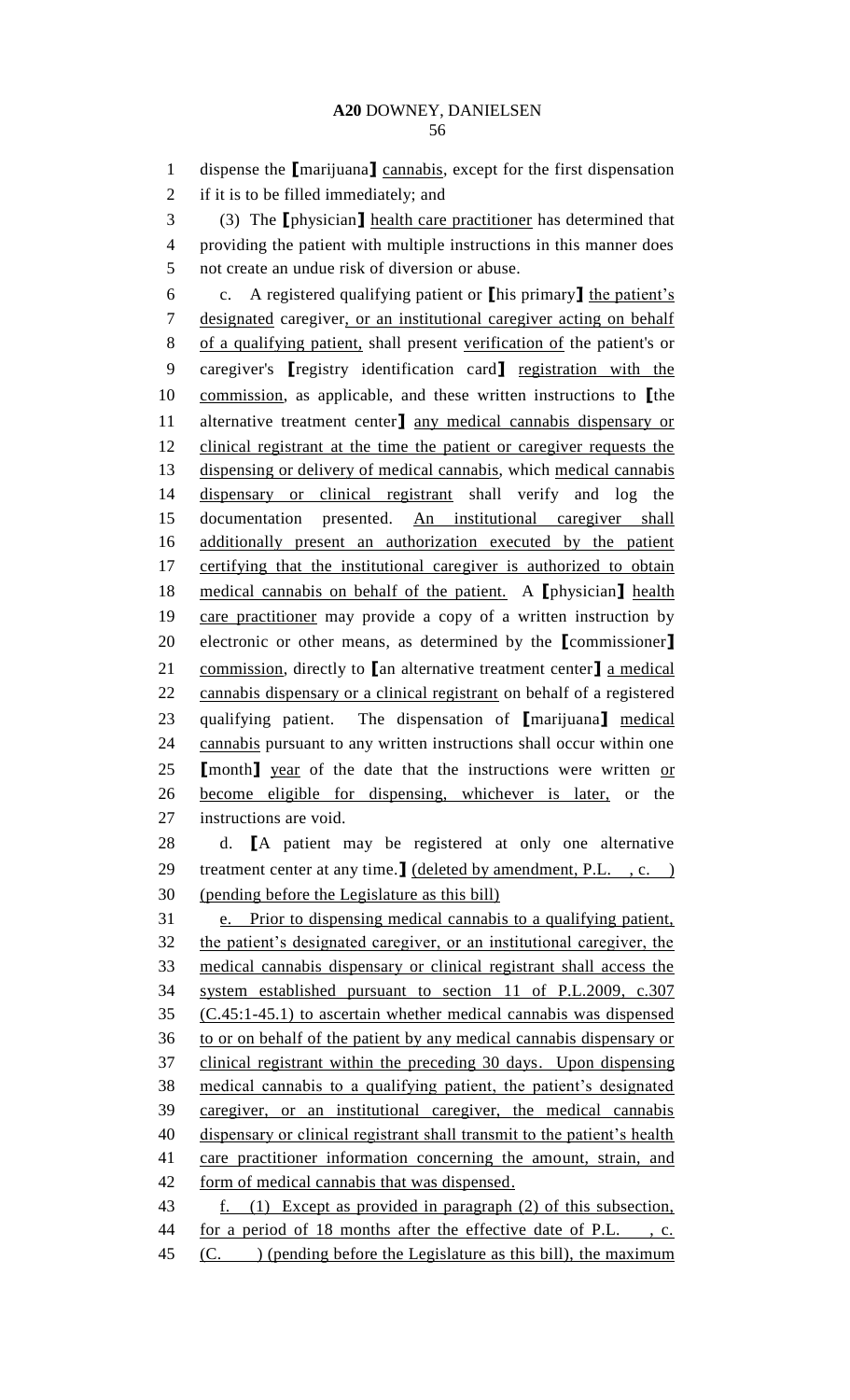dispense the [marijuana] cannabis, except for the first dispensation if it is to be filled immediately; and

(3) The [physician] health care practitioner has determined that providing the patient with multiple instructions in this manner does not create an undue risk of diversion or abuse.

c. A registered qualifying patient or [his primary] the patient's designated caregiver, or an institutional caregiver acting on behalf of a qualifying patient, shall present verification of the patient's or caregiver's [registry identification card] registration with the commission, as applicable, and these written instructions to [the alternative treatment center] any medical cannabis dispensary or clinical registrant at the time the patient or caregiver requests the dispensing or delivery of medical cannabis, which medical cannabis dispensary or clinical registrant shall verify and log the documentation presented. An institutional caregiver shall additionally present an authorization executed by the patient certifying that the institutional caregiver is authorized to obtain medical cannabis on behalf of the patient. A [physician] health care practitioner may provide a copy of a written instruction by electronic or other means, as determined by the [commissioner] commission, directly to [an alternative treatment center] a medical cannabis dispensary or a clinical registrant on behalf of a registered qualifying patient. The dispensation of [marijuana] medical cannabis pursuant to any written instructions shall occur within one [month] year of the date that the instructions were written or become eligible for dispensing, whichever is later, or the instructions are void.

d. [A patient may be registered at only one alternative treatment center at any time.] (deleted by amendment, P.L. , c. ) (pending before the Legislature as this bill)

e. Prior to dispensing medical cannabis to a qualifying patient, the patient's designated caregiver, or an institutional caregiver, the medical cannabis dispensary or clinical registrant shall access the system established pursuant to section 11 of P.L.2009, c.307 (C.45:1-45.1) to ascertain whether medical cannabis was dispensed to or on behalf of the patient by any medical cannabis dispensary or clinical registrant within the preceding 30 days. Upon dispensing medical cannabis to a qualifying patient, the patient's designated caregiver, or an institutional caregiver, the medical cannabis dispensary or clinical registrant shall transmit to the patient's health care practitioner information concerning the amount, strain, and form of medical cannabis that was dispensed.

f. (1) Except as provided in paragraph (2) of this subsection, for a period of 18 months after the effective date of P.L. , c. (C. ) (pending before the Legislature as this bill), the maximum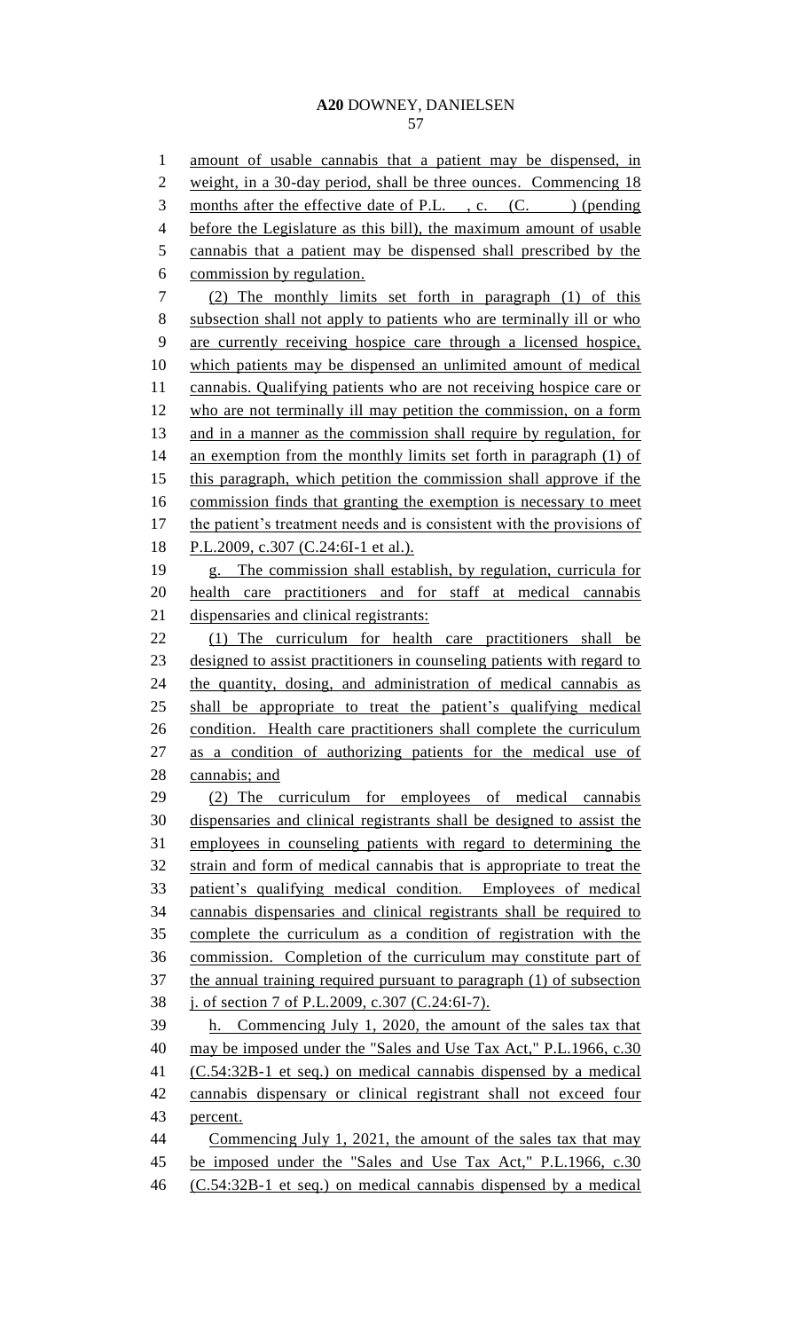amount of usable cannabis that a patient may be dispensed, in weight, in a 30-day period, shall be three ounces. Commencing 18 months after the effective date of P.L. , c. (C. ) (pending before the Legislature as this bill), the maximum amount of usable cannabis that a patient may be dispensed shall prescribed by the commission by regulation.

(2) The monthly limits set forth in paragraph (1) of this subsection shall not apply to patients who are terminally ill or who are currently receiving hospice care through a licensed hospice, which patients may be dispensed an unlimited amount of medical cannabis. Qualifying patients who are not receiving hospice care or who are not terminally ill may petition the commission, on a form and in a manner as the commission shall require by regulation, for an exemption from the monthly limits set forth in paragraph (1) of this paragraph, which petition the commission shall approve if the commission finds that granting the exemption is necessary to meet the patient's treatment needs and is consistent with the provisions of P.L.2009, c.307 (C.24:6I-1 et al.).

g. The commission shall establish, by regulation, curricula for health care practitioners and for staff at medical cannabis dispensaries and clinical registrants:

(1) The curriculum for health care practitioners shall be designed to assist practitioners in counseling patients with regard to the quantity, dosing, and administration of medical cannabis as shall be appropriate to treat the patient's qualifying medical condition. Health care practitioners shall complete the curriculum as a condition of authorizing patients for the medical use of cannabis; and

(2) The curriculum for employees of medical cannabis dispensaries and clinical registrants shall be designed to assist the employees in counseling patients with regard to determining the strain and form of medical cannabis that is appropriate to treat the patient's qualifying medical condition. Employees of medical cannabis dispensaries and clinical registrants shall be required to complete the curriculum as a condition of registration with the commission. Completion of the curriculum may constitute part of the annual training required pursuant to paragraph (1) of subsection j. of section 7 of P.L.2009, c.307 (C.24:6I-7).

h. Commencing July 1, 2020, the amount of the sales tax that may be imposed under the "Sales and Use Tax Act," P.L.1966, c.30 (C.54:32B-1 et seq.) on medical cannabis dispensed by a medical cannabis dispensary or clinical registrant shall not exceed four percent.

Commencing July 1, 2021, the amount of the sales tax that may be imposed under the "Sales and Use Tax Act," P.L.1966, c.30 (C.54:32B-1 et seq.) on medical cannabis dispensed by a medical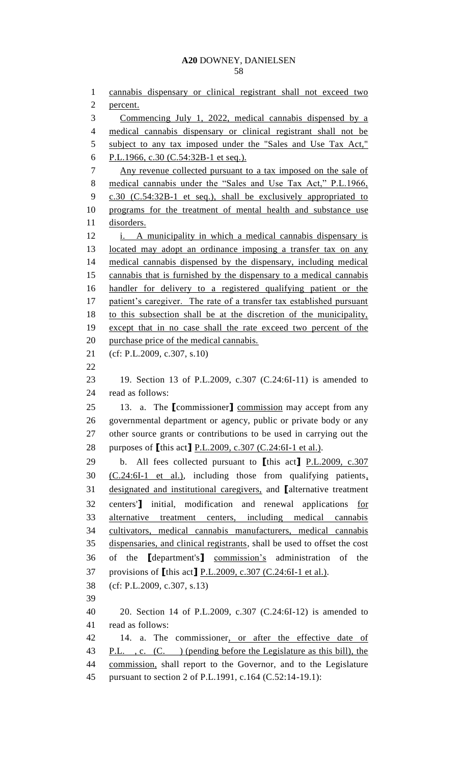cannabis dispensary or clinical registrant shall not exceed two percent.

Commencing July 1, 2022, medical cannabis dispensed by a medical cannabis dispensary or clinical registrant shall not be subject to any tax imposed under the "Sales and Use Tax Act," P.L.1966, c.30 (C.54:32B-1 et seq.).

Any revenue collected pursuant to a tax imposed on the sale of medical cannabis under the "Sales and Use Tax Act," P.L.1966, c.30 (C.54:32B-1 et seq.), shall be exclusively appropriated to programs for the treatment of mental health and substance use disorders.

i. A municipality in which a medical cannabis dispensary is located may adopt an ordinance imposing a transfer tax on any medical cannabis dispensed by the dispensary, including medical cannabis that is furnished by the dispensary to a medical cannabis handler for delivery to a registered qualifying patient or the patient's caregiver. The rate of a transfer tax established pursuant to this subsection shall be at the discretion of the municipality, except that in no case shall the rate exceed two percent of the purchase price of the medical cannabis.

(cf: P.L.2009, c.307, s.10)

19. Section 13 of P.L.2009, c.307 (C.24:6I-11) is amended to read as follows:

13. a. The ⟦commissioner⟧ commission may accept from any governmental department or agency, public or private body or any other source grants or contributions to be used in carrying out the purposes of ⟦this act⟧ P.L.2009, c.307 (C.24:6I-1 et al.).

b. All fees collected pursuant to ⟦this act⟧ P.L.2009, c.307 (C.24:6I-1 et al.), including those from qualifying patients, designated and institutional caregivers, and ⟦alternative treatment centers'⟧ initial, modification and renewal applications for alternative treatment centers, including medical cannabis cultivators, medical cannabis manufacturers, medical cannabis dispensaries, and clinical registrants, shall be used to offset the cost of the ⟦department's⟧ commission's administration of the provisions of ⟦this act⟧ P.L.2009, c.307 (C.24:6I-1 et al.).

(cf: P.L.2009, c.307, s.13)

20. Section 14 of P.L.2009, c.307 (C.24:6I-12) is amended to read as follows:

14. a. The commissioner, or after the effective date of P.L. , c. (C. ) (pending before the Legislature as this bill), the commission, shall report to the Governor, and to the Legislature pursuant to section 2 of P.L.1991, c.164 (C.52:14-19.1):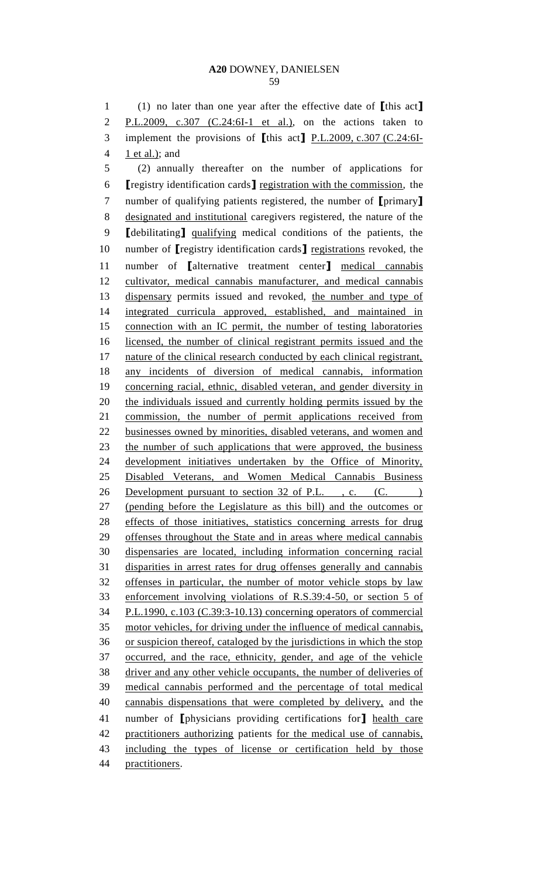(1) no later than one year after the effective date of [this act] P.L.2009, c.307 (C.24:6I-1 et al.), on the actions taken to implement the provisions of [this act] P.L.2009, c.307 (C.24:6I-1 et al.); and

(2) annually thereafter on the number of applications for [registry identification cards] registration with the commission, the number of qualifying patients registered, the number of [primary] designated and institutional caregivers registered, the nature of the [debilitating] qualifying medical conditions of the patients, the number of [registry identification cards] registrations revoked, the number of [alternative treatment center] medical cannabis cultivator, medical cannabis manufacturer, and medical cannabis dispensary permits issued and revoked, the number and type of integrated curricula approved, established, and maintained in connection with an IC permit, the number of testing laboratories licensed, the number of clinical registrant permits issued and the nature of the clinical research conducted by each clinical registrant, any incidents of diversion of medical cannabis, information concerning racial, ethnic, disabled veteran, and gender diversity in the individuals issued and currently holding permits issued by the commission, the number of permit applications received from businesses owned by minorities, disabled veterans, and women and the number of such applications that were approved, the business development initiatives undertaken by the Office of Minority, Disabled Veterans, and Women Medical Cannabis Business Development pursuant to section 32 of P.L. , c. (C. ) (pending before the Legislature as this bill) and the outcomes or effects of those initiatives, statistics concerning arrests for drug offenses throughout the State and in areas where medical cannabis dispensaries are located, including information concerning racial disparities in arrest rates for drug offenses generally and cannabis offenses in particular, the number of motor vehicle stops by law enforcement involving violations of R.S.39:4-50, or section 5 of P.L.1990, c.103 (C.39:3-10.13) concerning operators of commercial motor vehicles, for driving under the influence of medical cannabis, or suspicion thereof, cataloged by the jurisdictions in which the stop occurred, and the race, ethnicity, gender, and age of the vehicle driver and any other vehicle occupants, the number of deliveries of medical cannabis performed and the percentage of total medical cannabis dispensations that were completed by delivery, and the number of [physicians providing certifications for] health care practitioners authorizing patients for the medical use of cannabis, including the types of license or certification held by those practitioners.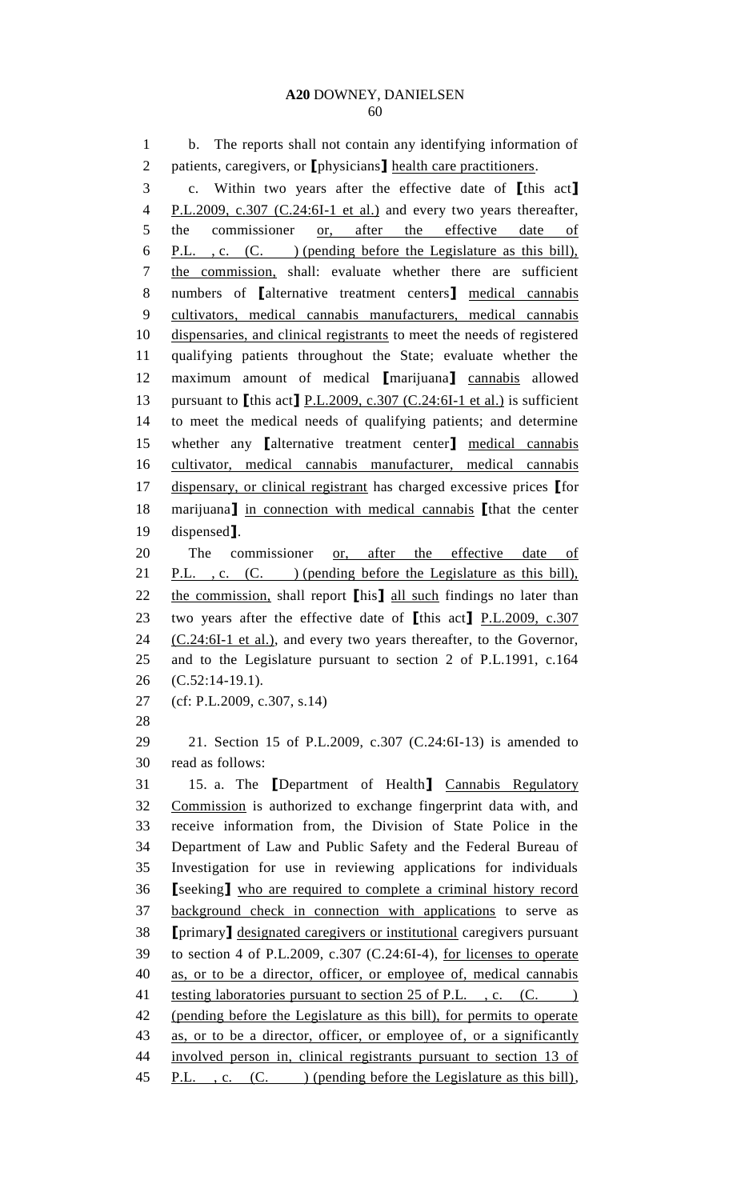b. The reports shall not contain any identifying information of patients, caregivers, or [physicians] health care practitioners.

c. Within two years after the effective date of [this act] P.L.2009, c.307 (C.24:6I-1 et al.) and every two years thereafter, the commissioner or, after the effective date of P.L. , c. (C. ) (pending before the Legislature as this bill), the commission, shall: evaluate whether there are sufficient numbers of [alternative treatment centers] medical cannabis cultivators, medical cannabis manufacturers, medical cannabis dispensaries, and clinical registrants to meet the needs of registered qualifying patients throughout the State; evaluate whether the maximum amount of medical [marijuana] cannabis allowed pursuant to [this act] P.L.2009, c.307 (C.24:6I-1 et al.) is sufficient to meet the medical needs of qualifying patients; and determine whether any [alternative treatment center] medical cannabis cultivator, medical cannabis manufacturer, medical cannabis dispensary, or clinical registrant has charged excessive prices [for marijuana] in connection with medical cannabis [that the center dispensed].

The commissioner or, after the effective date of P.L. , c. (C. ) (pending before the Legislature as this bill), the commission, shall report [his] all such findings no later than two years after the effective date of [this act] P.L.2009, c.307 (C.24:6I-1 et al.), and every two years thereafter, to the Governor, and to the Legislature pursuant to section 2 of P.L.1991, c.164 (C.52:14-19.1).

(cf: P.L.2009, c.307, s.14)

21. Section 15 of P.L.2009, c.307 (C.24:6I-13) is amended to read as follows:

15. a. The [Department of Health] Cannabis Regulatory Commission is authorized to exchange fingerprint data with, and receive information from, the Division of State Police in the Department of Law and Public Safety and the Federal Bureau of Investigation for use in reviewing applications for individuals [seeking] who are required to complete a criminal history record background check in connection with applications to serve as [primary] designated caregivers or institutional caregivers pursuant to section 4 of P.L.2009, c.307 (C.24:6I-4), for licenses to operate as, or to be a director, officer, or employee of, medical cannabis testing laboratories pursuant to section 25 of P.L. , c. (C. ) (pending before the Legislature as this bill), for permits to operate as, or to be a director, officer, or employee of, or a significantly involved person in, clinical registrants pursuant to section 13 of P.L. , c. (C. ) (pending before the Legislature as this bill),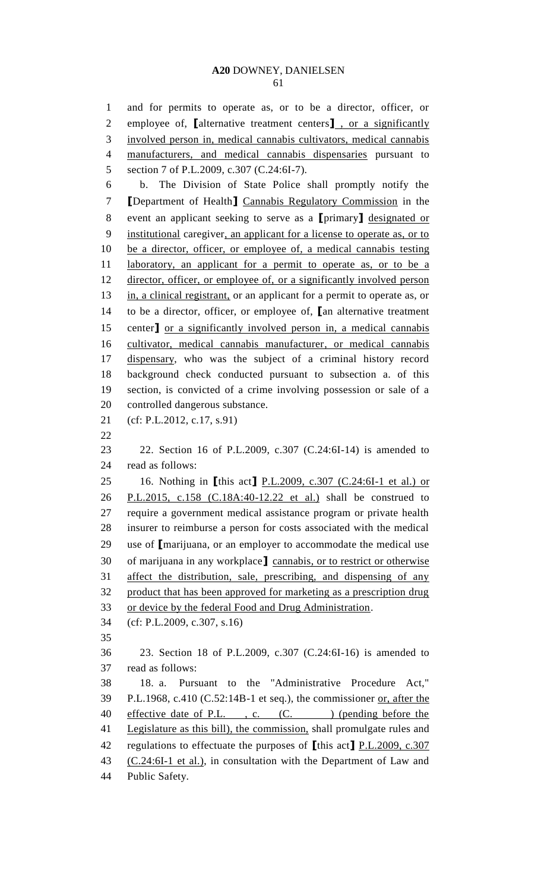and for permits to operate as, or to be a director, officer, or employee of, [alternative treatment centers] , or a significantly involved person in, medical cannabis cultivators, medical cannabis manufacturers, and medical cannabis dispensaries pursuant to section 7 of P.L.2009, c.307 (C.24:6I-7).

b. The Division of State Police shall promptly notify the [Department of Health] Cannabis Regulatory Commission in the event an applicant seeking to serve as a [primary] designated or institutional caregiver, an applicant for a license to operate as, or to be a director, officer, or employee of, a medical cannabis testing laboratory, an applicant for a permit to operate as, or to be a director, officer, or employee of, or a significantly involved person in, a clinical registrant, or an applicant for a permit to operate as, or to be a director, officer, or employee of, [an alternative treatment center] or a significantly involved person in, a medical cannabis cultivator, medical cannabis manufacturer, or medical cannabis dispensary, who was the subject of a criminal history record background check conducted pursuant to subsection a. of this section, is convicted of a crime involving possession or sale of a controlled dangerous substance.

(cf: P.L.2012, c.17, s.91)

22. Section 16 of P.L.2009, c.307 (C.24:6I-14) is amended to read as follows:

16. Nothing in [this act] P.L.2009, c.307 (C.24:6I-1 et al.) or P.L.2015, c.158 (C.18A:40-12.22 et al.) shall be construed to require a government medical assistance program or private health insurer to reimburse a person for costs associated with the medical use of [marijuana, or an employer to accommodate the medical use of marijuana in any workplace] cannabis, or to restrict or otherwise affect the distribution, sale, prescribing, and dispensing of any product that has been approved for marketing as a prescription drug or device by the federal Food and Drug Administration.

(cf: P.L.2009, c.307, s.16)

23. Section 18 of P.L.2009, c.307 (C.24:6I-16) is amended to read as follows:

18. a. Pursuant to the "Administrative Procedure Act," P.L.1968, c.410 (C.52:14B-1 et seq.), the commissioner or, after the effective date of P.L. , c. (C. ) (pending before the Legislature as this bill), the commission, shall promulgate rules and regulations to effectuate the purposes of [this act] P.L.2009, c.307 (C.24:6I-1 et al.), in consultation with the Department of Law and Public Safety.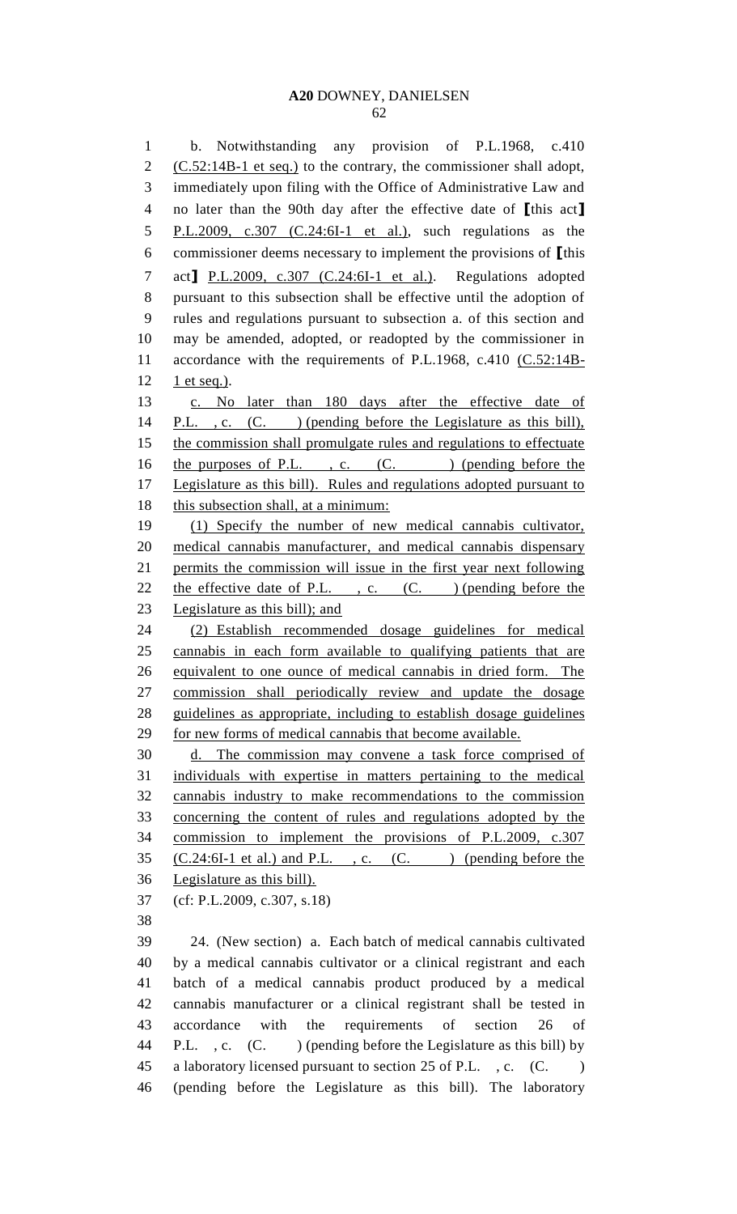b. Notwithstanding any provision of P.L.1968, c.410 (C.52:14B-1 et seq.) to the contrary, the commissioner shall adopt, immediately upon filing with the Office of Administrative Law and no later than the 90th day after the effective date of [this act] P.L.2009, c.307 (C.24:6I-1 et al.), such regulations as the commissioner deems necessary to implement the provisions of [this act] P.L.2009, c.307 (C.24:6I-1 et al.). Regulations adopted pursuant to this subsection shall be effective until the adoption of rules and regulations pursuant to subsection a. of this section and may be amended, adopted, or readopted by the commissioner in accordance with the requirements of P.L.1968, c.410 (C.52:14B-1 et seq.).

c. No later than 180 days after the effective date of P.L. , c. (C. ) (pending before the Legislature as this bill), the commission shall promulgate rules and regulations to effectuate the purposes of P.L. , c. (C. ) (pending before the Legislature as this bill). Rules and regulations adopted pursuant to this subsection shall, at a minimum:

(1) Specify the number of new medical cannabis cultivator, medical cannabis manufacturer, and medical cannabis dispensary permits the commission will issue in the first year next following the effective date of P.L. , c. (C. ) (pending before the Legislature as this bill); and

(2) Establish recommended dosage guidelines for medical cannabis in each form available to qualifying patients that are equivalent to one ounce of medical cannabis in dried form. The commission shall periodically review and update the dosage guidelines as appropriate, including to establish dosage guidelines for new forms of medical cannabis that become available.

d. The commission may convene a task force comprised of individuals with expertise in matters pertaining to the medical cannabis industry to make recommendations to the commission concerning the content of rules and regulations adopted by the commission to implement the provisions of P.L.2009, c.307 (C.24:6I-1 et al.) and P.L. , c. (C. ) (pending before the Legislature as this bill).

(cf: P.L.2009, c.307, s.18)

24. (New section) a. Each batch of medical cannabis cultivated by a medical cannabis cultivator or a clinical registrant and each batch of a medical cannabis product produced by a medical cannabis manufacturer or a clinical registrant shall be tested in accordance with the requirements of section 26 of P.L. , c. (C. ) (pending before the Legislature as this bill) by a laboratory licensed pursuant to section 25 of P.L. , c. (C. ) (pending before the Legislature as this bill). The laboratory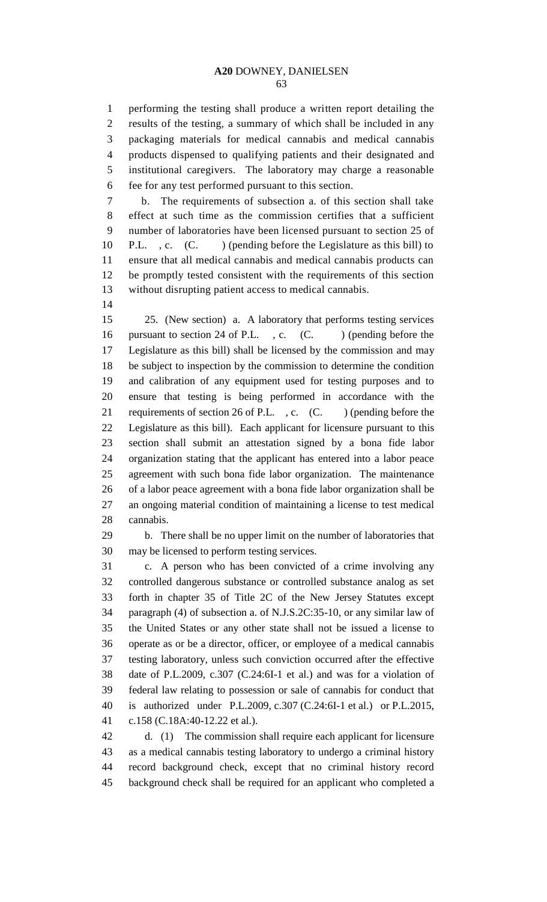performing the testing shall produce a written report detailing the results of the testing, a summary of which shall be included in any packaging materials for medical cannabis and medical cannabis products dispensed to qualifying patients and their designated and institutional caregivers. The laboratory may charge a reasonable fee for any test performed pursuant to this section.

b. The requirements of subsection a. of this section shall take effect at such time as the commission certifies that a sufficient number of laboratories have been licensed pursuant to section 25 of P.L. , c. (C. ) (pending before the Legislature as this bill) to ensure that all medical cannabis and medical cannabis products can be promptly tested consistent with the requirements of this section without disrupting patient access to medical cannabis.

25. (New section) a. A laboratory that performs testing services pursuant to section 24 of P.L. , c. (C. ) (pending before the Legislature as this bill) shall be licensed by the commission and may be subject to inspection by the commission to determine the condition and calibration of any equipment used for testing purposes and to ensure that testing is being performed in accordance with the requirements of section 26 of P.L. , c. (C. ) (pending before the Legislature as this bill). Each applicant for licensure pursuant to this section shall submit an attestation signed by a bona fide labor organization stating that the applicant has entered into a labor peace agreement with such bona fide labor organization. The maintenance of a labor peace agreement with a bona fide labor organization shall be an ongoing material condition of maintaining a license to test medical cannabis.

b. There shall be no upper limit on the number of laboratories that may be licensed to perform testing services.

c. A person who has been convicted of a crime involving any controlled dangerous substance or controlled substance analog as set forth in chapter 35 of Title 2C of the New Jersey Statutes except paragraph (4) of subsection a. of N.J.S.2C:35-10, or any similar law of the United States or any other state shall not be issued a license to operate as or be a director, officer, or employee of a medical cannabis testing laboratory, unless such conviction occurred after the effective date of P.L.2009, c.307 (C.24:6I-1 et al.) and was for a violation of federal law relating to possession or sale of cannabis for conduct that is authorized under P.L.2009, c.307 (C.24:6I-1 et al.) or P.L.2015, c.158 (C.18A:40-12.22 et al.).

d. (1) The commission shall require each applicant for licensure as a medical cannabis testing laboratory to undergo a criminal history record background check, except that no criminal history record background check shall be required for an applicant who completed a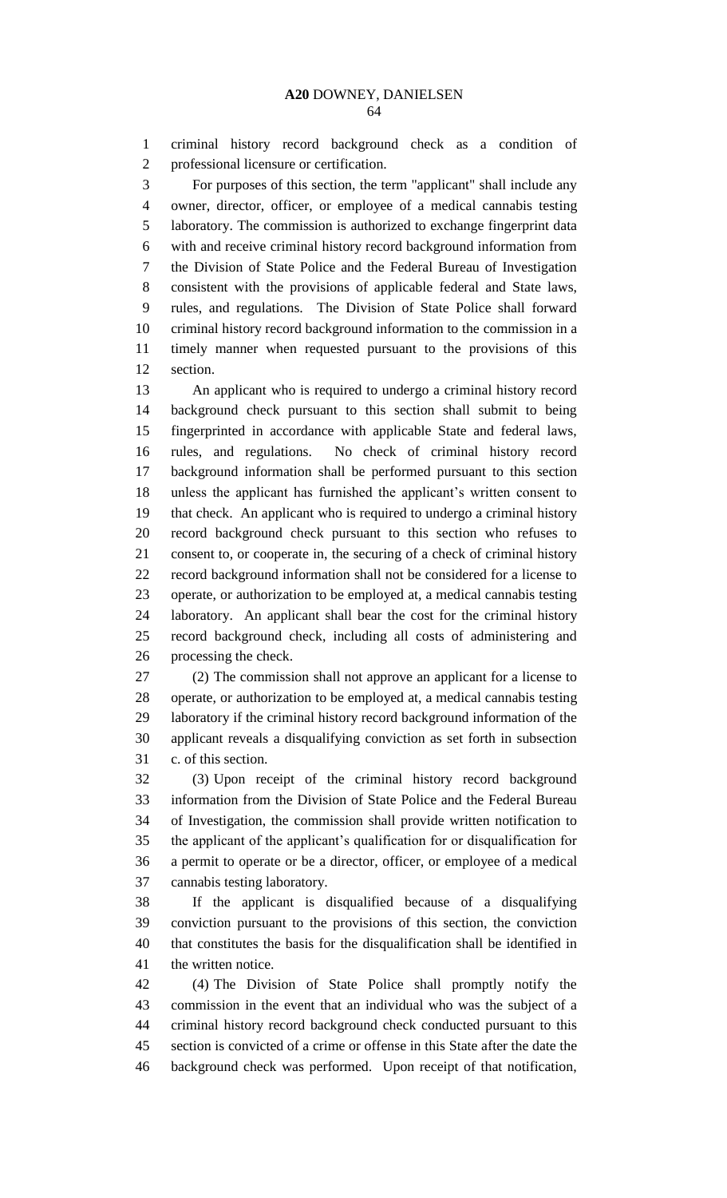criminal history record background check as a condition of professional licensure or certification.

For purposes of this section, the term "applicant" shall include any owner, director, officer, or employee of a medical cannabis testing laboratory. The commission is authorized to exchange fingerprint data with and receive criminal history record background information from the Division of State Police and the Federal Bureau of Investigation consistent with the provisions of applicable federal and State laws, rules, and regulations. The Division of State Police shall forward criminal history record background information to the commission in a timely manner when requested pursuant to the provisions of this section.

An applicant who is required to undergo a criminal history record background check pursuant to this section shall submit to being fingerprinted in accordance with applicable State and federal laws, rules, and regulations. No check of criminal history record background information shall be performed pursuant to this section unless the applicant has furnished the applicant's written consent to that check. An applicant who is required to undergo a criminal history record background check pursuant to this section who refuses to consent to, or cooperate in, the securing of a check of criminal history record background information shall not be considered for a license to operate, or authorization to be employed at, a medical cannabis testing laboratory. An applicant shall bear the cost for the criminal history record background check, including all costs of administering and processing the check.

(2) The commission shall not approve an applicant for a license to operate, or authorization to be employed at, a medical cannabis testing laboratory if the criminal history record background information of the applicant reveals a disqualifying conviction as set forth in subsection c. of this section.

(3) Upon receipt of the criminal history record background information from the Division of State Police and the Federal Bureau of Investigation, the commission shall provide written notification to the applicant of the applicant's qualification for or disqualification for a permit to operate or be a director, officer, or employee of a medical cannabis testing laboratory.

If the applicant is disqualified because of a disqualifying conviction pursuant to the provisions of this section, the conviction that constitutes the basis for the disqualification shall be identified in the written notice.

(4) The Division of State Police shall promptly notify the commission in the event that an individual who was the subject of a criminal history record background check conducted pursuant to this section is convicted of a crime or offense in this State after the date the background check was performed. Upon receipt of that notification,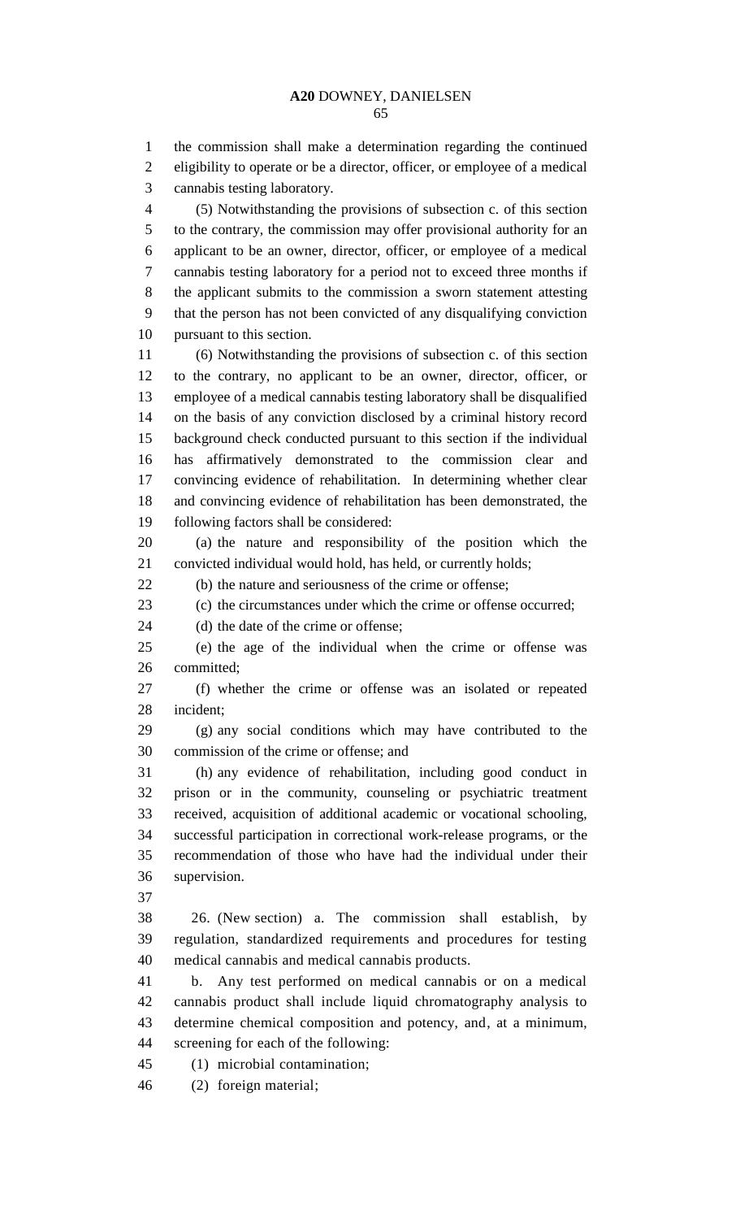the commission shall make a determination regarding the continued eligibility to operate or be a director, officer, or employee of a medical cannabis testing laboratory.

(5) Notwithstanding the provisions of subsection c. of this section to the contrary, the commission may offer provisional authority for an applicant to be an owner, director, officer, or employee of a medical cannabis testing laboratory for a period not to exceed three months if the applicant submits to the commission a sworn statement attesting that the person has not been convicted of any disqualifying conviction pursuant to this section.

(6) Notwithstanding the provisions of subsection c. of this section to the contrary, no applicant to be an owner, director, officer, or employee of a medical cannabis testing laboratory shall be disqualified on the basis of any conviction disclosed by a criminal history record background check conducted pursuant to this section if the individual has affirmatively demonstrated to the commission clear and convincing evidence of rehabilitation. In determining whether clear and convincing evidence of rehabilitation has been demonstrated, the following factors shall be considered:

(a) the nature and responsibility of the position which the convicted individual would hold, has held, or currently holds;

(b) the nature and seriousness of the crime or offense;

(c) the circumstances under which the crime or offense occurred;

(d) the date of the crime or offense;

(e) the age of the individual when the crime or offense was committed;

(f) whether the crime or offense was an isolated or repeated incident;

(g) any social conditions which may have contributed to the commission of the crime or offense; and

(h) any evidence of rehabilitation, including good conduct in prison or in the community, counseling or psychiatric treatment received, acquisition of additional academic or vocational schooling, successful participation in correctional work-release programs, or the recommendation of those who have had the individual under their supervision.

26. (New section) a. The commission shall establish, by regulation, standardized requirements and procedures for testing medical cannabis and medical cannabis products.

b. Any test performed on medical cannabis or on a medical cannabis product shall include liquid chromatography analysis to determine chemical composition and potency, and, at a minimum, screening for each of the following:

(1) microbial contamination;

(2) foreign material;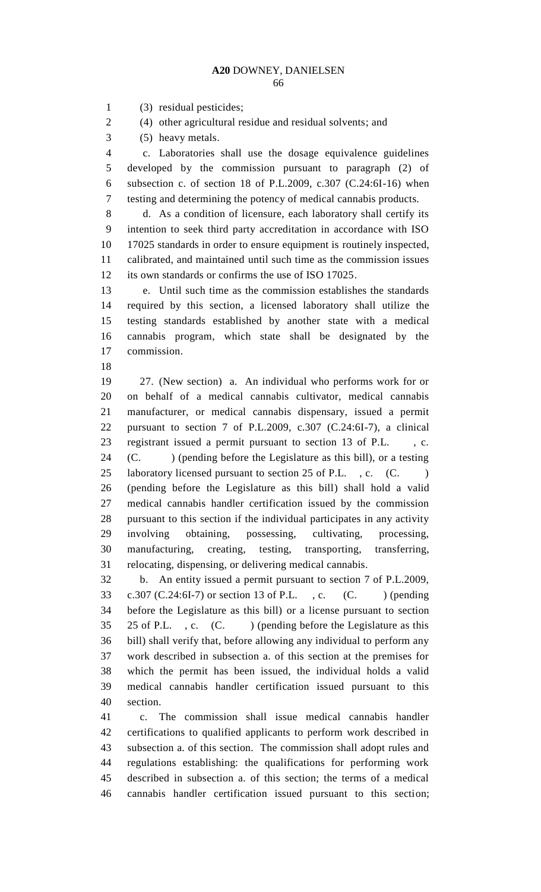(3) residual pesticides;

(4) other agricultural residue and residual solvents; and

(5) heavy metals.

c. Laboratories shall use the dosage equivalence guidelines developed by the commission pursuant to paragraph (2) of subsection c. of section 18 of P.L.2009, c.307 (C.24:6I-16) when testing and determining the potency of medical cannabis products.

d. As a condition of licensure, each laboratory shall certify its intention to seek third party accreditation in accordance with ISO 17025 standards in order to ensure equipment is routinely inspected, calibrated, and maintained until such time as the commission issues its own standards or confirms the use of ISO 17025.

e. Until such time as the commission establishes the standards required by this section, a licensed laboratory shall utilize the testing standards established by another state with a medical cannabis program, which state shall be designated by the commission.

27. (New section) a. An individual who performs work for or on behalf of a medical cannabis cultivator, medical cannabis manufacturer, or medical cannabis dispensary, issued a permit pursuant to section 7 of P.L.2009, c.307 (C.24:6I-7), a clinical registrant issued a permit pursuant to section 13 of P.L. , c. (C. ) (pending before the Legislature as this bill), or a testing laboratory licensed pursuant to section 25 of P.L. , c. (C. ) (pending before the Legislature as this bill) shall hold a valid medical cannabis handler certification issued by the commission pursuant to this section if the individual participates in any activity involving obtaining, possessing, cultivating, processing, manufacturing, creating, testing, transporting, transferring, relocating, dispensing, or delivering medical cannabis.

b. An entity issued a permit pursuant to section 7 of P.L.2009, c.307 (C.24:6I-7) or section 13 of P.L. , c. (C. ) (pending before the Legislature as this bill) or a license pursuant to section 25 of P.L. , c. (C. ) (pending before the Legislature as this bill) shall verify that, before allowing any individual to perform any work described in subsection a. of this section at the premises for which the permit has been issued, the individual holds a valid medical cannabis handler certification issued pursuant to this section.

c. The commission shall issue medical cannabis handler certifications to qualified applicants to perform work described in subsection a. of this section. The commission shall adopt rules and regulations establishing: the qualifications for performing work described in subsection a. of this section; the terms of a medical cannabis handler certification issued pursuant to this section;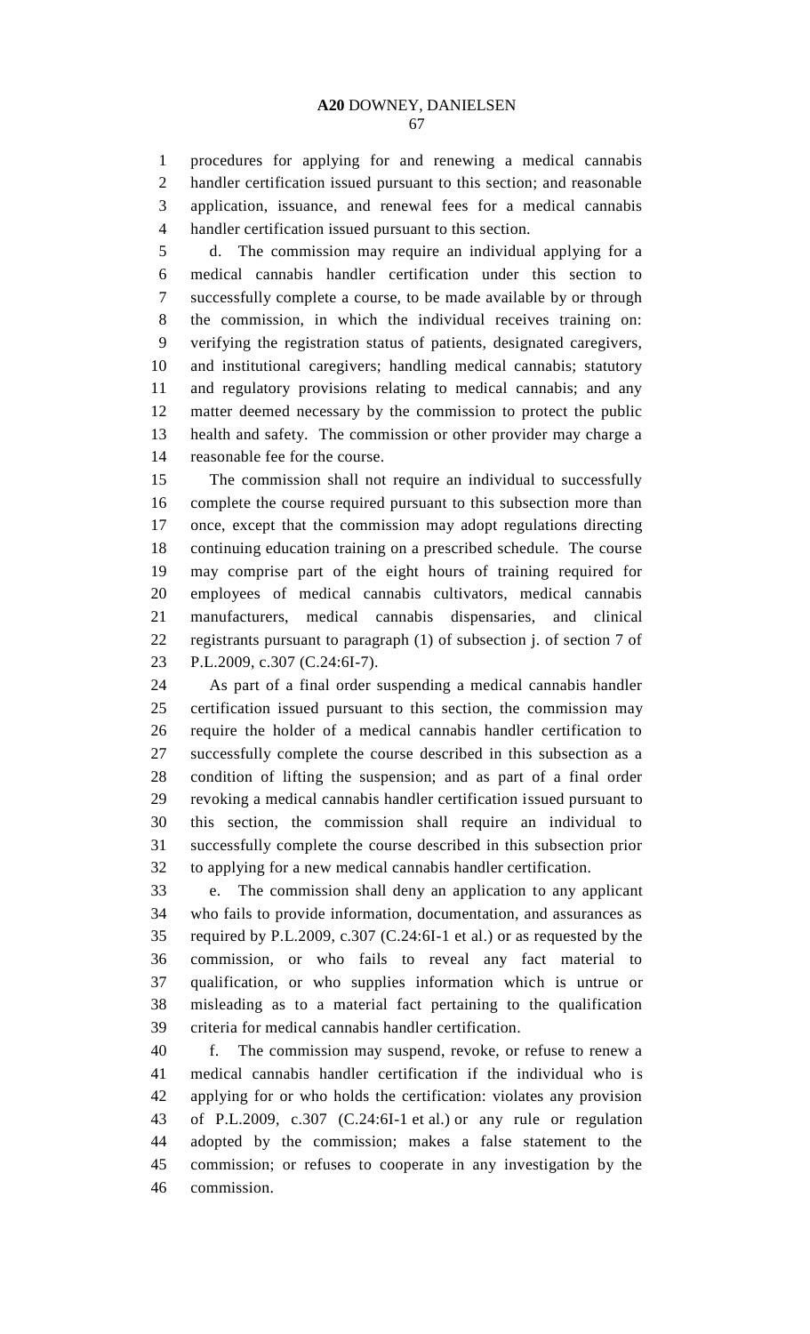procedures for applying for and renewing a medical cannabis handler certification issued pursuant to this section; and reasonable application, issuance, and renewal fees for a medical cannabis handler certification issued pursuant to this section.

d. The commission may require an individual applying for a medical cannabis handler certification under this section to successfully complete a course, to be made available by or through the commission, in which the individual receives training on: verifying the registration status of patients, designated caregivers, and institutional caregivers; handling medical cannabis; statutory and regulatory provisions relating to medical cannabis; and any matter deemed necessary by the commission to protect the public health and safety. The commission or other provider may charge a reasonable fee for the course.

The commission shall not require an individual to successfully complete the course required pursuant to this subsection more than once, except that the commission may adopt regulations directing continuing education training on a prescribed schedule. The course may comprise part of the eight hours of training required for employees of medical cannabis cultivators, medical cannabis manufacturers, medical cannabis dispensaries, and clinical registrants pursuant to paragraph (1) of subsection j. of section 7 of P.L.2009, c.307 (C.24:6I-7).

As part of a final order suspending a medical cannabis handler certification issued pursuant to this section, the commission may require the holder of a medical cannabis handler certification to successfully complete the course described in this subsection as a condition of lifting the suspension; and as part of a final order revoking a medical cannabis handler certification issued pursuant to this section, the commission shall require an individual to successfully complete the course described in this subsection prior to applying for a new medical cannabis handler certification.

e. The commission shall deny an application to any applicant who fails to provide information, documentation, and assurances as required by P.L.2009, c.307 (C.24:6I-1 et al.) or as requested by the commission, or who fails to reveal any fact material to qualification, or who supplies information which is untrue or misleading as to a material fact pertaining to the qualification criteria for medical cannabis handler certification.

f. The commission may suspend, revoke, or refuse to renew a medical cannabis handler certification if the individual who is applying for or who holds the certification: violates any provision of P.L.2009, c.307 (C.24:6I-1 et al.) or any rule or regulation adopted by the commission; makes a false statement to the commission; or refuses to cooperate in any investigation by the commission.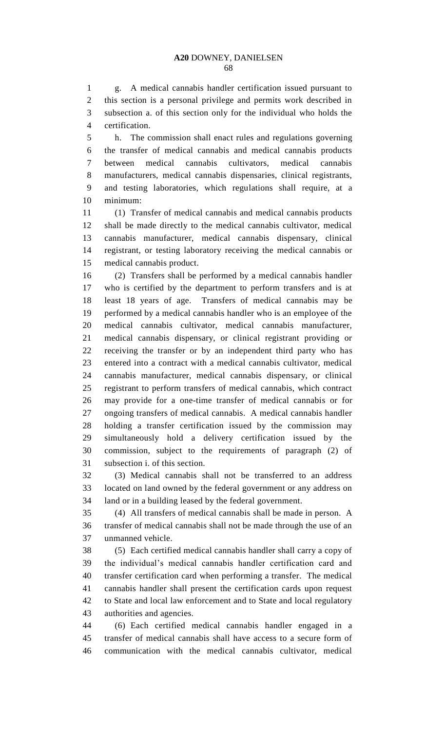g. A medical cannabis handler certification issued pursuant to this section is a personal privilege and permits work described in subsection a. of this section only for the individual who holds the certification.

h. The commission shall enact rules and regulations governing the transfer of medical cannabis and medical cannabis products between medical cannabis cultivators, medical cannabis manufacturers, medical cannabis dispensaries, clinical registrants, and testing laboratories, which regulations shall require, at a minimum:

(1) Transfer of medical cannabis and medical cannabis products shall be made directly to the medical cannabis cultivator, medical cannabis manufacturer, medical cannabis dispensary, clinical registrant, or testing laboratory receiving the medical cannabis or medical cannabis product.

(2) Transfers shall be performed by a medical cannabis handler who is certified by the department to perform transfers and is at least 18 years of age. Transfers of medical cannabis may be performed by a medical cannabis handler who is an employee of the medical cannabis cultivator, medical cannabis manufacturer, medical cannabis dispensary, or clinical registrant providing or receiving the transfer or by an independent third party who has entered into a contract with a medical cannabis cultivator, medical cannabis manufacturer, medical cannabis dispensary, or clinical registrant to perform transfers of medical cannabis, which contract may provide for a one-time transfer of medical cannabis or for ongoing transfers of medical cannabis. A medical cannabis handler holding a transfer certification issued by the commission may simultaneously hold a delivery certification issued by the commission, subject to the requirements of paragraph (2) of subsection i. of this section.

(3) Medical cannabis shall not be transferred to an address located on land owned by the federal government or any address on land or in a building leased by the federal government.

(4) All transfers of medical cannabis shall be made in person. A transfer of medical cannabis shall not be made through the use of an unmanned vehicle.

(5) Each certified medical cannabis handler shall carry a copy of the individual's medical cannabis handler certification card and transfer certification card when performing a transfer. The medical cannabis handler shall present the certification cards upon request to State and local law enforcement and to State and local regulatory authorities and agencies.

(6) Each certified medical cannabis handler engaged in a transfer of medical cannabis shall have access to a secure form of communication with the medical cannabis cultivator, medical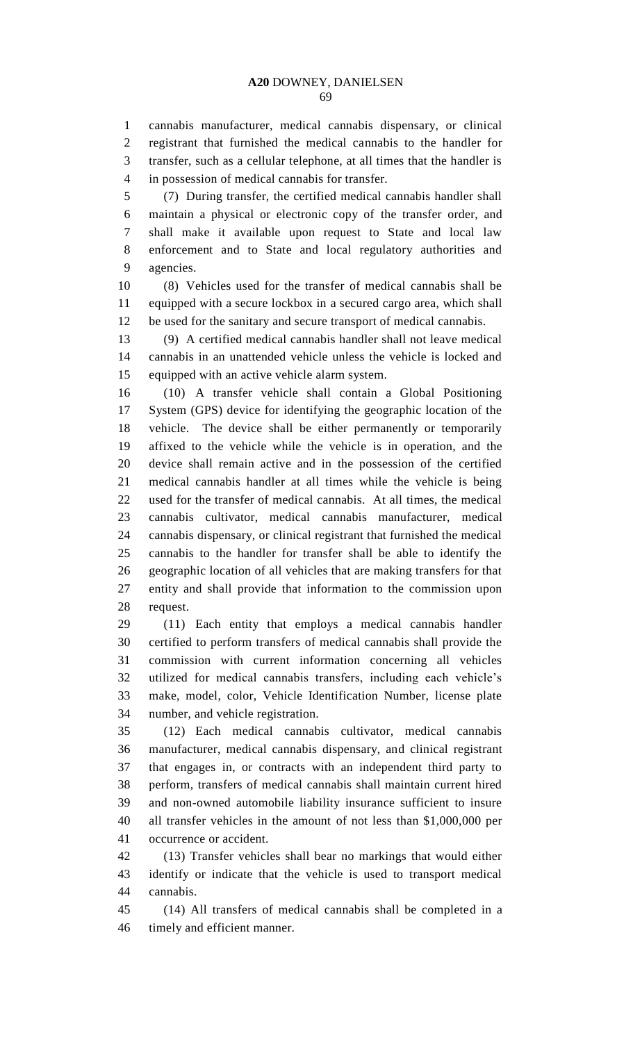cannabis manufacturer, medical cannabis dispensary, or clinical registrant that furnished the medical cannabis to the handler for transfer, such as a cellular telephone, at all times that the handler is in possession of medical cannabis for transfer.

(7) During transfer, the certified medical cannabis handler shall maintain a physical or electronic copy of the transfer order, and shall make it available upon request to State and local law enforcement and to State and local regulatory authorities and agencies.

(8) Vehicles used for the transfer of medical cannabis shall be equipped with a secure lockbox in a secured cargo area, which shall be used for the sanitary and secure transport of medical cannabis.

(9) A certified medical cannabis handler shall not leave medical cannabis in an unattended vehicle unless the vehicle is locked and equipped with an active vehicle alarm system.

(10) A transfer vehicle shall contain a Global Positioning System (GPS) device for identifying the geographic location of the vehicle. The device shall be either permanently or temporarily affixed to the vehicle while the vehicle is in operation, and the device shall remain active and in the possession of the certified medical cannabis handler at all times while the vehicle is being used for the transfer of medical cannabis. At all times, the medical cannabis cultivator, medical cannabis manufacturer, medical cannabis dispensary, or clinical registrant that furnished the medical cannabis to the handler for transfer shall be able to identify the geographic location of all vehicles that are making transfers for that entity and shall provide that information to the commission upon request.

(11) Each entity that employs a medical cannabis handler certified to perform transfers of medical cannabis shall provide the commission with current information concerning all vehicles utilized for medical cannabis transfers, including each vehicle's make, model, color, Vehicle Identification Number, license plate number, and vehicle registration.

(12) Each medical cannabis cultivator, medical cannabis manufacturer, medical cannabis dispensary, and clinical registrant that engages in, or contracts with an independent third party to perform, transfers of medical cannabis shall maintain current hired and non-owned automobile liability insurance sufficient to insure all transfer vehicles in the amount of not less than $1,000,000 per occurrence or accident.

(13) Transfer vehicles shall bear no markings that would either identify or indicate that the vehicle is used to transport medical cannabis.

(14) All transfers of medical cannabis shall be completed in a timely and efficient manner.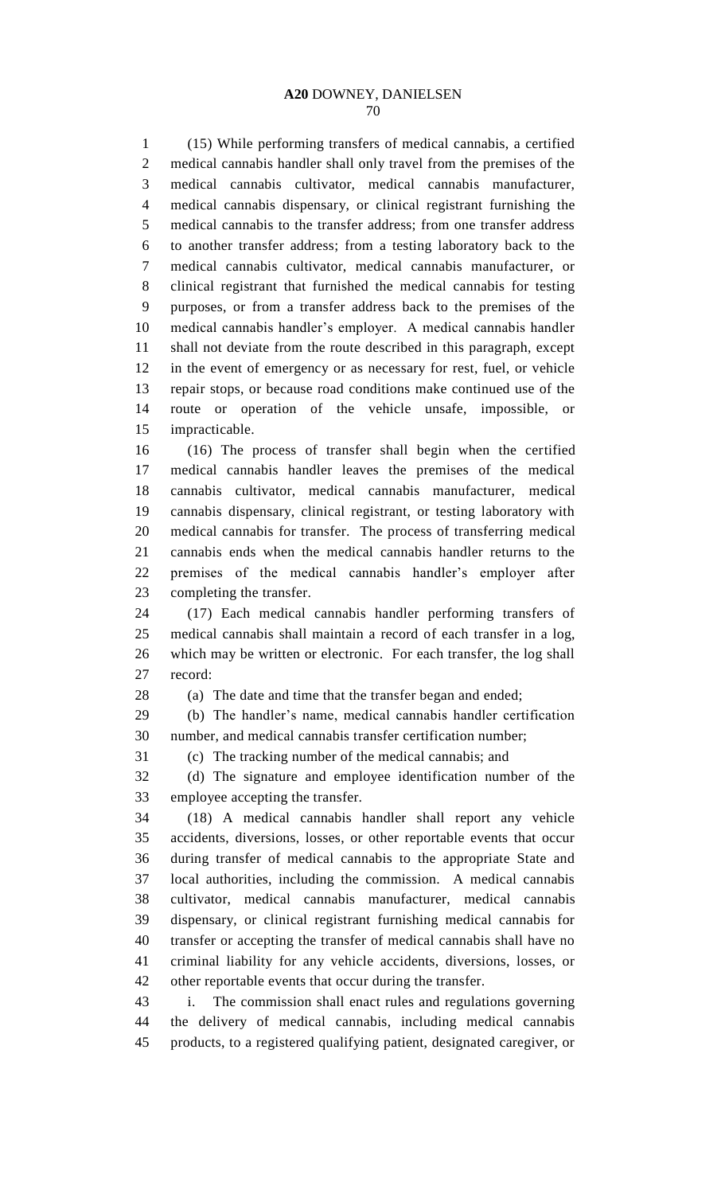(15) While performing transfers of medical cannabis, a certified medical cannabis handler shall only travel from the premises of the medical cannabis cultivator, medical cannabis manufacturer, medical cannabis dispensary, or clinical registrant furnishing the medical cannabis to the transfer address; from one transfer address to another transfer address; from a testing laboratory back to the medical cannabis cultivator, medical cannabis manufacturer, or clinical registrant that furnished the medical cannabis for testing purposes, or from a transfer address back to the premises of the medical cannabis handler's employer. A medical cannabis handler shall not deviate from the route described in this paragraph, except in the event of emergency or as necessary for rest, fuel, or vehicle repair stops, or because road conditions make continued use of the route or operation of the vehicle unsafe, impossible, or impracticable.

(16) The process of transfer shall begin when the certified medical cannabis handler leaves the premises of the medical cannabis cultivator, medical cannabis manufacturer, medical cannabis dispensary, clinical registrant, or testing laboratory with medical cannabis for transfer. The process of transferring medical cannabis ends when the medical cannabis handler returns to the premises of the medical cannabis handler's employer after completing the transfer.

(17) Each medical cannabis handler performing transfers of medical cannabis shall maintain a record of each transfer in a log, which may be written or electronic. For each transfer, the log shall record:

(a) The date and time that the transfer began and ended;

(b) The handler's name, medical cannabis handler certification number, and medical cannabis transfer certification number;

(c) The tracking number of the medical cannabis; and

(d) The signature and employee identification number of the employee accepting the transfer.

(18) A medical cannabis handler shall report any vehicle accidents, diversions, losses, or other reportable events that occur during transfer of medical cannabis to the appropriate State and local authorities, including the commission. A medical cannabis cultivator, medical cannabis manufacturer, medical cannabis dispensary, or clinical registrant furnishing medical cannabis for transfer or accepting the transfer of medical cannabis shall have no criminal liability for any vehicle accidents, diversions, losses, or other reportable events that occur during the transfer.

i. The commission shall enact rules and regulations governing the delivery of medical cannabis, including medical cannabis products, to a registered qualifying patient, designated caregiver, or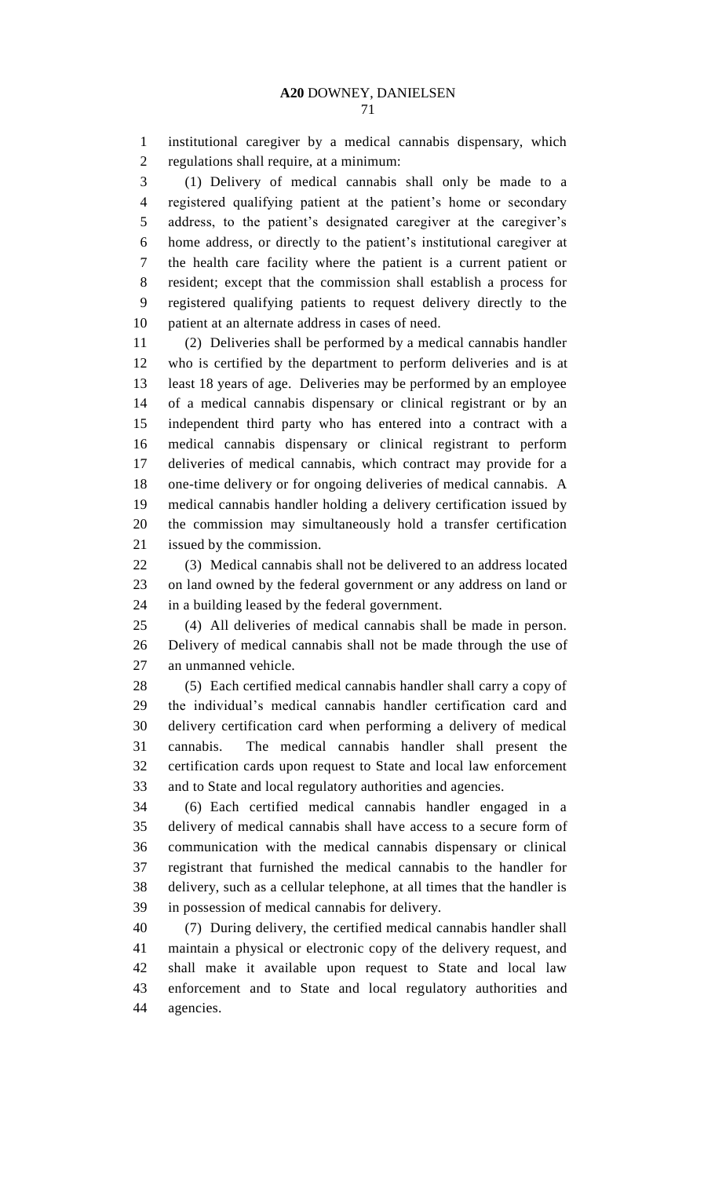institutional caregiver by a medical cannabis dispensary, which regulations shall require, at a minimum:

(1) Delivery of medical cannabis shall only be made to a registered qualifying patient at the patient's home or secondary address, to the patient's designated caregiver at the caregiver's home address, or directly to the patient's institutional caregiver at the health care facility where the patient is a current patient or resident; except that the commission shall establish a process for registered qualifying patients to request delivery directly to the patient at an alternate address in cases of need.

(2) Deliveries shall be performed by a medical cannabis handler who is certified by the department to perform deliveries and is at least 18 years of age. Deliveries may be performed by an employee of a medical cannabis dispensary or clinical registrant or by an independent third party who has entered into a contract with a medical cannabis dispensary or clinical registrant to perform deliveries of medical cannabis, which contract may provide for a one-time delivery or for ongoing deliveries of medical cannabis. A medical cannabis handler holding a delivery certification issued by the commission may simultaneously hold a transfer certification issued by the commission.

(3) Medical cannabis shall not be delivered to an address located on land owned by the federal government or any address on land or in a building leased by the federal government.

(4) All deliveries of medical cannabis shall be made in person. Delivery of medical cannabis shall not be made through the use of an unmanned vehicle.

(5) Each certified medical cannabis handler shall carry a copy of the individual's medical cannabis handler certification card and delivery certification card when performing a delivery of medical cannabis. The medical cannabis handler shall present the certification cards upon request to State and local law enforcement and to State and local regulatory authorities and agencies.

(6) Each certified medical cannabis handler engaged in a delivery of medical cannabis shall have access to a secure form of communication with the medical cannabis dispensary or clinical registrant that furnished the medical cannabis to the handler for delivery, such as a cellular telephone, at all times that the handler is in possession of medical cannabis for delivery.

(7) During delivery, the certified medical cannabis handler shall maintain a physical or electronic copy of the delivery request, and shall make it available upon request to State and local law enforcement and to State and local regulatory authorities and agencies.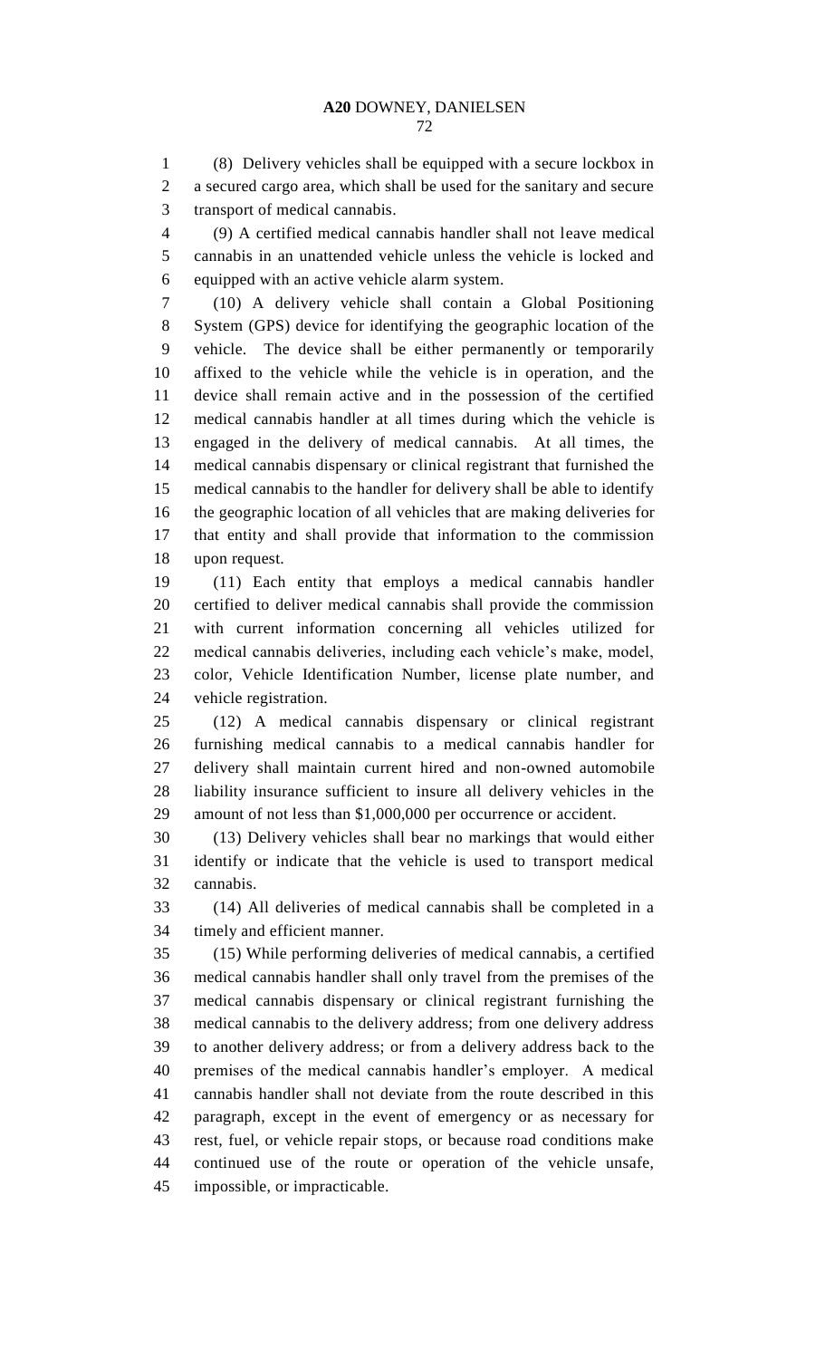(8) Delivery vehicles shall be equipped with a secure lockbox in a secured cargo area, which shall be used for the sanitary and secure transport of medical cannabis.

(9) A certified medical cannabis handler shall not leave medical cannabis in an unattended vehicle unless the vehicle is locked and equipped with an active vehicle alarm system.

(10) A delivery vehicle shall contain a Global Positioning System (GPS) device for identifying the geographic location of the vehicle. The device shall be either permanently or temporarily affixed to the vehicle while the vehicle is in operation, and the device shall remain active and in the possession of the certified medical cannabis handler at all times during which the vehicle is engaged in the delivery of medical cannabis. At all times, the medical cannabis dispensary or clinical registrant that furnished the medical cannabis to the handler for delivery shall be able to identify the geographic location of all vehicles that are making deliveries for that entity and shall provide that information to the commission upon request.

(11) Each entity that employs a medical cannabis handler certified to deliver medical cannabis shall provide the commission with current information concerning all vehicles utilized for medical cannabis deliveries, including each vehicle's make, model, color, Vehicle Identification Number, license plate number, and vehicle registration.

(12) A medical cannabis dispensary or clinical registrant furnishing medical cannabis to a medical cannabis handler for delivery shall maintain current hired and non-owned automobile liability insurance sufficient to insure all delivery vehicles in the amount of not less than $1,000,000 per occurrence or accident.

(13) Delivery vehicles shall bear no markings that would either identify or indicate that the vehicle is used to transport medical cannabis.

(14) All deliveries of medical cannabis shall be completed in a timely and efficient manner.

(15) While performing deliveries of medical cannabis, a certified medical cannabis handler shall only travel from the premises of the medical cannabis dispensary or clinical registrant furnishing the medical cannabis to the delivery address; from one delivery address to another delivery address; or from a delivery address back to the premises of the medical cannabis handler's employer. A medical cannabis handler shall not deviate from the route described in this paragraph, except in the event of emergency or as necessary for rest, fuel, or vehicle repair stops, or because road conditions make continued use of the route or operation of the vehicle unsafe, impossible, or impracticable.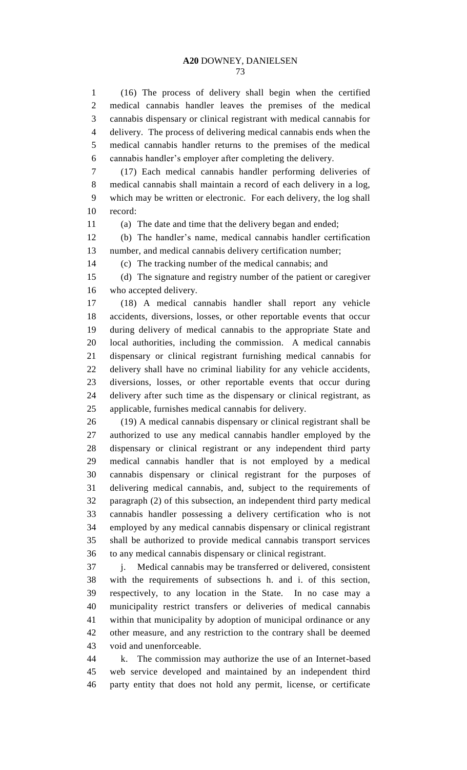(16) The process of delivery shall begin when the certified medical cannabis handler leaves the premises of the medical cannabis dispensary or clinical registrant with medical cannabis for delivery. The process of delivering medical cannabis ends when the medical cannabis handler returns to the premises of the medical cannabis handler's employer after completing the delivery.

(17) Each medical cannabis handler performing deliveries of medical cannabis shall maintain a record of each delivery in a log, which may be written or electronic. For each delivery, the log shall record:

(a) The date and time that the delivery began and ended;

(b) The handler's name, medical cannabis handler certification number, and medical cannabis delivery certification number;

(c) The tracking number of the medical cannabis; and

(d) The signature and registry number of the patient or caregiver who accepted delivery.

(18) A medical cannabis handler shall report any vehicle accidents, diversions, losses, or other reportable events that occur during delivery of medical cannabis to the appropriate State and local authorities, including the commission. A medical cannabis dispensary or clinical registrant furnishing medical cannabis for delivery shall have no criminal liability for any vehicle accidents, diversions, losses, or other reportable events that occur during delivery after such time as the dispensary or clinical registrant, as applicable, furnishes medical cannabis for delivery.

(19) A medical cannabis dispensary or clinical registrant shall be authorized to use any medical cannabis handler employed by the dispensary or clinical registrant or any independent third party medical cannabis handler that is not employed by a medical cannabis dispensary or clinical registrant for the purposes of delivering medical cannabis, and, subject to the requirements of paragraph (2) of this subsection, an independent third party medical cannabis handler possessing a delivery certification who is not employed by any medical cannabis dispensary or clinical registrant shall be authorized to provide medical cannabis transport services to any medical cannabis dispensary or clinical registrant.

j. Medical cannabis may be transferred or delivered, consistent with the requirements of subsections h. and i. of this section, respectively, to any location in the State. In no case may a municipality restrict transfers or deliveries of medical cannabis within that municipality by adoption of municipal ordinance or any other measure, and any restriction to the contrary shall be deemed void and unenforceable.

k. The commission may authorize the use of an Internet-based web service developed and maintained by an independent third party entity that does not hold any permit, license, or certificate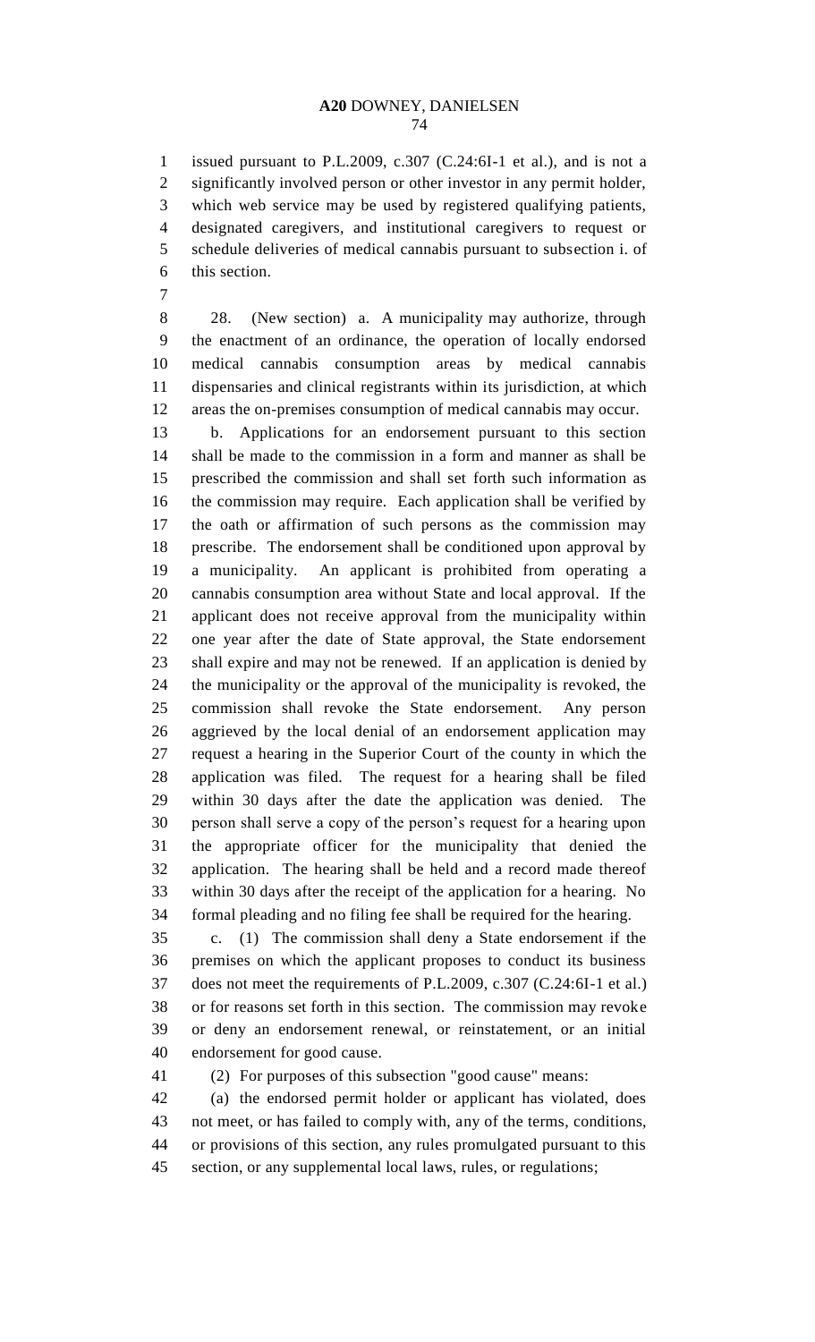issued pursuant to P.L.2009, c.307 (C.24:6I-1 et al.), and is not a significantly involved person or other investor in any permit holder, which web service may be used by registered qualifying patients, designated caregivers, and institutional caregivers to request or schedule deliveries of medical cannabis pursuant to subsection i. of this section.

28. (New section) a. A municipality may authorize, through the enactment of an ordinance, the operation of locally endorsed medical cannabis consumption areas by medical cannabis dispensaries and clinical registrants within its jurisdiction, at which areas the on-premises consumption of medical cannabis may occur.

b. Applications for an endorsement pursuant to this section shall be made to the commission in a form and manner as shall be prescribed the commission and shall set forth such information as the commission may require. Each application shall be verified by the oath or affirmation of such persons as the commission may prescribe. The endorsement shall be conditioned upon approval by a municipality. An applicant is prohibited from operating a cannabis consumption area without State and local approval. If the applicant does not receive approval from the municipality within one year after the date of State approval, the State endorsement shall expire and may not be renewed. If an application is denied by the municipality or the approval of the municipality is revoked, the commission shall revoke the State endorsement. Any person aggrieved by the local denial of an endorsement application may request a hearing in the Superior Court of the county in which the application was filed. The request for a hearing shall be filed within 30 days after the date the application was denied. The person shall serve a copy of the person's request for a hearing upon the appropriate officer for the municipality that denied the application. The hearing shall be held and a record made thereof within 30 days after the receipt of the application for a hearing. No formal pleading and no filing fee shall be required for the hearing.

c. (1) The commission shall deny a State endorsement if the premises on which the applicant proposes to conduct its business does not meet the requirements of P.L.2009, c.307 (C.24:6I-1 et al.) or for reasons set forth in this section. The commission may revoke or deny an endorsement renewal, or reinstatement, or an initial endorsement for good cause.

(2) For purposes of this subsection "good cause" means:

(a) the endorsed permit holder or applicant has violated, does not meet, or has failed to comply with, any of the terms, conditions, or provisions of this section, any rules promulgated pursuant to this section, or any supplemental local laws, rules, or regulations;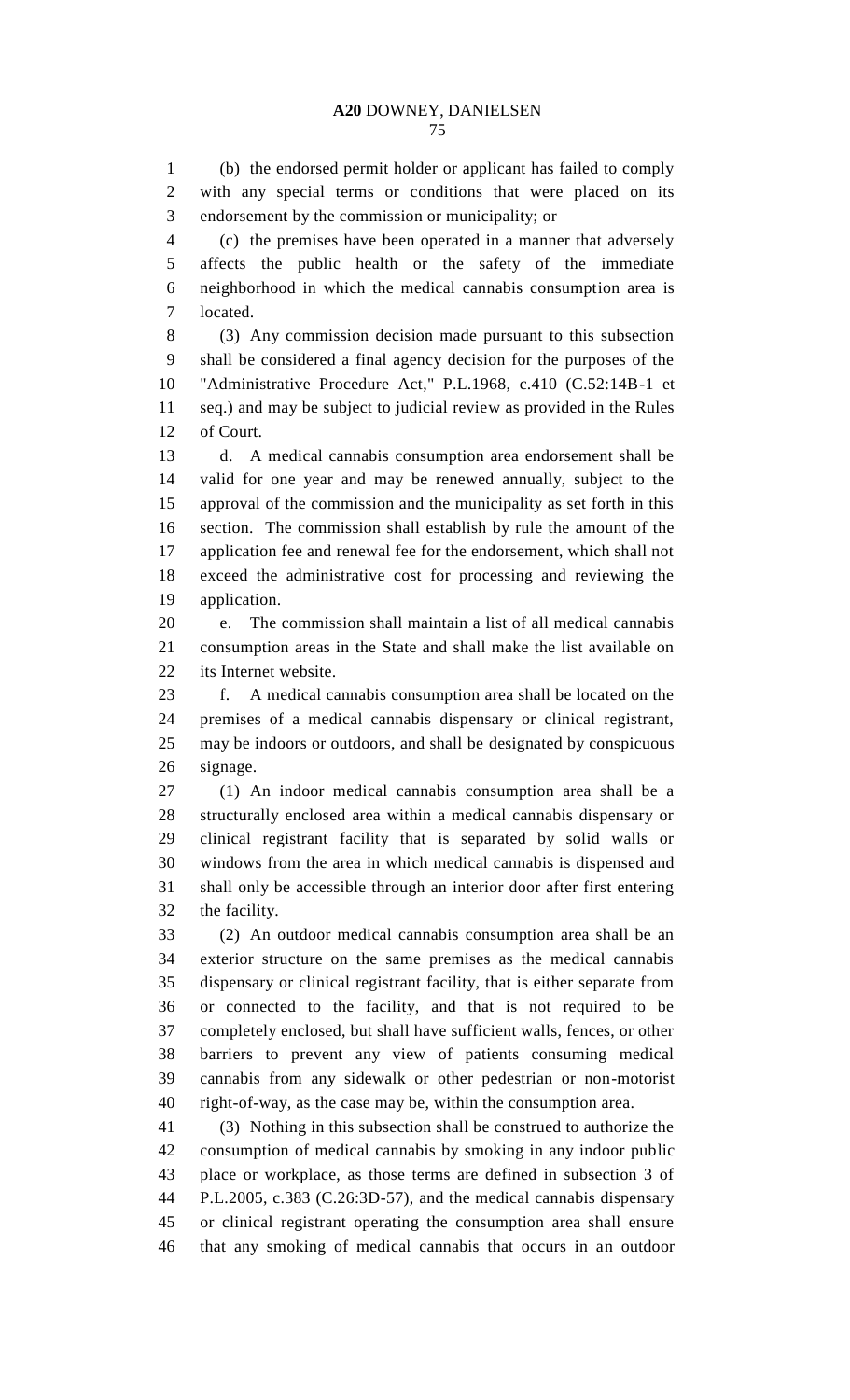(b) the endorsed permit holder or applicant has failed to comply with any special terms or conditions that were placed on its endorsement by the commission or municipality; or

(c) the premises have been operated in a manner that adversely affects the public health or the safety of the immediate neighborhood in which the medical cannabis consumption area is located.

(3) Any commission decision made pursuant to this subsection shall be considered a final agency decision for the purposes of the "Administrative Procedure Act," P.L.1968, c.410 (C.52:14B-1 et seq.) and may be subject to judicial review as provided in the Rules of Court.

d. A medical cannabis consumption area endorsement shall be valid for one year and may be renewed annually, subject to the approval of the commission and the municipality as set forth in this section. The commission shall establish by rule the amount of the application fee and renewal fee for the endorsement, which shall not exceed the administrative cost for processing and reviewing the application.

e. The commission shall maintain a list of all medical cannabis consumption areas in the State and shall make the list available on its Internet website.

f. A medical cannabis consumption area shall be located on the premises of a medical cannabis dispensary or clinical registrant, may be indoors or outdoors, and shall be designated by conspicuous signage.

(1) An indoor medical cannabis consumption area shall be a structurally enclosed area within a medical cannabis dispensary or clinical registrant facility that is separated by solid walls or windows from the area in which medical cannabis is dispensed and shall only be accessible through an interior door after first entering the facility.

(2) An outdoor medical cannabis consumption area shall be an exterior structure on the same premises as the medical cannabis dispensary or clinical registrant facility, that is either separate from or connected to the facility, and that is not required to be completely enclosed, but shall have sufficient walls, fences, or other barriers to prevent any view of patients consuming medical cannabis from any sidewalk or other pedestrian or non-motorist right-of-way, as the case may be, within the consumption area.

(3) Nothing in this subsection shall be construed to authorize the consumption of medical cannabis by smoking in any indoor public place or workplace, as those terms are defined in subsection 3 of P.L.2005, c.383 (C.26:3D-57), and the medical cannabis dispensary or clinical registrant operating the consumption area shall ensure that any smoking of medical cannabis that occurs in an outdoor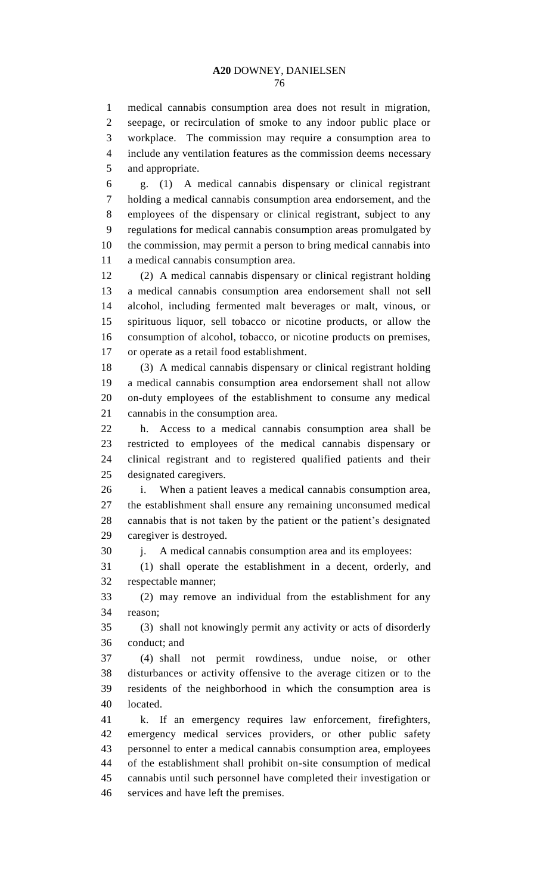medical cannabis consumption area does not result in migration, seepage, or recirculation of smoke to any indoor public place or workplace. The commission may require a consumption area to include any ventilation features as the commission deems necessary and appropriate.

g. (1) A medical cannabis dispensary or clinical registrant holding a medical cannabis consumption area endorsement, and the employees of the dispensary or clinical registrant, subject to any regulations for medical cannabis consumption areas promulgated by the commission, may permit a person to bring medical cannabis into a medical cannabis consumption area.

(2) A medical cannabis dispensary or clinical registrant holding a medical cannabis consumption area endorsement shall not sell alcohol, including fermented malt beverages or malt, vinous, or spirituous liquor, sell tobacco or nicotine products, or allow the consumption of alcohol, tobacco, or nicotine products on premises, or operate as a retail food establishment.

(3) A medical cannabis dispensary or clinical registrant holding a medical cannabis consumption area endorsement shall not allow on-duty employees of the establishment to consume any medical cannabis in the consumption area.

h. Access to a medical cannabis consumption area shall be restricted to employees of the medical cannabis dispensary or clinical registrant and to registered qualified patients and their designated caregivers.

i. When a patient leaves a medical cannabis consumption area, the establishment shall ensure any remaining unconsumed medical cannabis that is not taken by the patient or the patient's designated caregiver is destroyed.

j. A medical cannabis consumption area and its employees:

(1) shall operate the establishment in a decent, orderly, and respectable manner;

(2) may remove an individual from the establishment for any reason;

(3) shall not knowingly permit any activity or acts of disorderly conduct; and

(4) shall not permit rowdiness, undue noise, or other disturbances or activity offensive to the average citizen or to the residents of the neighborhood in which the consumption area is located.

k. If an emergency requires law enforcement, firefighters, emergency medical services providers, or other public safety personnel to enter a medical cannabis consumption area, employees of the establishment shall prohibit on-site consumption of medical cannabis until such personnel have completed their investigation or services and have left the premises.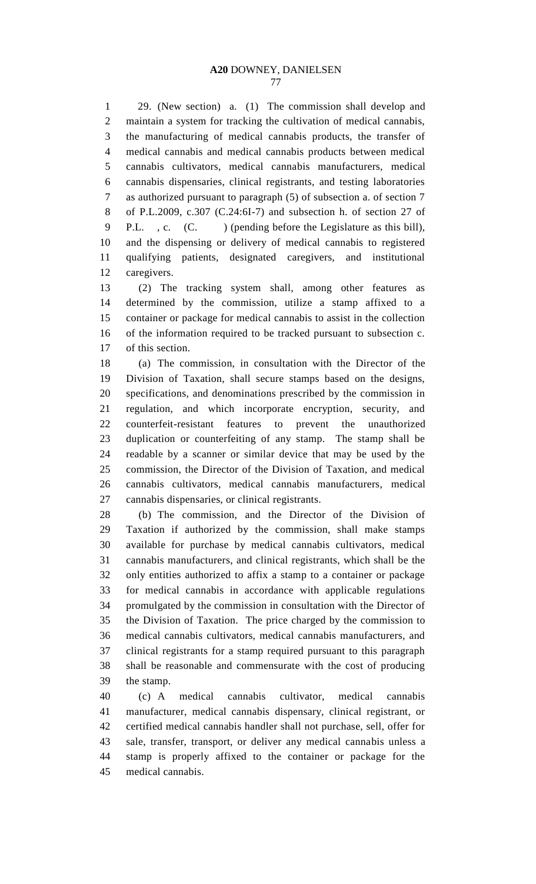29. (New section) a. (1) The commission shall develop and maintain a system for tracking the cultivation of medical cannabis, the manufacturing of medical cannabis products, the transfer of medical cannabis and medical cannabis products between medical cannabis cultivators, medical cannabis manufacturers, medical cannabis dispensaries, clinical registrants, and testing laboratories as authorized pursuant to paragraph (5) of subsection a. of section 7 of P.L.2009, c.307 (C.24:6I-7) and subsection h. of section 27 of P.L. , c. (C. ) (pending before the Legislature as this bill), and the dispensing or delivery of medical cannabis to registered qualifying patients, designated caregivers, and institutional caregivers.

(2) The tracking system shall, among other features as determined by the commission, utilize a stamp affixed to a container or package for medical cannabis to assist in the collection of the information required to be tracked pursuant to subsection c. of this section.

(a) The commission, in consultation with the Director of the Division of Taxation, shall secure stamps based on the designs, specifications, and denominations prescribed by the commission in regulation, and which incorporate encryption, security, and counterfeit-resistant features to prevent the unauthorized duplication or counterfeiting of any stamp. The stamp shall be readable by a scanner or similar device that may be used by the commission, the Director of the Division of Taxation, and medical cannabis cultivators, medical cannabis manufacturers, medical cannabis dispensaries, or clinical registrants.

(b) The commission, and the Director of the Division of Taxation if authorized by the commission, shall make stamps available for purchase by medical cannabis cultivators, medical cannabis manufacturers, and clinical registrants, which shall be the only entities authorized to affix a stamp to a container or package for medical cannabis in accordance with applicable regulations promulgated by the commission in consultation with the Director of the Division of Taxation. The price charged by the commission to medical cannabis cultivators, medical cannabis manufacturers, and clinical registrants for a stamp required pursuant to this paragraph shall be reasonable and commensurate with the cost of producing the stamp.

(c) A medical cannabis cultivator, medical cannabis manufacturer, medical cannabis dispensary, clinical registrant, or certified medical cannabis handler shall not purchase, sell, offer for sale, transfer, transport, or deliver any medical cannabis unless a stamp is properly affixed to the container or package for the medical cannabis.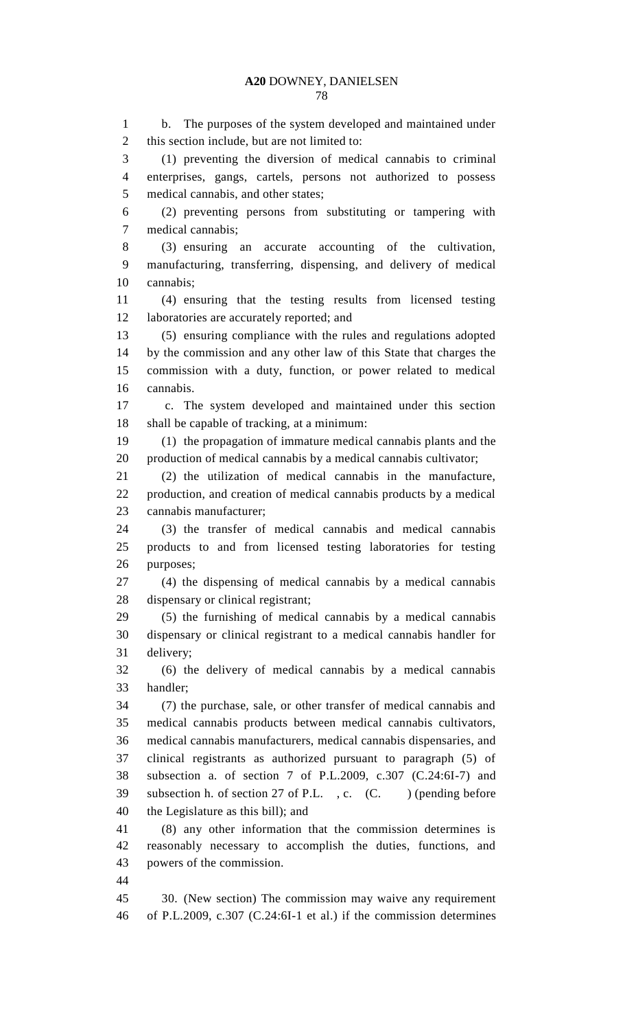b. The purposes of the system developed and maintained under this section include, but are not limited to:

(1) preventing the diversion of medical cannabis to criminal enterprises, gangs, cartels, persons not authorized to possess medical cannabis, and other states;

(2) preventing persons from substituting or tampering with medical cannabis;

(3) ensuring an accurate accounting of the cultivation, manufacturing, transferring, dispensing, and delivery of medical cannabis;

(4) ensuring that the testing results from licensed testing laboratories are accurately reported; and

(5) ensuring compliance with the rules and regulations adopted by the commission and any other law of this State that charges the commission with a duty, function, or power related to medical cannabis.

c. The system developed and maintained under this section shall be capable of tracking, at a minimum:

(1) the propagation of immature medical cannabis plants and the production of medical cannabis by a medical cannabis cultivator;

(2) the utilization of medical cannabis in the manufacture, production, and creation of medical cannabis products by a medical cannabis manufacturer;

(3) the transfer of medical cannabis and medical cannabis products to and from licensed testing laboratories for testing purposes;

(4) the dispensing of medical cannabis by a medical cannabis dispensary or clinical registrant;

(5) the furnishing of medical cannabis by a medical cannabis dispensary or clinical registrant to a medical cannabis handler for delivery;

(6) the delivery of medical cannabis by a medical cannabis handler;

(7) the purchase, sale, or other transfer of medical cannabis and medical cannabis products between medical cannabis cultivators, medical cannabis manufacturers, medical cannabis dispensaries, and clinical registrants as authorized pursuant to paragraph (5) of subsection a. of section 7 of P.L.2009, c.307 (C.24:6I-7) and subsection h. of section 27 of P.L. , c. (C. ) (pending before the Legislature as this bill); and

(8) any other information that the commission determines is reasonably necessary to accomplish the duties, functions, and powers of the commission.

30. (New section) The commission may waive any requirement of P.L.2009, c.307 (C.24:6I-1 et al.) if the commission determines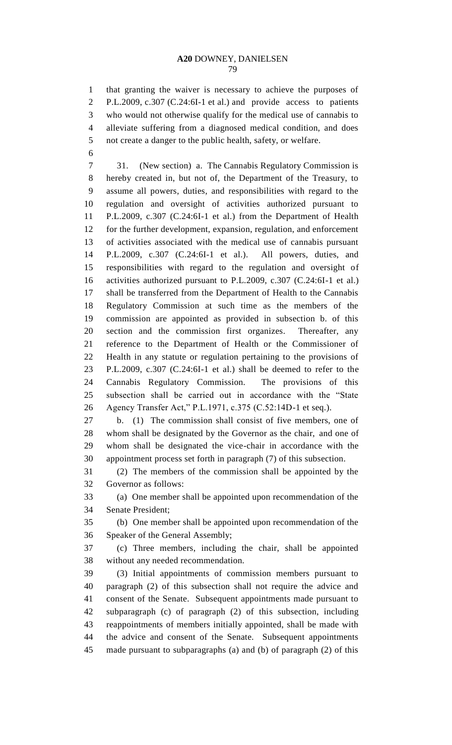that granting the waiver is necessary to achieve the purposes of P.L.2009, c.307 (C.24:6I-1 et al.) and provide access to patients who would not otherwise qualify for the medical use of cannabis to alleviate suffering from a diagnosed medical condition, and does not create a danger to the public health, safety, or welfare.

31. (New section) a. The Cannabis Regulatory Commission is hereby created in, but not of, the Department of the Treasury, to assume all powers, duties, and responsibilities with regard to the regulation and oversight of activities authorized pursuant to P.L.2009, c.307 (C.24:6I-1 et al.) from the Department of Health for the further development, expansion, regulation, and enforcement of activities associated with the medical use of cannabis pursuant P.L.2009, c.307 (C.24:6I-1 et al.). All powers, duties, and responsibilities with regard to the regulation and oversight of activities authorized pursuant to P.L.2009, c.307 (C.24:6I-1 et al.) shall be transferred from the Department of Health to the Cannabis Regulatory Commission at such time as the members of the commission are appointed as provided in subsection b. of this section and the commission first organizes. Thereafter, any reference to the Department of Health or the Commissioner of Health in any statute or regulation pertaining to the provisions of P.L.2009, c.307 (C.24:6I-1 et al.) shall be deemed to refer to the Cannabis Regulatory Commission. The provisions of this subsection shall be carried out in accordance with the "State Agency Transfer Act," P.L.1971, c.375 (C.52:14D-1 et seq.).

b. (1) The commission shall consist of five members, one of whom shall be designated by the Governor as the chair, and one of whom shall be designated the vice-chair in accordance with the appointment process set forth in paragraph (7) of this subsection.

(2) The members of the commission shall be appointed by the Governor as follows:

(a) One member shall be appointed upon recommendation of the Senate President;

(b) One member shall be appointed upon recommendation of the Speaker of the General Assembly;

(c) Three members, including the chair, shall be appointed without any needed recommendation.

(3) Initial appointments of commission members pursuant to paragraph (2) of this subsection shall not require the advice and consent of the Senate. Subsequent appointments made pursuant to subparagraph (c) of paragraph (2) of this subsection, including reappointments of members initially appointed, shall be made with the advice and consent of the Senate. Subsequent appointments made pursuant to subparagraphs (a) and (b) of paragraph (2) of this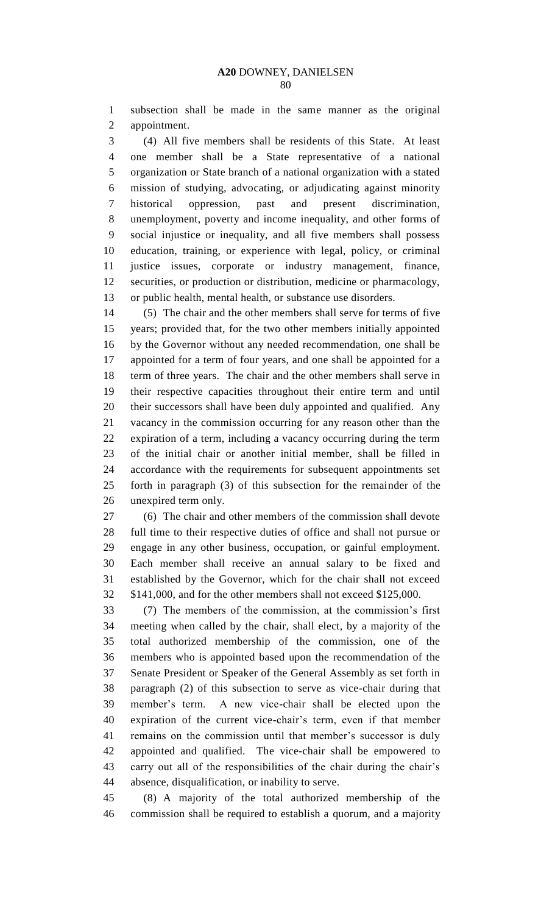subsection shall be made in the same manner as the original appointment.

(4) All five members shall be residents of this State. At least one member shall be a State representative of a national organization or State branch of a national organization with a stated mission of studying, advocating, or adjudicating against minority historical oppression, past and present discrimination, unemployment, poverty and income inequality, and other forms of social injustice or inequality, and all five members shall possess education, training, or experience with legal, policy, or criminal justice issues, corporate or industry management, finance, securities, or production or distribution, medicine or pharmacology, or public health, mental health, or substance use disorders.

(5) The chair and the other members shall serve for terms of five years; provided that, for the two other members initially appointed by the Governor without any needed recommendation, one shall be appointed for a term of four years, and one shall be appointed for a term of three years. The chair and the other members shall serve in their respective capacities throughout their entire term and until their successors shall have been duly appointed and qualified. Any vacancy in the commission occurring for any reason other than the expiration of a term, including a vacancy occurring during the term of the initial chair or another initial member, shall be filled in accordance with the requirements for subsequent appointments set forth in paragraph (3) of this subsection for the remainder of the unexpired term only.

(6) The chair and other members of the commission shall devote full time to their respective duties of office and shall not pursue or engage in any other business, occupation, or gainful employment. Each member shall receive an annual salary to be fixed and established by the Governor, which for the chair shall not exceed $141,000, and for the other members shall not exceed $125,000.

(7) The members of the commission, at the commission's first meeting when called by the chair, shall elect, by a majority of the total authorized membership of the commission, one of the members who is appointed based upon the recommendation of the Senate President or Speaker of the General Assembly as set forth in paragraph (2) of this subsection to serve as vice-chair during that member's term. A new vice-chair shall be elected upon the expiration of the current vice-chair's term, even if that member remains on the commission until that member's successor is duly appointed and qualified. The vice-chair shall be empowered to carry out all of the responsibilities of the chair during the chair's absence, disqualification, or inability to serve.

(8) A majority of the total authorized membership of the commission shall be required to establish a quorum, and a majority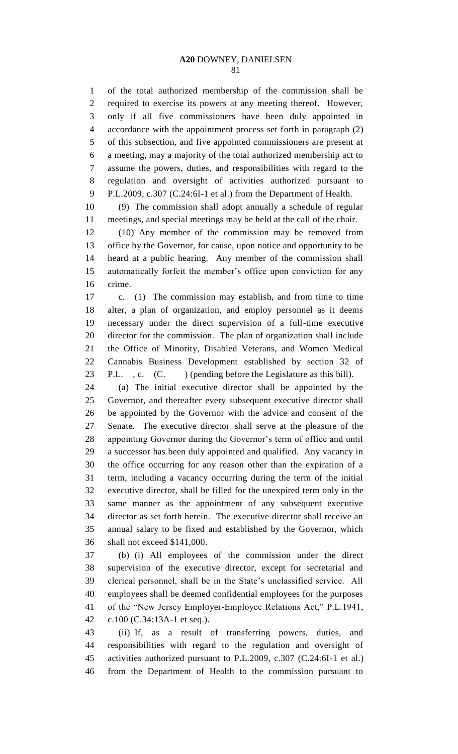of the total authorized membership of the commission shall be required to exercise its powers at any meeting thereof. However, only if all five commissioners have been duly appointed in accordance with the appointment process set forth in paragraph (2) of this subsection, and five appointed commissioners are present at a meeting, may a majority of the total authorized membership act to assume the powers, duties, and responsibilities with regard to the regulation and oversight of activities authorized pursuant to P.L.2009, c.307 (C.24:6I-1 et al.) from the Department of Health.

(9) The commission shall adopt annually a schedule of regular meetings, and special meetings may be held at the call of the chair.

(10) Any member of the commission may be removed from office by the Governor, for cause, upon notice and opportunity to be heard at a public hearing. Any member of the commission shall automatically forfeit the member's office upon conviction for any crime.

c. (1) The commission may establish, and from time to time alter, a plan of organization, and employ personnel as it deems necessary under the direct supervision of a full-time executive director for the commission. The plan of organization shall include the Office of Minority, Disabled Veterans, and Women Medical Cannabis Business Development established by section 32 of P.L. , c. (C. ) (pending before the Legislature as this bill).

(a) The initial executive director shall be appointed by the Governor, and thereafter every subsequent executive director shall be appointed by the Governor with the advice and consent of the Senate. The executive director shall serve at the pleasure of the appointing Governor during the Governor's term of office and until a successor has been duly appointed and qualified. Any vacancy in the office occurring for any reason other than the expiration of a term, including a vacancy occurring during the term of the initial executive director, shall be filled for the unexpired term only in the same manner as the appointment of any subsequent executive director as set forth herein. The executive director shall receive an annual salary to be fixed and established by the Governor, which shall not exceed $141,000.

(b) (i) All employees of the commission under the direct supervision of the executive director, except for secretarial and clerical personnel, shall be in the State's unclassified service. All employees shall be deemed confidential employees for the purposes of the "New Jersey Employer-Employee Relations Act," P.L.1941, c.100 (C.34:13A-1 et seq.).

(ii) If, as a result of transferring powers, duties, and responsibilities with regard to the regulation and oversight of activities authorized pursuant to P.L.2009, c.307 (C.24:6I-1 et al.) from the Department of Health to the commission pursuant to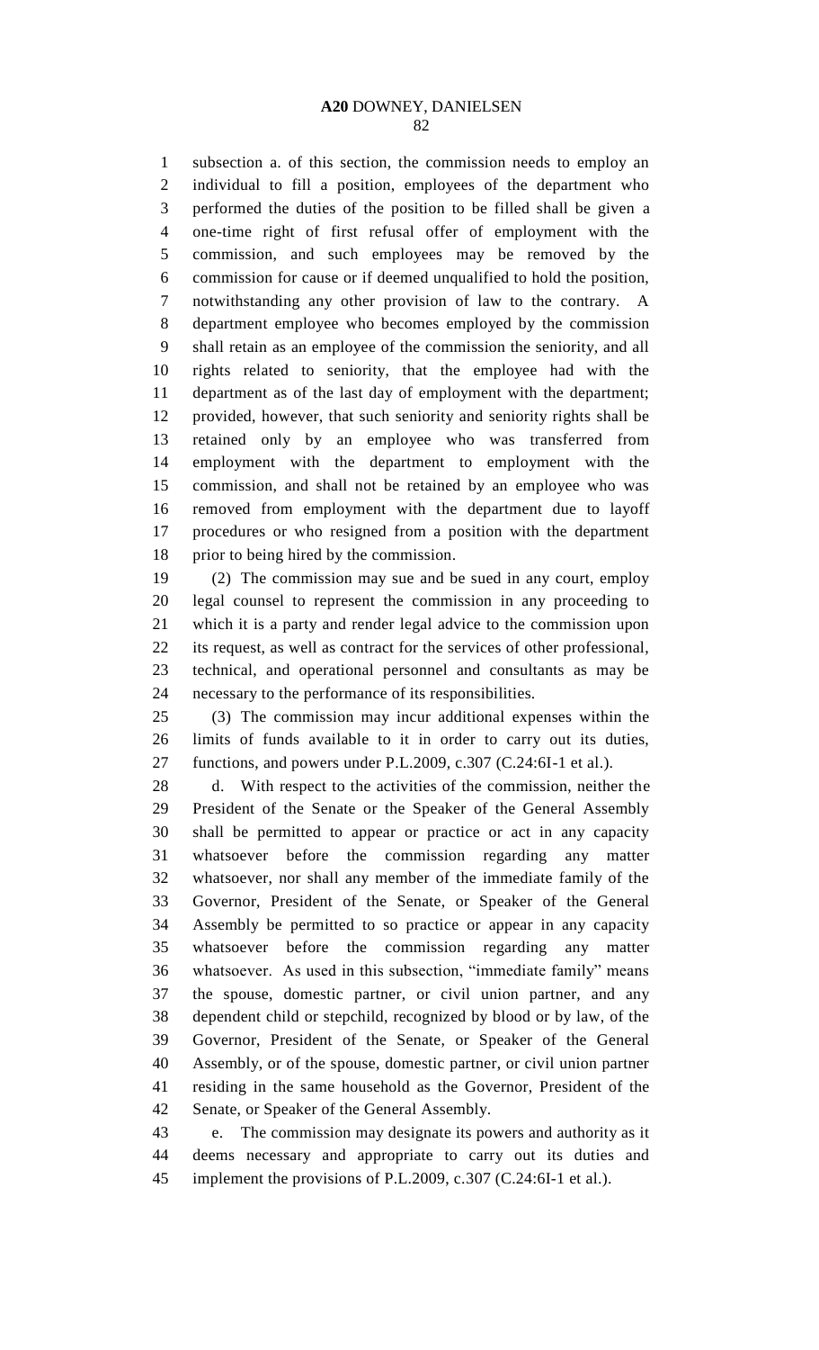subsection a. of this section, the commission needs to employ an individual to fill a position, employees of the department who performed the duties of the position to be filled shall be given a one-time right of first refusal offer of employment with the commission, and such employees may be removed by the commission for cause or if deemed unqualified to hold the position, notwithstanding any other provision of law to the contrary. A department employee who becomes employed by the commission shall retain as an employee of the commission the seniority, and all rights related to seniority, that the employee had with the department as of the last day of employment with the department; provided, however, that such seniority and seniority rights shall be retained only by an employee who was transferred from employment with the department to employment with the commission, and shall not be retained by an employee who was removed from employment with the department due to layoff procedures or who resigned from a position with the department prior to being hired by the commission.

(2) The commission may sue and be sued in any court, employ legal counsel to represent the commission in any proceeding to which it is a party and render legal advice to the commission upon its request, as well as contract for the services of other professional, technical, and operational personnel and consultants as may be necessary to the performance of its responsibilities.

(3) The commission may incur additional expenses within the limits of funds available to it in order to carry out its duties, functions, and powers under P.L.2009, c.307 (C.24:6I-1 et al.).

d. With respect to the activities of the commission, neither the President of the Senate or the Speaker of the General Assembly shall be permitted to appear or practice or act in any capacity whatsoever before the commission regarding any matter whatsoever, nor shall any member of the immediate family of the Governor, President of the Senate, or Speaker of the General Assembly be permitted to so practice or appear in any capacity whatsoever before the commission regarding any matter whatsoever. As used in this subsection, "immediate family" means the spouse, domestic partner, or civil union partner, and any dependent child or stepchild, recognized by blood or by law, of the Governor, President of the Senate, or Speaker of the General Assembly, or of the spouse, domestic partner, or civil union partner residing in the same household as the Governor, President of the Senate, or Speaker of the General Assembly.

e. The commission may designate its powers and authority as it deems necessary and appropriate to carry out its duties and implement the provisions of P.L.2009, c.307 (C.24:6I-1 et al.).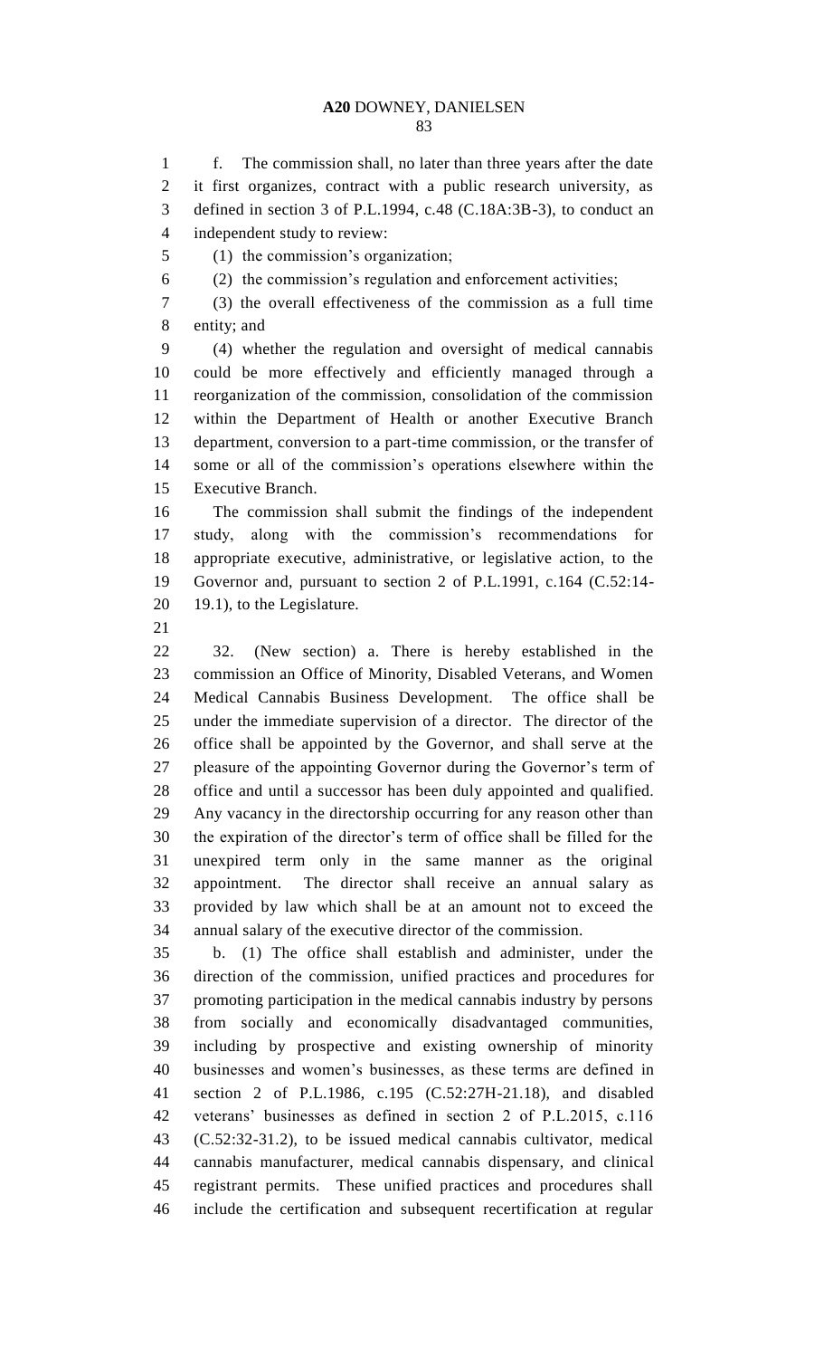f. The commission shall, no later than three years after the date it first organizes, contract with a public research university, as defined in section 3 of P.L.1994, c.48 (C.18A:3B-3), to conduct an independent study to review:

(1) the commission's organization;

(2) the commission's regulation and enforcement activities;

(3) the overall effectiveness of the commission as a full time entity; and

(4) whether the regulation and oversight of medical cannabis could be more effectively and efficiently managed through a reorganization of the commission, consolidation of the commission within the Department of Health or another Executive Branch department, conversion to a part-time commission, or the transfer of some or all of the commission's operations elsewhere within the Executive Branch.

The commission shall submit the findings of the independent study, along with the commission's recommendations for appropriate executive, administrative, or legislative action, to the Governor and, pursuant to section 2 of P.L.1991, c.164 (C.52:14-19.1), to the Legislature.

32. (New section) a. There is hereby established in the commission an Office of Minority, Disabled Veterans, and Women Medical Cannabis Business Development. The office shall be under the immediate supervision of a director. The director of the office shall be appointed by the Governor, and shall serve at the pleasure of the appointing Governor during the Governor's term of office and until a successor has been duly appointed and qualified. Any vacancy in the directorship occurring for any reason other than the expiration of the director's term of office shall be filled for the unexpired term only in the same manner as the original appointment. The director shall receive an annual salary as provided by law which shall be at an amount not to exceed the annual salary of the executive director of the commission.

b. (1) The office shall establish and administer, under the direction of the commission, unified practices and procedures for promoting participation in the medical cannabis industry by persons from socially and economically disadvantaged communities, including by prospective and existing ownership of minority businesses and women's businesses, as these terms are defined in section 2 of P.L.1986, c.195 (C.52:27H-21.18), and disabled veterans' businesses as defined in section 2 of P.L.2015, c.116 (C.52:32-31.2), to be issued medical cannabis cultivator, medical cannabis manufacturer, medical cannabis dispensary, and clinical registrant permits. These unified practices and procedures shall include the certification and subsequent recertification at regular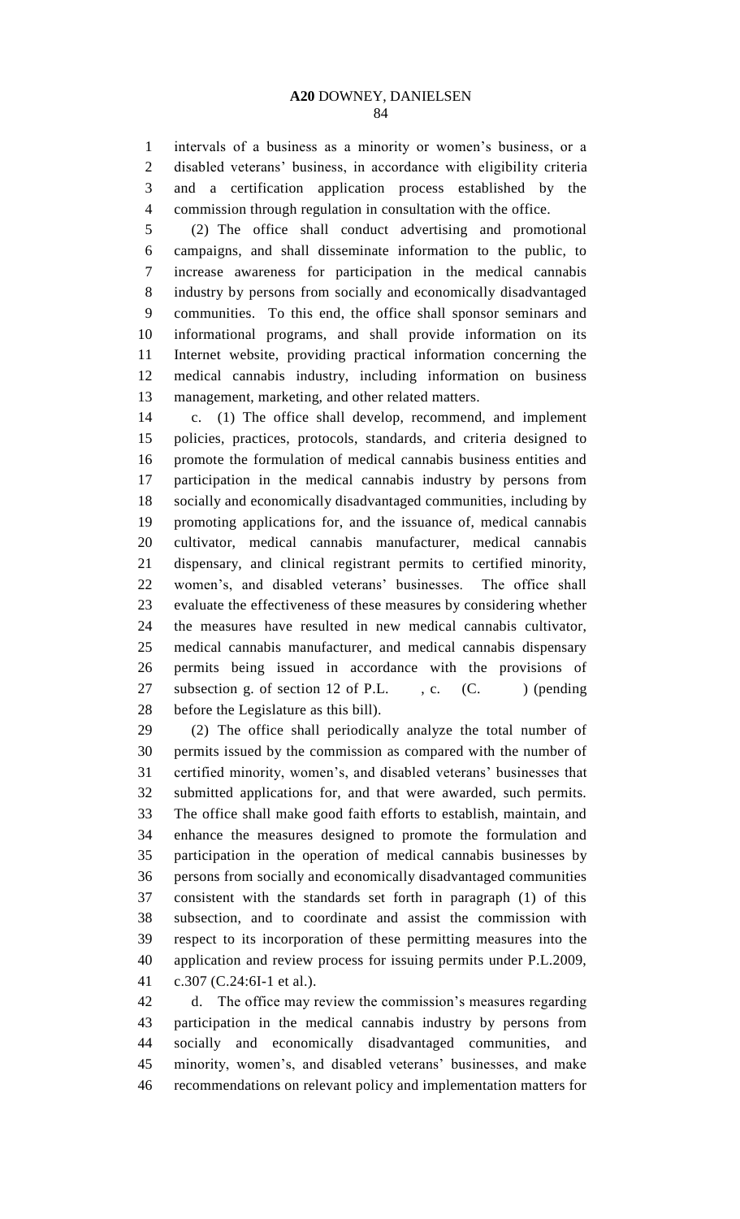intervals of a business as a minority or women's business, or a disabled veterans' business, in accordance with eligibility criteria and a certification application process established by the commission through regulation in consultation with the office.

(2) The office shall conduct advertising and promotional campaigns, and shall disseminate information to the public, to increase awareness for participation in the medical cannabis industry by persons from socially and economically disadvantaged communities. To this end, the office shall sponsor seminars and informational programs, and shall provide information on its Internet website, providing practical information concerning the medical cannabis industry, including information on business management, marketing, and other related matters.

c. (1) The office shall develop, recommend, and implement policies, practices, protocols, standards, and criteria designed to promote the formulation of medical cannabis business entities and participation in the medical cannabis industry by persons from socially and economically disadvantaged communities, including by promoting applications for, and the issuance of, medical cannabis cultivator, medical cannabis manufacturer, medical cannabis dispensary, and clinical registrant permits to certified minority, women's, and disabled veterans' businesses. The office shall evaluate the effectiveness of these measures by considering whether the measures have resulted in new medical cannabis cultivator, medical cannabis manufacturer, and medical cannabis dispensary permits being issued in accordance with the provisions of subsection g. of section 12 of P.L. , c. (C. ) (pending before the Legislature as this bill).

(2) The office shall periodically analyze the total number of permits issued by the commission as compared with the number of certified minority, women's, and disabled veterans' businesses that submitted applications for, and that were awarded, such permits. The office shall make good faith efforts to establish, maintain, and enhance the measures designed to promote the formulation and participation in the operation of medical cannabis businesses by persons from socially and economically disadvantaged communities consistent with the standards set forth in paragraph (1) of this subsection, and to coordinate and assist the commission with respect to its incorporation of these permitting measures into the application and review process for issuing permits under P.L.2009, c.307 (C.24:6I-1 et al.).

d. The office may review the commission's measures regarding participation in the medical cannabis industry by persons from socially and economically disadvantaged communities, and minority, women's, and disabled veterans' businesses, and make recommendations on relevant policy and implementation matters for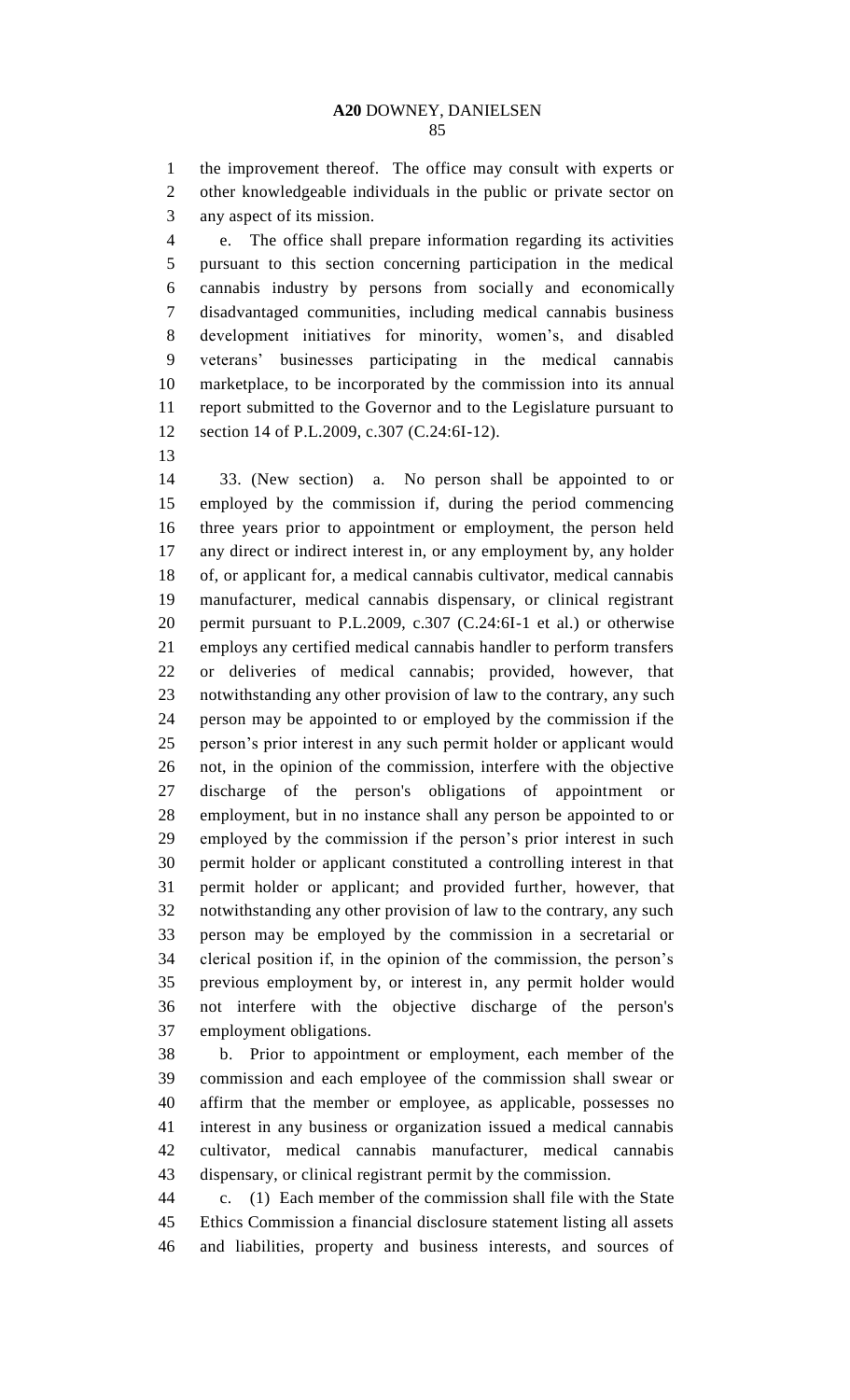the improvement thereof. The office may consult with experts or other knowledgeable individuals in the public or private sector on any aspect of its mission.

e. The office shall prepare information regarding its activities pursuant to this section concerning participation in the medical cannabis industry by persons from socially and economically disadvantaged communities, including medical cannabis business development initiatives for minority, women's, and disabled veterans' businesses participating in the medical cannabis marketplace, to be incorporated by the commission into its annual report submitted to the Governor and to the Legislature pursuant to section 14 of P.L.2009, c.307 (C.24:6I-12).

33. (New section) a. No person shall be appointed to or employed by the commission if, during the period commencing three years prior to appointment or employment, the person held any direct or indirect interest in, or any employment by, any holder of, or applicant for, a medical cannabis cultivator, medical cannabis manufacturer, medical cannabis dispensary, or clinical registrant permit pursuant to P.L.2009, c.307 (C.24:6I-1 et al.) or otherwise employs any certified medical cannabis handler to perform transfers or deliveries of medical cannabis; provided, however, that notwithstanding any other provision of law to the contrary, any such person may be appointed to or employed by the commission if the person's prior interest in any such permit holder or applicant would not, in the opinion of the commission, interfere with the objective discharge of the person's obligations of appointment or employment, but in no instance shall any person be appointed to or employed by the commission if the person's prior interest in such permit holder or applicant constituted a controlling interest in that permit holder or applicant; and provided further, however, that notwithstanding any other provision of law to the contrary, any such person may be employed by the commission in a secretarial or clerical position if, in the opinion of the commission, the person's previous employment by, or interest in, any permit holder would not interfere with the objective discharge of the person's employment obligations.

b. Prior to appointment or employment, each member of the commission and each employee of the commission shall swear or affirm that the member or employee, as applicable, possesses no interest in any business or organization issued a medical cannabis cultivator, medical cannabis manufacturer, medical cannabis dispensary, or clinical registrant permit by the commission.

c. (1) Each member of the commission shall file with the State Ethics Commission a financial disclosure statement listing all assets and liabilities, property and business interests, and sources of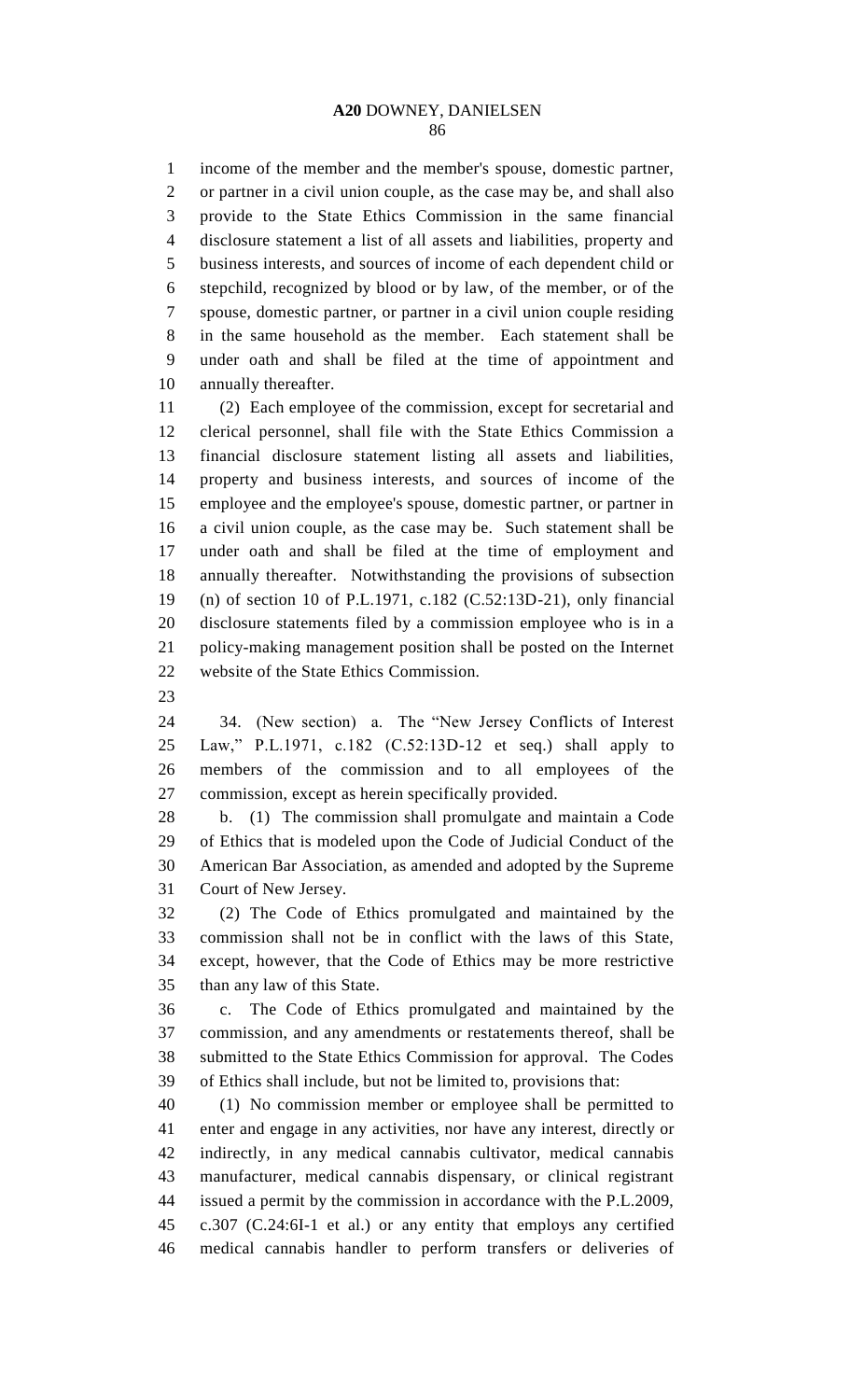income of the member and the member's spouse, domestic partner, or partner in a civil union couple, as the case may be, and shall also provide to the State Ethics Commission in the same financial disclosure statement a list of all assets and liabilities, property and business interests, and sources of income of each dependent child or stepchild, recognized by blood or by law, of the member, or of the spouse, domestic partner, or partner in a civil union couple residing in the same household as the member. Each statement shall be under oath and shall be filed at the time of appointment and annually thereafter.

(2) Each employee of the commission, except for secretarial and clerical personnel, shall file with the State Ethics Commission a financial disclosure statement listing all assets and liabilities, property and business interests, and sources of income of the employee and the employee's spouse, domestic partner, or partner in a civil union couple, as the case may be. Such statement shall be under oath and shall be filed at the time of employment and annually thereafter. Notwithstanding the provisions of subsection (n) of section 10 of P.L.1971, c.182 (C.52:13D-21), only financial disclosure statements filed by a commission employee who is in a policy-making management position shall be posted on the Internet website of the State Ethics Commission.

34. (New section) a. The "New Jersey Conflicts of Interest Law," P.L.1971, c.182 (C.52:13D-12 et seq.) shall apply to members of the commission and to all employees of the commission, except as herein specifically provided.

b. (1) The commission shall promulgate and maintain a Code of Ethics that is modeled upon the Code of Judicial Conduct of the American Bar Association, as amended and adopted by the Supreme Court of New Jersey.

(2) The Code of Ethics promulgated and maintained by the commission shall not be in conflict with the laws of this State, except, however, that the Code of Ethics may be more restrictive than any law of this State.

c. The Code of Ethics promulgated and maintained by the commission, and any amendments or restatements thereof, shall be submitted to the State Ethics Commission for approval. The Codes of Ethics shall include, but not be limited to, provisions that:

(1) No commission member or employee shall be permitted to enter and engage in any activities, nor have any interest, directly or indirectly, in any medical cannabis cultivator, medical cannabis manufacturer, medical cannabis dispensary, or clinical registrant issued a permit by the commission in accordance with the P.L.2009, c.307 (C.24:6I-1 et al.) or any entity that employs any certified medical cannabis handler to perform transfers or deliveries of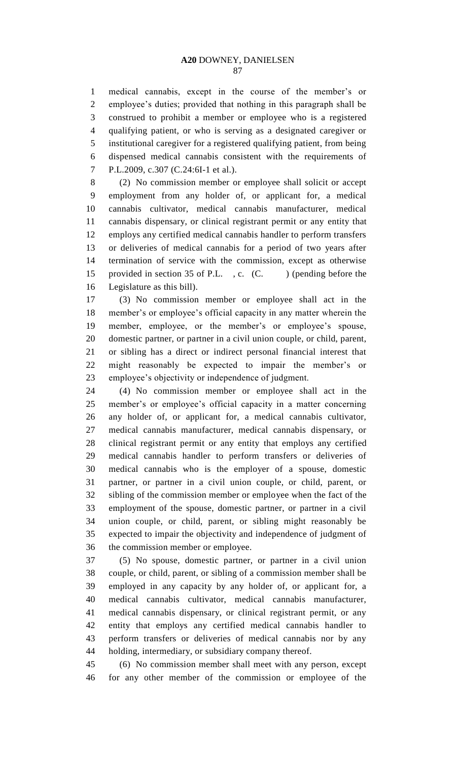medical cannabis, except in the course of the member's or employee's duties; provided that nothing in this paragraph shall be construed to prohibit a member or employee who is a registered qualifying patient, or who is serving as a designated caregiver or institutional caregiver for a registered qualifying patient, from being dispensed medical cannabis consistent with the requirements of P.L.2009, c.307 (C.24:6I-1 et al.).

(2) No commission member or employee shall solicit or accept employment from any holder of, or applicant for, a medical cannabis cultivator, medical cannabis manufacturer, medical cannabis dispensary, or clinical registrant permit or any entity that employs any certified medical cannabis handler to perform transfers or deliveries of medical cannabis for a period of two years after termination of service with the commission, except as otherwise provided in section 35 of P.L. , c. (C. ) (pending before the Legislature as this bill).

(3) No commission member or employee shall act in the member's or employee's official capacity in any matter wherein the member, employee, or the member's or employee's spouse, domestic partner, or partner in a civil union couple, or child, parent, or sibling has a direct or indirect personal financial interest that might reasonably be expected to impair the member's or employee's objectivity or independence of judgment.

(4) No commission member or employee shall act in the member's or employee's official capacity in a matter concerning any holder of, or applicant for, a medical cannabis cultivator, medical cannabis manufacturer, medical cannabis dispensary, or clinical registrant permit or any entity that employs any certified medical cannabis handler to perform transfers or deliveries of medical cannabis who is the employer of a spouse, domestic partner, or partner in a civil union couple, or child, parent, or sibling of the commission member or employee when the fact of the employment of the spouse, domestic partner, or partner in a civil union couple, or child, parent, or sibling might reasonably be expected to impair the objectivity and independence of judgment of the commission member or employee.

(5) No spouse, domestic partner, or partner in a civil union couple, or child, parent, or sibling of a commission member shall be employed in any capacity by any holder of, or applicant for, a medical cannabis cultivator, medical cannabis manufacturer, medical cannabis dispensary, or clinical registrant permit, or any entity that employs any certified medical cannabis handler to perform transfers or deliveries of medical cannabis nor by any holding, intermediary, or subsidiary company thereof.

(6) No commission member shall meet with any person, except for any other member of the commission or employee of the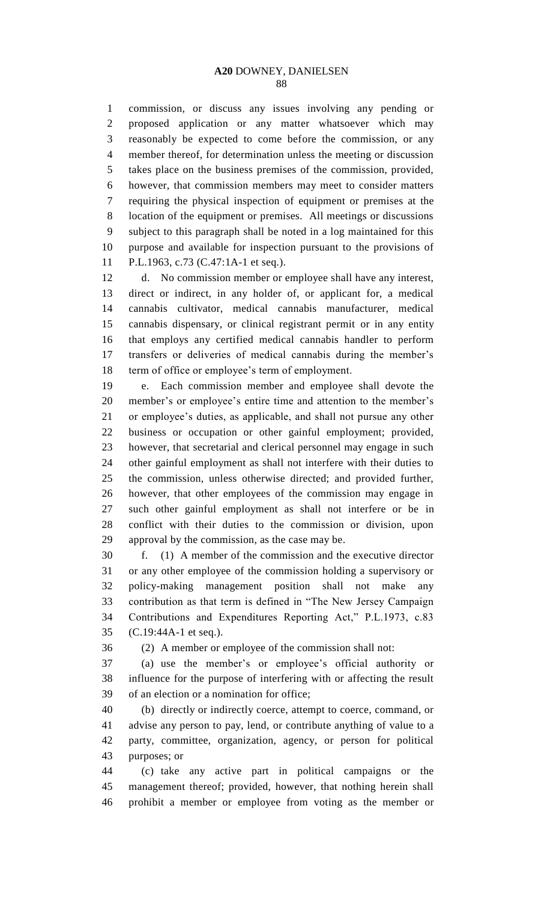commission, or discuss any issues involving any pending or proposed application or any matter whatsoever which may reasonably be expected to come before the commission, or any member thereof, for determination unless the meeting or discussion takes place on the business premises of the commission, provided, however, that commission members may meet to consider matters requiring the physical inspection of equipment or premises at the location of the equipment or premises. All meetings or discussions subject to this paragraph shall be noted in a log maintained for this purpose and available for inspection pursuant to the provisions of P.L.1963, c.73 (C.47:1A-1 et seq.).

d. No commission member or employee shall have any interest, direct or indirect, in any holder of, or applicant for, a medical cannabis cultivator, medical cannabis manufacturer, medical cannabis dispensary, or clinical registrant permit or in any entity that employs any certified medical cannabis handler to perform transfers or deliveries of medical cannabis during the member's term of office or employee's term of employment.

e. Each commission member and employee shall devote the member's or employee's entire time and attention to the member's or employee's duties, as applicable, and shall not pursue any other business or occupation or other gainful employment; provided, however, that secretarial and clerical personnel may engage in such other gainful employment as shall not interfere with their duties to the commission, unless otherwise directed; and provided further, however, that other employees of the commission may engage in such other gainful employment as shall not interfere or be in conflict with their duties to the commission or division, upon approval by the commission, as the case may be.

f. (1) A member of the commission and the executive director or any other employee of the commission holding a supervisory or policy-making management position shall not make any contribution as that term is defined in "The New Jersey Campaign Contributions and Expenditures Reporting Act," P.L.1973, c.83 (C.19:44A-1 et seq.).

(2) A member or employee of the commission shall not:

(a) use the member's or employee's official authority or influence for the purpose of interfering with or affecting the result of an election or a nomination for office;

(b) directly or indirectly, attempt to coerce, command, or advise any person to pay, lend, or contribute anything of value to a party, committee, organization, agency, or person for political purposes; or

(c) take any active part in political campaigns or the management thereof; provided, however, that nothing herein shall prohibit a member or employee from voting as the member or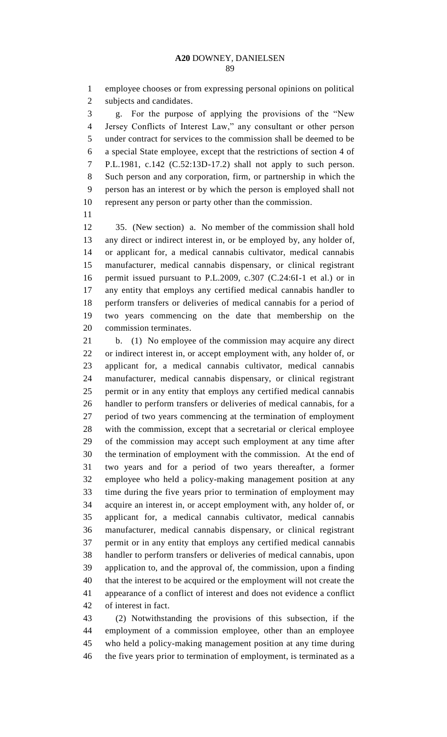employee chooses or from expressing personal opinions on political subjects and candidates.

g. For the purpose of applying the provisions of the "New Jersey Conflicts of Interest Law," any consultant or other person under contract for services to the commission shall be deemed to be a special State employee, except that the restrictions of section 4 of P.L.1981, c.142 (C.52:13D-17.2) shall not apply to such person. Such person and any corporation, firm, or partnership in which the person has an interest or by which the person is employed shall not represent any person or party other than the commission.

35. (New section) a. No member of the commission shall hold any direct or indirect interest in, or be employed by, any holder of, or applicant for, a medical cannabis cultivator, medical cannabis manufacturer, medical cannabis dispensary, or clinical registrant permit issued pursuant to P.L.2009, c.307 (C.24:6I-1 et al.) or in any entity that employs any certified medical cannabis handler to perform transfers or deliveries of medical cannabis for a period of two years commencing on the date that membership on the commission terminates.

b. (1) No employee of the commission may acquire any direct or indirect interest in, or accept employment with, any holder of, or applicant for, a medical cannabis cultivator, medical cannabis manufacturer, medical cannabis dispensary, or clinical registrant permit or in any entity that employs any certified medical cannabis handler to perform transfers or deliveries of medical cannabis, for a period of two years commencing at the termination of employment with the commission, except that a secretarial or clerical employee of the commission may accept such employment at any time after the termination of employment with the commission. At the end of two years and for a period of two years thereafter, a former employee who held a policy-making management position at any time during the five years prior to termination of employment may acquire an interest in, or accept employment with, any holder of, or applicant for, a medical cannabis cultivator, medical cannabis manufacturer, medical cannabis dispensary, or clinical registrant permit or in any entity that employs any certified medical cannabis handler to perform transfers or deliveries of medical cannabis, upon application to, and the approval of, the commission, upon a finding that the interest to be acquired or the employment will not create the appearance of a conflict of interest and does not evidence a conflict of interest in fact.

(2) Notwithstanding the provisions of this subsection, if the employment of a commission employee, other than an employee who held a policy-making management position at any time during the five years prior to termination of employment, is terminated as a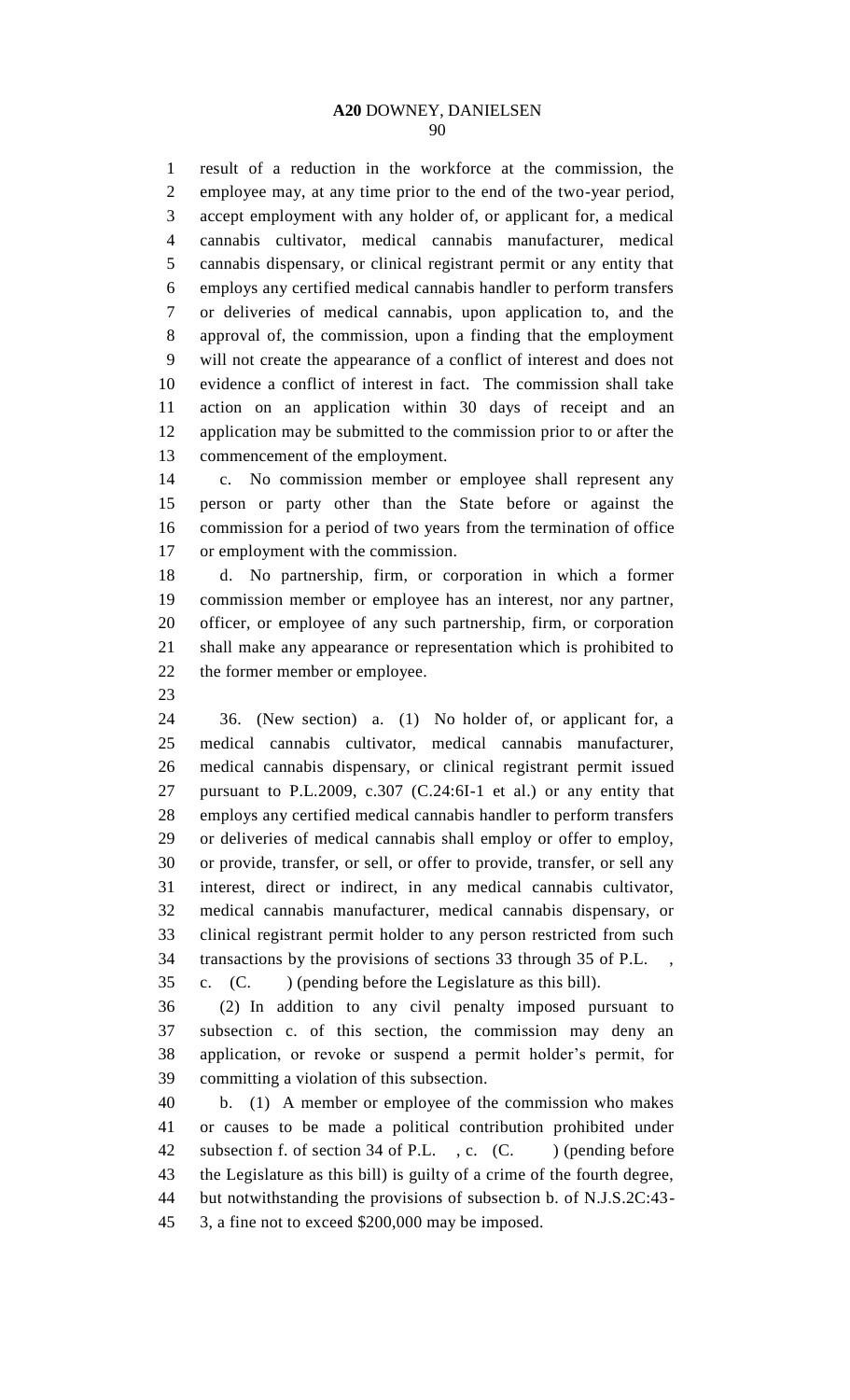result of a reduction in the workforce at the commission, the employee may, at any time prior to the end of the two-year period, accept employment with any holder of, or applicant for, a medical cannabis cultivator, medical cannabis manufacturer, medical cannabis dispensary, or clinical registrant permit or any entity that employs any certified medical cannabis handler to perform transfers or deliveries of medical cannabis, upon application to, and the approval of, the commission, upon a finding that the employment will not create the appearance of a conflict of interest and does not evidence a conflict of interest in fact. The commission shall take action on an application within 30 days of receipt and an application may be submitted to the commission prior to or after the commencement of the employment.

c. No commission member or employee shall represent any person or party other than the State before or against the commission for a period of two years from the termination of office or employment with the commission.

d. No partnership, firm, or corporation in which a former commission member or employee has an interest, nor any partner, officer, or employee of any such partnership, firm, or corporation shall make any appearance or representation which is prohibited to the former member or employee.

36. (New section) a. (1) No holder of, or applicant for, a medical cannabis cultivator, medical cannabis manufacturer, medical cannabis dispensary, or clinical registrant permit issued pursuant to P.L.2009, c.307 (C.24:6I-1 et al.) or any entity that employs any certified medical cannabis handler to perform transfers or deliveries of medical cannabis shall employ or offer to employ, or provide, transfer, or sell, or offer to provide, transfer, or sell any interest, direct or indirect, in any medical cannabis cultivator, medical cannabis manufacturer, medical cannabis dispensary, or clinical registrant permit holder to any person restricted from such transactions by the provisions of sections 33 through 35 of P.L. , c. (C. ) (pending before the Legislature as this bill).

(2) In addition to any civil penalty imposed pursuant to subsection c. of this section, the commission may deny an application, or revoke or suspend a permit holder's permit, for committing a violation of this subsection.

b. (1) A member or employee of the commission who makes or causes to be made a political contribution prohibited under subsection f. of section 34 of P.L. , c. (C. ) (pending before the Legislature as this bill) is guilty of a crime of the fourth degree, but notwithstanding the provisions of subsection b. of N.J.S.2C:43-3, a fine not to exceed $200,000 may be imposed.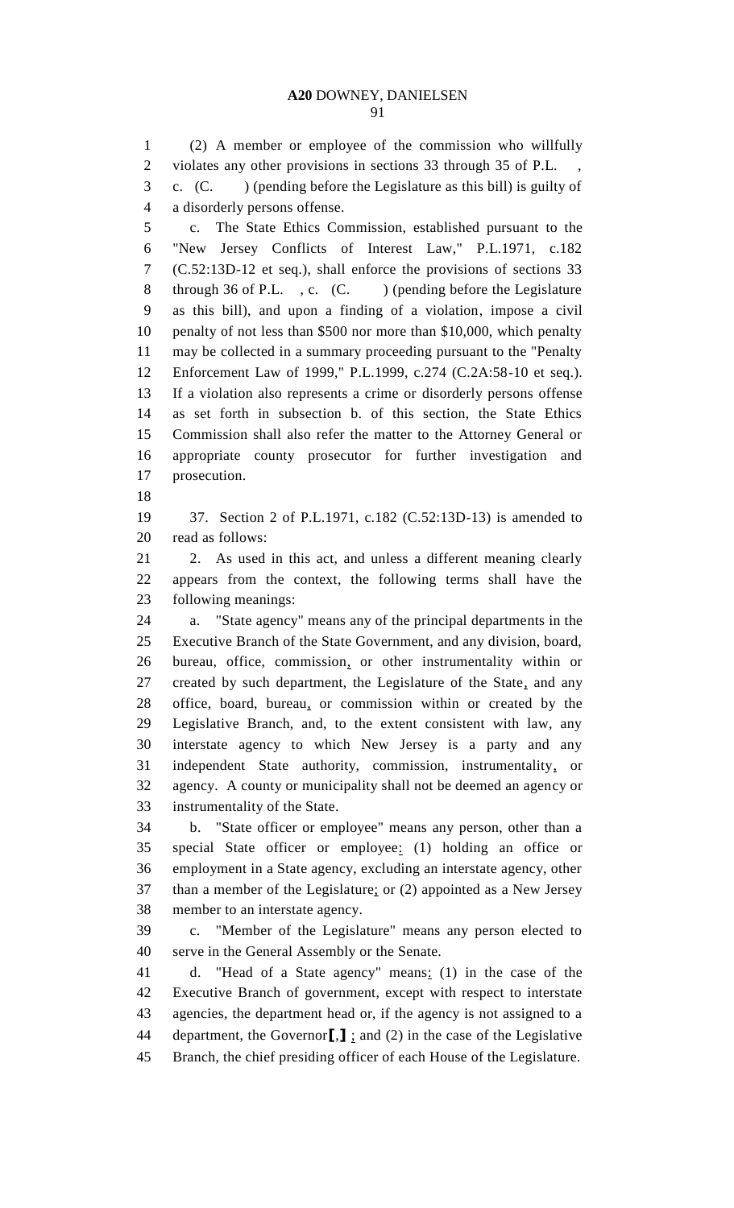(2) A member or employee of the commission who willfully violates any other provisions in sections 33 through 35 of P.L. , c. (C. ) (pending before the Legislature as this bill) is guilty of a disorderly persons offense.

c. The State Ethics Commission, established pursuant to the "New Jersey Conflicts of Interest Law," P.L.1971, c.182 (C.52:13D-12 et seq.), shall enforce the provisions of sections 33 through 36 of P.L. , c. (C. ) (pending before the Legislature as this bill), and upon a finding of a violation, impose a civil penalty of not less than $500 nor more than $10,000, which penalty may be collected in a summary proceeding pursuant to the "Penalty Enforcement Law of 1999," P.L.1999, c.274 (C.2A:58-10 et seq.). If a violation also represents a crime or disorderly persons offense as set forth in subsection b. of this section, the State Ethics Commission shall also refer the matter to the Attorney General or appropriate county prosecutor for further investigation and prosecution.

37. Section 2 of P.L.1971, c.182 (C.52:13D-13) is amended to read as follows:

2. As used in this act, and unless a different meaning clearly appears from the context, the following terms shall have the following meanings:

a. "State agency" means any of the principal departments in the Executive Branch of the State Government, and any division, board, bureau, office, commission, or other instrumentality within or created by such department, the Legislature of the State, and any office, board, bureau, or commission within or created by the Legislative Branch, and, to the extent consistent with law, any interstate agency to which New Jersey is a party and any independent State authority, commission, instrumentality, or agency. A county or municipality shall not be deemed an agency or instrumentality of the State.

b. "State officer or employee" means any person, other than a special State officer or employee: (1) holding an office or employment in a State agency, excluding an interstate agency, other than a member of the Legislature; or (2) appointed as a New Jersey member to an interstate agency.

c. "Member of the Legislature" means any person elected to serve in the General Assembly or the Senate.

d. "Head of a State agency" means: (1) in the case of the Executive Branch of government, except with respect to interstate agencies, the department head or, if the agency is not assigned to a department, the Governor[,] ; and (2) in the case of the Legislative Branch, the chief presiding officer of each House of the Legislature.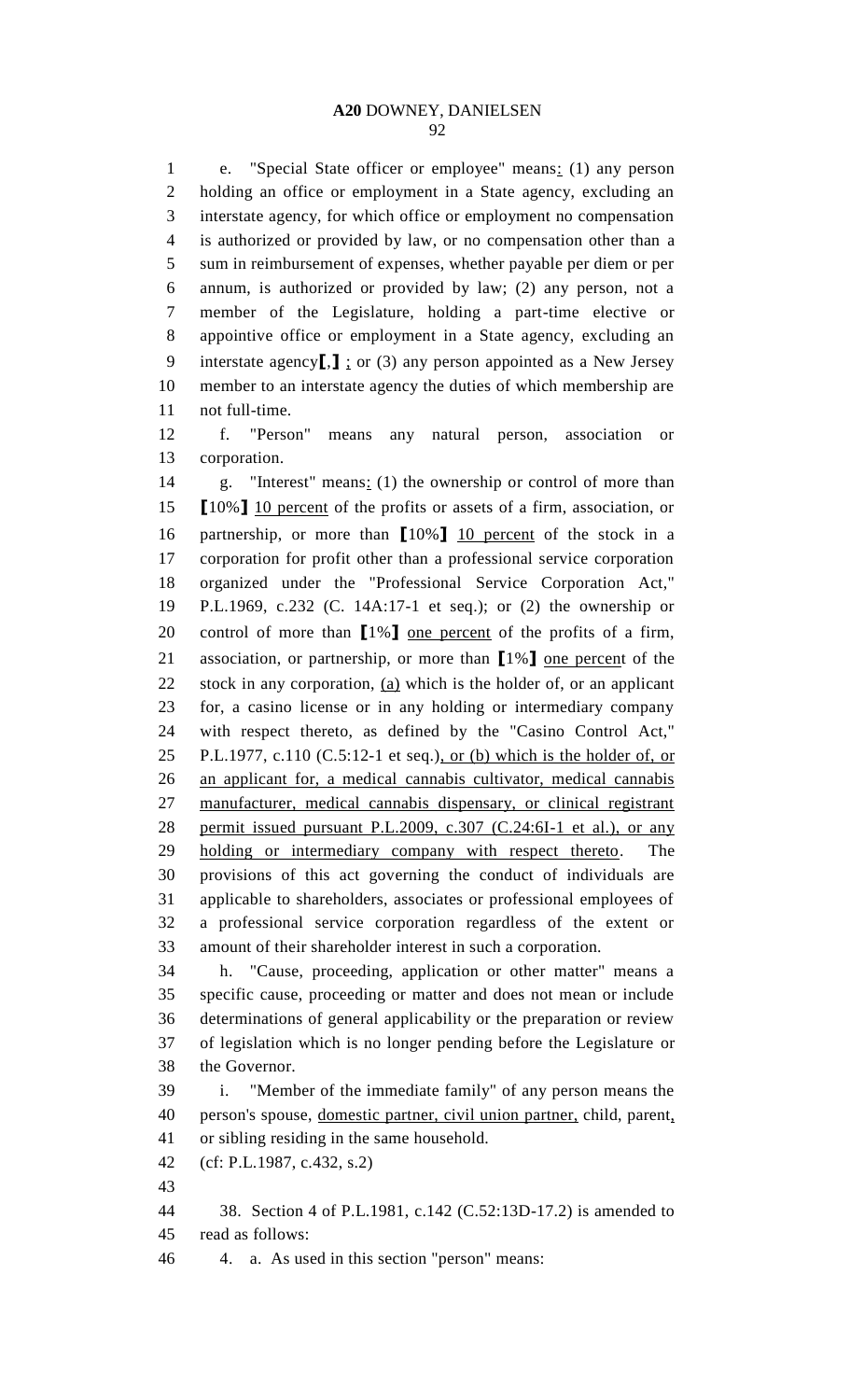e. "Special State officer or employee" means: (1) any person holding an office or employment in a State agency, excluding an interstate agency, for which office or employment no compensation is authorized or provided by law, or no compensation other than a sum in reimbursement of expenses, whether payable per diem or per annum, is authorized or provided by law; (2) any person, not a member of the Legislature, holding a part-time elective or appointive office or employment in a State agency, excluding an interstate agency[,] ; or (3) any person appointed as a New Jersey member to an interstate agency the duties of which membership are not full-time.

f. "Person" means any natural person, association or corporation.

g. "Interest" means: (1) the ownership or control of more than [10%] 10 percent of the profits or assets of a firm, association, or partnership, or more than [10%] 10 percent of the stock in a corporation for profit other than a professional service corporation organized under the "Professional Service Corporation Act," P.L.1969, c.232 (C. 14A:17-1 et seq.); or (2) the ownership or control of more than [1%] one percent of the profits of a firm, association, or partnership, or more than [1%] one percent of the stock in any corporation, (a) which is the holder of, or an applicant for, a casino license or in any holding or intermediary company with respect thereto, as defined by the "Casino Control Act," P.L.1977, c.110 (C.5:12-1 et seq.), or (b) which is the holder of, or an applicant for, a medical cannabis cultivator, medical cannabis manufacturer, medical cannabis dispensary, or clinical registrant permit issued pursuant P.L.2009, c.307 (C.24:6I-1 et al.), or any holding or intermediary company with respect thereto. The provisions of this act governing the conduct of individuals are applicable to shareholders, associates or professional employees of a professional service corporation regardless of the extent or amount of their shareholder interest in such a corporation.

h. "Cause, proceeding, application or other matter" means a specific cause, proceeding or matter and does not mean or include determinations of general applicability or the preparation or review of legislation which is no longer pending before the Legislature or the Governor.

i. "Member of the immediate family" of any person means the person's spouse, domestic partner, civil union partner, child, parent, or sibling residing in the same household.

(cf: P.L.1987, c.432, s.2)

38. Section 4 of P.L.1981, c.142 (C.52:13D-17.2) is amended to read as follows:

4. a. As used in this section "person" means: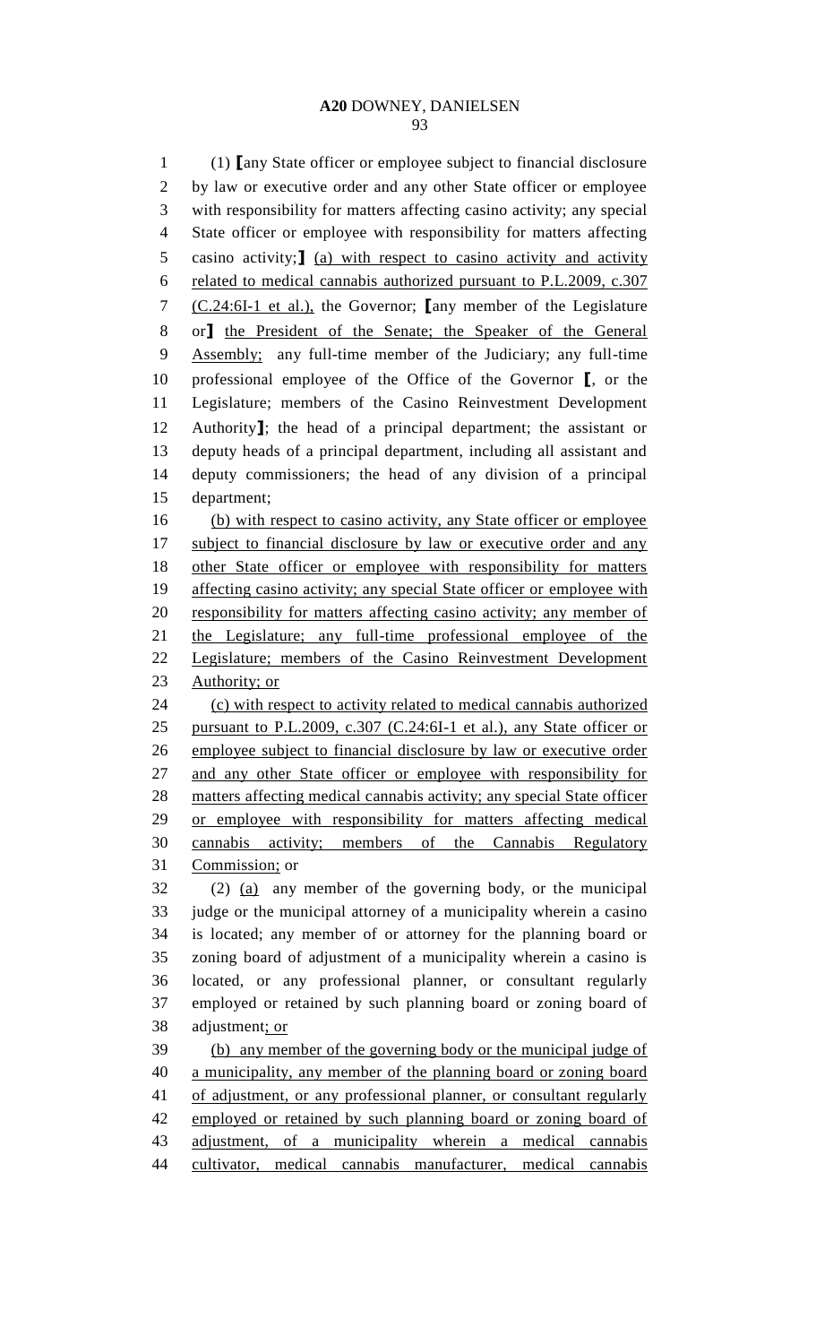(1) ⟦any State officer or employee subject to financial disclosure by law or executive order and any other State officer or employee with responsibility for matters affecting casino activity; any special State officer or employee with responsibility for matters affecting casino activity;⟧ (a) with respect to casino activity and activity related to medical cannabis authorized pursuant to P.L.2009, c.307 (C.24:6I-1 et al.), the Governor; ⟦any member of the Legislature or⟧ the President of the Senate; the Speaker of the General Assembly; any full-time member of the Judiciary; any full-time professional employee of the Office of the Governor ⟦, or the Legislature; members of the Casino Reinvestment Development Authority⟧; the head of a principal department; the assistant or deputy heads of a principal department, including all assistant and deputy commissioners; the head of any division of a principal department;

(b) with respect to casino activity, any State officer or employee subject to financial disclosure by law or executive order and any other State officer or employee with responsibility for matters affecting casino activity; any special State officer or employee with responsibility for matters affecting casino activity; any member of the Legislature; any full-time professional employee of the Legislature; members of the Casino Reinvestment Development Authority; or

(c) with respect to activity related to medical cannabis authorized pursuant to P.L.2009, c.307 (C.24:6I-1 et al.), any State officer or employee subject to financial disclosure by law or executive order and any other State officer or employee with responsibility for matters affecting medical cannabis activity; any special State officer or employee with responsibility for matters affecting medical cannabis activity; members of the Cannabis Regulatory Commission; or

(2) (a) any member of the governing body, or the municipal judge or the municipal attorney of a municipality wherein a casino is located; any member of or attorney for the planning board or zoning board of adjustment of a municipality wherein a casino is located, or any professional planner, or consultant regularly employed or retained by such planning board or zoning board of adjustment; or

(b) any member of the governing body or the municipal judge of a municipality, any member of the planning board or zoning board of adjustment, or any professional planner, or consultant regularly employed or retained by such planning board or zoning board of adjustment, of a municipality wherein a medical cannabis cultivator, medical cannabis manufacturer, medical cannabis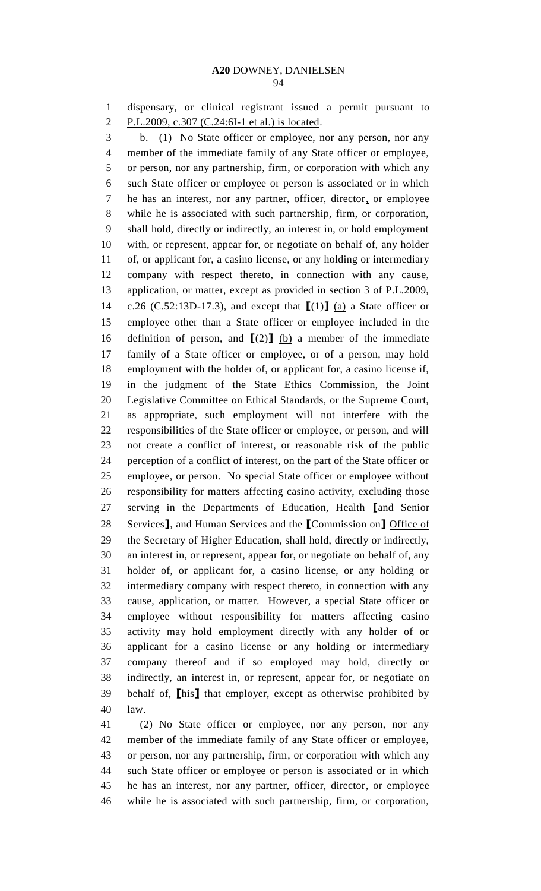dispensary, or clinical registrant issued a permit pursuant to P.L.2009, c.307 (C.24:6I-1 et al.) is located.

b. (1) No State officer or employee, nor any person, nor any member of the immediate family of any State officer or employee, or person, nor any partnership, firm, or corporation with which any such State officer or employee or person is associated or in which he has an interest, nor any partner, officer, director, or employee while he is associated with such partnership, firm, or corporation, shall hold, directly or indirectly, an interest in, or hold employment with, or represent, appear for, or negotiate on behalf of, any holder of, or applicant for, a casino license, or any holding or intermediary company with respect thereto, in connection with any cause, application, or matter, except as provided in section 3 of P.L.2009, c.26 (C.52:13D-17.3), and except that ⟦(1)⟧ (a) a State officer or employee other than a State officer or employee included in the definition of person, and ⟦(2)⟧ (b) a member of the immediate family of a State officer or employee, or of a person, may hold employment with the holder of, or applicant for, a casino license if, in the judgment of the State Ethics Commission, the Joint Legislative Committee on Ethical Standards, or the Supreme Court, as appropriate, such employment will not interfere with the responsibilities of the State officer or employee, or person, and will not create a conflict of interest, or reasonable risk of the public perception of a conflict of interest, on the part of the State officer or employee, or person. No special State officer or employee without responsibility for matters affecting casino activity, excluding those serving in the Departments of Education, Health ⟦and Senior Services⟧, and Human Services and the ⟦Commission on⟧ Office of the Secretary of Higher Education, shall hold, directly or indirectly, an interest in, or represent, appear for, or negotiate on behalf of, any holder of, or applicant for, a casino license, or any holding or intermediary company with respect thereto, in connection with any cause, application, or matter. However, a special State officer or employee without responsibility for matters affecting casino activity may hold employment directly with any holder of or applicant for a casino license or any holding or intermediary company thereof and if so employed may hold, directly or indirectly, an interest in, or represent, appear for, or negotiate on behalf of, ⟦his⟧ that employer, except as otherwise prohibited by law.

(2) No State officer or employee, nor any person, nor any member of the immediate family of any State officer or employee, or person, nor any partnership, firm, or corporation with which any such State officer or employee or person is associated or in which he has an interest, nor any partner, officer, director, or employee while he is associated with such partnership, firm, or corporation,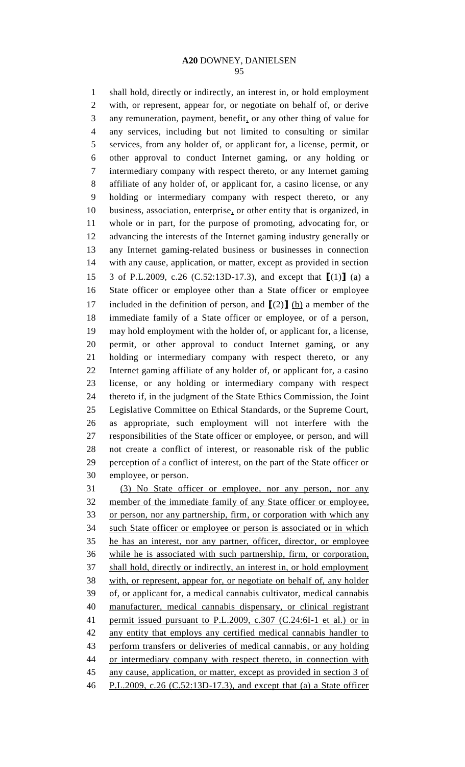shall hold, directly or indirectly, an interest in, or hold employment with, or represent, appear for, or negotiate on behalf of, or derive any remuneration, payment, benefit, or any other thing of value for any services, including but not limited to consulting or similar services, from any holder of, or applicant for, a license, permit, or other approval to conduct Internet gaming, or any holding or intermediary company with respect thereto, or any Internet gaming affiliate of any holder of, or applicant for, a casino license, or any holding or intermediary company with respect thereto, or any business, association, enterprise, or other entity that is organized, in whole or in part, for the purpose of promoting, advocating for, or advancing the interests of the Internet gaming industry generally or any Internet gaming-related business or businesses in connection with any cause, application, or matter, except as provided in section 3 of P.L.2009, c.26 (C.52:13D-17.3), and except that ⟦(1)⟧ (a) a State officer or employee other than a State officer or employee included in the definition of person, and ⟦(2)⟧ (b) a member of the immediate family of a State officer or employee, or of a person, may hold employment with the holder of, or applicant for, a license, permit, or other approval to conduct Internet gaming, or any holding or intermediary company with respect thereto, or any Internet gaming affiliate of any holder of, or applicant for, a casino license, or any holding or intermediary company with respect thereto if, in the judgment of the State Ethics Commission, the Joint Legislative Committee on Ethical Standards, or the Supreme Court, as appropriate, such employment will not interfere with the responsibilities of the State officer or employee, or person, and will not create a conflict of interest, or reasonable risk of the public perception of a conflict of interest, on the part of the State officer or employee, or person.

(3) No State officer or employee, nor any person, nor any member of the immediate family of any State officer or employee, or person, nor any partnership, firm, or corporation with which any such State officer or employee or person is associated or in which he has an interest, nor any partner, officer, director, or employee while he is associated with such partnership, firm, or corporation, shall hold, directly or indirectly, an interest in, or hold employment with, or represent, appear for, or negotiate on behalf of, any holder of, or applicant for, a medical cannabis cultivator, medical cannabis manufacturer, medical cannabis dispensary, or clinical registrant permit issued pursuant to P.L.2009, c.307 (C.24:6I-1 et al.) or in any entity that employs any certified medical cannabis handler to perform transfers or deliveries of medical cannabis, or any holding or intermediary company with respect thereto, in connection with any cause, application, or matter, except as provided in section 3 of P.L.2009, c.26 (C.52:13D-17.3), and except that (a) a State officer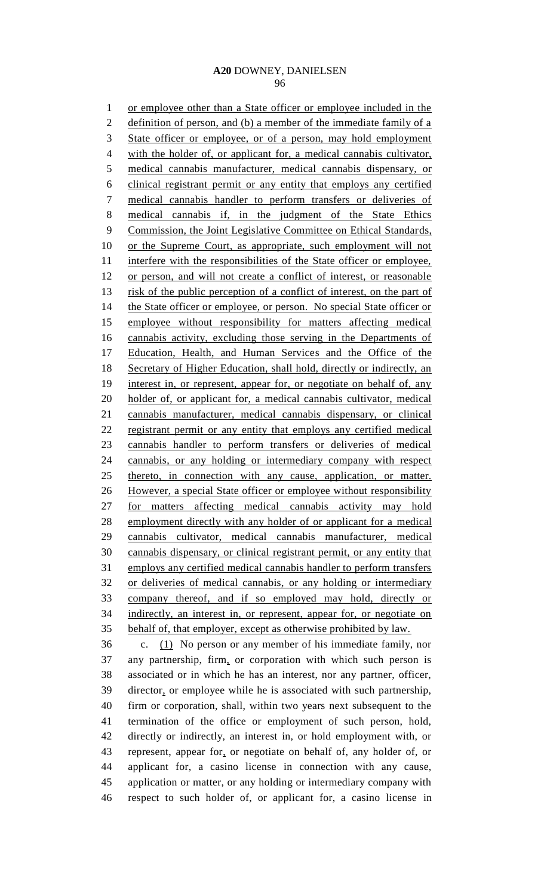or employee other than a State officer or employee included in the definition of person, and (b) a member of the immediate family of a State officer or employee, or of a person, may hold employment with the holder of, or applicant for, a medical cannabis cultivator, medical cannabis manufacturer, medical cannabis dispensary, or clinical registrant permit or any entity that employs any certified medical cannabis handler to perform transfers or deliveries of medical cannabis if, in the judgment of the State Ethics Commission, the Joint Legislative Committee on Ethical Standards, or the Supreme Court, as appropriate, such employment will not interfere with the responsibilities of the State officer or employee, or person, and will not create a conflict of interest, or reasonable risk of the public perception of a conflict of interest, on the part of the State officer or employee, or person. No special State officer or employee without responsibility for matters affecting medical cannabis activity, excluding those serving in the Departments of Education, Health, and Human Services and the Office of the Secretary of Higher Education, shall hold, directly or indirectly, an interest in, or represent, appear for, or negotiate on behalf of, any holder of, or applicant for, a medical cannabis cultivator, medical cannabis manufacturer, medical cannabis dispensary, or clinical registrant permit or any entity that employs any certified medical cannabis handler to perform transfers or deliveries of medical cannabis, or any holding or intermediary company with respect thereto, in connection with any cause, application, or matter. However, a special State officer or employee without responsibility for matters affecting medical cannabis activity may hold employment directly with any holder of or applicant for a medical cannabis cultivator, medical cannabis manufacturer, medical cannabis dispensary, or clinical registrant permit, or any entity that employs any certified medical cannabis handler to perform transfers or deliveries of medical cannabis, or any holding or intermediary company thereof, and if so employed may hold, directly or indirectly, an interest in, or represent, appear for, or negotiate on behalf of, that employer, except as otherwise prohibited by law.

c. (1) No person or any member of his immediate family, nor any partnership, firm, or corporation with which such person is associated or in which he has an interest, nor any partner, officer, director, or employee while he is associated with such partnership, firm or corporation, shall, within two years next subsequent to the termination of the office or employment of such person, hold, directly or indirectly, an interest in, or hold employment with, or represent, appear for, or negotiate on behalf of, any holder of, or applicant for, a casino license in connection with any cause, application or matter, or any holding or intermediary company with respect to such holder of, or applicant for, a casino license in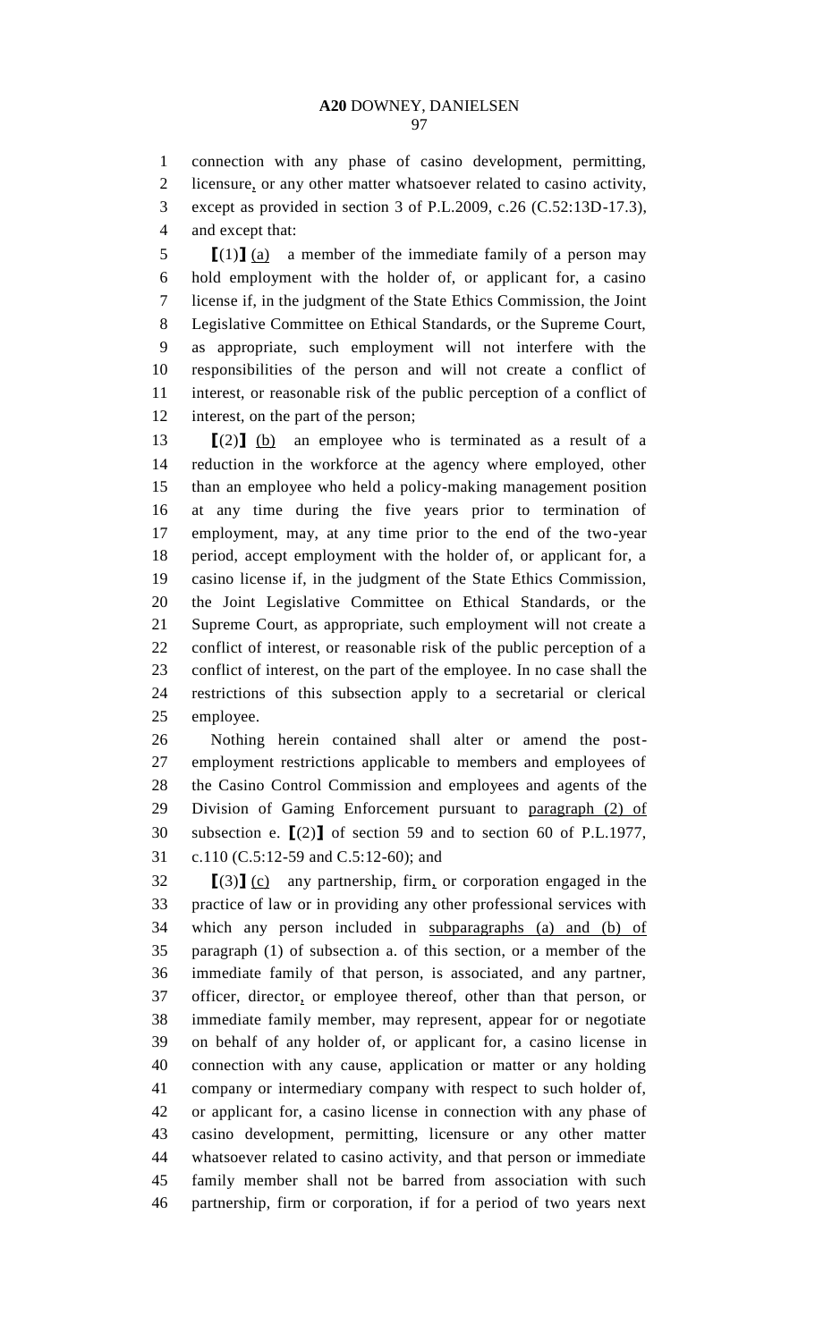connection with any phase of casino development, permitting, licensure, or any other matter whatsoever related to casino activity, except as provided in section 3 of P.L.2009, c.26 (C.52:13D-17.3), and except that:

【(1)】 (a) a member of the immediate family of a person may hold employment with the holder of, or applicant for, a casino license if, in the judgment of the State Ethics Commission, the Joint Legislative Committee on Ethical Standards, or the Supreme Court, as appropriate, such employment will not interfere with the responsibilities of the person and will not create a conflict of interest, or reasonable risk of the public perception of a conflict of interest, on the part of the person;

【(2)】 (b) an employee who is terminated as a result of a reduction in the workforce at the agency where employed, other than an employee who held a policy-making management position at any time during the five years prior to termination of employment, may, at any time prior to the end of the two-year period, accept employment with the holder of, or applicant for, a casino license if, in the judgment of the State Ethics Commission, the Joint Legislative Committee on Ethical Standards, or the Supreme Court, as appropriate, such employment will not create a conflict of interest, or reasonable risk of the public perception of a conflict of interest, on the part of the employee. In no case shall the restrictions of this subsection apply to a secretarial or clerical employee.

Nothing herein contained shall alter or amend the post-employment restrictions applicable to members and employees of the Casino Control Commission and employees and agents of the Division of Gaming Enforcement pursuant to paragraph (2) of subsection e. 【(2)】 of section 59 and to section 60 of P.L.1977, c.110 (C.5:12-59 and C.5:12-60); and

【(3)】 (c) any partnership, firm, or corporation engaged in the practice of law or in providing any other professional services with which any person included in subparagraphs (a) and (b) of paragraph (1) of subsection a. of this section, or a member of the immediate family of that person, is associated, and any partner, officer, director, or employee thereof, other than that person, or immediate family member, may represent, appear for or negotiate on behalf of any holder of, or applicant for, a casino license in connection with any cause, application or matter or any holding company or intermediary company with respect to such holder of, or applicant for, a casino license in connection with any phase of casino development, permitting, licensure or any other matter whatsoever related to casino activity, and that person or immediate family member shall not be barred from association with such partnership, firm or corporation, if for a period of two years next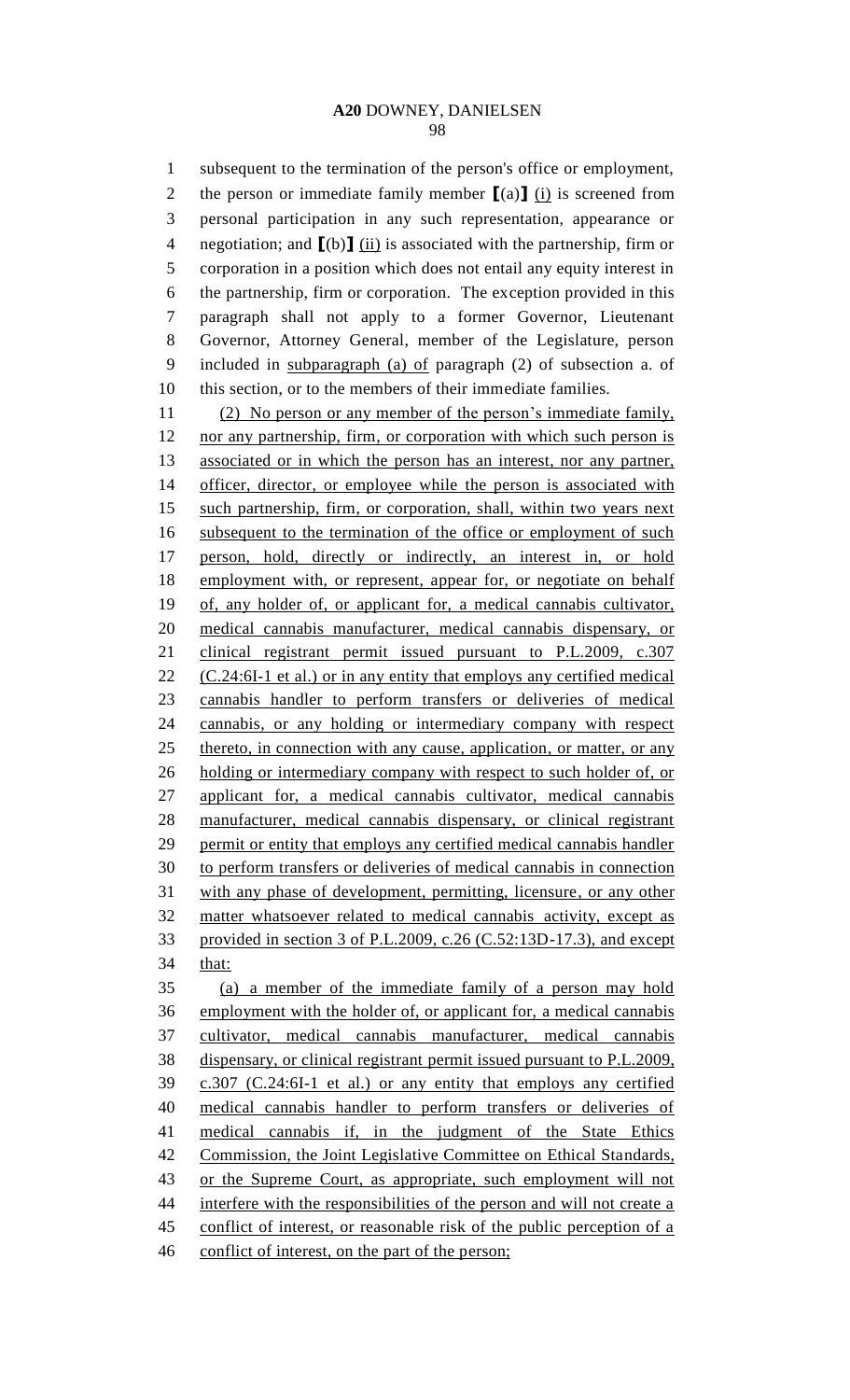subsequent to the termination of the person's office or employment, the person or immediate family member ⟦(a)⟧ (i) is screened from personal participation in any such representation, appearance or negotiation; and ⟦(b)⟧ (ii) is associated with the partnership, firm or corporation in a position which does not entail any equity interest in the partnership, firm or corporation. The exception provided in this paragraph shall not apply to a former Governor, Lieutenant Governor, Attorney General, member of the Legislature, person included in subparagraph (a) of paragraph (2) of subsection a. of this section, or to the members of their immediate families.

(2) No person or any member of the person's immediate family, nor any partnership, firm, or corporation with which such person is associated or in which the person has an interest, nor any partner, officer, director, or employee while the person is associated with such partnership, firm, or corporation, shall, within two years next subsequent to the termination of the office or employment of such person, hold, directly or indirectly, an interest in, or hold employment with, or represent, appear for, or negotiate on behalf of, any holder of, or applicant for, a medical cannabis cultivator, medical cannabis manufacturer, medical cannabis dispensary, or clinical registrant permit issued pursuant to P.L.2009, c.307 (C.24:6I-1 et al.) or in any entity that employs any certified medical cannabis handler to perform transfers or deliveries of medical cannabis, or any holding or intermediary company with respect thereto, in connection with any cause, application, or matter, or any holding or intermediary company with respect to such holder of, or applicant for, a medical cannabis cultivator, medical cannabis manufacturer, medical cannabis dispensary, or clinical registrant permit or entity that employs any certified medical cannabis handler to perform transfers or deliveries of medical cannabis in connection with any phase of development, permitting, licensure, or any other matter whatsoever related to medical cannabis activity, except as provided in section 3 of P.L.2009, c.26 (C.52:13D-17.3), and except that:

(a) a member of the immediate family of a person may hold employment with the holder of, or applicant for, a medical cannabis cultivator, medical cannabis manufacturer, medical cannabis dispensary, or clinical registrant permit issued pursuant to P.L.2009, c.307 (C.24:6I-1 et al.) or any entity that employs any certified medical cannabis handler to perform transfers or deliveries of medical cannabis if, in the judgment of the State Ethics Commission, the Joint Legislative Committee on Ethical Standards, or the Supreme Court, as appropriate, such employment will not interfere with the responsibilities of the person and will not create a conflict of interest, or reasonable risk of the public perception of a conflict of interest, on the part of the person;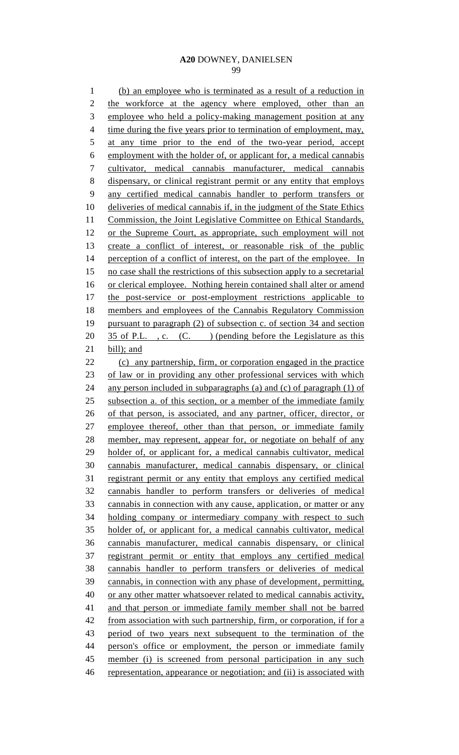(b) an employee who is terminated as a result of a reduction in the workforce at the agency where employed, other than an employee who held a policy-making management position at any time during the five years prior to termination of employment, may, at any time prior to the end of the two-year period, accept employment with the holder of, or applicant for, a medical cannabis cultivator, medical cannabis manufacturer, medical cannabis dispensary, or clinical registrant permit or any entity that employs any certified medical cannabis handler to perform transfers or deliveries of medical cannabis if, in the judgment of the State Ethics Commission, the Joint Legislative Committee on Ethical Standards, or the Supreme Court, as appropriate, such employment will not create a conflict of interest, or reasonable risk of the public perception of a conflict of interest, on the part of the employee. In no case shall the restrictions of this subsection apply to a secretarial or clerical employee. Nothing herein contained shall alter or amend the post-service or post-employment restrictions applicable to members and employees of the Cannabis Regulatory Commission pursuant to paragraph (2) of subsection c. of section 34 and section 35 of P.L. , c. (C. ) (pending before the Legislature as this bill); and

(c) any partnership, firm, or corporation engaged in the practice of law or in providing any other professional services with which any person included in subparagraphs (a) and (c) of paragraph (1) of subsection a. of this section, or a member of the immediate family of that person, is associated, and any partner, officer, director, or employee thereof, other than that person, or immediate family member, may represent, appear for, or negotiate on behalf of any holder of, or applicant for, a medical cannabis cultivator, medical cannabis manufacturer, medical cannabis dispensary, or clinical registrant permit or any entity that employs any certified medical cannabis handler to perform transfers or deliveries of medical cannabis in connection with any cause, application, or matter or any holding company or intermediary company with respect to such holder of, or applicant for, a medical cannabis cultivator, medical cannabis manufacturer, medical cannabis dispensary, or clinical registrant permit or entity that employs any certified medical cannabis handler to perform transfers or deliveries of medical cannabis, in connection with any phase of development, permitting, or any other matter whatsoever related to medical cannabis activity, and that person or immediate family member shall not be barred from association with such partnership, firm, or corporation, if for a period of two years next subsequent to the termination of the person's office or employment, the person or immediate family member (i) is screened from personal participation in any such representation, appearance or negotiation; and (ii) is associated with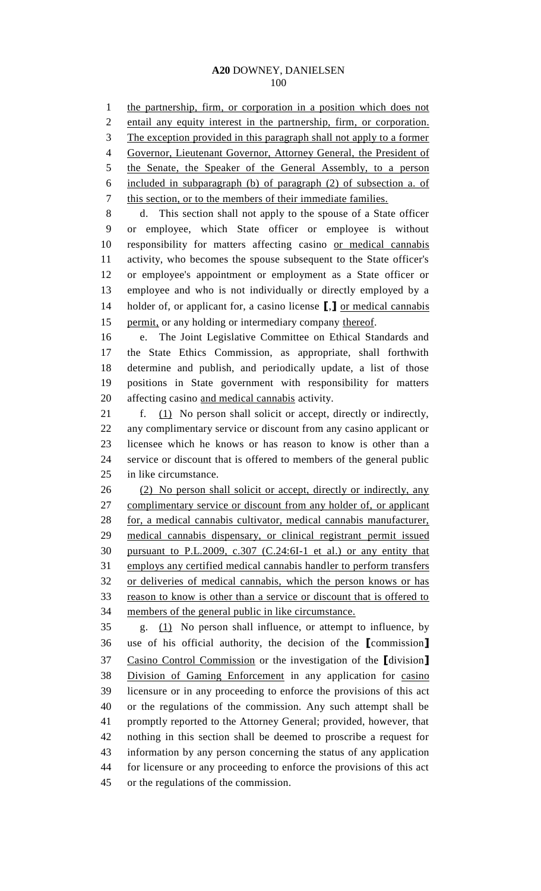the partnership, firm, or corporation in a position which does not entail any equity interest in the partnership, firm, or corporation. The exception provided in this paragraph shall not apply to a former Governor, Lieutenant Governor, Attorney General, the President of the Senate, the Speaker of the General Assembly, to a person included in subparagraph (b) of paragraph (2) of subsection a. of this section, or to the members of their immediate families.

d. This section shall not apply to the spouse of a State officer or employee, which State officer or employee is without responsibility for matters affecting casino or medical cannabis activity, who becomes the spouse subsequent to the State officer's or employee's appointment or employment as a State officer or employee and who is not individually or directly employed by a holder of, or applicant for, a casino license [,] or medical cannabis permit, or any holding or intermediary company thereof.

e. The Joint Legislative Committee on Ethical Standards and the State Ethics Commission, as appropriate, shall forthwith determine and publish, and periodically update, a list of those positions in State government with responsibility for matters affecting casino and medical cannabis activity.

f. (1) No person shall solicit or accept, directly or indirectly, any complimentary service or discount from any casino applicant or licensee which he knows or has reason to know is other than a service or discount that is offered to members of the general public in like circumstance.

(2) No person shall solicit or accept, directly or indirectly, any complimentary service or discount from any holder of, or applicant for, a medical cannabis cultivator, medical cannabis manufacturer, medical cannabis dispensary, or clinical registrant permit issued pursuant to P.L.2009, c.307 (C.24:6I-1 et al.) or any entity that employs any certified medical cannabis handler to perform transfers or deliveries of medical cannabis, which the person knows or has reason to know is other than a service or discount that is offered to members of the general public in like circumstance.

g. (1) No person shall influence, or attempt to influence, by use of his official authority, the decision of the [commission] Casino Control Commission or the investigation of the [division] Division of Gaming Enforcement in any application for casino licensure or in any proceeding to enforce the provisions of this act or the regulations of the commission. Any such attempt shall be promptly reported to the Attorney General; provided, however, that nothing in this section shall be deemed to proscribe a request for information by any person concerning the status of any application for licensure or any proceeding to enforce the provisions of this act or the regulations of the commission.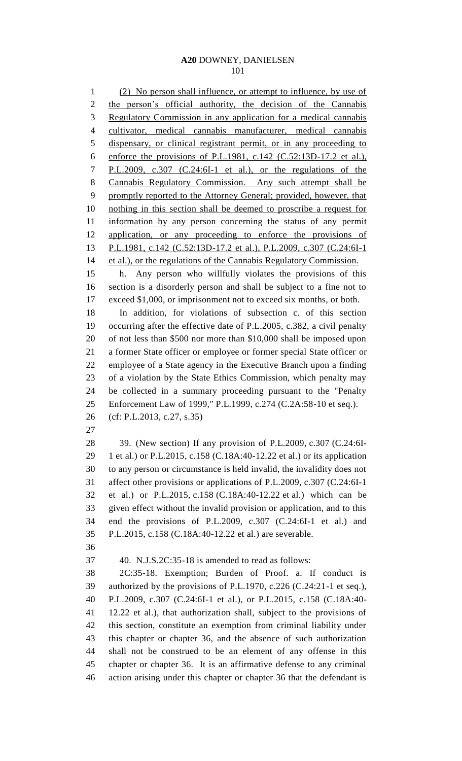(2) No person shall influence, or attempt to influence, by use of the person's official authority, the decision of the Cannabis Regulatory Commission in any application for a medical cannabis cultivator, medical cannabis manufacturer, medical cannabis dispensary, or clinical registrant permit, or in any proceeding to enforce the provisions of P.L.1981, c.142 (C.52:13D-17.2 et al.), P.L.2009, c.307 (C.24:6I-1 et al.), or the regulations of the Cannabis Regulatory Commission. Any such attempt shall be promptly reported to the Attorney General; provided, however, that nothing in this section shall be deemed to proscribe a request for information by any person concerning the status of any permit application, or any proceeding to enforce the provisions of P.L.1981, c.142 (C.52:13D-17.2 et al.), P.L.2009, c.307 (C.24:6I-1 et al.), or the regulations of the Cannabis Regulatory Commission.

h. Any person who willfully violates the provisions of this section is a disorderly person and shall be subject to a fine not to exceed $1,000, or imprisonment not to exceed six months, or both.

In addition, for violations of subsection c. of this section occurring after the effective date of P.L.2005, c.382, a civil penalty of not less than $500 nor more than $10,000 shall be imposed upon a former State officer or employee or former special State officer or employee of a State agency in the Executive Branch upon a finding of a violation by the State Ethics Commission, which penalty may be collected in a summary proceeding pursuant to the "Penalty Enforcement Law of 1999," P.L.1999, c.274 (C.2A:58-10 et seq.).

(cf: P.L.2013, c.27, s.35)

39. (New section) If any provision of P.L.2009, c.307 (C.24:6I-1 et al.) or P.L.2015, c.158 (C.18A:40-12.22 et al.) or its application to any person or circumstance is held invalid, the invalidity does not affect other provisions or applications of P.L.2009, c.307 (C.24:6I-1 et al.) or P.L.2015, c.158 (C.18A:40-12.22 et al.) which can be given effect without the invalid provision or application, and to this end the provisions of P.L.2009, c.307 (C.24:6I-1 et al.) and P.L.2015, c.158 (C.18A:40-12.22 et al.) are severable.

40. N.J.S.2C:35-18 is amended to read as follows:

2C:35-18. Exemption; Burden of Proof. a. If conduct is authorized by the provisions of P.L.1970, c.226 (C.24:21-1 et seq.), P.L.2009, c.307 (C.24:6I-1 et al.), or P.L.2015, c.158 (C.18A:40-12.22 et al.), that authorization shall, subject to the provisions of this section, constitute an exemption from criminal liability under this chapter or chapter 36, and the absence of such authorization shall not be construed to be an element of any offense in this chapter or chapter 36. It is an affirmative defense to any criminal action arising under this chapter or chapter 36 that the defendant is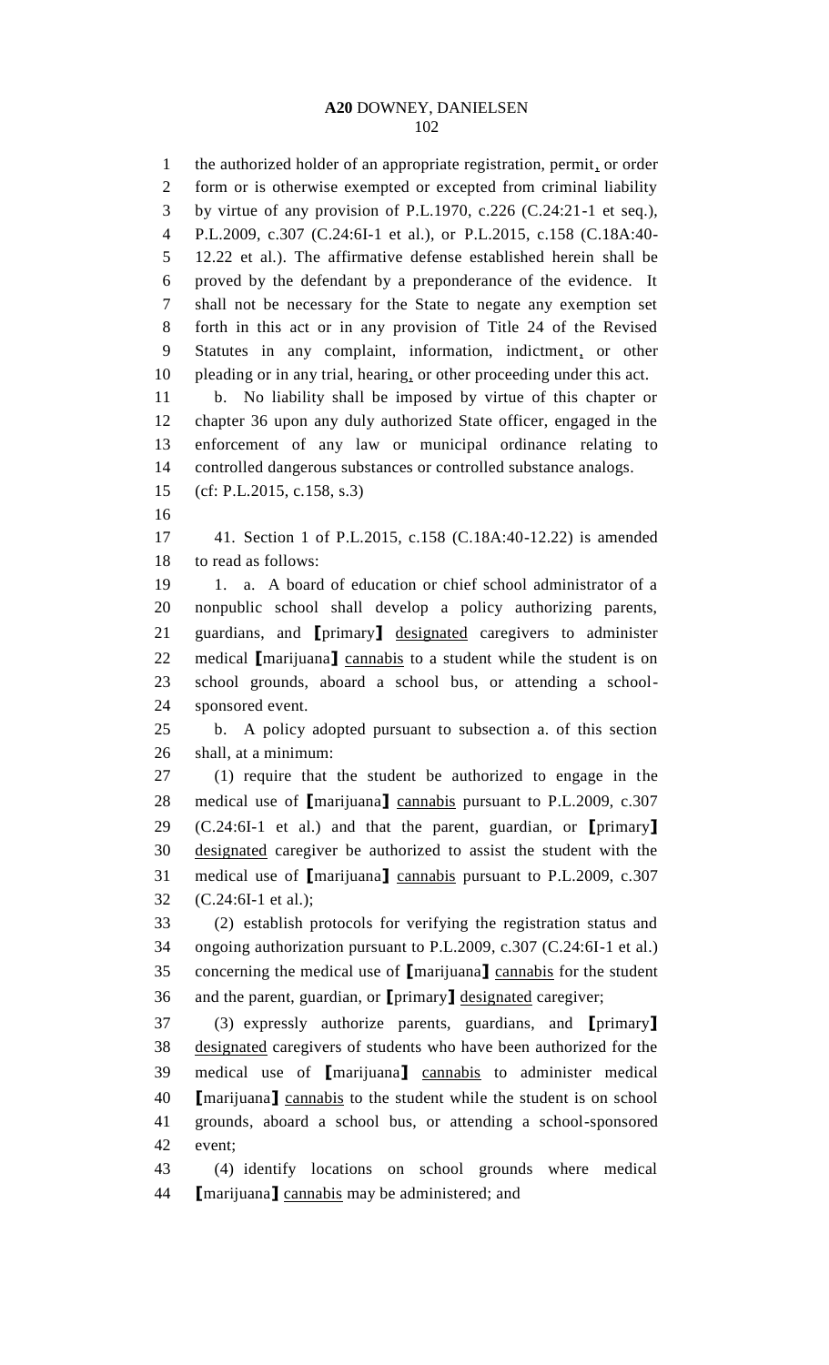the authorized holder of an appropriate registration, permit, or order form or is otherwise exempted or excepted from criminal liability by virtue of any provision of P.L.1970, c.226 (C.24:21-1 et seq.), P.L.2009, c.307 (C.24:6I-1 et al.), or P.L.2015, c.158 (C.18A:40-12.22 et al.). The affirmative defense established herein shall be proved by the defendant by a preponderance of the evidence. It shall not be necessary for the State to negate any exemption set forth in this act or in any provision of Title 24 of the Revised Statutes in any complaint, information, indictment, or other pleading or in any trial, hearing, or other proceeding under this act.

b. No liability shall be imposed by virtue of this chapter or chapter 36 upon any duly authorized State officer, engaged in the enforcement of any law or municipal ordinance relating to controlled dangerous substances or controlled substance analogs.

(cf: P.L.2015, c.158, s.3)

41. Section 1 of P.L.2015, c.158 (C.18A:40-12.22) is amended to read as follows:

1. a. A board of education or chief school administrator of a nonpublic school shall develop a policy authorizing parents, guardians, and [primary] designated caregivers to administer medical [marijuana] cannabis to a student while the student is on school grounds, aboard a school bus, or attending a school-sponsored event.

b. A policy adopted pursuant to subsection a. of this section shall, at a minimum:

(1) require that the student be authorized to engage in the medical use of [marijuana] cannabis pursuant to P.L.2009, c.307 (C.24:6I-1 et al.) and that the parent, guardian, or [primary] designated caregiver be authorized to assist the student with the medical use of [marijuana] cannabis pursuant to P.L.2009, c.307 (C.24:6I-1 et al.);

(2) establish protocols for verifying the registration status and ongoing authorization pursuant to P.L.2009, c.307 (C.24:6I-1 et al.) concerning the medical use of [marijuana] cannabis for the student and the parent, guardian, or [primary] designated caregiver;

(3) expressly authorize parents, guardians, and [primary] designated caregivers of students who have been authorized for the medical use of [marijuana] cannabis to administer medical [marijuana] cannabis to the student while the student is on school grounds, aboard a school bus, or attending a school-sponsored event;

(4) identify locations on school grounds where medical [marijuana] cannabis may be administered; and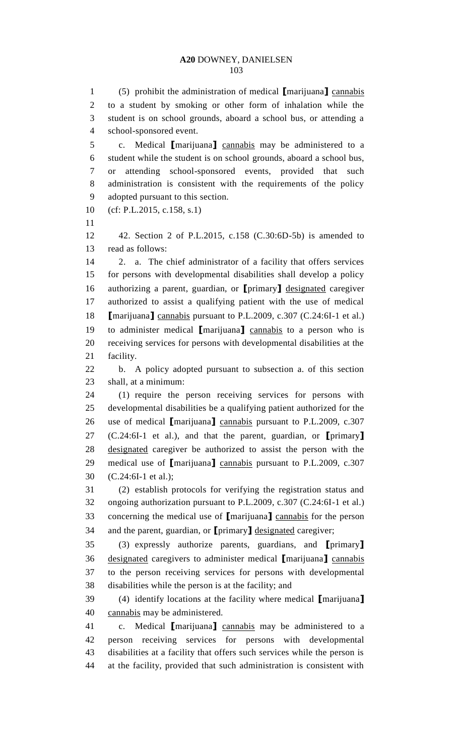(5) prohibit the administration of medical ⟦marijuana⟧ cannabis to a student by smoking or other form of inhalation while the student is on school grounds, aboard a school bus, or attending a school-sponsored event.

c. Medical ⟦marijuana⟧ cannabis may be administered to a student while the student is on school grounds, aboard a school bus, or attending school-sponsored events, provided that such administration is consistent with the requirements of the policy adopted pursuant to this section.

(cf: P.L.2015, c.158, s.1)

42. Section 2 of P.L.2015, c.158 (C.30:6D-5b) is amended to read as follows:

2. a. The chief administrator of a facility that offers services for persons with developmental disabilities shall develop a policy authorizing a parent, guardian, or ⟦primary⟧ designated caregiver authorized to assist a qualifying patient with the use of medical ⟦marijuana⟧ cannabis pursuant to P.L.2009, c.307 (C.24:6I-1 et al.) to administer medical ⟦marijuana⟧ cannabis to a person who is receiving services for persons with developmental disabilities at the facility.

b. A policy adopted pursuant to subsection a. of this section shall, at a minimum:

(1) require the person receiving services for persons with developmental disabilities be a qualifying patient authorized for the use of medical ⟦marijuana⟧ cannabis pursuant to P.L.2009, c.307 (C.24:6I-1 et al.), and that the parent, guardian, or ⟦primary⟧ designated caregiver be authorized to assist the person with the medical use of ⟦marijuana⟧ cannabis pursuant to P.L.2009, c.307 (C.24:6I-1 et al.);

(2) establish protocols for verifying the registration status and ongoing authorization pursuant to P.L.2009, c.307 (C.24:6I-1 et al.) concerning the medical use of ⟦marijuana⟧ cannabis for the person and the parent, guardian, or ⟦primary⟧ designated caregiver;

(3) expressly authorize parents, guardians, and ⟦primary⟧ designated caregivers to administer medical ⟦marijuana⟧ cannabis to the person receiving services for persons with developmental disabilities while the person is at the facility; and

(4) identify locations at the facility where medical ⟦marijuana⟧ cannabis may be administered.

c. Medical ⟦marijuana⟧ cannabis may be administered to a person receiving services for persons with developmental disabilities at a facility that offers such services while the person is at the facility, provided that such administration is consistent with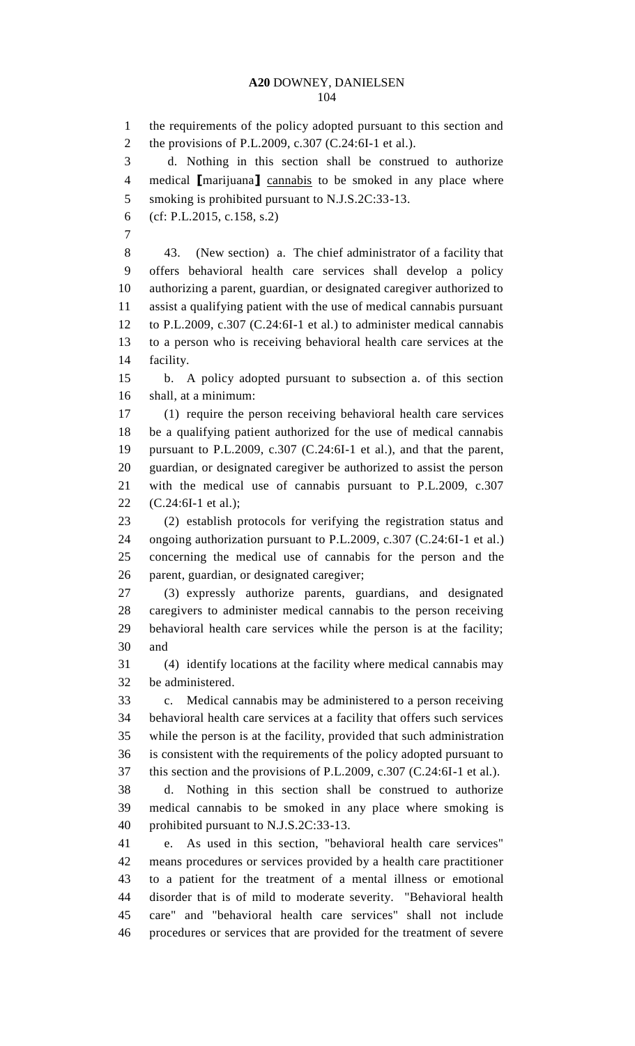the requirements of the policy adopted pursuant to this section and the provisions of P.L.2009, c.307 (C.24:6I-1 et al.).

d. Nothing in this section shall be construed to authorize medical [marijuana] cannabis to be smoked in any place where smoking is prohibited pursuant to N.J.S.2C:33-13.

(cf: P.L.2015, c.158, s.2)

43. (New section) a. The chief administrator of a facility that offers behavioral health care services shall develop a policy authorizing a parent, guardian, or designated caregiver authorized to assist a qualifying patient with the use of medical cannabis pursuant to P.L.2009, c.307 (C.24:6I-1 et al.) to administer medical cannabis to a person who is receiving behavioral health care services at the facility.

b. A policy adopted pursuant to subsection a. of this section shall, at a minimum:

(1) require the person receiving behavioral health care services be a qualifying patient authorized for the use of medical cannabis pursuant to P.L.2009, c.307 (C.24:6I-1 et al.), and that the parent, guardian, or designated caregiver be authorized to assist the person with the medical use of cannabis pursuant to P.L.2009, c.307 (C.24:6I-1 et al.);

(2) establish protocols for verifying the registration status and ongoing authorization pursuant to P.L.2009, c.307 (C.24:6I-1 et al.) concerning the medical use of cannabis for the person and the parent, guardian, or designated caregiver;

(3) expressly authorize parents, guardians, and designated caregivers to administer medical cannabis to the person receiving behavioral health care services while the person is at the facility; and

(4) identify locations at the facility where medical cannabis may be administered.

c. Medical cannabis may be administered to a person receiving behavioral health care services at a facility that offers such services while the person is at the facility, provided that such administration is consistent with the requirements of the policy adopted pursuant to this section and the provisions of P.L.2009, c.307 (C.24:6I-1 et al.).

d. Nothing in this section shall be construed to authorize medical cannabis to be smoked in any place where smoking is prohibited pursuant to N.J.S.2C:33-13.

e. As used in this section, "behavioral health care services" means procedures or services provided by a health care practitioner to a patient for the treatment of a mental illness or emotional disorder that is of mild to moderate severity. "Behavioral health care" and "behavioral health care services" shall not include procedures or services that are provided for the treatment of severe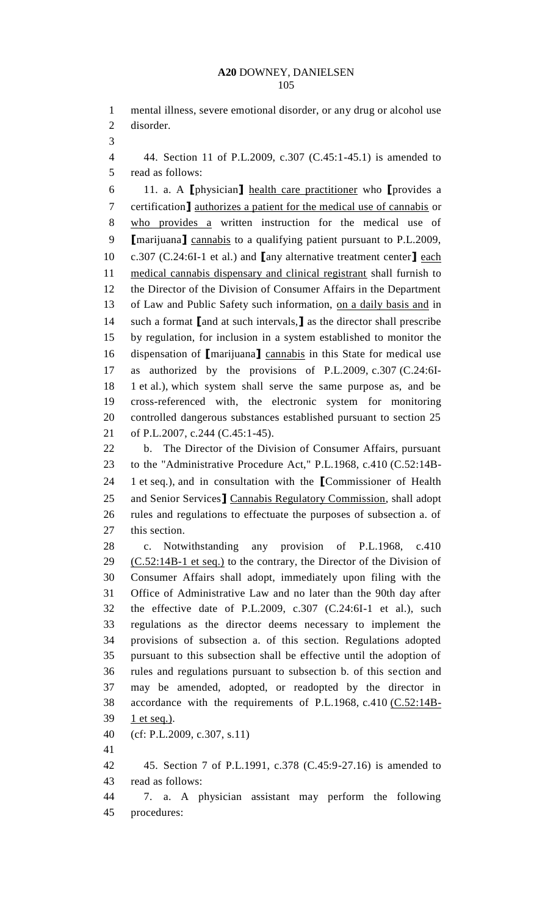mental illness, severe emotional disorder, or any drug or alcohol use disorder.

44. Section 11 of P.L.2009, c.307 (C.45:1-45.1) is amended to read as follows:

11. a. A ⟦physician⟧ health care practitioner who ⟦provides a certification⟧ authorizes a patient for the medical use of cannabis or who provides a written instruction for the medical use of ⟦marijuana⟧ cannabis to a qualifying patient pursuant to P.L.2009, c.307 (C.24:6I-1 et al.) and ⟦any alternative treatment center⟧ each medical cannabis dispensary and clinical registrant shall furnish to the Director of the Division of Consumer Affairs in the Department of Law and Public Safety such information, on a daily basis and in such a format ⟦and at such intervals,⟧ as the director shall prescribe by regulation, for inclusion in a system established to monitor the dispensation of ⟦marijuana⟧ cannabis in this State for medical use as authorized by the provisions of P.L.2009, c.307 (C.24:6I-1 et al.), which system shall serve the same purpose as, and be cross-referenced with, the electronic system for monitoring controlled dangerous substances established pursuant to section 25 of P.L.2007, c.244 (C.45:1-45).

b. The Director of the Division of Consumer Affairs, pursuant to the "Administrative Procedure Act," P.L.1968, c.410 (C.52:14B-1 et seq.), and in consultation with the ⟦Commissioner of Health and Senior Services⟧ Cannabis Regulatory Commission, shall adopt rules and regulations to effectuate the purposes of subsection a. of this section.

c. Notwithstanding any provision of P.L.1968, c.410 (C.52:14B-1 et seq.) to the contrary, the Director of the Division of Consumer Affairs shall adopt, immediately upon filing with the Office of Administrative Law and no later than the 90th day after the effective date of P.L.2009, c.307 (C.24:6I-1 et al.), such regulations as the director deems necessary to implement the provisions of subsection a. of this section. Regulations adopted pursuant to this subsection shall be effective until the adoption of rules and regulations pursuant to subsection b. of this section and may be amended, adopted, or readopted by the director in accordance with the requirements of P.L.1968, c.410 (C.52:14B-1 et seq.).

(cf: P.L.2009, c.307, s.11)

45. Section 7 of P.L.1991, c.378 (C.45:9-27.16) is amended to read as follows:

7. a. A physician assistant may perform the following procedures: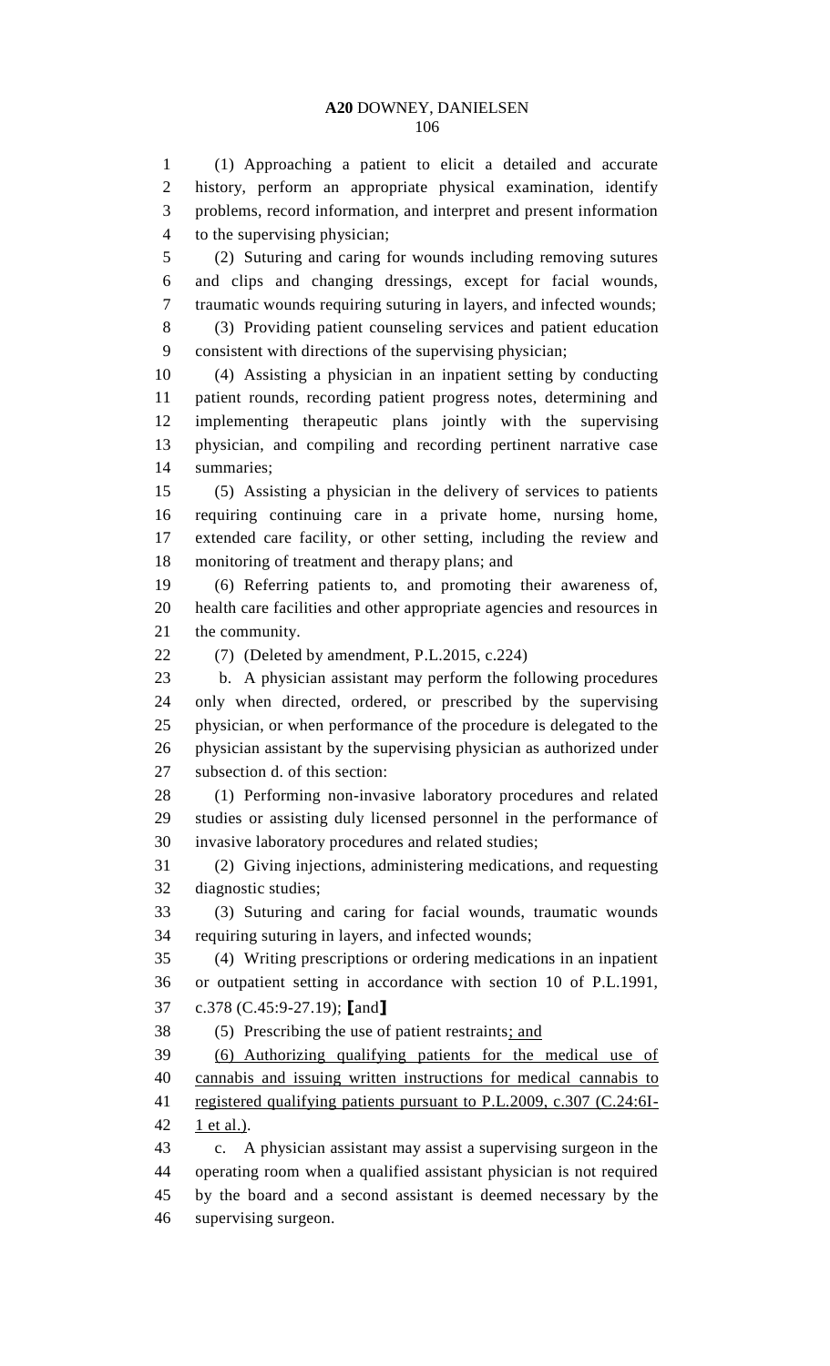(1) Approaching a patient to elicit a detailed and accurate history, perform an appropriate physical examination, identify problems, record information, and interpret and present information to the supervising physician;

(2) Suturing and caring for wounds including removing sutures and clips and changing dressings, except for facial wounds, traumatic wounds requiring suturing in layers, and infected wounds;

(3) Providing patient counseling services and patient education consistent with directions of the supervising physician;

(4) Assisting a physician in an inpatient setting by conducting patient rounds, recording patient progress notes, determining and implementing therapeutic plans jointly with the supervising physician, and compiling and recording pertinent narrative case summaries;

(5) Assisting a physician in the delivery of services to patients requiring continuing care in a private home, nursing home, extended care facility, or other setting, including the review and monitoring of treatment and therapy plans; and

(6) Referring patients to, and promoting their awareness of, health care facilities and other appropriate agencies and resources in the community.

(7) (Deleted by amendment, P.L.2015, c.224)

b. A physician assistant may perform the following procedures only when directed, ordered, or prescribed by the supervising physician, or when performance of the procedure is delegated to the physician assistant by the supervising physician as authorized under subsection d. of this section:

(1) Performing non-invasive laboratory procedures and related studies or assisting duly licensed personnel in the performance of invasive laboratory procedures and related studies;

(2) Giving injections, administering medications, and requesting diagnostic studies;

(3) Suturing and caring for facial wounds, traumatic wounds requiring suturing in layers, and infected wounds;

(4) Writing prescriptions or ordering medications in an inpatient or outpatient setting in accordance with section 10 of P.L.1991, c.378 (C.45:9-27.19); [and]

(5) Prescribing the use of patient restraints<u>; and</u>

<u>(6) Authorizing qualifying patients for the medical use of cannabis and issuing written instructions for medical cannabis to registered qualifying patients pursuant to P.L.2009, c.307 (C.24:6I-1 et al.)</u>.

c. A physician assistant may assist a supervising surgeon in the operating room when a qualified assistant physician is not required by the board and a second assistant is deemed necessary by the supervising surgeon.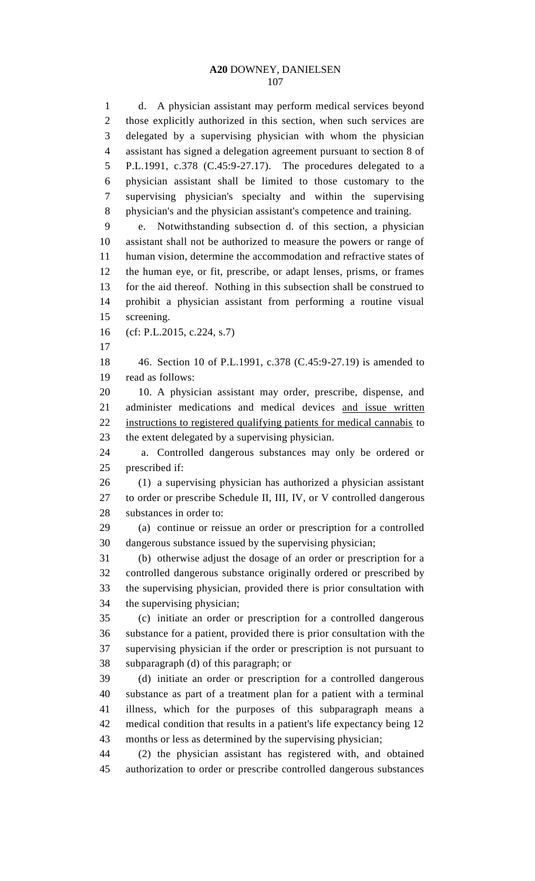d. A physician assistant may perform medical services beyond those explicitly authorized in this section, when such services are delegated by a supervising physician with whom the physician assistant has signed a delegation agreement pursuant to section 8 of P.L.1991, c.378 (C.45:9-27.17). The procedures delegated to a physician assistant shall be limited to those customary to the supervising physician's specialty and within the supervising physician's and the physician assistant's competence and training.

e. Notwithstanding subsection d. of this section, a physician assistant shall not be authorized to measure the powers or range of human vision, determine the accommodation and refractive states of the human eye, or fit, prescribe, or adapt lenses, prisms, or frames for the aid thereof. Nothing in this subsection shall be construed to prohibit a physician assistant from performing a routine visual screening.

(cf: P.L.2015, c.224, s.7)

46. Section 10 of P.L.1991, c.378 (C.45:9-27.19) is amended to read as follows:

10. A physician assistant may order, prescribe, dispense, and administer medications and medical devices <u>and issue written instructions to registered qualifying patients for medical cannabis</u> to the extent delegated by a supervising physician.

a. Controlled dangerous substances may only be ordered or prescribed if:

(1) a supervising physician has authorized a physician assistant to order or prescribe Schedule II, III, IV, or V controlled dangerous substances in order to:

(a) continue or reissue an order or prescription for a controlled dangerous substance issued by the supervising physician;

(b) otherwise adjust the dosage of an order or prescription for a controlled dangerous substance originally ordered or prescribed by the supervising physician, provided there is prior consultation with the supervising physician;

(c) initiate an order or prescription for a controlled dangerous substance for a patient, provided there is prior consultation with the supervising physician if the order or prescription is not pursuant to subparagraph (d) of this paragraph; or

(d) initiate an order or prescription for a controlled dangerous substance as part of a treatment plan for a patient with a terminal illness, which for the purposes of this subparagraph means a medical condition that results in a patient's life expectancy being 12 months or less as determined by the supervising physician;

(2) the physician assistant has registered with, and obtained authorization to order or prescribe controlled dangerous substances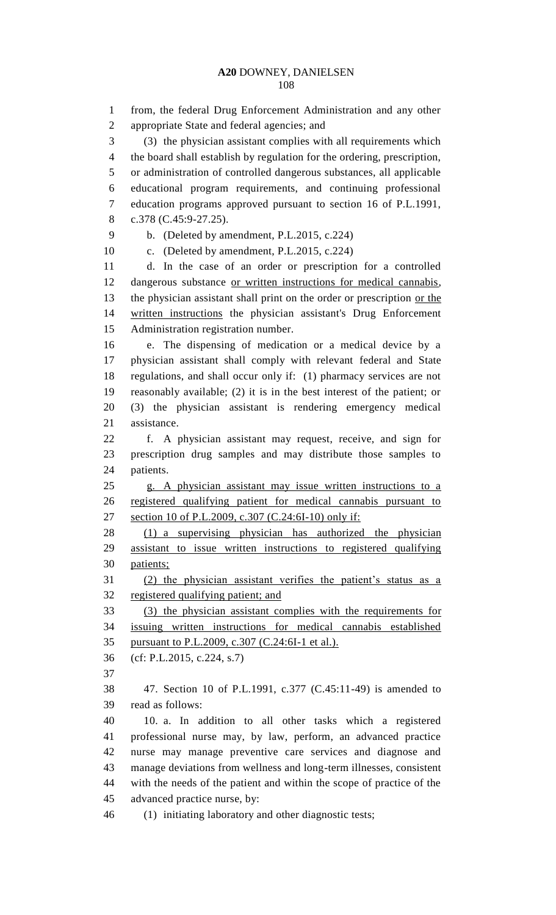from, the federal Drug Enforcement Administration and any other appropriate State and federal agencies; and

(3) the physician assistant complies with all requirements which the board shall establish by regulation for the ordering, prescription, or administration of controlled dangerous substances, all applicable educational program requirements, and continuing professional education programs approved pursuant to section 16 of P.L.1991, c.378 (C.45:9-27.25).

b. (Deleted by amendment, P.L.2015, c.224)

c. (Deleted by amendment, P.L.2015, c.224)

d. In the case of an order or prescription for a controlled dangerous substance <u>or written instructions for medical cannabis</u>, the physician assistant shall print on the order or prescription <u>or the written instructions</u> the physician assistant's Drug Enforcement Administration registration number.

e. The dispensing of medication or a medical device by a physician assistant shall comply with relevant federal and State regulations, and shall occur only if: (1) pharmacy services are not reasonably available; (2) it is in the best interest of the patient; or (3) the physician assistant is rendering emergency medical assistance.

f. A physician assistant may request, receive, and sign for prescription drug samples and may distribute those samples to patients.

<u>g. A physician assistant may issue written instructions to a registered qualifying patient for medical cannabis pursuant to section 10 of P.L.2009, c.307 (C.24:6I-10) only if:</u>

<u>(1) a supervising physician has authorized the physician assistant to issue written instructions to registered qualifying patients;</u>

<u>(2) the physician assistant verifies the patient's status as a registered qualifying patient; and</u>

<u>(3) the physician assistant complies with the requirements for issuing written instructions for medical cannabis established pursuant to P.L.2009, c.307 (C.24:6I-1 et al.).</u>

(cf: P.L.2015, c.224, s.7)

47. Section 10 of P.L.1991, c.377 (C.45:11-49) is amended to read as follows:

10. a. In addition to all other tasks which a registered professional nurse may, by law, perform, an advanced practice nurse may manage preventive care services and diagnose and manage deviations from wellness and long-term illnesses, consistent with the needs of the patient and within the scope of practice of the advanced practice nurse, by:

(1) initiating laboratory and other diagnostic tests;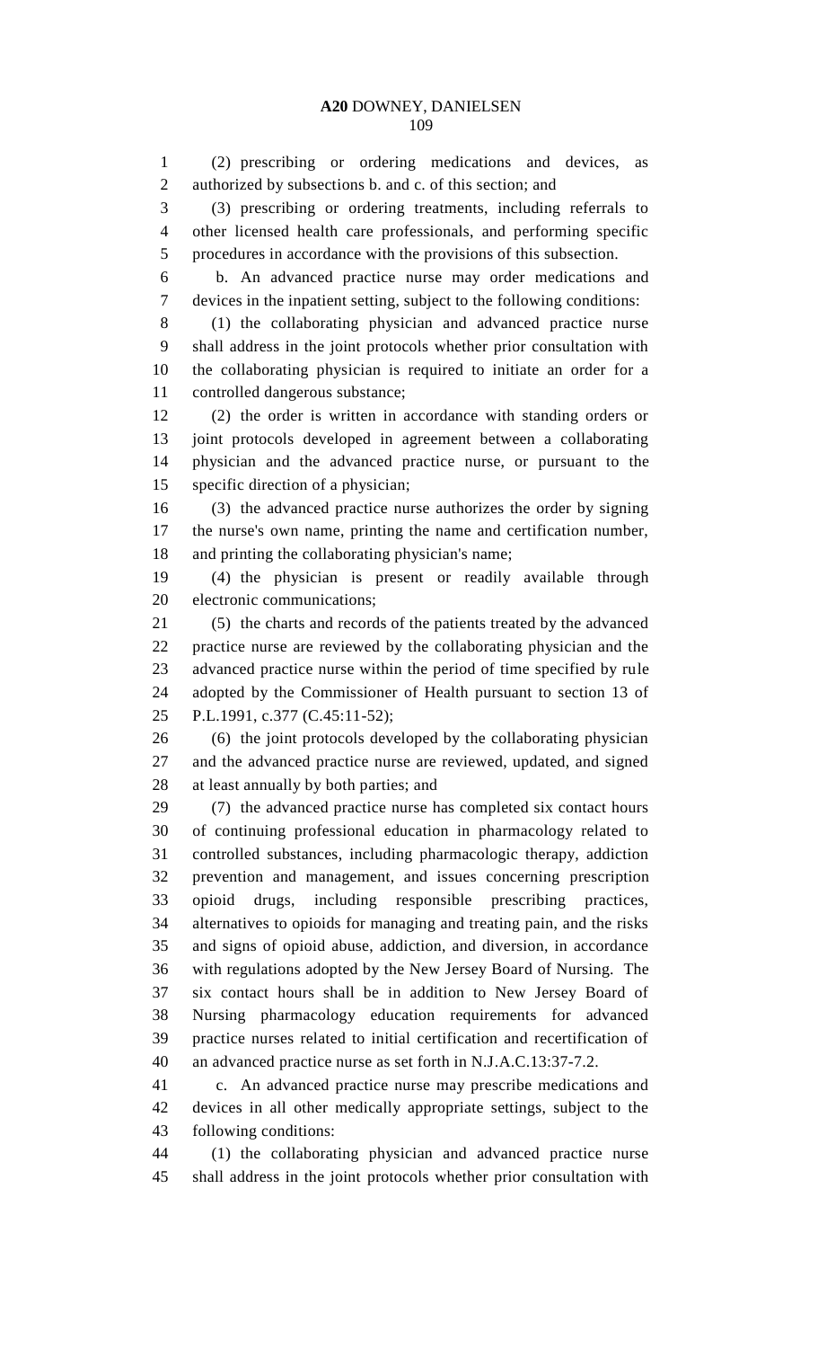(2) prescribing or ordering medications and devices, as authorized by subsections b. and c. of this section; and

(3) prescribing or ordering treatments, including referrals to other licensed health care professionals, and performing specific procedures in accordance with the provisions of this subsection.

b. An advanced practice nurse may order medications and devices in the inpatient setting, subject to the following conditions:

(1) the collaborating physician and advanced practice nurse shall address in the joint protocols whether prior consultation with the collaborating physician is required to initiate an order for a controlled dangerous substance;

(2) the order is written in accordance with standing orders or joint protocols developed in agreement between a collaborating physician and the advanced practice nurse, or pursuant to the specific direction of a physician;

(3) the advanced practice nurse authorizes the order by signing the nurse's own name, printing the name and certification number, and printing the collaborating physician's name;

(4) the physician is present or readily available through electronic communications;

(5) the charts and records of the patients treated by the advanced practice nurse are reviewed by the collaborating physician and the advanced practice nurse within the period of time specified by rule adopted by the Commissioner of Health pursuant to section 13 of P.L.1991, c.377 (C.45:11-52);

(6) the joint protocols developed by the collaborating physician and the advanced practice nurse are reviewed, updated, and signed at least annually by both parties; and

(7) the advanced practice nurse has completed six contact hours of continuing professional education in pharmacology related to controlled substances, including pharmacologic therapy, addiction prevention and management, and issues concerning prescription opioid drugs, including responsible prescribing practices, alternatives to opioids for managing and treating pain, and the risks and signs of opioid abuse, addiction, and diversion, in accordance with regulations adopted by the New Jersey Board of Nursing. The six contact hours shall be in addition to New Jersey Board of Nursing pharmacology education requirements for advanced practice nurses related to initial certification and recertification of an advanced practice nurse as set forth in N.J.A.C.13:37-7.2.

c. An advanced practice nurse may prescribe medications and devices in all other medically appropriate settings, subject to the following conditions:

(1) the collaborating physician and advanced practice nurse shall address in the joint protocols whether prior consultation with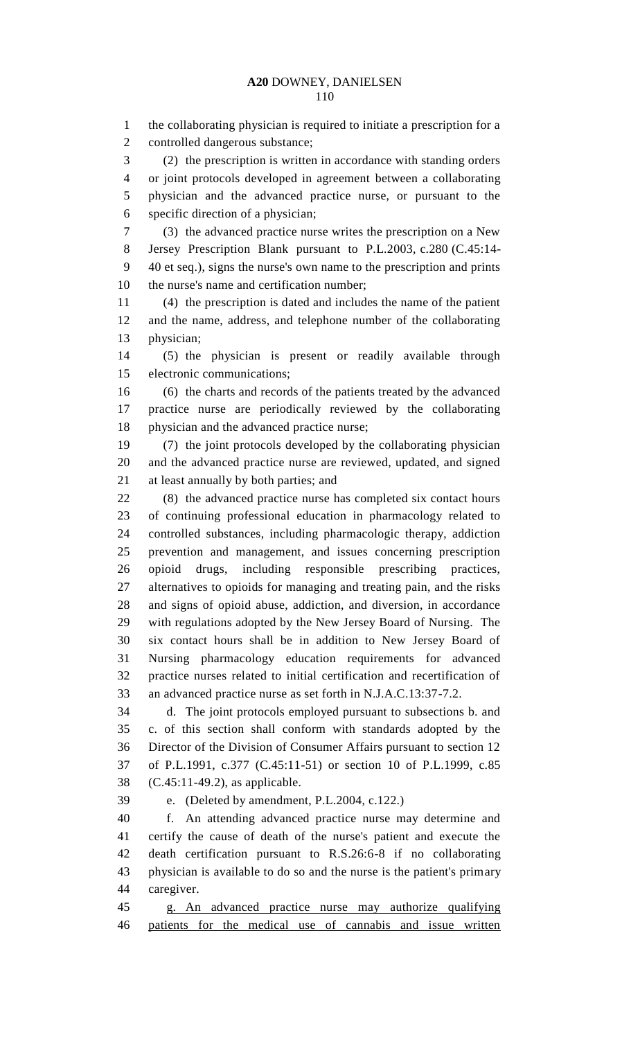the collaborating physician is required to initiate a prescription for a controlled dangerous substance;

(2) the prescription is written in accordance with standing orders or joint protocols developed in agreement between a collaborating physician and the advanced practice nurse, or pursuant to the specific direction of a physician;

(3) the advanced practice nurse writes the prescription on a New Jersey Prescription Blank pursuant to P.L.2003, c.280 (C.45:14-40 et seq.), signs the nurse's own name to the prescription and prints the nurse's name and certification number;

(4) the prescription is dated and includes the name of the patient and the name, address, and telephone number of the collaborating physician;

(5) the physician is present or readily available through electronic communications;

(6) the charts and records of the patients treated by the advanced practice nurse are periodically reviewed by the collaborating physician and the advanced practice nurse;

(7) the joint protocols developed by the collaborating physician and the advanced practice nurse are reviewed, updated, and signed at least annually by both parties; and

(8) the advanced practice nurse has completed six contact hours of continuing professional education in pharmacology related to controlled substances, including pharmacologic therapy, addiction prevention and management, and issues concerning prescription opioid drugs, including responsible prescribing practices, alternatives to opioids for managing and treating pain, and the risks and signs of opioid abuse, addiction, and diversion, in accordance with regulations adopted by the New Jersey Board of Nursing. The six contact hours shall be in addition to New Jersey Board of Nursing pharmacology education requirements for advanced practice nurses related to initial certification and recertification of an advanced practice nurse as set forth in N.J.A.C.13:37-7.2.

d. The joint protocols employed pursuant to subsections b. and c. of this section shall conform with standards adopted by the Director of the Division of Consumer Affairs pursuant to section 12 of P.L.1991, c.377 (C.45:11-51) or section 10 of P.L.1999, c.85 (C.45:11-49.2), as applicable.

e. (Deleted by amendment, P.L.2004, c.122.)

f. An attending advanced practice nurse may determine and certify the cause of death of the nurse's patient and execute the death certification pursuant to R.S.26:6-8 if no collaborating physician is available to do so and the nurse is the patient's primary caregiver.

<u>g. An advanced practice nurse may authorize qualifying patients for the medical use of cannabis and issue written</u>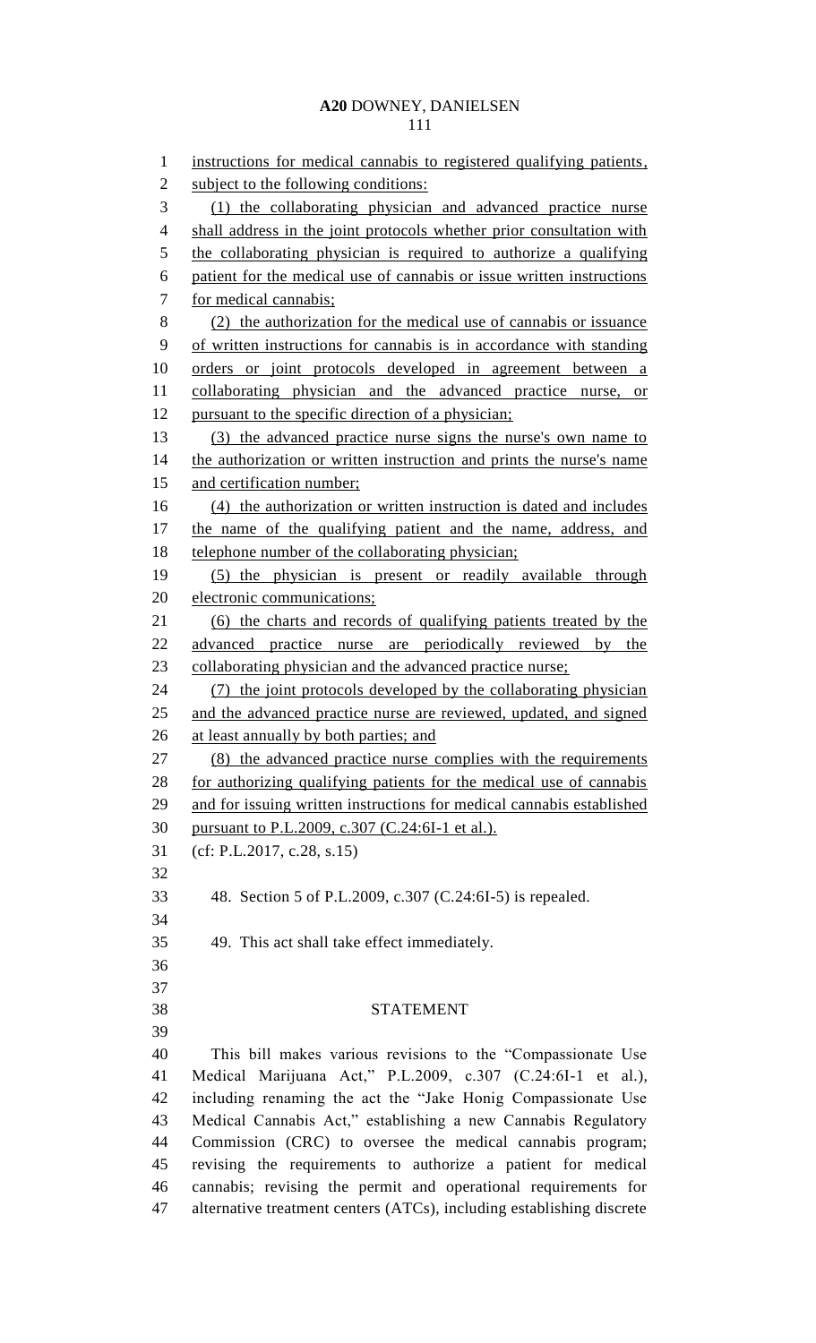instructions for medical cannabis to registered qualifying patients, subject to the following conditions:

(1) the collaborating physician and advanced practice nurse shall address in the joint protocols whether prior consultation with the collaborating physician is required to authorize a qualifying patient for the medical use of cannabis or issue written instructions for medical cannabis;

(2) the authorization for the medical use of cannabis or issuance of written instructions for cannabis is in accordance with standing orders or joint protocols developed in agreement between a collaborating physician and the advanced practice nurse, or pursuant to the specific direction of a physician;

(3) the advanced practice nurse signs the nurse's own name to the authorization or written instruction and prints the nurse's name and certification number;

(4) the authorization or written instruction is dated and includes the name of the qualifying patient and the name, address, and telephone number of the collaborating physician;

(5) the physician is present or readily available through electronic communications;

(6) the charts and records of qualifying patients treated by the advanced practice nurse are periodically reviewed by the collaborating physician and the advanced practice nurse;

(7) the joint protocols developed by the collaborating physician and the advanced practice nurse are reviewed, updated, and signed at least annually by both parties; and

(8) the advanced practice nurse complies with the requirements for authorizing qualifying patients for the medical use of cannabis and for issuing written instructions for medical cannabis established pursuant to P.L.2009, c.307 (C.24:6I-1 et al.).

(cf: P.L.2017, c.28, s.15)

48. Section 5 of P.L.2009, c.307 (C.24:6I-5) is repealed.

49. This act shall take effect immediately.

## STATEMENT

This bill makes various revisions to the "Compassionate Use Medical Marijuana Act," P.L.2009, c.307 (C.24:6I-1 et al.), including renaming the act the "Jake Honig Compassionate Use Medical Cannabis Act," establishing a new Cannabis Regulatory Commission (CRC) to oversee the medical cannabis program; revising the requirements to authorize a patient for medical cannabis; revising the permit and operational requirements for alternative treatment centers (ATCs), including establishing discrete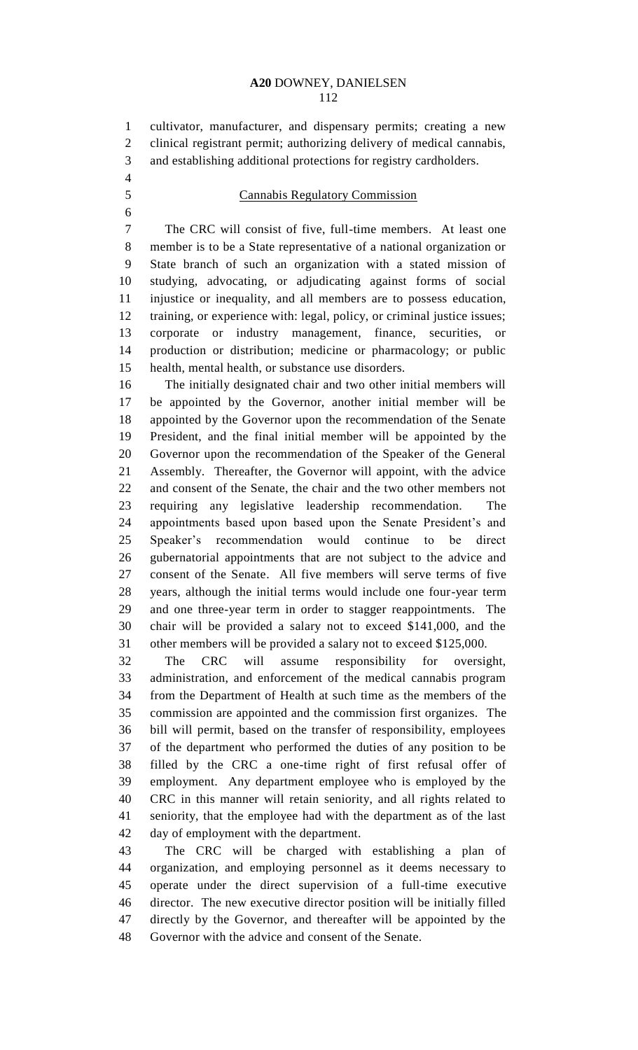cultivator, manufacturer, and dispensary permits; creating a new clinical registrant permit; authorizing delivery of medical cannabis, and establishing additional protections for registry cardholders.

## Cannabis Regulatory Commission

The CRC will consist of five, full-time members. At least one member is to be a State representative of a national organization or State branch of such an organization with a stated mission of studying, advocating, or adjudicating against forms of social injustice or inequality, and all members are to possess education, training, or experience with: legal, policy, or criminal justice issues; corporate or industry management, finance, securities, or production or distribution; medicine or pharmacology; or public health, mental health, or substance use disorders.

The initially designated chair and two other initial members will be appointed by the Governor, another initial member will be appointed by the Governor upon the recommendation of the Senate President, and the final initial member will be appointed by the Governor upon the recommendation of the Speaker of the General Assembly. Thereafter, the Governor will appoint, with the advice and consent of the Senate, the chair and the two other members not requiring any legislative leadership recommendation. The appointments based upon based upon the Senate President's and Speaker's recommendation would continue to be direct gubernatorial appointments that are not subject to the advice and consent of the Senate. All five members will serve terms of five years, although the initial terms would include one four-year term and one three-year term in order to stagger reappointments. The chair will be provided a salary not to exceed $141,000, and the other members will be provided a salary not to exceed $125,000.

The CRC will assume responsibility for oversight, administration, and enforcement of the medical cannabis program from the Department of Health at such time as the members of the commission are appointed and the commission first organizes. The bill will permit, based on the transfer of responsibility, employees of the department who performed the duties of any position to be filled by the CRC a one-time right of first refusal offer of employment. Any department employee who is employed by the CRC in this manner will retain seniority, and all rights related to seniority, that the employee had with the department as of the last day of employment with the department.

The CRC will be charged with establishing a plan of organization, and employing personnel as it deems necessary to operate under the direct supervision of a full-time executive director. The new executive director position will be initially filled directly by the Governor, and thereafter will be appointed by the Governor with the advice and consent of the Senate.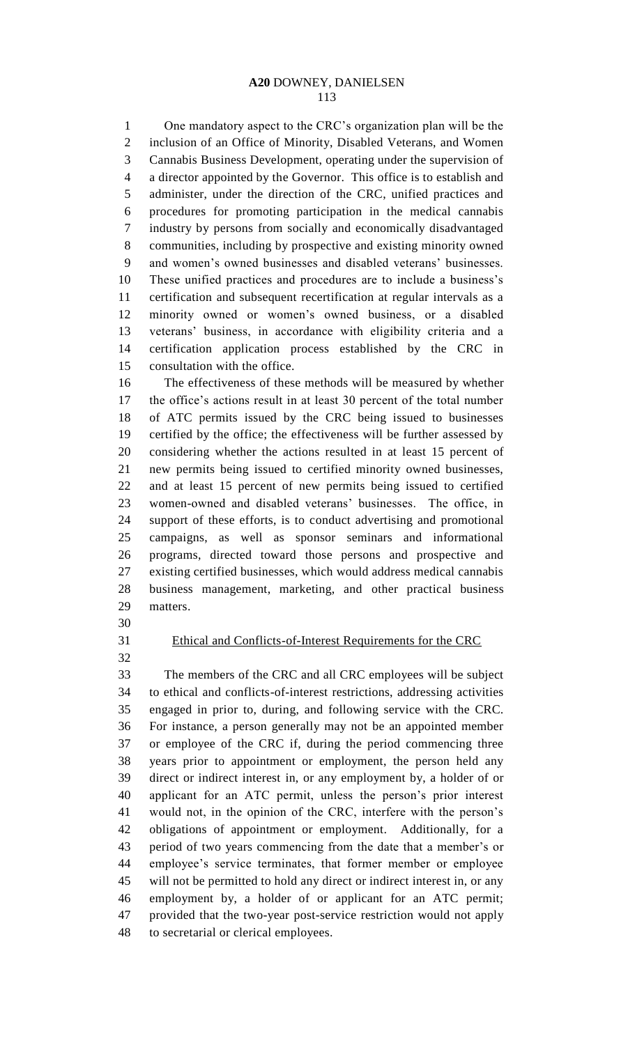One mandatory aspect to the CRC's organization plan will be the inclusion of an Office of Minority, Disabled Veterans, and Women Cannabis Business Development, operating under the supervision of a director appointed by the Governor. This office is to establish and administer, under the direction of the CRC, unified practices and procedures for promoting participation in the medical cannabis industry by persons from socially and economically disadvantaged communities, including by prospective and existing minority owned and women's owned businesses and disabled veterans' businesses. These unified practices and procedures are to include a business's certification and subsequent recertification at regular intervals as a minority owned or women's owned business, or a disabled veterans' business, in accordance with eligibility criteria and a certification application process established by the CRC in consultation with the office.

The effectiveness of these methods will be measured by whether the office's actions result in at least 30 percent of the total number of ATC permits issued by the CRC being issued to businesses certified by the office; the effectiveness will be further assessed by considering whether the actions resulted in at least 15 percent of new permits being issued to certified minority owned businesses, and at least 15 percent of new permits being issued to certified women-owned and disabled veterans' businesses. The office, in support of these efforts, is to conduct advertising and promotional campaigns, as well as sponsor seminars and informational programs, directed toward those persons and prospective and existing certified businesses, which would address medical cannabis business management, marketing, and other practical business matters.

## Ethical and Conflicts-of-Interest Requirements for the CRC

The members of the CRC and all CRC employees will be subject to ethical and conflicts-of-interest restrictions, addressing activities engaged in prior to, during, and following service with the CRC. For instance, a person generally may not be an appointed member or employee of the CRC if, during the period commencing three years prior to appointment or employment, the person held any direct or indirect interest in, or any employment by, a holder of or applicant for an ATC permit, unless the person's prior interest would not, in the opinion of the CRC, interfere with the person's obligations of appointment or employment. Additionally, for a period of two years commencing from the date that a member's or employee's service terminates, that former member or employee will not be permitted to hold any direct or indirect interest in, or any employment by, a holder of or applicant for an ATC permit; provided that the two-year post-service restriction would not apply to secretarial or clerical employees.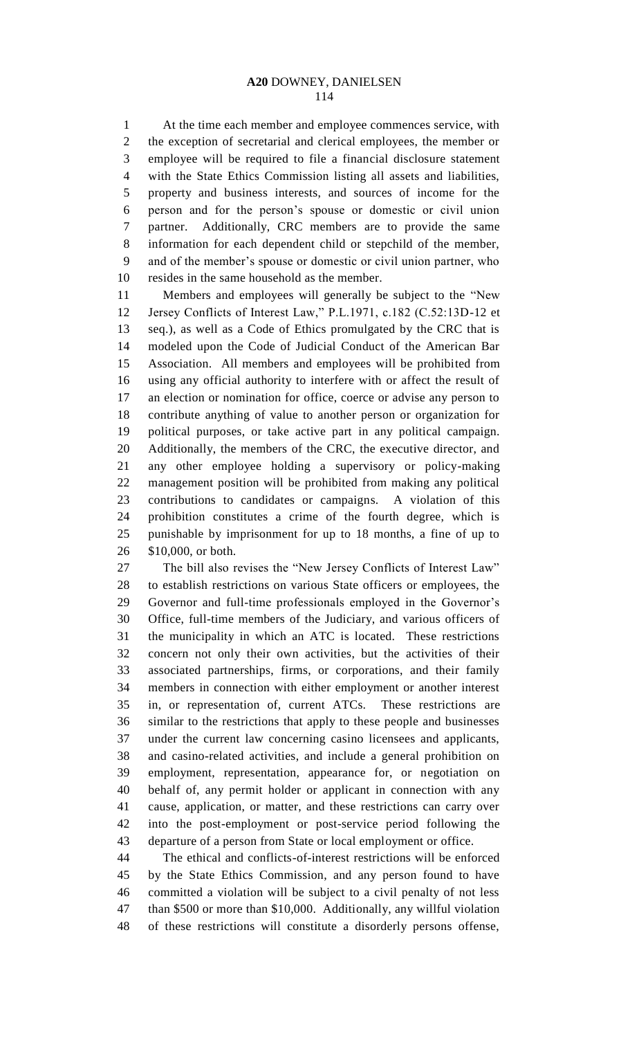At the time each member and employee commences service, with the exception of secretarial and clerical employees, the member or employee will be required to file a financial disclosure statement with the State Ethics Commission listing all assets and liabilities, property and business interests, and sources of income for the person and for the person's spouse or domestic or civil union partner. Additionally, CRC members are to provide the same information for each dependent child or stepchild of the member, and of the member's spouse or domestic or civil union partner, who resides in the same household as the member.

Members and employees will generally be subject to the "New Jersey Conflicts of Interest Law," P.L.1971, c.182 (C.52:13D-12 et seq.), as well as a Code of Ethics promulgated by the CRC that is modeled upon the Code of Judicial Conduct of the American Bar Association. All members and employees will be prohibited from using any official authority to interfere with or affect the result of an election or nomination for office, coerce or advise any person to contribute anything of value to another person or organization for political purposes, or take active part in any political campaign. Additionally, the members of the CRC, the executive director, and any other employee holding a supervisory or policy-making management position will be prohibited from making any political contributions to candidates or campaigns. A violation of this prohibition constitutes a crime of the fourth degree, which is punishable by imprisonment for up to 18 months, a fine of up to $10,000, or both.

The bill also revises the "New Jersey Conflicts of Interest Law" to establish restrictions on various State officers or employees, the Governor and full-time professionals employed in the Governor's Office, full-time members of the Judiciary, and various officers of the municipality in which an ATC is located. These restrictions concern not only their own activities, but the activities of their associated partnerships, firms, or corporations, and their family members in connection with either employment or another interest in, or representation of, current ATCs. These restrictions are similar to the restrictions that apply to these people and businesses under the current law concerning casino licensees and applicants, and casino-related activities, and include a general prohibition on employment, representation, appearance for, or negotiation on behalf of, any permit holder or applicant in connection with any cause, application, or matter, and these restrictions can carry over into the post-employment or post-service period following the departure of a person from State or local employment or office.

The ethical and conflicts-of-interest restrictions will be enforced by the State Ethics Commission, and any person found to have committed a violation will be subject to a civil penalty of not less than $500 or more than $10,000. Additionally, any willful violation of these restrictions will constitute a disorderly persons offense,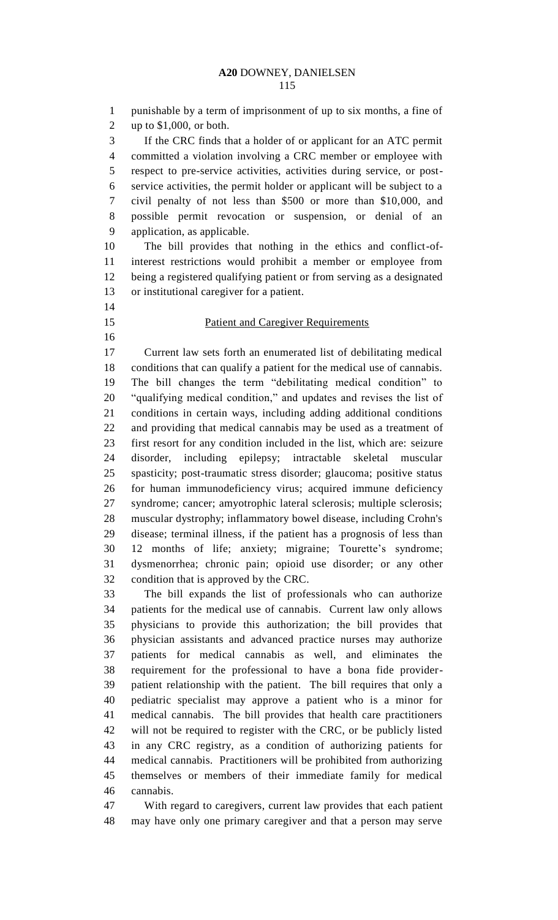punishable by a term of imprisonment of up to six months, a fine of up to $1,000, or both.

If the CRC finds that a holder of or applicant for an ATC permit committed a violation involving a CRC member or employee with respect to pre-service activities, activities during service, or post-service activities, the permit holder or applicant will be subject to a civil penalty of not less than $500 or more than $10,000, and possible permit revocation or suspension, or denial of an application, as applicable.

The bill provides that nothing in the ethics and conflict-of-interest restrictions would prohibit a member or employee from being a registered qualifying patient or from serving as a designated or institutional caregiver for a patient.

## Patient and Caregiver Requirements

Current law sets forth an enumerated list of debilitating medical conditions that can qualify a patient for the medical use of cannabis. The bill changes the term "debilitating medical condition" to "qualifying medical condition," and updates and revises the list of conditions in certain ways, including adding additional conditions and providing that medical cannabis may be used as a treatment of first resort for any condition included in the list, which are: seizure disorder, including epilepsy; intractable skeletal muscular spasticity; post-traumatic stress disorder; glaucoma; positive status for human immunodeficiency virus; acquired immune deficiency syndrome; cancer; amyotrophic lateral sclerosis; multiple sclerosis; muscular dystrophy; inflammatory bowel disease, including Crohn's disease; terminal illness, if the patient has a prognosis of less than 12 months of life; anxiety; migraine; Tourette's syndrome; dysmenorrhea; chronic pain; opioid use disorder; or any other condition that is approved by the CRC.

The bill expands the list of professionals who can authorize patients for the medical use of cannabis. Current law only allows physicians to provide this authorization; the bill provides that physician assistants and advanced practice nurses may authorize patients for medical cannabis as well, and eliminates the requirement for the professional to have a bona fide provider-patient relationship with the patient. The bill requires that only a pediatric specialist may approve a patient who is a minor for medical cannabis. The bill provides that health care practitioners will not be required to register with the CRC, or be publicly listed in any CRC registry, as a condition of authorizing patients for medical cannabis. Practitioners will be prohibited from authorizing themselves or members of their immediate family for medical cannabis.

With regard to caregivers, current law provides that each patient may have only one primary caregiver and that a person may serve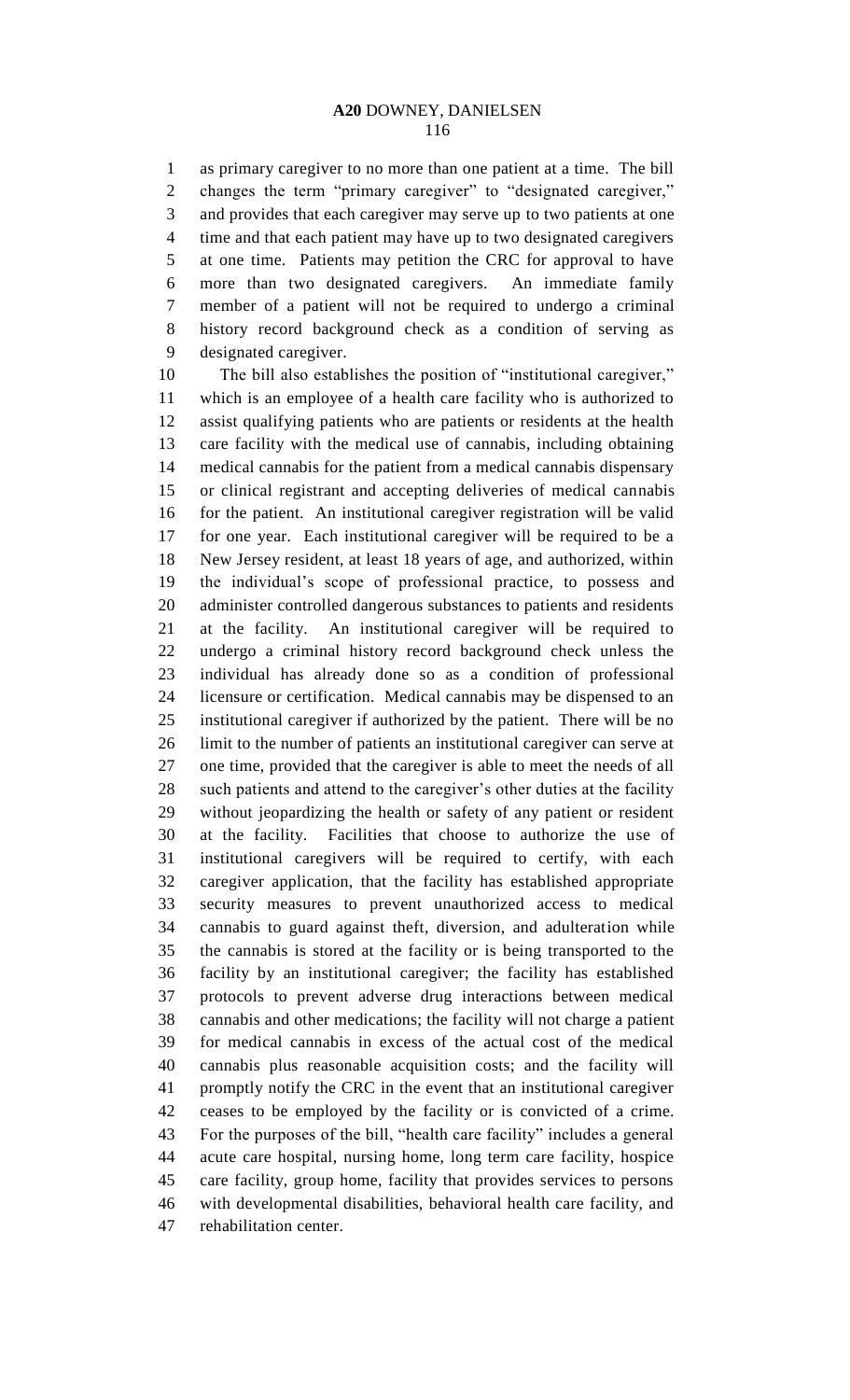as primary caregiver to no more than one patient at a time. The bill changes the term "primary caregiver" to "designated caregiver," and provides that each caregiver may serve up to two patients at one time and that each patient may have up to two designated caregivers at one time. Patients may petition the CRC for approval to have more than two designated caregivers. An immediate family member of a patient will not be required to undergo a criminal history record background check as a condition of serving as designated caregiver.

The bill also establishes the position of "institutional caregiver," which is an employee of a health care facility who is authorized to assist qualifying patients who are patients or residents at the health care facility with the medical use of cannabis, including obtaining medical cannabis for the patient from a medical cannabis dispensary or clinical registrant and accepting deliveries of medical cannabis for the patient. An institutional caregiver registration will be valid for one year. Each institutional caregiver will be required to be a New Jersey resident, at least 18 years of age, and authorized, within the individual's scope of professional practice, to possess and administer controlled dangerous substances to patients and residents at the facility. An institutional caregiver will be required to undergo a criminal history record background check unless the individual has already done so as a condition of professional licensure or certification. Medical cannabis may be dispensed to an institutional caregiver if authorized by the patient. There will be no limit to the number of patients an institutional caregiver can serve at one time, provided that the caregiver is able to meet the needs of all such patients and attend to the caregiver's other duties at the facility without jeopardizing the health or safety of any patient or resident at the facility. Facilities that choose to authorize the use of institutional caregivers will be required to certify, with each caregiver application, that the facility has established appropriate security measures to prevent unauthorized access to medical cannabis to guard against theft, diversion, and adulteration while the cannabis is stored at the facility or is being transported to the facility by an institutional caregiver; the facility has established protocols to prevent adverse drug interactions between medical cannabis and other medications; the facility will not charge a patient for medical cannabis in excess of the actual cost of the medical cannabis plus reasonable acquisition costs; and the facility will promptly notify the CRC in the event that an institutional caregiver ceases to be employed by the facility or is convicted of a crime. For the purposes of the bill, "health care facility" includes a general acute care hospital, nursing home, long term care facility, hospice care facility, group home, facility that provides services to persons with developmental disabilities, behavioral health care facility, and rehabilitation center.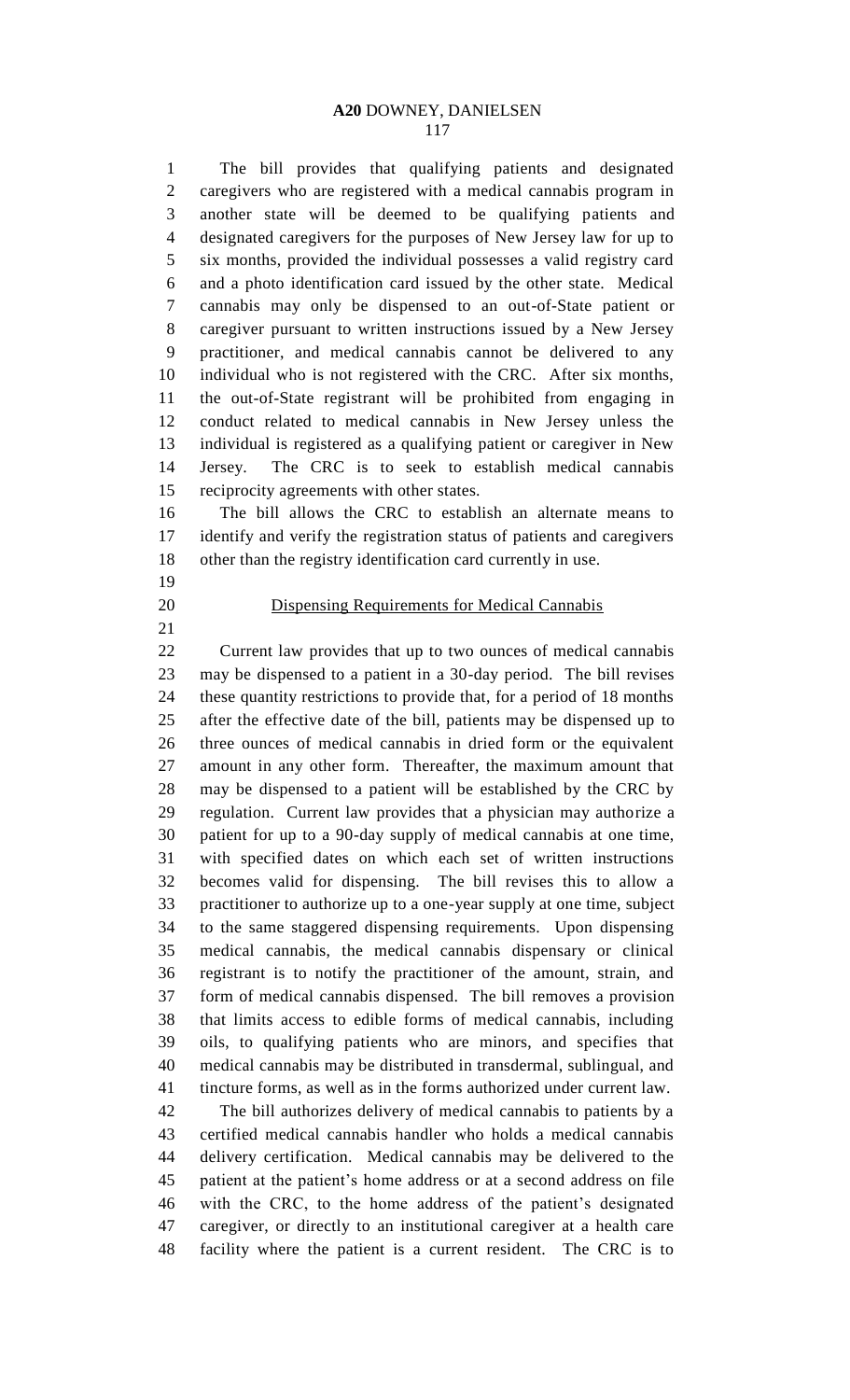The bill provides that qualifying patients and designated caregivers who are registered with a medical cannabis program in another state will be deemed to be qualifying patients and designated caregivers for the purposes of New Jersey law for up to six months, provided the individual possesses a valid registry card and a photo identification card issued by the other state. Medical cannabis may only be dispensed to an out-of-State patient or caregiver pursuant to written instructions issued by a New Jersey practitioner, and medical cannabis cannot be delivered to any individual who is not registered with the CRC. After six months, the out-of-State registrant will be prohibited from engaging in conduct related to medical cannabis in New Jersey unless the individual is registered as a qualifying patient or caregiver in New Jersey. The CRC is to seek to establish medical cannabis reciprocity agreements with other states.

The bill allows the CRC to establish an alternate means to identify and verify the registration status of patients and caregivers other than the registry identification card currently in use.

## Dispensing Requirements for Medical Cannabis

Current law provides that up to two ounces of medical cannabis may be dispensed to a patient in a 30-day period. The bill revises these quantity restrictions to provide that, for a period of 18 months after the effective date of the bill, patients may be dispensed up to three ounces of medical cannabis in dried form or the equivalent amount in any other form. Thereafter, the maximum amount that may be dispensed to a patient will be established by the CRC by regulation. Current law provides that a physician may authorize a patient for up to a 90-day supply of medical cannabis at one time, with specified dates on which each set of written instructions becomes valid for dispensing. The bill revises this to allow a practitioner to authorize up to a one-year supply at one time, subject to the same staggered dispensing requirements. Upon dispensing medical cannabis, the medical cannabis dispensary or clinical registrant is to notify the practitioner of the amount, strain, and form of medical cannabis dispensed. The bill removes a provision that limits access to edible forms of medical cannabis, including oils, to qualifying patients who are minors, and specifies that medical cannabis may be distributed in transdermal, sublingual, and tincture forms, as well as in the forms authorized under current law.

The bill authorizes delivery of medical cannabis to patients by a certified medical cannabis handler who holds a medical cannabis delivery certification. Medical cannabis may be delivered to the patient at the patient's home address or at a second address on file with the CRC, to the home address of the patient's designated caregiver, or directly to an institutional caregiver at a health care facility where the patient is a current resident. The CRC is to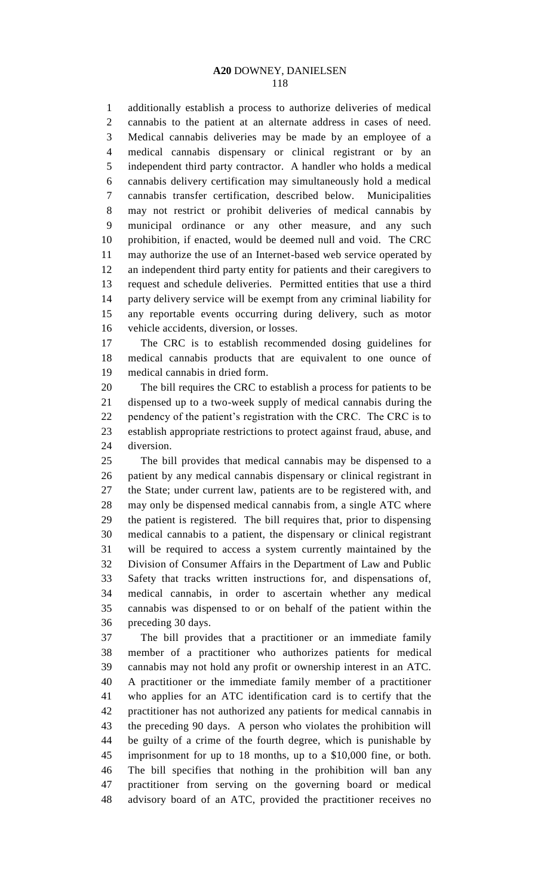additionally establish a process to authorize deliveries of medical cannabis to the patient at an alternate address in cases of need. Medical cannabis deliveries may be made by an employee of a medical cannabis dispensary or clinical registrant or by an independent third party contractor. A handler who holds a medical cannabis delivery certification may simultaneously hold a medical cannabis transfer certification, described below. Municipalities may not restrict or prohibit deliveries of medical cannabis by municipal ordinance or any other measure, and any such prohibition, if enacted, would be deemed null and void. The CRC may authorize the use of an Internet-based web service operated by an independent third party entity for patients and their caregivers to request and schedule deliveries. Permitted entities that use a third party delivery service will be exempt from any criminal liability for any reportable events occurring during delivery, such as motor vehicle accidents, diversion, or losses.

The CRC is to establish recommended dosing guidelines for medical cannabis products that are equivalent to one ounce of medical cannabis in dried form.

The bill requires the CRC to establish a process for patients to be dispensed up to a two-week supply of medical cannabis during the pendency of the patient's registration with the CRC. The CRC is to establish appropriate restrictions to protect against fraud, abuse, and diversion.

The bill provides that medical cannabis may be dispensed to a patient by any medical cannabis dispensary or clinical registrant in the State; under current law, patients are to be registered with, and may only be dispensed medical cannabis from, a single ATC where the patient is registered. The bill requires that, prior to dispensing medical cannabis to a patient, the dispensary or clinical registrant will be required to access a system currently maintained by the Division of Consumer Affairs in the Department of Law and Public Safety that tracks written instructions for, and dispensations of, medical cannabis, in order to ascertain whether any medical cannabis was dispensed to or on behalf of the patient within the preceding 30 days.

The bill provides that a practitioner or an immediate family member of a practitioner who authorizes patients for medical cannabis may not hold any profit or ownership interest in an ATC. A practitioner or the immediate family member of a practitioner who applies for an ATC identification card is to certify that the practitioner has not authorized any patients for medical cannabis in the preceding 90 days. A person who violates the prohibition will be guilty of a crime of the fourth degree, which is punishable by imprisonment for up to 18 months, up to a $10,000 fine, or both. The bill specifies that nothing in the prohibition will ban any practitioner from serving on the governing board or medical advisory board of an ATC, provided the practitioner receives no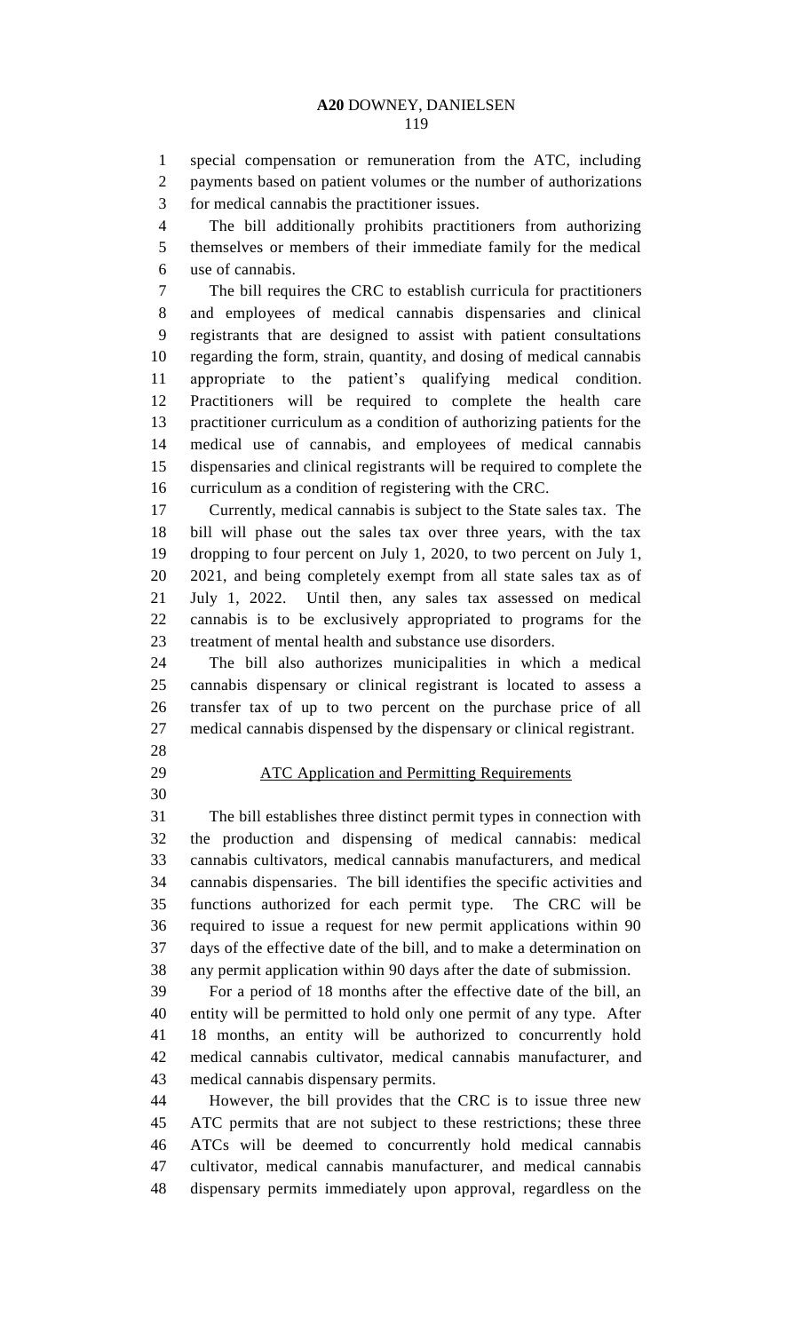special compensation or remuneration from the ATC, including payments based on patient volumes or the number of authorizations for medical cannabis the practitioner issues.

The bill additionally prohibits practitioners from authorizing themselves or members of their immediate family for the medical use of cannabis.

The bill requires the CRC to establish curricula for practitioners and employees of medical cannabis dispensaries and clinical registrants that are designed to assist with patient consultations regarding the form, strain, quantity, and dosing of medical cannabis appropriate to the patient's qualifying medical condition. Practitioners will be required to complete the health care practitioner curriculum as a condition of authorizing patients for the medical use of cannabis, and employees of medical cannabis dispensaries and clinical registrants will be required to complete the curriculum as a condition of registering with the CRC.

Currently, medical cannabis is subject to the State sales tax. The bill will phase out the sales tax over three years, with the tax dropping to four percent on July 1, 2020, to two percent on July 1, 2021, and being completely exempt from all state sales tax as of July 1, 2022. Until then, any sales tax assessed on medical cannabis is to be exclusively appropriated to programs for the treatment of mental health and substance use disorders.

The bill also authorizes municipalities in which a medical cannabis dispensary or clinical registrant is located to assess a transfer tax of up to two percent on the purchase price of all medical cannabis dispensed by the dispensary or clinical registrant.

ATC Application and Permitting Requirements

The bill establishes three distinct permit types in connection with the production and dispensing of medical cannabis: medical cannabis cultivators, medical cannabis manufacturers, and medical cannabis dispensaries. The bill identifies the specific activities and functions authorized for each permit type. The CRC will be required to issue a request for new permit applications within 90 days of the effective date of the bill, and to make a determination on any permit application within 90 days after the date of submission.

For a period of 18 months after the effective date of the bill, an entity will be permitted to hold only one permit of any type. After 18 months, an entity will be authorized to concurrently hold medical cannabis cultivator, medical cannabis manufacturer, and medical cannabis dispensary permits.

However, the bill provides that the CRC is to issue three new ATC permits that are not subject to these restrictions; these three ATCs will be deemed to concurrently hold medical cannabis cultivator, medical cannabis manufacturer, and medical cannabis dispensary permits immediately upon approval, regardless on the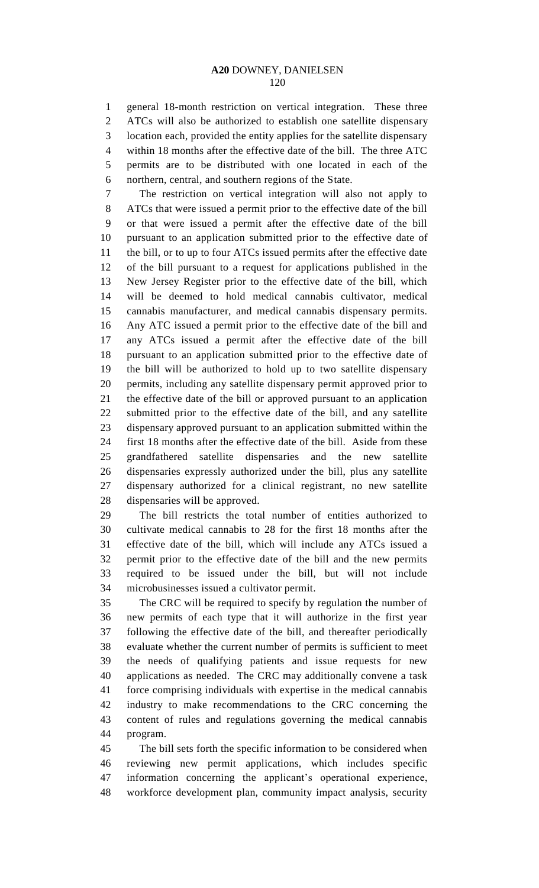general 18-month restriction on vertical integration. These three ATCs will also be authorized to establish one satellite dispensary location each, provided the entity applies for the satellite dispensary within 18 months after the effective date of the bill. The three ATC permits are to be distributed with one located in each of the northern, central, and southern regions of the State.

The restriction on vertical integration will also not apply to ATCs that were issued a permit prior to the effective date of the bill or that were issued a permit after the effective date of the bill pursuant to an application submitted prior to the effective date of the bill, or to up to four ATCs issued permits after the effective date of the bill pursuant to a request for applications published in the New Jersey Register prior to the effective date of the bill, which will be deemed to hold medical cannabis cultivator, medical cannabis manufacturer, and medical cannabis dispensary permits. Any ATC issued a permit prior to the effective date of the bill and any ATCs issued a permit after the effective date of the bill pursuant to an application submitted prior to the effective date of the bill will be authorized to hold up to two satellite dispensary permits, including any satellite dispensary permit approved prior to the effective date of the bill or approved pursuant to an application submitted prior to the effective date of the bill, and any satellite dispensary approved pursuant to an application submitted within the first 18 months after the effective date of the bill. Aside from these grandfathered satellite dispensaries and the new satellite dispensaries expressly authorized under the bill, plus any satellite dispensary authorized for a clinical registrant, no new satellite dispensaries will be approved.

The bill restricts the total number of entities authorized to cultivate medical cannabis to 28 for the first 18 months after the effective date of the bill, which will include any ATCs issued a permit prior to the effective date of the bill and the new permits required to be issued under the bill, but will not include microbusinesses issued a cultivator permit.

The CRC will be required to specify by regulation the number of new permits of each type that it will authorize in the first year following the effective date of the bill, and thereafter periodically evaluate whether the current number of permits is sufficient to meet the needs of qualifying patients and issue requests for new applications as needed. The CRC may additionally convene a task force comprising individuals with expertise in the medical cannabis industry to make recommendations to the CRC concerning the content of rules and regulations governing the medical cannabis program.

The bill sets forth the specific information to be considered when reviewing new permit applications, which includes specific information concerning the applicant's operational experience, workforce development plan, community impact analysis, security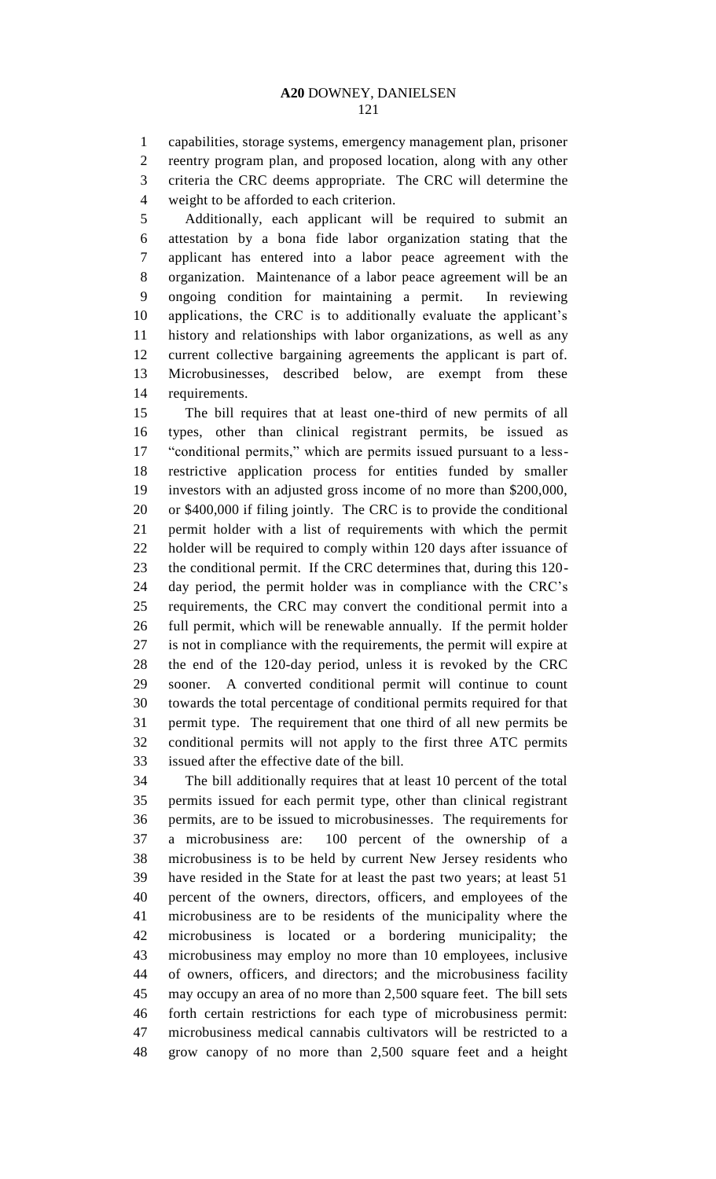capabilities, storage systems, emergency management plan, prisoner reentry program plan, and proposed location, along with any other criteria the CRC deems appropriate. The CRC will determine the weight to be afforded to each criterion.

Additionally, each applicant will be required to submit an attestation by a bona fide labor organization stating that the applicant has entered into a labor peace agreement with the organization. Maintenance of a labor peace agreement will be an ongoing condition for maintaining a permit. In reviewing applications, the CRC is to additionally evaluate the applicant's history and relationships with labor organizations, as well as any current collective bargaining agreements the applicant is part of. Microbusinesses, described below, are exempt from these requirements.

The bill requires that at least one-third of new permits of all types, other than clinical registrant permits, be issued as "conditional permits," which are permits issued pursuant to a less-restrictive application process for entities funded by smaller investors with an adjusted gross income of no more than $200,000, or $400,000 if filing jointly. The CRC is to provide the conditional permit holder with a list of requirements with which the permit holder will be required to comply within 120 days after issuance of the conditional permit. If the CRC determines that, during this 120-day period, the permit holder was in compliance with the CRC's requirements, the CRC may convert the conditional permit into a full permit, which will be renewable annually. If the permit holder is not in compliance with the requirements, the permit will expire at the end of the 120-day period, unless it is revoked by the CRC sooner. A converted conditional permit will continue to count towards the total percentage of conditional permits required for that permit type. The requirement that one third of all new permits be conditional permits will not apply to the first three ATC permits issued after the effective date of the bill.

The bill additionally requires that at least 10 percent of the total permits issued for each permit type, other than clinical registrant permits, are to be issued to microbusinesses. The requirements for a microbusiness are: 100 percent of the ownership of a microbusiness is to be held by current New Jersey residents who have resided in the State for at least the past two years; at least 51 percent of the owners, directors, officers, and employees of the microbusiness are to be residents of the municipality where the microbusiness is located or a bordering municipality; the microbusiness may employ no more than 10 employees, inclusive of owners, officers, and directors; and the microbusiness facility may occupy an area of no more than 2,500 square feet. The bill sets forth certain restrictions for each type of microbusiness permit: microbusiness medical cannabis cultivators will be restricted to a grow canopy of no more than 2,500 square feet and a height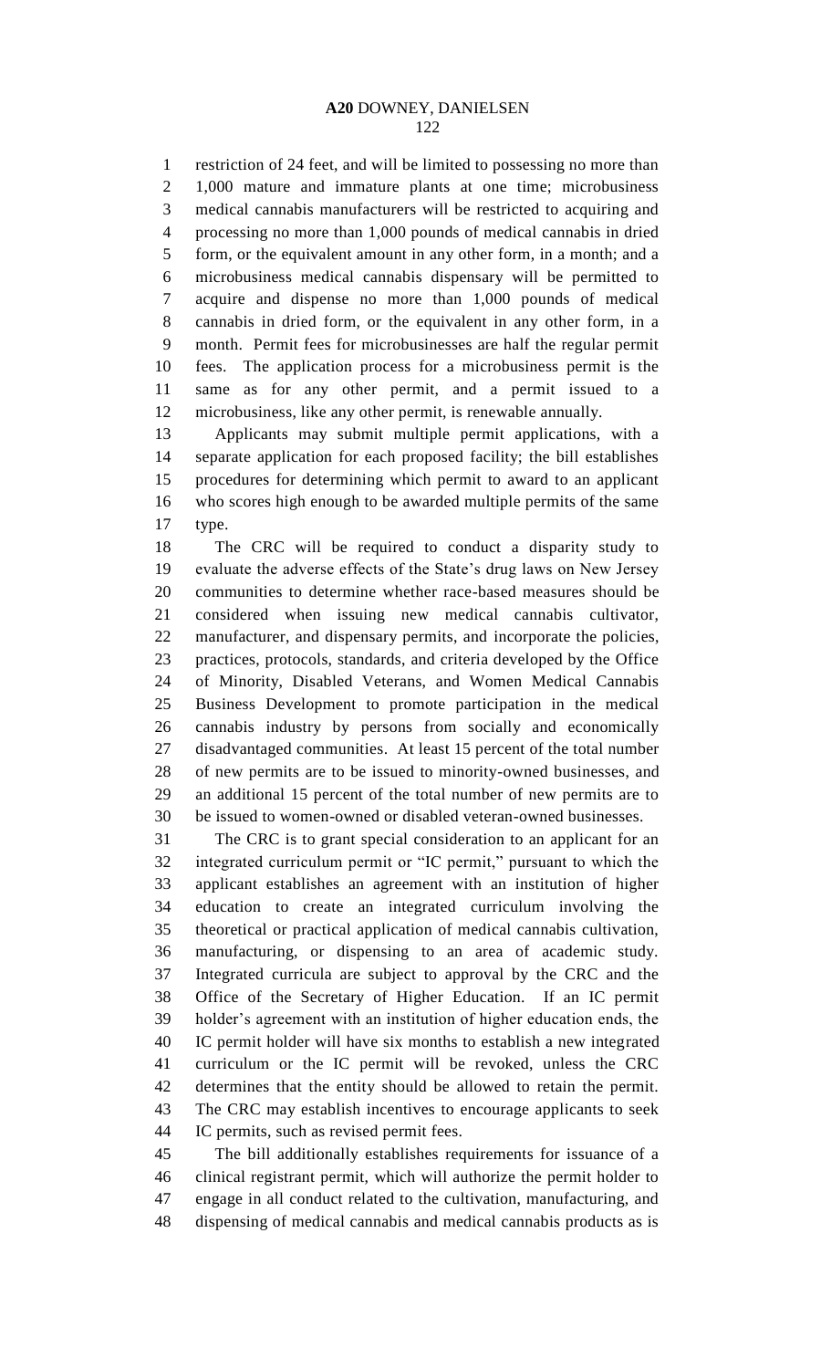restriction of 24 feet, and will be limited to possessing no more than 1,000 mature and immature plants at one time; microbusiness medical cannabis manufacturers will be restricted to acquiring and processing no more than 1,000 pounds of medical cannabis in dried form, or the equivalent amount in any other form, in a month; and a microbusiness medical cannabis dispensary will be permitted to acquire and dispense no more than 1,000 pounds of medical cannabis in dried form, or the equivalent in any other form, in a month. Permit fees for microbusinesses are half the regular permit fees. The application process for a microbusiness permit is the same as for any other permit, and a permit issued to a microbusiness, like any other permit, is renewable annually.

Applicants may submit multiple permit applications, with a separate application for each proposed facility; the bill establishes procedures for determining which permit to award to an applicant who scores high enough to be awarded multiple permits of the same type.

The CRC will be required to conduct a disparity study to evaluate the adverse effects of the State's drug laws on New Jersey communities to determine whether race-based measures should be considered when issuing new medical cannabis cultivator, manufacturer, and dispensary permits, and incorporate the policies, practices, protocols, standards, and criteria developed by the Office of Minority, Disabled Veterans, and Women Medical Cannabis Business Development to promote participation in the medical cannabis industry by persons from socially and economically disadvantaged communities. At least 15 percent of the total number of new permits are to be issued to minority-owned businesses, and an additional 15 percent of the total number of new permits are to be issued to women-owned or disabled veteran-owned businesses.

The CRC is to grant special consideration to an applicant for an integrated curriculum permit or "IC permit," pursuant to which the applicant establishes an agreement with an institution of higher education to create an integrated curriculum involving the theoretical or practical application of medical cannabis cultivation, manufacturing, or dispensing to an area of academic study. Integrated curricula are subject to approval by the CRC and the Office of the Secretary of Higher Education. If an IC permit holder's agreement with an institution of higher education ends, the IC permit holder will have six months to establish a new integrated curriculum or the IC permit will be revoked, unless the CRC determines that the entity should be allowed to retain the permit. The CRC may establish incentives to encourage applicants to seek IC permits, such as revised permit fees.

The bill additionally establishes requirements for issuance of a clinical registrant permit, which will authorize the permit holder to engage in all conduct related to the cultivation, manufacturing, and dispensing of medical cannabis and medical cannabis products as is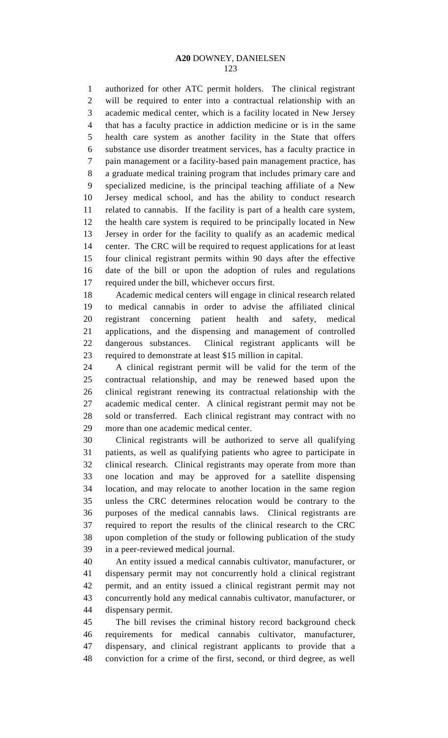authorized for other ATC permit holders. The clinical registrant will be required to enter into a contractual relationship with an academic medical center, which is a facility located in New Jersey that has a faculty practice in addiction medicine or is in the same health care system as another facility in the State that offers substance use disorder treatment services, has a faculty practice in pain management or a facility-based pain management practice, has a graduate medical training program that includes primary care and specialized medicine, is the principal teaching affiliate of a New Jersey medical school, and has the ability to conduct research related to cannabis. If the facility is part of a health care system, the health care system is required to be principally located in New Jersey in order for the facility to qualify as an academic medical center. The CRC will be required to request applications for at least four clinical registrant permits within 90 days after the effective date of the bill or upon the adoption of rules and regulations required under the bill, whichever occurs first.

Academic medical centers will engage in clinical research related to medical cannabis in order to advise the affiliated clinical registrant concerning patient health and safety, medical applications, and the dispensing and management of controlled dangerous substances. Clinical registrant applicants will be required to demonstrate at least $15 million in capital.

A clinical registrant permit will be valid for the term of the contractual relationship, and may be renewed based upon the clinical registrant renewing its contractual relationship with the academic medical center. A clinical registrant permit may not be sold or transferred. Each clinical registrant may contract with no more than one academic medical center.

Clinical registrants will be authorized to serve all qualifying patients, as well as qualifying patients who agree to participate in clinical research. Clinical registrants may operate from more than one location and may be approved for a satellite dispensing location, and may relocate to another location in the same region unless the CRC determines relocation would be contrary to the purposes of the medical cannabis laws. Clinical registrants are required to report the results of the clinical research to the CRC upon completion of the study or following publication of the study in a peer-reviewed medical journal.

An entity issued a medical cannabis cultivator, manufacturer, or dispensary permit may not concurrently hold a clinical registrant permit, and an entity issued a clinical registrant permit may not concurrently hold any medical cannabis cultivator, manufacturer, or dispensary permit.

The bill revises the criminal history record background check requirements for medical cannabis cultivator, manufacturer, dispensary, and clinical registrant applicants to provide that a conviction for a crime of the first, second, or third degree, as well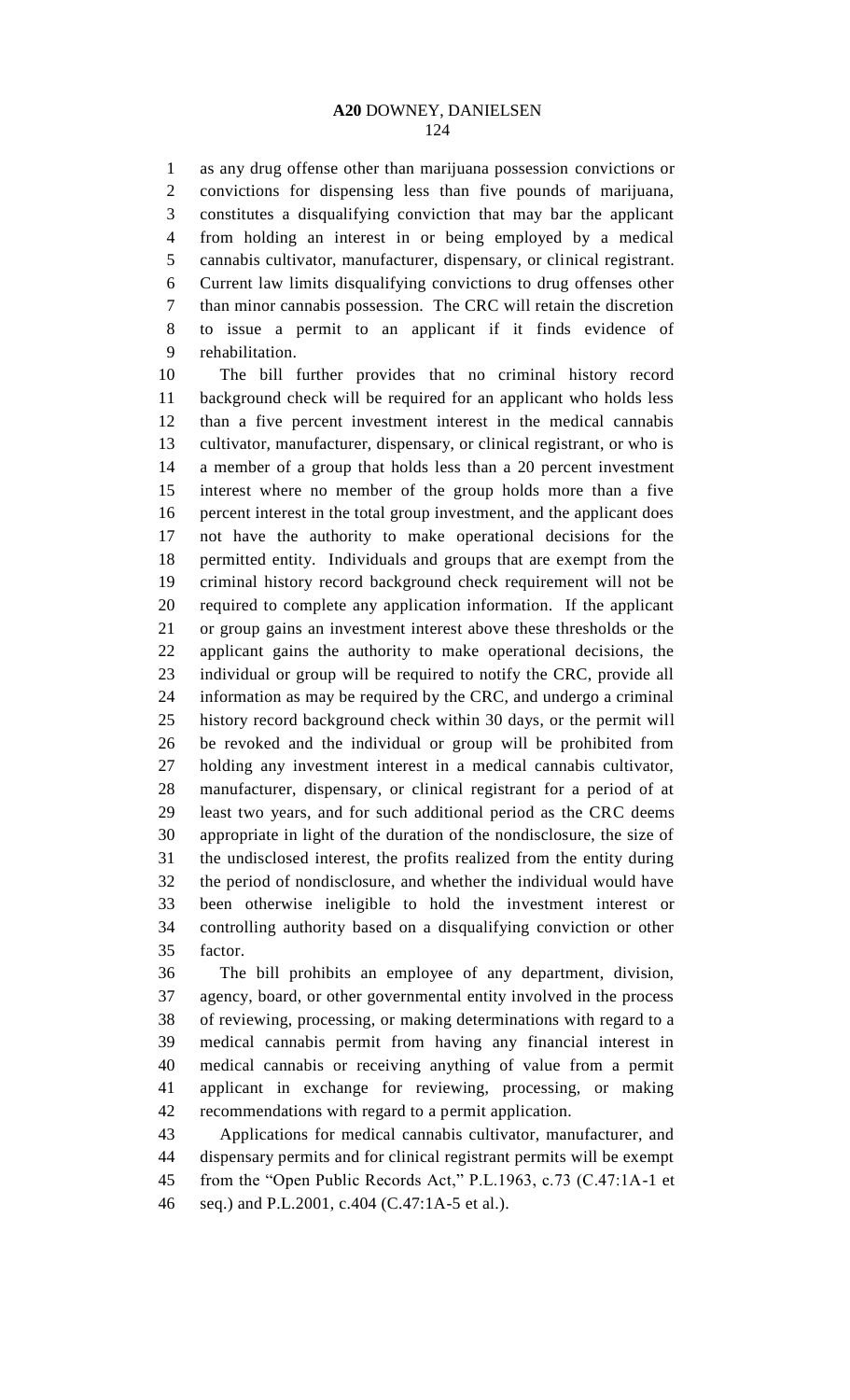as any drug offense other than marijuana possession convictions or convictions for dispensing less than five pounds of marijuana, constitutes a disqualifying conviction that may bar the applicant from holding an interest in or being employed by a medical cannabis cultivator, manufacturer, dispensary, or clinical registrant. Current law limits disqualifying convictions to drug offenses other than minor cannabis possession. The CRC will retain the discretion to issue a permit to an applicant if it finds evidence of rehabilitation.

The bill further provides that no criminal history record background check will be required for an applicant who holds less than a five percent investment interest in the medical cannabis cultivator, manufacturer, dispensary, or clinical registrant, or who is a member of a group that holds less than a 20 percent investment interest where no member of the group holds more than a five percent interest in the total group investment, and the applicant does not have the authority to make operational decisions for the permitted entity. Individuals and groups that are exempt from the criminal history record background check requirement will not be required to complete any application information. If the applicant or group gains an investment interest above these thresholds or the applicant gains the authority to make operational decisions, the individual or group will be required to notify the CRC, provide all information as may be required by the CRC, and undergo a criminal history record background check within 30 days, or the permit will be revoked and the individual or group will be prohibited from holding any investment interest in a medical cannabis cultivator, manufacturer, dispensary, or clinical registrant for a period of at least two years, and for such additional period as the CRC deems appropriate in light of the duration of the nondisclosure, the size of the undisclosed interest, the profits realized from the entity during the period of nondisclosure, and whether the individual would have been otherwise ineligible to hold the investment interest or controlling authority based on a disqualifying conviction or other factor.

The bill prohibits an employee of any department, division, agency, board, or other governmental entity involved in the process of reviewing, processing, or making determinations with regard to a medical cannabis permit from having any financial interest in medical cannabis or receiving anything of value from a permit applicant in exchange for reviewing, processing, or making recommendations with regard to a permit application.

Applications for medical cannabis cultivator, manufacturer, and dispensary permits and for clinical registrant permits will be exempt from the "Open Public Records Act," P.L.1963, c.73 (C.47:1A-1 et seq.) and P.L.2001, c.404 (C.47:1A-5 et al.).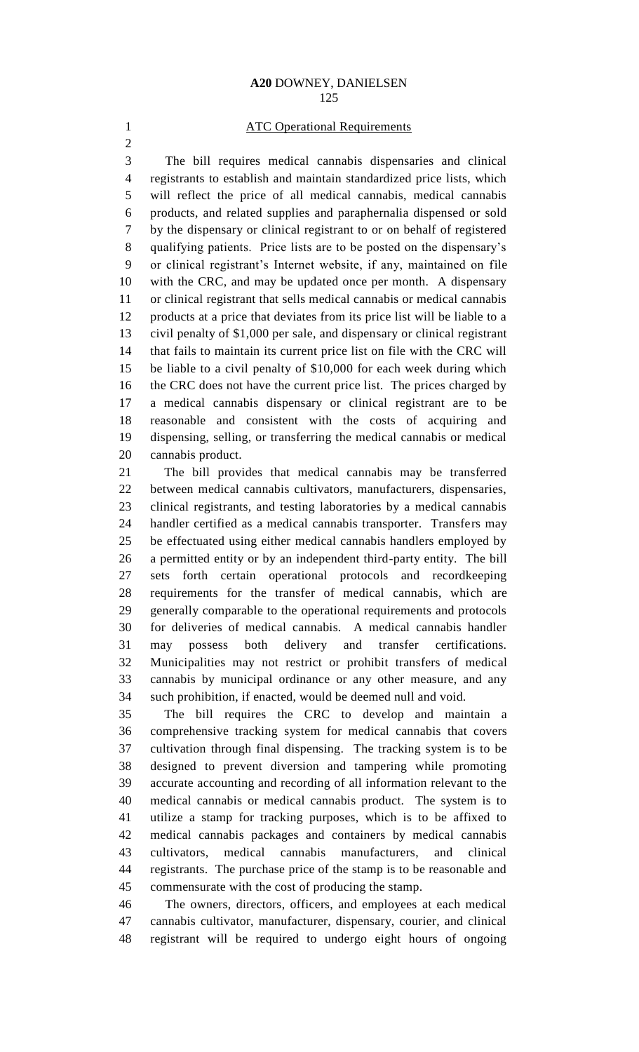## ATC Operational Requirements

The bill requires medical cannabis dispensaries and clinical registrants to establish and maintain standardized price lists, which will reflect the price of all medical cannabis, medical cannabis products, and related supplies and paraphernalia dispensed or sold by the dispensary or clinical registrant to or on behalf of registered qualifying patients. Price lists are to be posted on the dispensary's or clinical registrant's Internet website, if any, maintained on file with the CRC, and may be updated once per month. A dispensary or clinical registrant that sells medical cannabis or medical cannabis products at a price that deviates from its price list will be liable to a civil penalty of $1,000 per sale, and dispensary or clinical registrant that fails to maintain its current price list on file with the CRC will be liable to a civil penalty of $10,000 for each week during which the CRC does not have the current price list. The prices charged by a medical cannabis dispensary or clinical registrant are to be reasonable and consistent with the costs of acquiring and dispensing, selling, or transferring the medical cannabis or medical cannabis product.

The bill provides that medical cannabis may be transferred between medical cannabis cultivators, manufacturers, dispensaries, clinical registrants, and testing laboratories by a medical cannabis handler certified as a medical cannabis transporter. Transfers may be effectuated using either medical cannabis handlers employed by a permitted entity or by an independent third-party entity. The bill sets forth certain operational protocols and recordkeeping requirements for the transfer of medical cannabis, which are generally comparable to the operational requirements and protocols for deliveries of medical cannabis. A medical cannabis handler may possess both delivery and transfer certifications. Municipalities may not restrict or prohibit transfers of medical cannabis by municipal ordinance or any other measure, and any such prohibition, if enacted, would be deemed null and void.

The bill requires the CRC to develop and maintain a comprehensive tracking system for medical cannabis that covers cultivation through final dispensing. The tracking system is to be designed to prevent diversion and tampering while promoting accurate accounting and recording of all information relevant to the medical cannabis or medical cannabis product. The system is to utilize a stamp for tracking purposes, which is to be affixed to medical cannabis packages and containers by medical cannabis cultivators, medical cannabis manufacturers, and clinical registrants. The purchase price of the stamp is to be reasonable and commensurate with the cost of producing the stamp.

The owners, directors, officers, and employees at each medical cannabis cultivator, manufacturer, dispensary, courier, and clinical registrant will be required to undergo eight hours of ongoing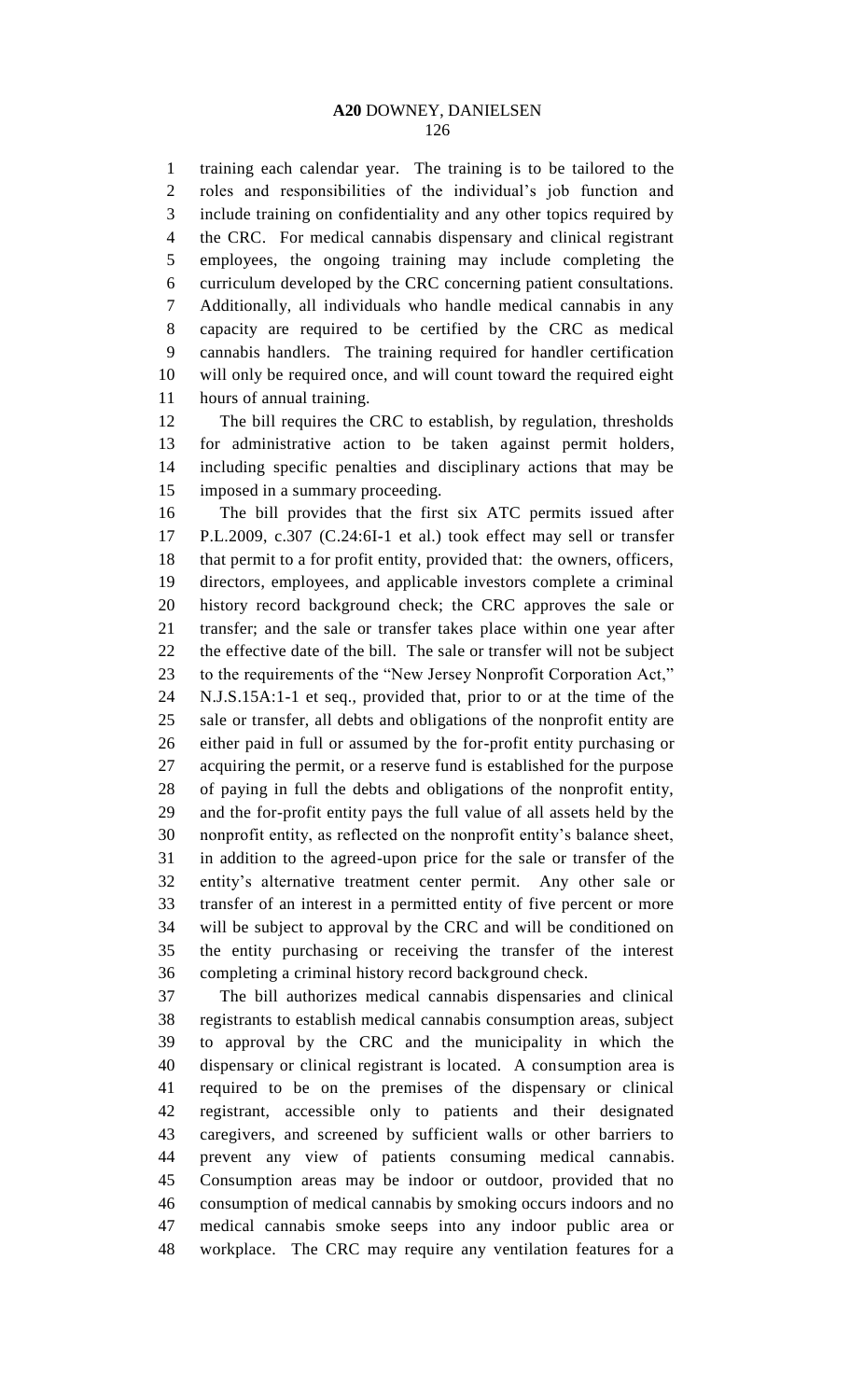training each calendar year. The training is to be tailored to the roles and responsibilities of the individual's job function and include training on confidentiality and any other topics required by the CRC. For medical cannabis dispensary and clinical registrant employees, the ongoing training may include completing the curriculum developed by the CRC concerning patient consultations. Additionally, all individuals who handle medical cannabis in any capacity are required to be certified by the CRC as medical cannabis handlers. The training required for handler certification will only be required once, and will count toward the required eight hours of annual training.

The bill requires the CRC to establish, by regulation, thresholds for administrative action to be taken against permit holders, including specific penalties and disciplinary actions that may be imposed in a summary proceeding.

The bill provides that the first six ATC permits issued after P.L.2009, c.307 (C.24:6I-1 et al.) took effect may sell or transfer that permit to a for profit entity, provided that: the owners, officers, directors, employees, and applicable investors complete a criminal history record background check; the CRC approves the sale or transfer; and the sale or transfer takes place within one year after the effective date of the bill. The sale or transfer will not be subject to the requirements of the "New Jersey Nonprofit Corporation Act," N.J.S.15A:1-1 et seq., provided that, prior to or at the time of the sale or transfer, all debts and obligations of the nonprofit entity are either paid in full or assumed by the for-profit entity purchasing or acquiring the permit, or a reserve fund is established for the purpose of paying in full the debts and obligations of the nonprofit entity, and the for-profit entity pays the full value of all assets held by the nonprofit entity, as reflected on the nonprofit entity's balance sheet, in addition to the agreed-upon price for the sale or transfer of the entity's alternative treatment center permit. Any other sale or transfer of an interest in a permitted entity of five percent or more will be subject to approval by the CRC and will be conditioned on the entity purchasing or receiving the transfer of the interest completing a criminal history record background check.

The bill authorizes medical cannabis dispensaries and clinical registrants to establish medical cannabis consumption areas, subject to approval by the CRC and the municipality in which the dispensary or clinical registrant is located. A consumption area is required to be on the premises of the dispensary or clinical registrant, accessible only to patients and their designated caregivers, and screened by sufficient walls or other barriers to prevent any view of patients consuming medical cannabis. Consumption areas may be indoor or outdoor, provided that no consumption of medical cannabis by smoking occurs indoors and no medical cannabis smoke seeps into any indoor public area or workplace. The CRC may require any ventilation features for a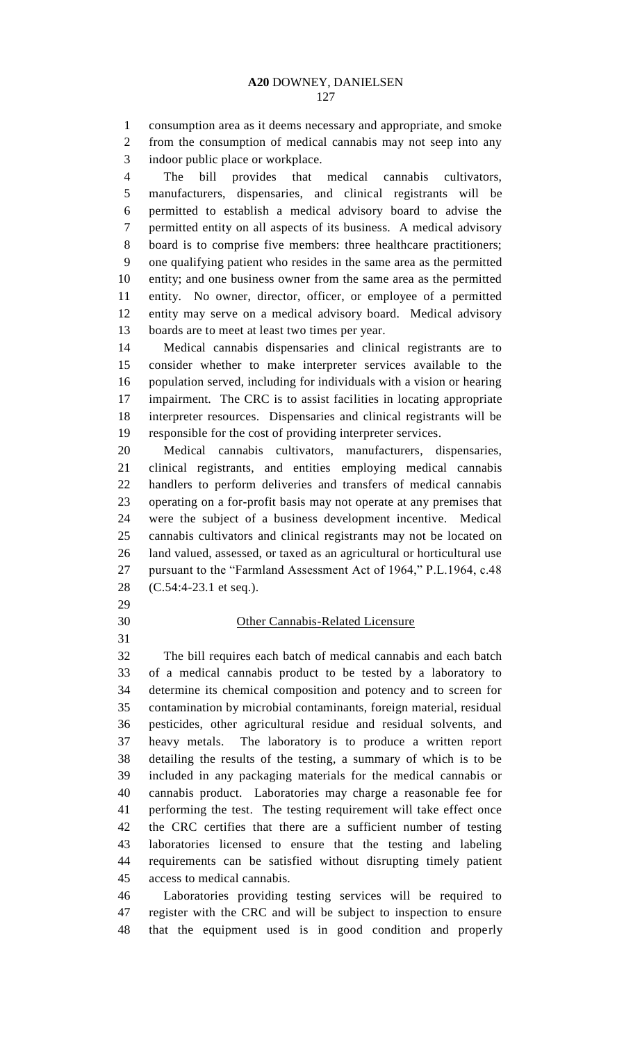consumption area as it deems necessary and appropriate, and smoke from the consumption of medical cannabis may not seep into any indoor public place or workplace.

The bill provides that medical cannabis cultivators, manufacturers, dispensaries, and clinical registrants will be permitted to establish a medical advisory board to advise the permitted entity on all aspects of its business. A medical advisory board is to comprise five members: three healthcare practitioners; one qualifying patient who resides in the same area as the permitted entity; and one business owner from the same area as the permitted entity. No owner, director, officer, or employee of a permitted entity may serve on a medical advisory board. Medical advisory boards are to meet at least two times per year.

Medical cannabis dispensaries and clinical registrants are to consider whether to make interpreter services available to the population served, including for individuals with a vision or hearing impairment. The CRC is to assist facilities in locating appropriate interpreter resources. Dispensaries and clinical registrants will be responsible for the cost of providing interpreter services.

Medical cannabis cultivators, manufacturers, dispensaries, clinical registrants, and entities employing medical cannabis handlers to perform deliveries and transfers of medical cannabis operating on a for-profit basis may not operate at any premises that were the subject of a business development incentive. Medical cannabis cultivators and clinical registrants may not be located on land valued, assessed, or taxed as an agricultural or horticultural use pursuant to the "Farmland Assessment Act of 1964," P.L.1964, c.48 (C.54:4-23.1 et seq.).

## Other Cannabis-Related Licensure

The bill requires each batch of medical cannabis and each batch of a medical cannabis product to be tested by a laboratory to determine its chemical composition and potency and to screen for contamination by microbial contaminants, foreign material, residual pesticides, other agricultural residue and residual solvents, and heavy metals. The laboratory is to produce a written report detailing the results of the testing, a summary of which is to be included in any packaging materials for the medical cannabis or cannabis product. Laboratories may charge a reasonable fee for performing the test. The testing requirement will take effect once the CRC certifies that there are a sufficient number of testing laboratories licensed to ensure that the testing and labeling requirements can be satisfied without disrupting timely patient access to medical cannabis.

Laboratories providing testing services will be required to register with the CRC and will be subject to inspection to ensure that the equipment used is in good condition and properly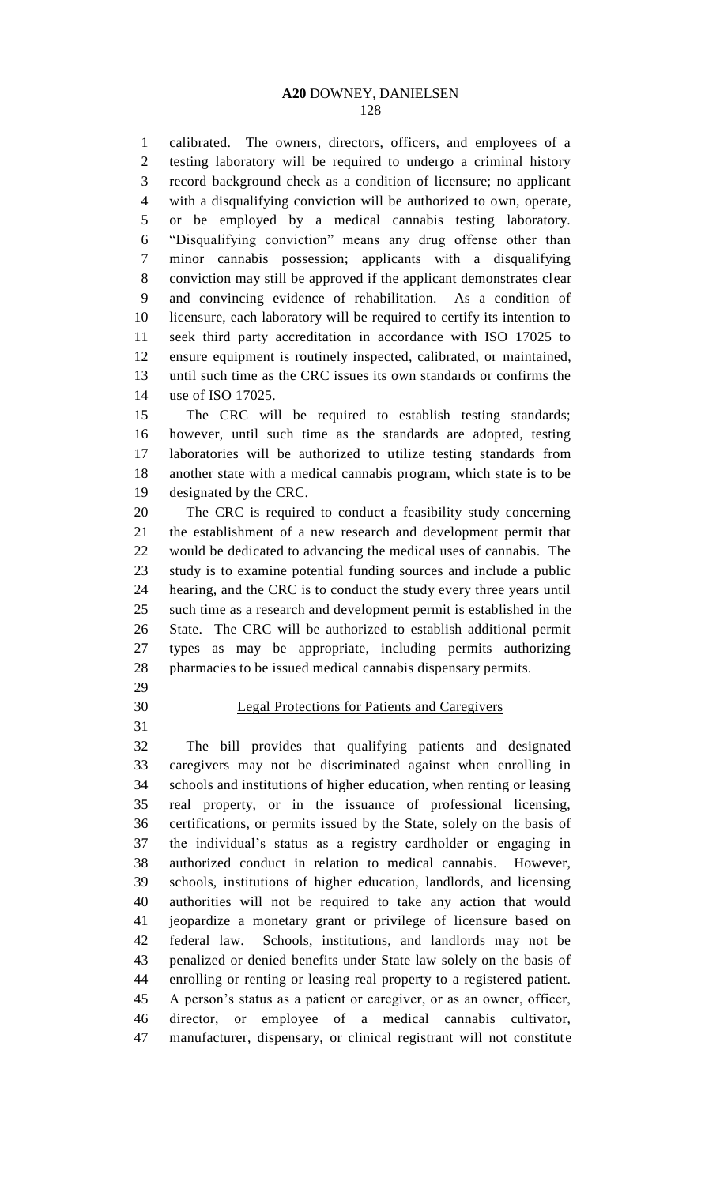calibrated. The owners, directors, officers, and employees of a testing laboratory will be required to undergo a criminal history record background check as a condition of licensure; no applicant with a disqualifying conviction will be authorized to own, operate, or be employed by a medical cannabis testing laboratory. "Disqualifying conviction" means any drug offense other than minor cannabis possession; applicants with a disqualifying conviction may still be approved if the applicant demonstrates clear and convincing evidence of rehabilitation. As a condition of licensure, each laboratory will be required to certify its intention to seek third party accreditation in accordance with ISO 17025 to ensure equipment is routinely inspected, calibrated, or maintained, until such time as the CRC issues its own standards or confirms the use of ISO 17025.

The CRC will be required to establish testing standards; however, until such time as the standards are adopted, testing laboratories will be authorized to utilize testing standards from another state with a medical cannabis program, which state is to be designated by the CRC.

The CRC is required to conduct a feasibility study concerning the establishment of a new research and development permit that would be dedicated to advancing the medical uses of cannabis. The study is to examine potential funding sources and include a public hearing, and the CRC is to conduct the study every three years until such time as a research and development permit is established in the State. The CRC will be authorized to establish additional permit types as may be appropriate, including permits authorizing pharmacies to be issued medical cannabis dispensary permits.

## Legal Protections for Patients and Caregivers

The bill provides that qualifying patients and designated caregivers may not be discriminated against when enrolling in schools and institutions of higher education, when renting or leasing real property, or in the issuance of professional licensing, certifications, or permits issued by the State, solely on the basis of the individual's status as a registry cardholder or engaging in authorized conduct in relation to medical cannabis. However, schools, institutions of higher education, landlords, and licensing authorities will not be required to take any action that would jeopardize a monetary grant or privilege of licensure based on federal law. Schools, institutions, and landlords may not be penalized or denied benefits under State law solely on the basis of enrolling or renting or leasing real property to a registered patient. A person's status as a patient or caregiver, or as an owner, officer, director, or employee of a medical cannabis cultivator, manufacturer, dispensary, or clinical registrant will not constitute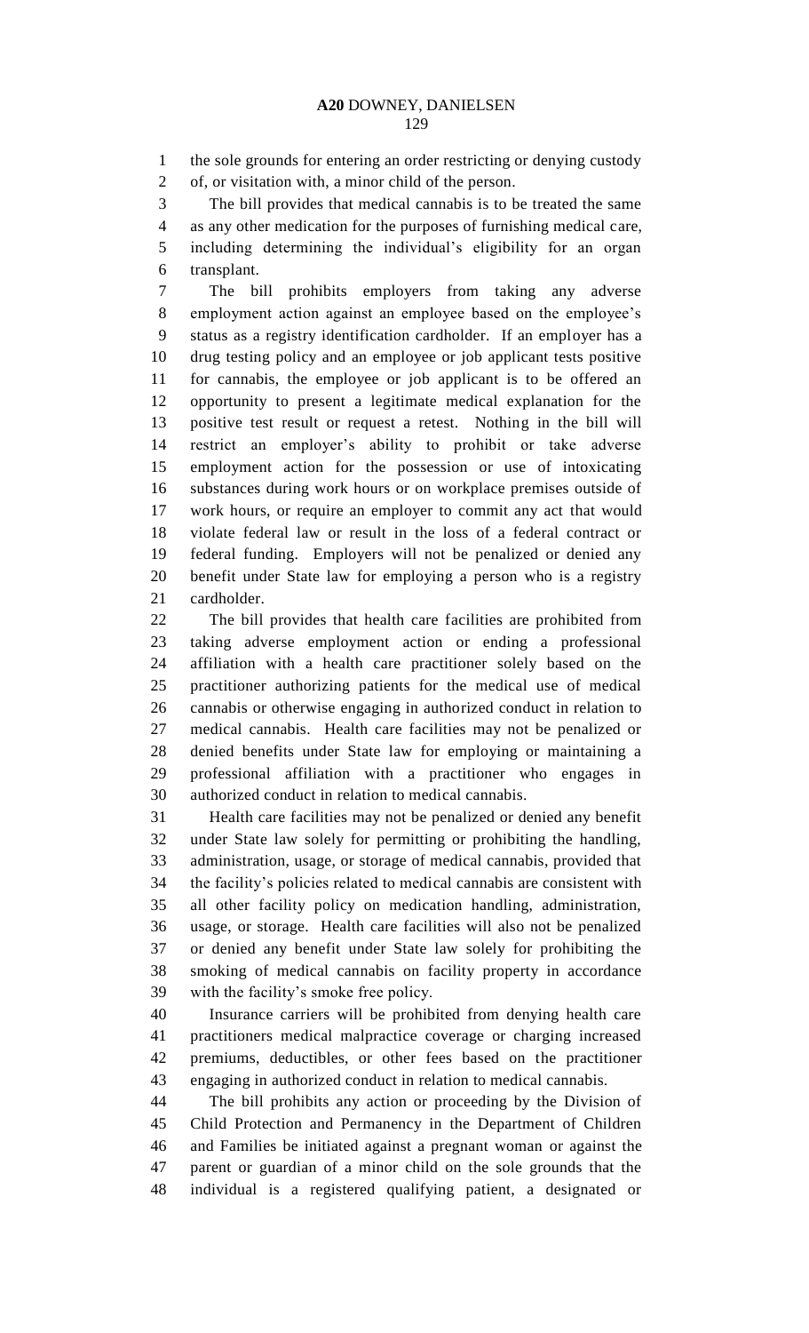the sole grounds for entering an order restricting or denying custody of, or visitation with, a minor child of the person.

The bill provides that medical cannabis is to be treated the same as any other medication for the purposes of furnishing medical care, including determining the individual's eligibility for an organ transplant.

The bill prohibits employers from taking any adverse employment action against an employee based on the employee's status as a registry identification cardholder. If an employer has a drug testing policy and an employee or job applicant tests positive for cannabis, the employee or job applicant is to be offered an opportunity to present a legitimate medical explanation for the positive test result or request a retest. Nothing in the bill will restrict an employer's ability to prohibit or take adverse employment action for the possession or use of intoxicating substances during work hours or on workplace premises outside of work hours, or require an employer to commit any act that would violate federal law or result in the loss of a federal contract or federal funding. Employers will not be penalized or denied any benefit under State law for employing a person who is a registry cardholder.

The bill provides that health care facilities are prohibited from taking adverse employment action or ending a professional affiliation with a health care practitioner solely based on the practitioner authorizing patients for the medical use of medical cannabis or otherwise engaging in authorized conduct in relation to medical cannabis. Health care facilities may not be penalized or denied benefits under State law for employing or maintaining a professional affiliation with a practitioner who engages in authorized conduct in relation to medical cannabis.

Health care facilities may not be penalized or denied any benefit under State law solely for permitting or prohibiting the handling, administration, usage, or storage of medical cannabis, provided that the facility's policies related to medical cannabis are consistent with all other facility policy on medication handling, administration, usage, or storage. Health care facilities will also not be penalized or denied any benefit under State law solely for prohibiting the smoking of medical cannabis on facility property in accordance with the facility's smoke free policy.

Insurance carriers will be prohibited from denying health care practitioners medical malpractice coverage or charging increased premiums, deductibles, or other fees based on the practitioner engaging in authorized conduct in relation to medical cannabis.

The bill prohibits any action or proceeding by the Division of Child Protection and Permanency in the Department of Children and Families be initiated against a pregnant woman or against the parent or guardian of a minor child on the sole grounds that the individual is a registered qualifying patient, a designated or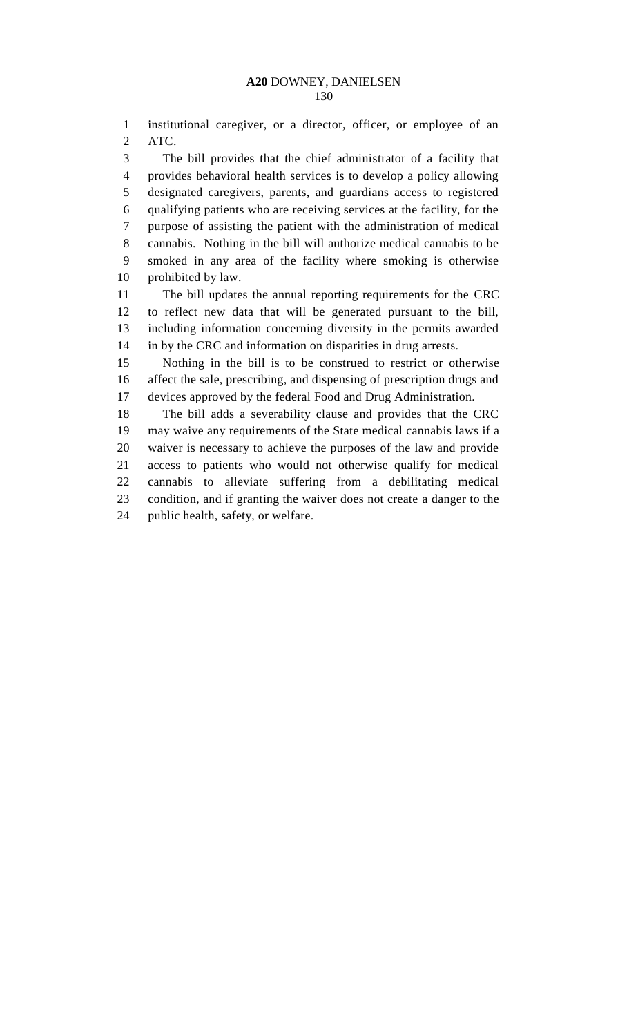institutional caregiver, or a director, officer, or employee of an ATC.

The bill provides that the chief administrator of a facility that provides behavioral health services is to develop a policy allowing designated caregivers, parents, and guardians access to registered qualifying patients who are receiving services at the facility, for the purpose of assisting the patient with the administration of medical cannabis. Nothing in the bill will authorize medical cannabis to be smoked in any area of the facility where smoking is otherwise prohibited by law.

The bill updates the annual reporting requirements for the CRC to reflect new data that will be generated pursuant to the bill, including information concerning diversity in the permits awarded in by the CRC and information on disparities in drug arrests.

Nothing in the bill is to be construed to restrict or otherwise affect the sale, prescribing, and dispensing of prescription drugs and devices approved by the federal Food and Drug Administration.

The bill adds a severability clause and provides that the CRC may waive any requirements of the State medical cannabis laws if a waiver is necessary to achieve the purposes of the law and provide access to patients who would not otherwise qualify for medical cannabis to alleviate suffering from a debilitating medical condition, and if granting the waiver does not create a danger to the public health, safety, or welfare.